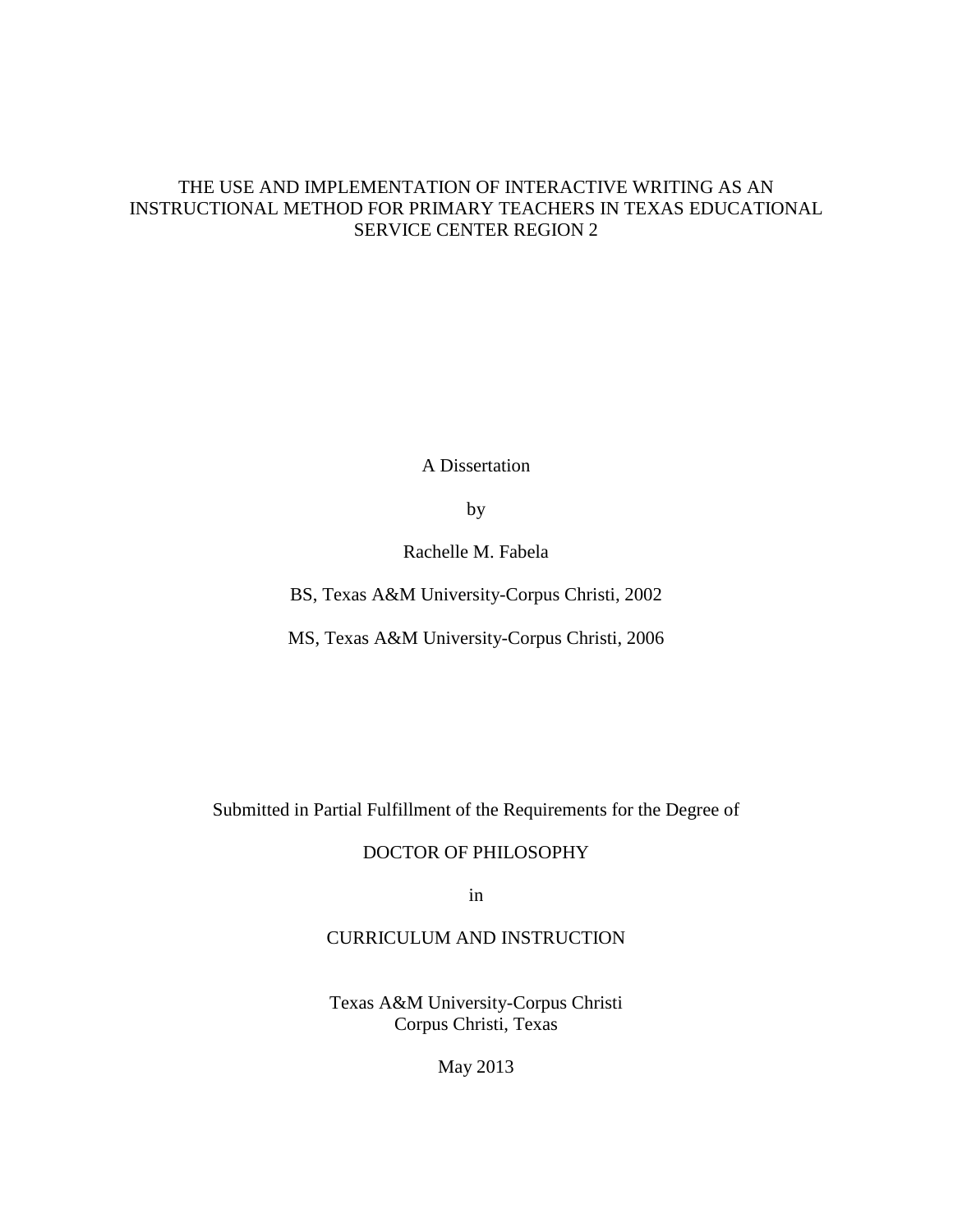# THE USE AND IMPLEMENTATION OF INTERACTIVE WRITING AS AN INSTRUCTIONAL METHOD FOR PRIMARY TEACHERS IN TEXAS EDUCATIONAL SERVICE CENTER REGION 2

A Dissertation

by

Rachelle M. Fabela

BS, Texas A&M University-Corpus Christi, 2002

MS, Texas A&M University-Corpus Christi, 2006

Submitted in Partial Fulfillment of the Requirements for the Degree of

DOCTOR OF PHILOSOPHY

in

CURRICULUM AND INSTRUCTION

Texas A&M University-Corpus Christi
Corpus Christi, Texas

May 2013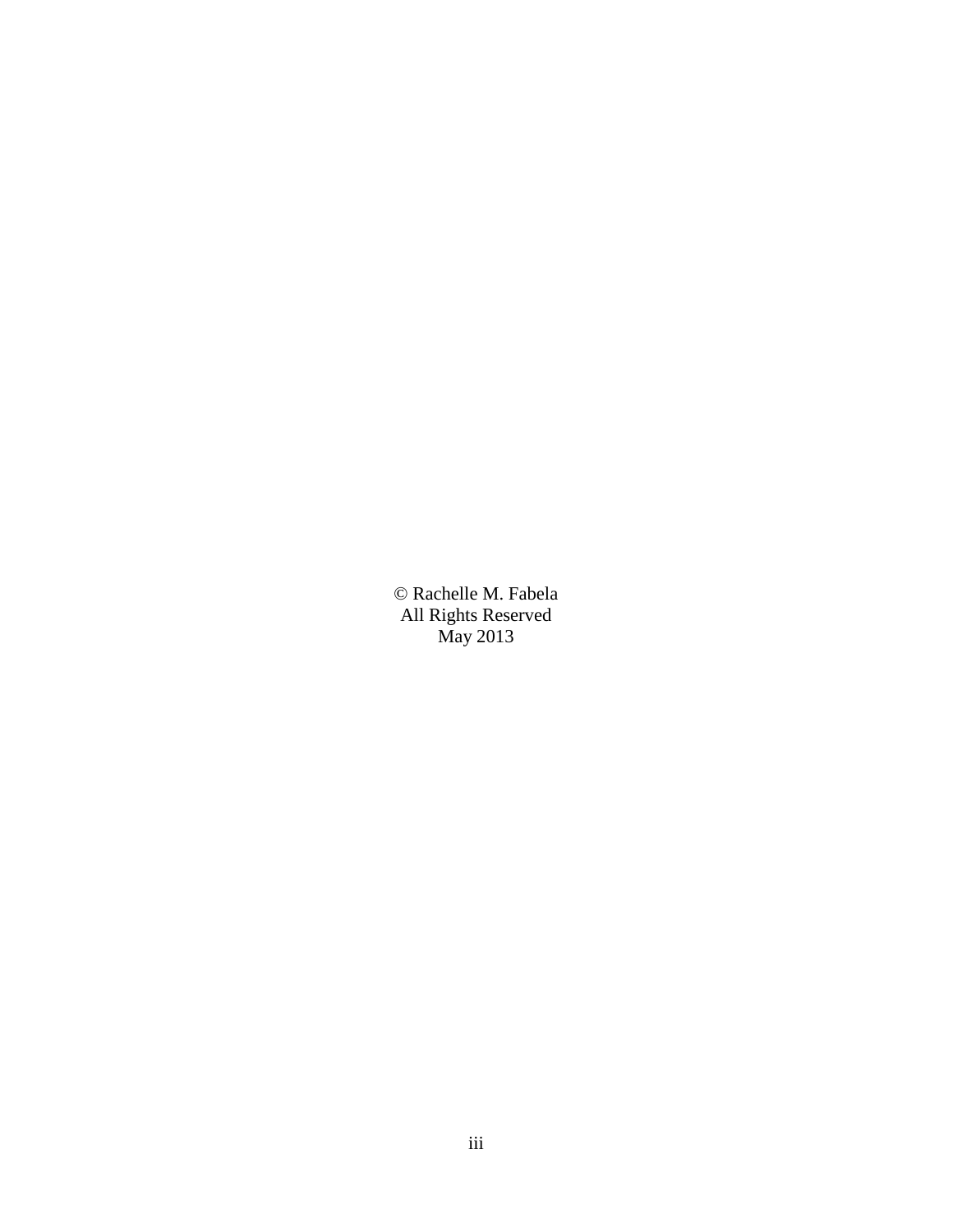© Rachelle M. Fabela
All Rights Reserved
May 2013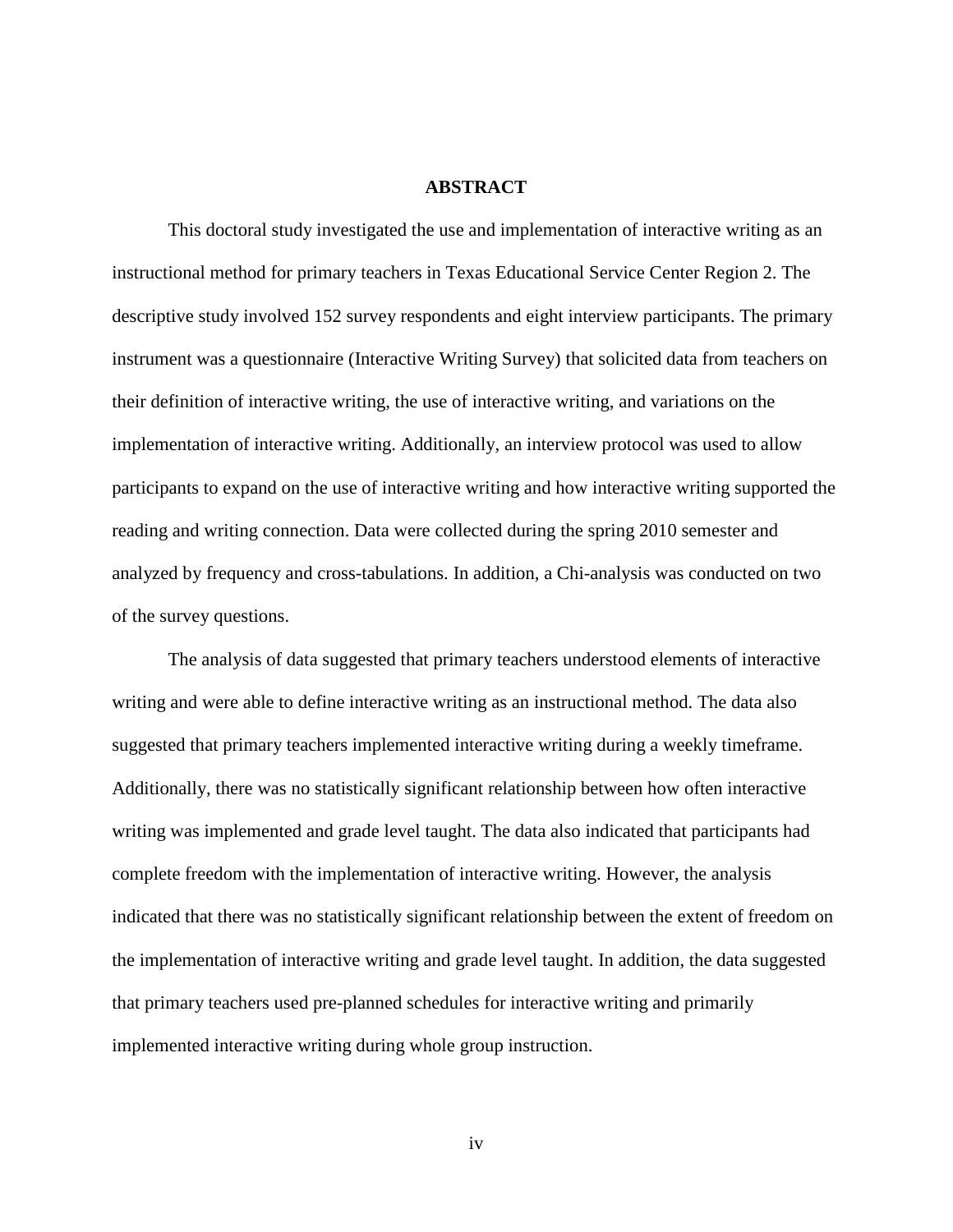# ABSTRACT

This doctoral study investigated the use and implementation of interactive writing as an instructional method for primary teachers in Texas Educational Service Center Region 2. The descriptive study involved 152 survey respondents and eight interview participants. The primary instrument was a questionnaire (Interactive Writing Survey) that solicited data from teachers on their definition of interactive writing, the use of interactive writing, and variations on the implementation of interactive writing. Additionally, an interview protocol was used to allow participants to expand on the use of interactive writing and how interactive writing supported the reading and writing connection. Data were collected during the spring 2010 semester and analyzed by frequency and cross-tabulations. In addition, a Chi-analysis was conducted on two of the survey questions.

The analysis of data suggested that primary teachers understood elements of interactive writing and were able to define interactive writing as an instructional method. The data also suggested that primary teachers implemented interactive writing during a weekly timeframe. Additionally, there was no statistically significant relationship between how often interactive writing was implemented and grade level taught. The data also indicated that participants had complete freedom with the implementation of interactive writing. However, the analysis indicated that there was no statistically significant relationship between the extent of freedom on the implementation of interactive writing and grade level taught. In addition, the data suggested that primary teachers used pre-planned schedules for interactive writing and primarily implemented interactive writing during whole group instruction.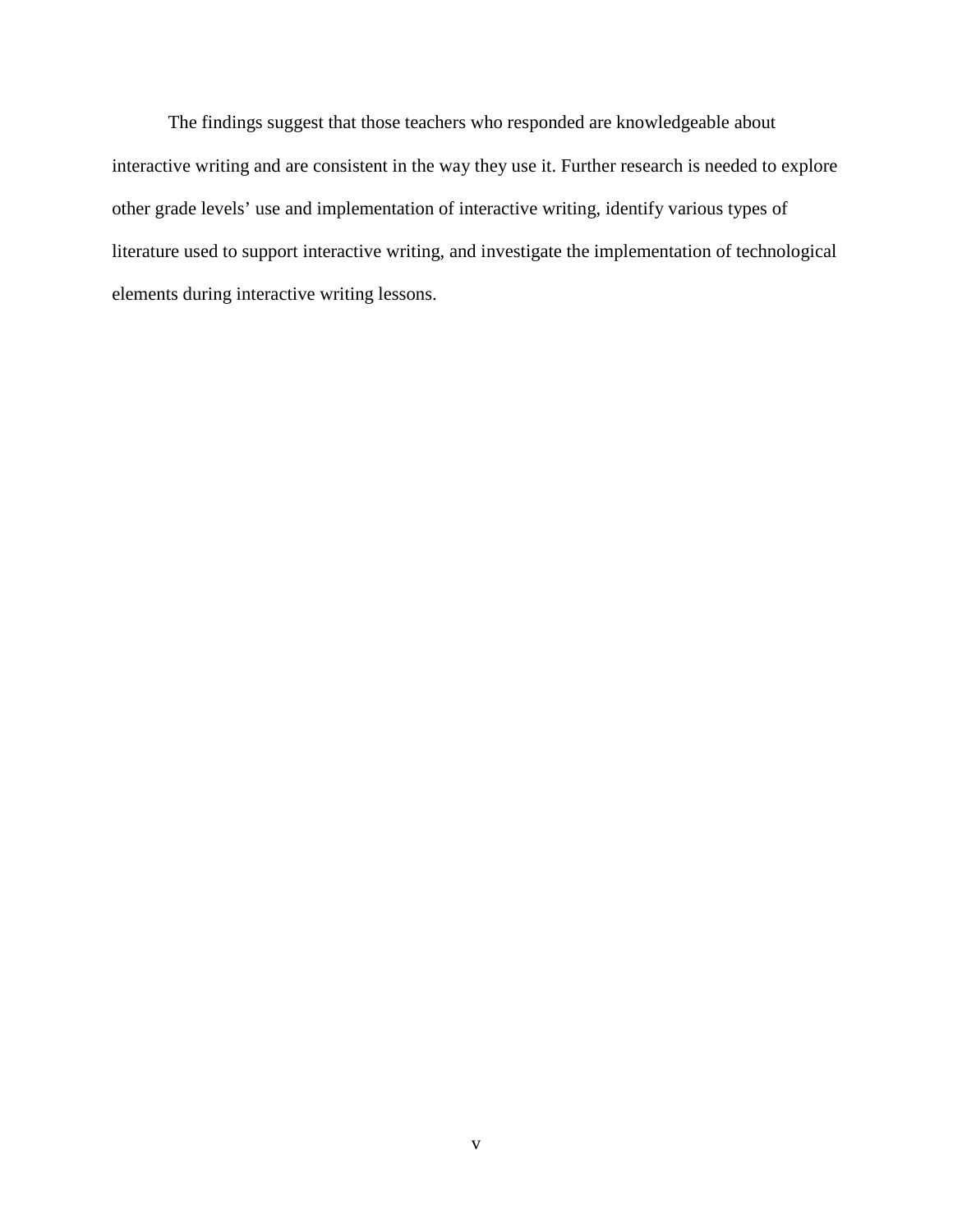The findings suggest that those teachers who responded are knowledgeable about interactive writing and are consistent in the way they use it. Further research is needed to explore other grade levels' use and implementation of interactive writing, identify various types of literature used to support interactive writing, and investigate the implementation of technological elements during interactive writing lessons.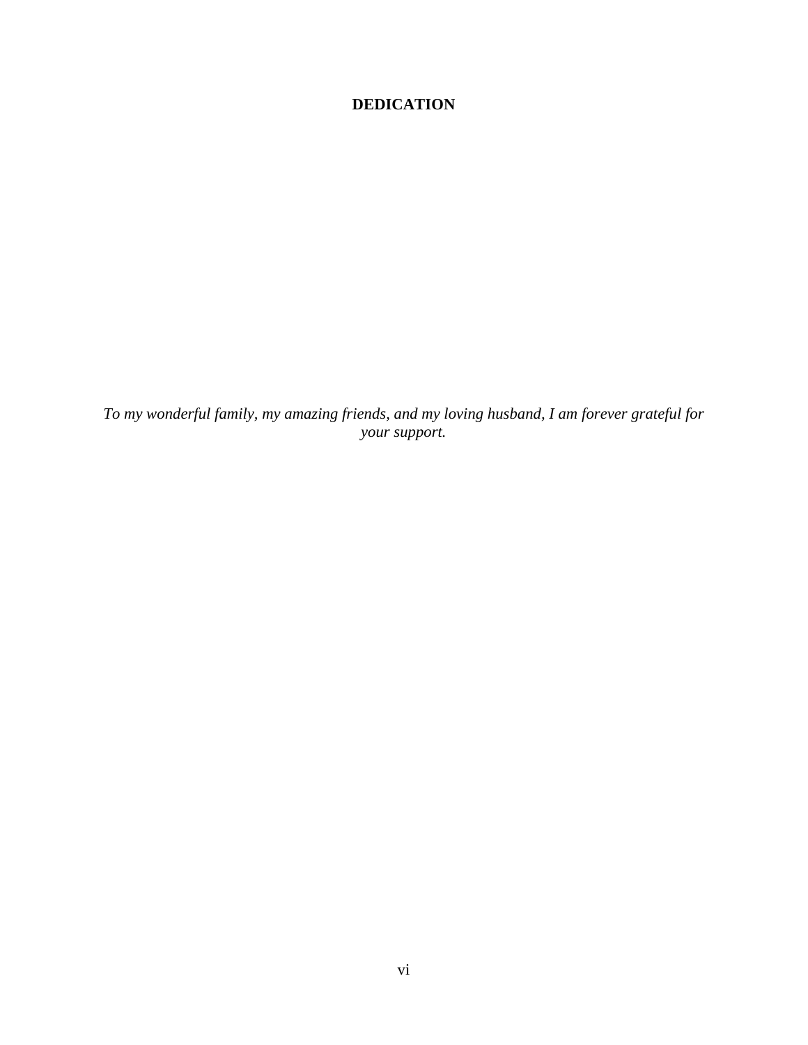# DEDICATION

*To my wonderful family, my amazing friends, and my loving husband, I am forever grateful for your support.*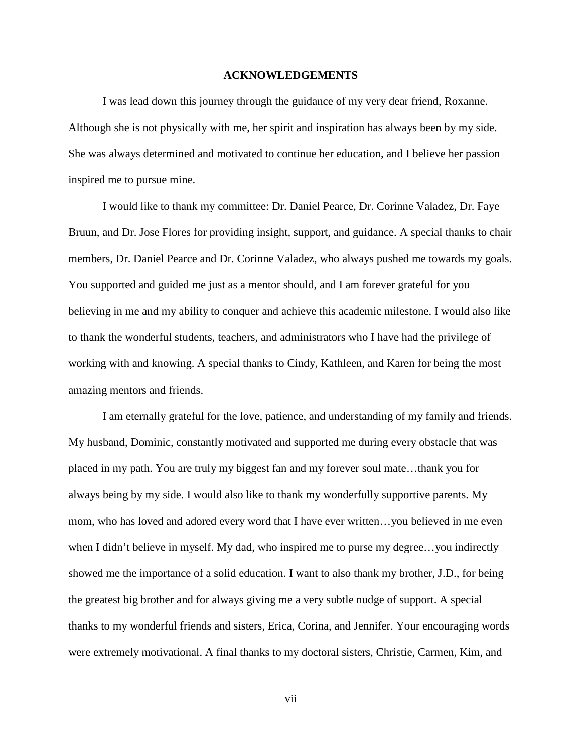# ACKNOWLEDGEMENTS

I was lead down this journey through the guidance of my very dear friend, Roxanne. Although she is not physically with me, her spirit and inspiration has always been by my side. She was always determined and motivated to continue her education, and I believe her passion inspired me to pursue mine.

I would like to thank my committee: Dr. Daniel Pearce, Dr. Corinne Valadez, Dr. Faye Bruun, and Dr. Jose Flores for providing insight, support, and guidance. A special thanks to chair members, Dr. Daniel Pearce and Dr. Corinne Valadez, who always pushed me towards my goals. You supported and guided me just as a mentor should, and I am forever grateful for you believing in me and my ability to conquer and achieve this academic milestone. I would also like to thank the wonderful students, teachers, and administrators who I have had the privilege of working with and knowing. A special thanks to Cindy, Kathleen, and Karen for being the most amazing mentors and friends.

I am eternally grateful for the love, patience, and understanding of my family and friends. My husband, Dominic, constantly motivated and supported me during every obstacle that was placed in my path. You are truly my biggest fan and my forever soul mate…thank you for always being by my side. I would also like to thank my wonderfully supportive parents. My mom, who has loved and adored every word that I have ever written…you believed in me even when I didn't believe in myself. My dad, who inspired me to purse my degree…you indirectly showed me the importance of a solid education. I want to also thank my brother, J.D., for being the greatest big brother and for always giving me a very subtle nudge of support. A special thanks to my wonderful friends and sisters, Erica, Corina, and Jennifer. Your encouraging words were extremely motivational. A final thanks to my doctoral sisters, Christie, Carmen, Kim, and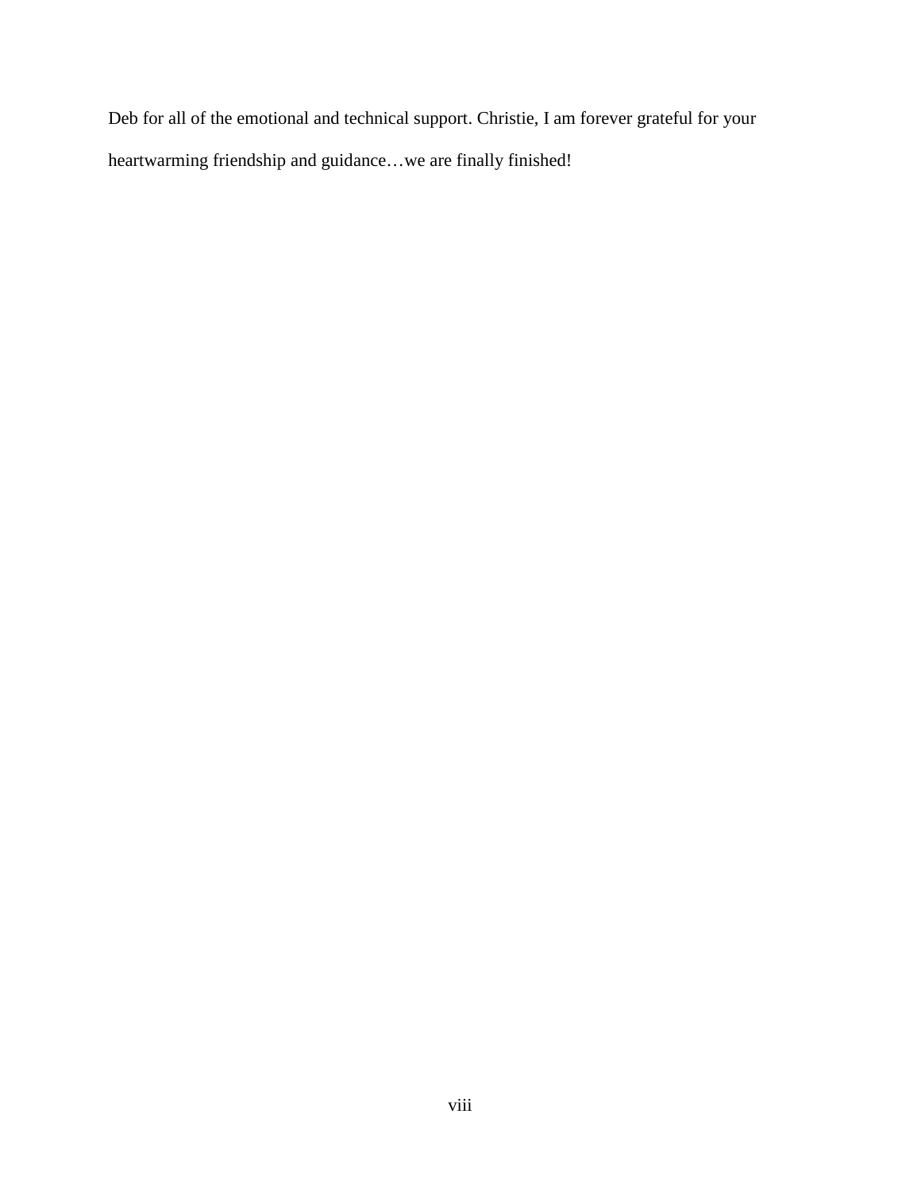Deb for all of the emotional and technical support. Christie, I am forever grateful for your heartwarming friendship and guidance…we are finally finished!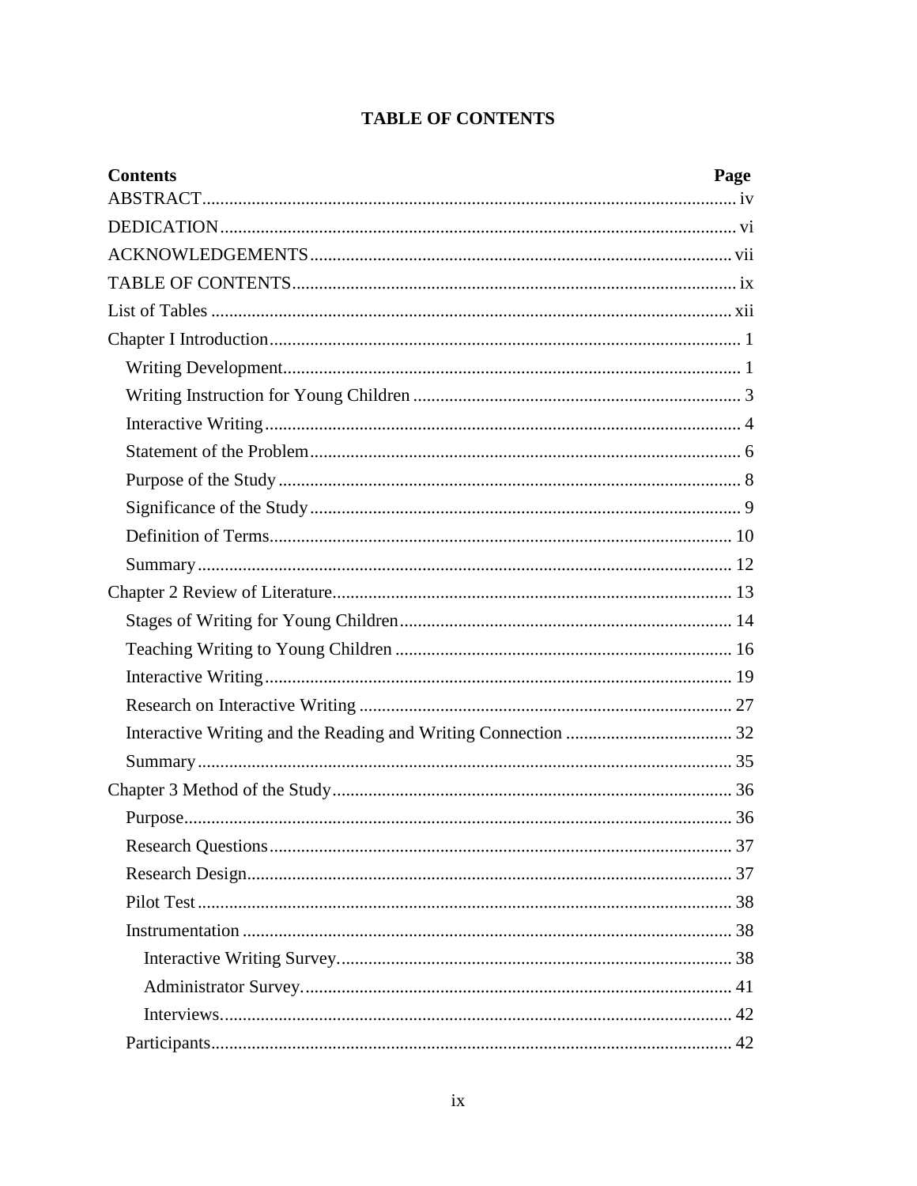# TABLE OF CONTENTS

| Contents | Page |
|---|---|
| ABSTRACT | iv |
| DEDICATION | vi |
| ACKNOWLEDGEMENTS | vii |
| TABLE OF CONTENTS | ix |
| List of Tables | xii |
| Chapter I Introduction | 1 |
| Writing Development | 1 |
| Writing Instruction for Young Children | 3 |
| Interactive Writing | 4 |
| Statement of the Problem | 6 |
| Purpose of the Study | 8 |
| Significance of the Study | 9 |
| Definition of Terms | 10 |
| Summary | 12 |
| Chapter 2 Review of Literature | 13 |
| Stages of Writing for Young Children | 14 |
| Teaching Writing to Young Children | 16 |
| Interactive Writing | 19 |
| Research on Interactive Writing | 27 |
| Interactive Writing and the Reading and Writing Connection | 32 |
| Summary | 35 |
| Chapter 3 Method of the Study | 36 |
| Purpose | 36 |
| Research Questions | 37 |
| Research Design | 37 |
| Pilot Test | 38 |
| Instrumentation | 38 |
| Interactive Writing Survey | 38 |
| Administrator Survey | 41 |
| Interviews | 42 |
| Participants | 42 |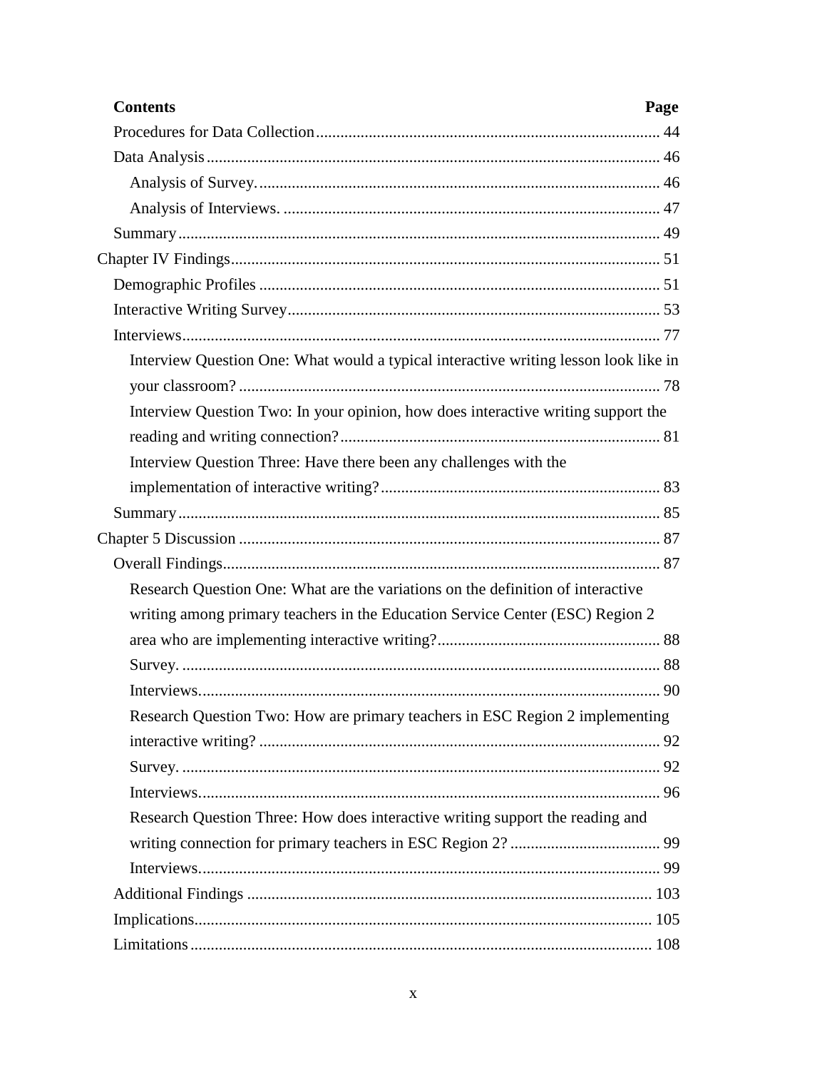**Contents** **Page**

Procedures for Data Collection .................................................................................... 44

Data Analysis ............................................................................................................... 46

Analysis of Survey. .................................................................................................. 46

Analysis of Interviews. ............................................................................................ 47

Summary ...................................................................................................................... 49

Chapter IV Findings ......................................................................................................... 51

Demographic Profiles .................................................................................................. 51

Interactive Writing Survey ........................................................................................... 53

Interviews ..................................................................................................................... 77

Interview Question One: What would a typical interactive writing lesson look like in your classroom? ....................................................................................................... 78

Interview Question Two: In your opinion, how does interactive writing support the reading and writing connection? .............................................................................. 81

Interview Question Three: Have there been any challenges with the implementation of interactive writing? .................................................................... 83

Summary ...................................................................................................................... 85

Chapter 5 Discussion ....................................................................................................... 87

Overall Findings ........................................................................................................... 87

Research Question One: What are the variations on the definition of interactive writing among primary teachers in the Education Service Center (ESC) Region 2 area who are implementing interactive writing? ...................................................... 88

Survey. ..................................................................................................................... 88

Interviews ................................................................................................................. 90

Research Question Two: How are primary teachers in ESC Region 2 implementing interactive writing? .................................................................................................. 92

Survey. ..................................................................................................................... 92

Interviews ................................................................................................................. 96

Research Question Three: How does interactive writing support the reading and writing connection for primary teachers in ESC Region 2? ..................................... 99

Interviews ................................................................................................................. 99

Additional Findings .................................................................................................... 103

Implications ................................................................................................................ 105

Limitations ................................................................................................................. 108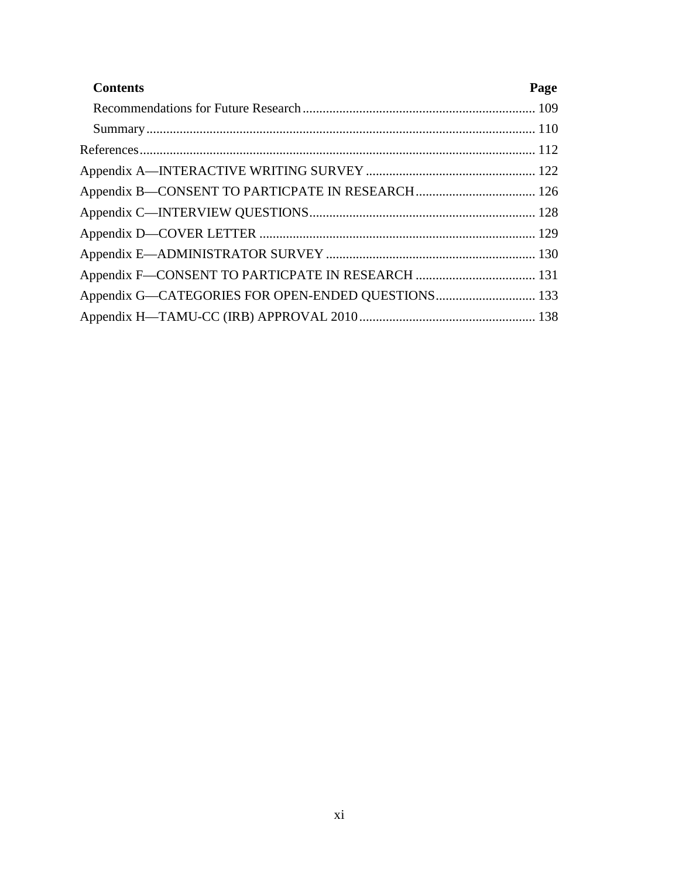| Contents | Page |
|---|---|
| Recommendations for Future Research | 109 |
| Summary | 110 |
| References | 112 |
| Appendix A—INTERACTIVE WRITING SURVEY | 122 |
| Appendix B—CONSENT TO PARTICPATE IN RESEARCH | 126 |
| Appendix C—INTERVIEW QUESTIONS | 128 |
| Appendix D—COVER LETTER | 129 |
| Appendix E—ADMINISTRATOR SURVEY | 130 |
| Appendix F—CONSENT TO PARTICPATE IN RESEARCH | 131 |
| Appendix G—CATEGORIES FOR OPEN-ENDED QUESTIONS | 133 |
| Appendix H—TAMU-CC (IRB) APPROVAL 2010 | 138 |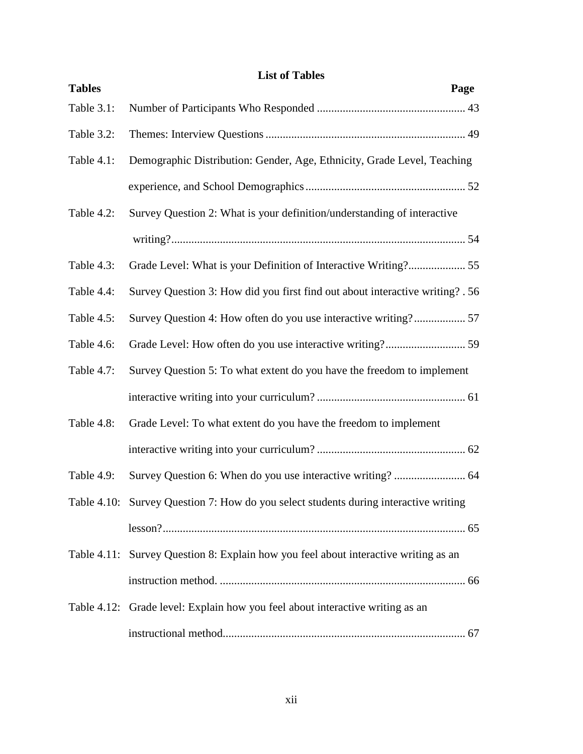## List of Tables

| Tables | | Page |
|---|---|---|
| Table 3.1: | Number of Participants Who Responded | 43 |
| Table 3.2: | Themes: Interview Questions | 49 |
| Table 4.1: | Demographic Distribution: Gender, Age, Ethnicity, Grade Level, Teaching experience, and School Demographics | 52 |
| Table 4.2: | Survey Question 2: What is your definition/understanding of interactive writing? | 54 |
| Table 4.3: | Grade Level: What is your Definition of Interactive Writing? | 55 |
| Table 4.4: | Survey Question 3: How did you first find out about interactive writing? | 56 |
| Table 4.5: | Survey Question 4: How often do you use interactive writing? | 57 |
| Table 4.6: | Grade Level: How often do you use interactive writing? | 59 |
| Table 4.7: | Survey Question 5: To what extent do you have the freedom to implement interactive writing into your curriculum? | 61 |
| Table 4.8: | Grade Level: To what extent do you have the freedom to implement interactive writing into your curriculum? | 62 |
| Table 4.9: | Survey Question 6: When do you use interactive writing? | 64 |
| Table 4.10: | Survey Question 7: How do you select students during interactive writing lesson? | 65 |
| Table 4.11: | Survey Question 8: Explain how you feel about interactive writing as an instruction method. | 66 |
| Table 4.12: | Grade level: Explain how you feel about interactive writing as an instructional method. | 67 |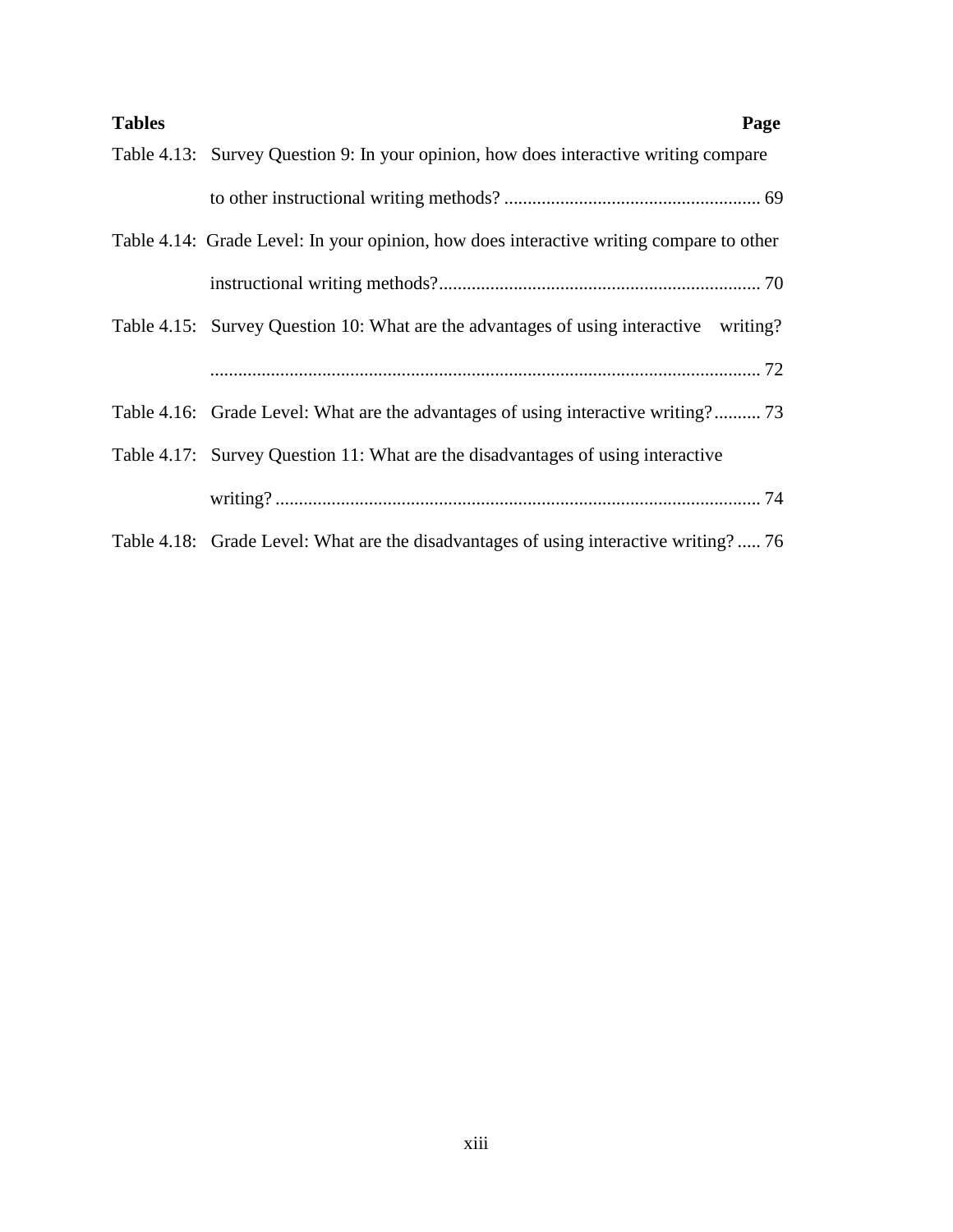**Tables** **Page**

Table 4.13: Survey Question 9: In your opinion, how does interactive writing compare to other instructional writing methods? ....................................................... 69

Table 4.14: Grade Level: In your opinion, how does interactive writing compare to other instructional writing methods?..................................................................... 70

Table 4.15: Survey Question 10: What are the advantages of using interactive writing? ..................................................................................................................... 72

Table 4.16: Grade Level: What are the advantages of using interactive writing?.......... 73

Table 4.17: Survey Question 11: What are the disadvantages of using interactive writing? ........................................................................................................ 74

Table 4.18: Grade Level: What are the disadvantages of using interactive writing? ..... 76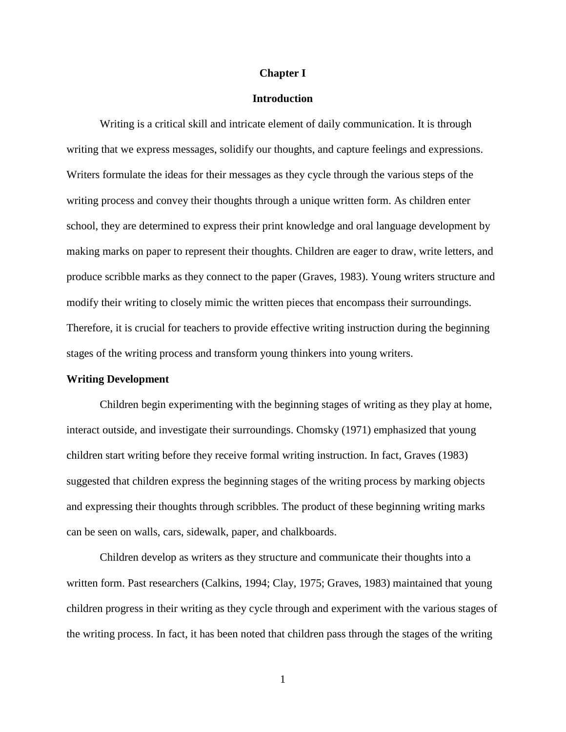# Chapter I

## Introduction

Writing is a critical skill and intricate element of daily communication. It is through writing that we express messages, solidify our thoughts, and capture feelings and expressions. Writers formulate the ideas for their messages as they cycle through the various steps of the writing process and convey their thoughts through a unique written form. As children enter school, they are determined to express their print knowledge and oral language development by making marks on paper to represent their thoughts. Children are eager to draw, write letters, and produce scribble marks as they connect to the paper (Graves, 1983). Young writers structure and modify their writing to closely mimic the written pieces that encompass their surroundings. Therefore, it is crucial for teachers to provide effective writing instruction during the beginning stages of the writing process and transform young thinkers into young writers.

### Writing Development

Children begin experimenting with the beginning stages of writing as they play at home, interact outside, and investigate their surroundings. Chomsky (1971) emphasized that young children start writing before they receive formal writing instruction. In fact, Graves (1983) suggested that children express the beginning stages of the writing process by marking objects and expressing their thoughts through scribbles. The product of these beginning writing marks can be seen on walls, cars, sidewalk, paper, and chalkboards.

Children develop as writers as they structure and communicate their thoughts into a written form. Past researchers (Calkins, 1994; Clay, 1975; Graves, 1983) maintained that young children progress in their writing as they cycle through and experiment with the various stages of the writing process. In fact, it has been noted that children pass through the stages of the writing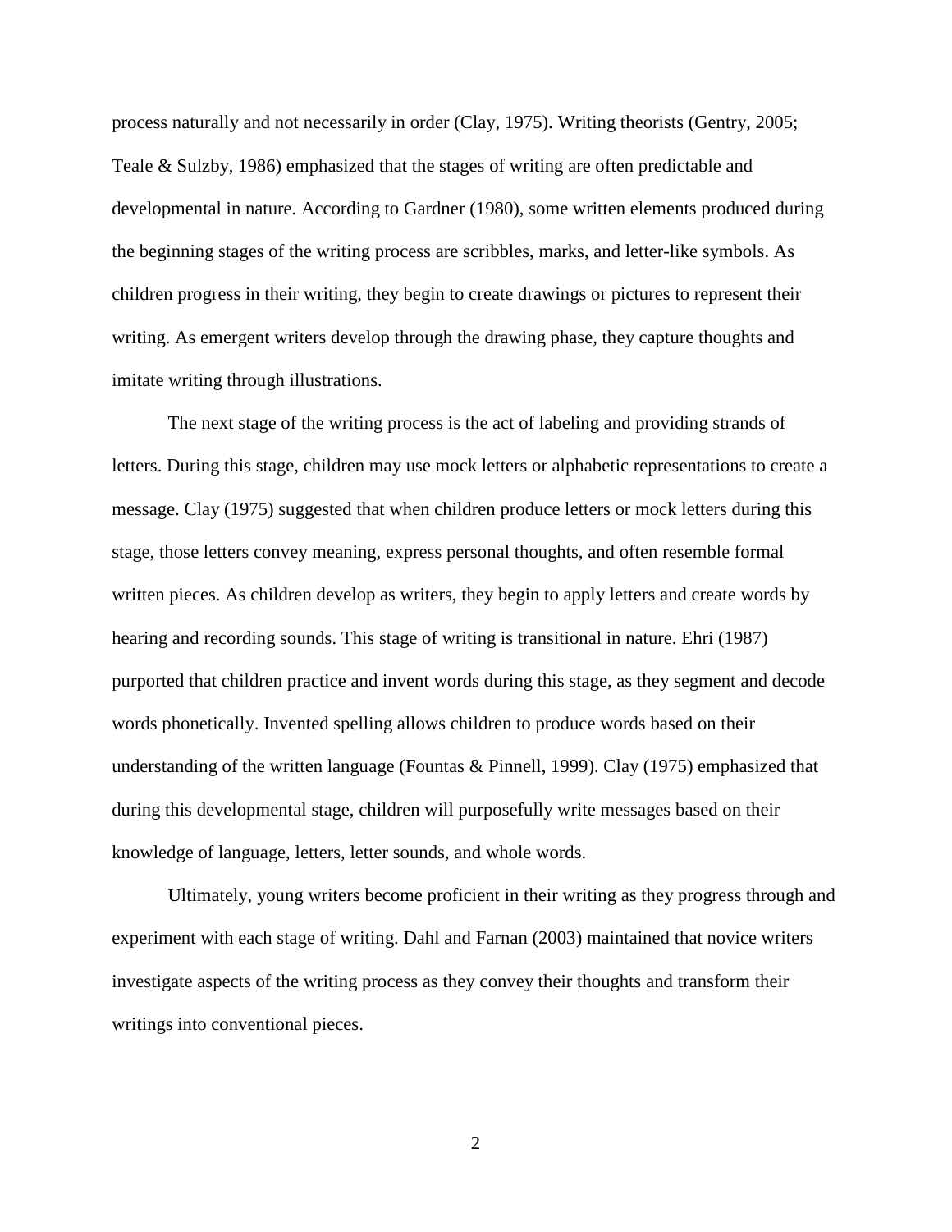process naturally and not necessarily in order (Clay, 1975). Writing theorists (Gentry, 2005; Teale & Sulzby, 1986) emphasized that the stages of writing are often predictable and developmental in nature. According to Gardner (1980), some written elements produced during the beginning stages of the writing process are scribbles, marks, and letter-like symbols. As children progress in their writing, they begin to create drawings or pictures to represent their writing. As emergent writers develop through the drawing phase, they capture thoughts and imitate writing through illustrations.

The next stage of the writing process is the act of labeling and providing strands of letters. During this stage, children may use mock letters or alphabetic representations to create a message. Clay (1975) suggested that when children produce letters or mock letters during this stage, those letters convey meaning, express personal thoughts, and often resemble formal written pieces. As children develop as writers, they begin to apply letters and create words by hearing and recording sounds. This stage of writing is transitional in nature. Ehri (1987) purported that children practice and invent words during this stage, as they segment and decode words phonetically. Invented spelling allows children to produce words based on their understanding of the written language (Fountas & Pinnell, 1999). Clay (1975) emphasized that during this developmental stage, children will purposefully write messages based on their knowledge of language, letters, letter sounds, and whole words.

Ultimately, young writers become proficient in their writing as they progress through and experiment with each stage of writing. Dahl and Farnan (2003) maintained that novice writers investigate aspects of the writing process as they convey their thoughts and transform their writings into conventional pieces.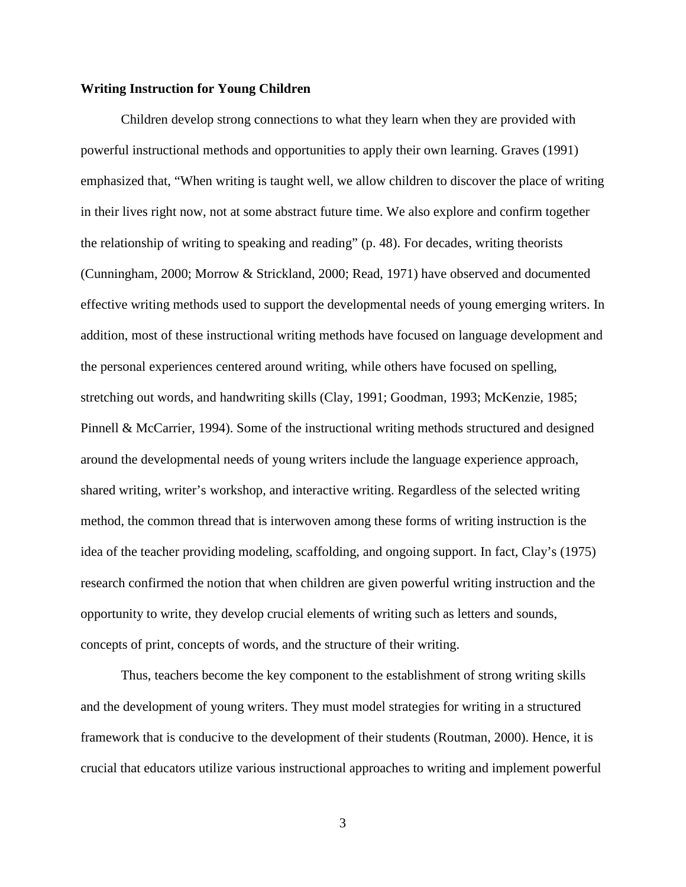**Writing Instruction for Young Children**

Children develop strong connections to what they learn when they are provided with powerful instructional methods and opportunities to apply their own learning. Graves (1991) emphasized that, "When writing is taught well, we allow children to discover the place of writing in their lives right now, not at some abstract future time. We also explore and confirm together the relationship of writing to speaking and reading" (p. 48). For decades, writing theorists (Cunningham, 2000; Morrow & Strickland, 2000; Read, 1971) have observed and documented effective writing methods used to support the developmental needs of young emerging writers. In addition, most of these instructional writing methods have focused on language development and the personal experiences centered around writing, while others have focused on spelling, stretching out words, and handwriting skills (Clay, 1991; Goodman, 1993; McKenzie, 1985; Pinnell & McCarrier, 1994). Some of the instructional writing methods structured and designed around the developmental needs of young writers include the language experience approach, shared writing, writer's workshop, and interactive writing. Regardless of the selected writing method, the common thread that is interwoven among these forms of writing instruction is the idea of the teacher providing modeling, scaffolding, and ongoing support. In fact, Clay's (1975) research confirmed the notion that when children are given powerful writing instruction and the opportunity to write, they develop crucial elements of writing such as letters and sounds, concepts of print, concepts of words, and the structure of their writing.

Thus, teachers become the key component to the establishment of strong writing skills and the development of young writers. They must model strategies for writing in a structured framework that is conducive to the development of their students (Routman, 2000). Hence, it is crucial that educators utilize various instructional approaches to writing and implement powerful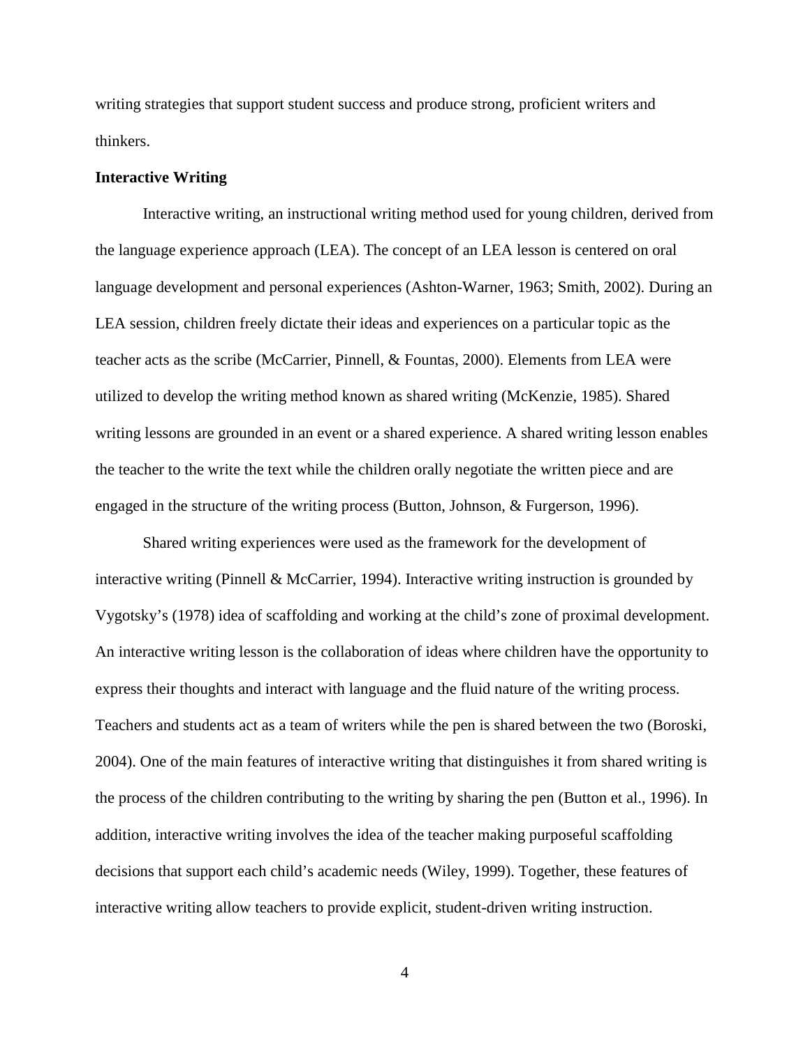writing strategies that support student success and produce strong, proficient writers and thinkers.

**Interactive Writing**

Interactive writing, an instructional writing method used for young children, derived from the language experience approach (LEA). The concept of an LEA lesson is centered on oral language development and personal experiences (Ashton-Warner, 1963; Smith, 2002). During an LEA session, children freely dictate their ideas and experiences on a particular topic as the teacher acts as the scribe (McCarrier, Pinnell, & Fountas, 2000). Elements from LEA were utilized to develop the writing method known as shared writing (McKenzie, 1985). Shared writing lessons are grounded in an event or a shared experience. A shared writing lesson enables the teacher to the write the text while the children orally negotiate the written piece and are engaged in the structure of the writing process (Button, Johnson, & Furgerson, 1996).

Shared writing experiences were used as the framework for the development of interactive writing (Pinnell & McCarrier, 1994). Interactive writing instruction is grounded by Vygotsky's (1978) idea of scaffolding and working at the child's zone of proximal development. An interactive writing lesson is the collaboration of ideas where children have the opportunity to express their thoughts and interact with language and the fluid nature of the writing process. Teachers and students act as a team of writers while the pen is shared between the two (Boroski, 2004). One of the main features of interactive writing that distinguishes it from shared writing is the process of the children contributing to the writing by sharing the pen (Button et al., 1996). In addition, interactive writing involves the idea of the teacher making purposeful scaffolding decisions that support each child's academic needs (Wiley, 1999). Together, these features of interactive writing allow teachers to provide explicit, student-driven writing instruction.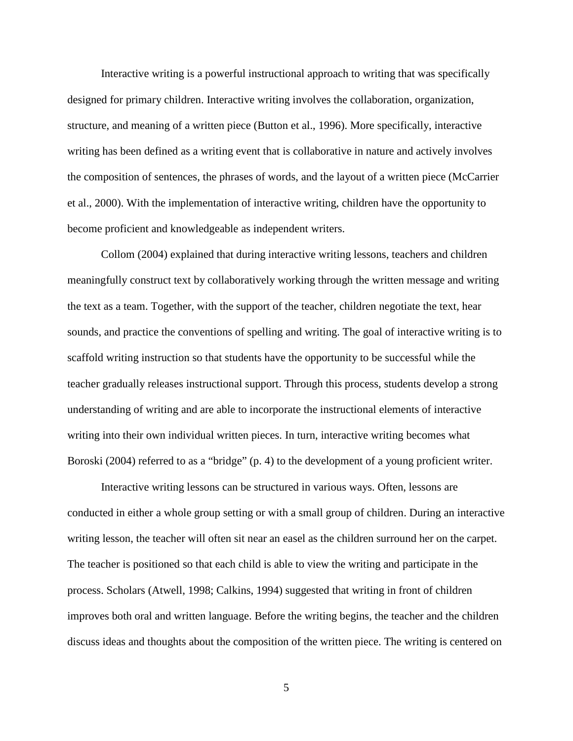Interactive writing is a powerful instructional approach to writing that was specifically designed for primary children. Interactive writing involves the collaboration, organization, structure, and meaning of a written piece (Button et al., 1996). More specifically, interactive writing has been defined as a writing event that is collaborative in nature and actively involves the composition of sentences, the phrases of words, and the layout of a written piece (McCarrier et al., 2000). With the implementation of interactive writing, children have the opportunity to become proficient and knowledgeable as independent writers.

Collom (2004) explained that during interactive writing lessons, teachers and children meaningfully construct text by collaboratively working through the written message and writing the text as a team. Together, with the support of the teacher, children negotiate the text, hear sounds, and practice the conventions of spelling and writing. The goal of interactive writing is to scaffold writing instruction so that students have the opportunity to be successful while the teacher gradually releases instructional support. Through this process, students develop a strong understanding of writing and are able to incorporate the instructional elements of interactive writing into their own individual written pieces. In turn, interactive writing becomes what Boroski (2004) referred to as a "bridge" (p. 4) to the development of a young proficient writer.

Interactive writing lessons can be structured in various ways. Often, lessons are conducted in either a whole group setting or with a small group of children. During an interactive writing lesson, the teacher will often sit near an easel as the children surround her on the carpet. The teacher is positioned so that each child is able to view the writing and participate in the process. Scholars (Atwell, 1998; Calkins, 1994) suggested that writing in front of children improves both oral and written language. Before the writing begins, the teacher and the children discuss ideas and thoughts about the composition of the written piece. The writing is centered on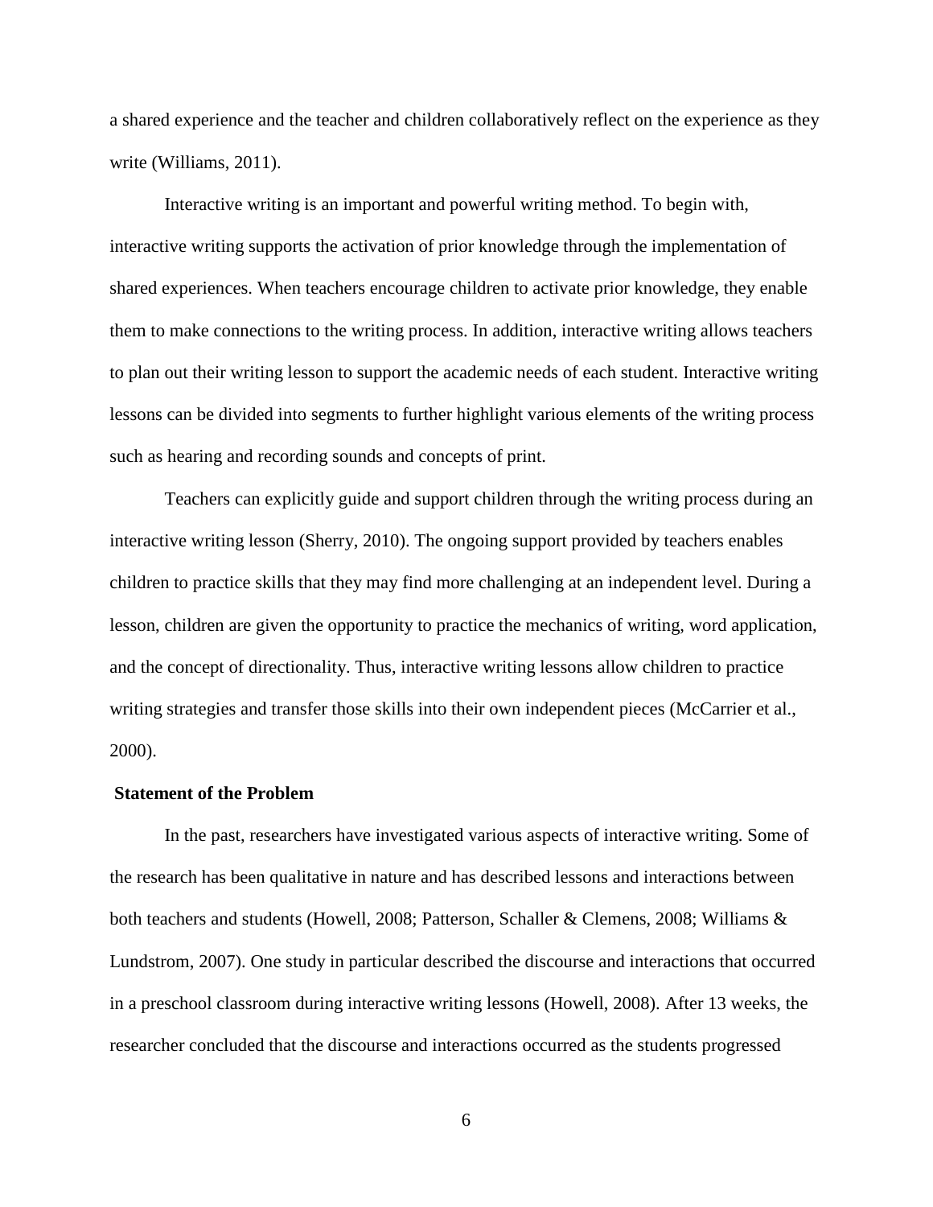a shared experience and the teacher and children collaboratively reflect on the experience as they write (Williams, 2011).

Interactive writing is an important and powerful writing method. To begin with, interactive writing supports the activation of prior knowledge through the implementation of shared experiences. When teachers encourage children to activate prior knowledge, they enable them to make connections to the writing process. In addition, interactive writing allows teachers to plan out their writing lesson to support the academic needs of each student. Interactive writing lessons can be divided into segments to further highlight various elements of the writing process such as hearing and recording sounds and concepts of print.

Teachers can explicitly guide and support children through the writing process during an interactive writing lesson (Sherry, 2010). The ongoing support provided by teachers enables children to practice skills that they may find more challenging at an independent level. During a lesson, children are given the opportunity to practice the mechanics of writing, word application, and the concept of directionality. Thus, interactive writing lessons allow children to practice writing strategies and transfer those skills into their own independent pieces (McCarrier et al., 2000).

**Statement of the Problem**

In the past, researchers have investigated various aspects of interactive writing. Some of the research has been qualitative in nature and has described lessons and interactions between both teachers and students (Howell, 2008; Patterson, Schaller & Clemens, 2008; Williams & Lundstrom, 2007). One study in particular described the discourse and interactions that occurred in a preschool classroom during interactive writing lessons (Howell, 2008). After 13 weeks, the researcher concluded that the discourse and interactions occurred as the students progressed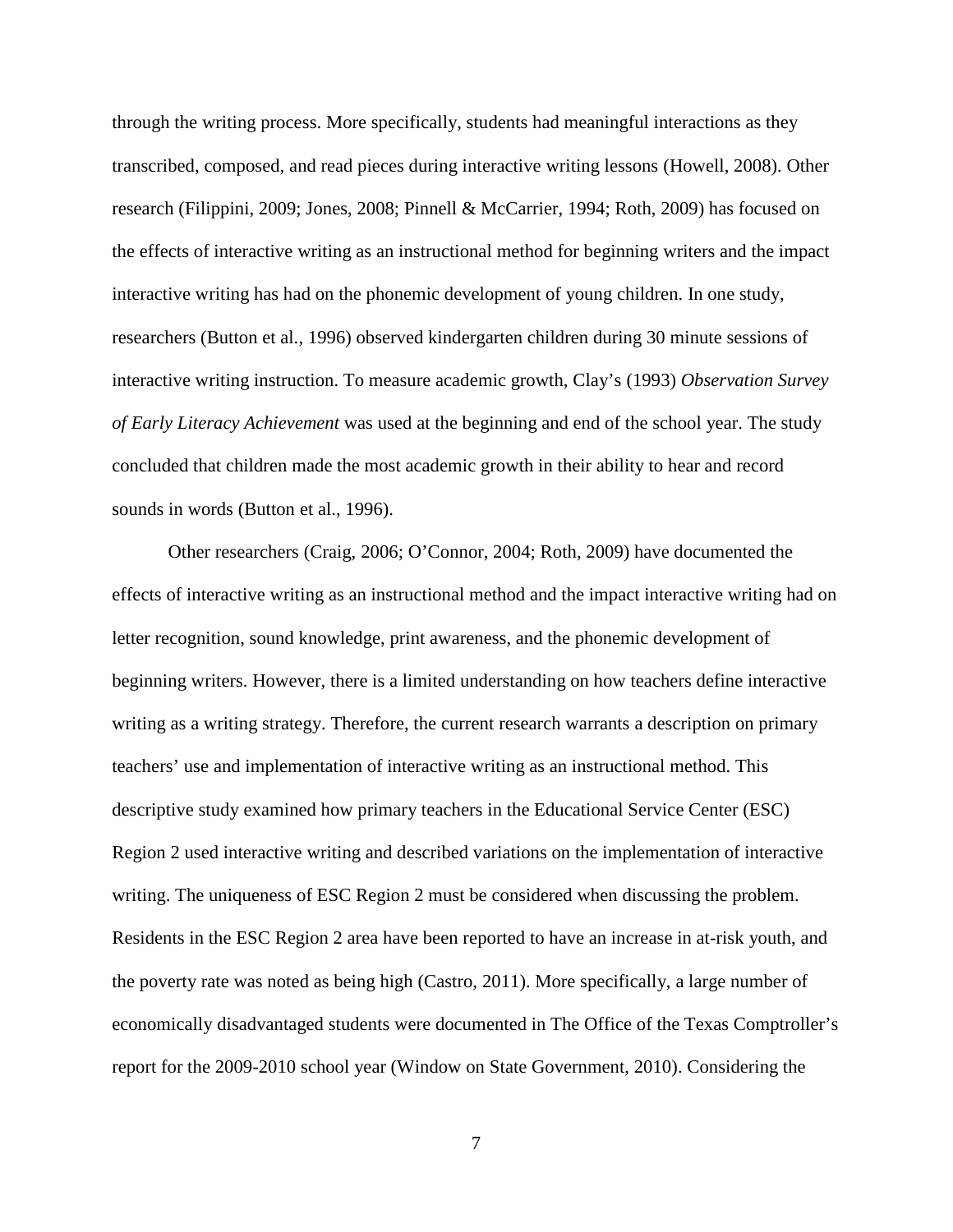through the writing process. More specifically, students had meaningful interactions as they transcribed, composed, and read pieces during interactive writing lessons (Howell, 2008). Other research (Filippini, 2009; Jones, 2008; Pinnell & McCarrier, 1994; Roth, 2009) has focused on the effects of interactive writing as an instructional method for beginning writers and the impact interactive writing has had on the phonemic development of young children. In one study, researchers (Button et al., 1996) observed kindergarten children during 30 minute sessions of interactive writing instruction. To measure academic growth, Clay's (1993) *Observation Survey of Early Literacy Achievement* was used at the beginning and end of the school year. The study concluded that children made the most academic growth in their ability to hear and record sounds in words (Button et al., 1996).

Other researchers (Craig, 2006; O'Connor, 2004; Roth, 2009) have documented the effects of interactive writing as an instructional method and the impact interactive writing had on letter recognition, sound knowledge, print awareness, and the phonemic development of beginning writers. However, there is a limited understanding on how teachers define interactive writing as a writing strategy. Therefore, the current research warrants a description on primary teachers' use and implementation of interactive writing as an instructional method. This descriptive study examined how primary teachers in the Educational Service Center (ESC) Region 2 used interactive writing and described variations on the implementation of interactive writing. The uniqueness of ESC Region 2 must be considered when discussing the problem. Residents in the ESC Region 2 area have been reported to have an increase in at-risk youth, and the poverty rate was noted as being high (Castro, 2011). More specifically, a large number of economically disadvantaged students were documented in The Office of the Texas Comptroller's report for the 2009-2010 school year (Window on State Government, 2010). Considering the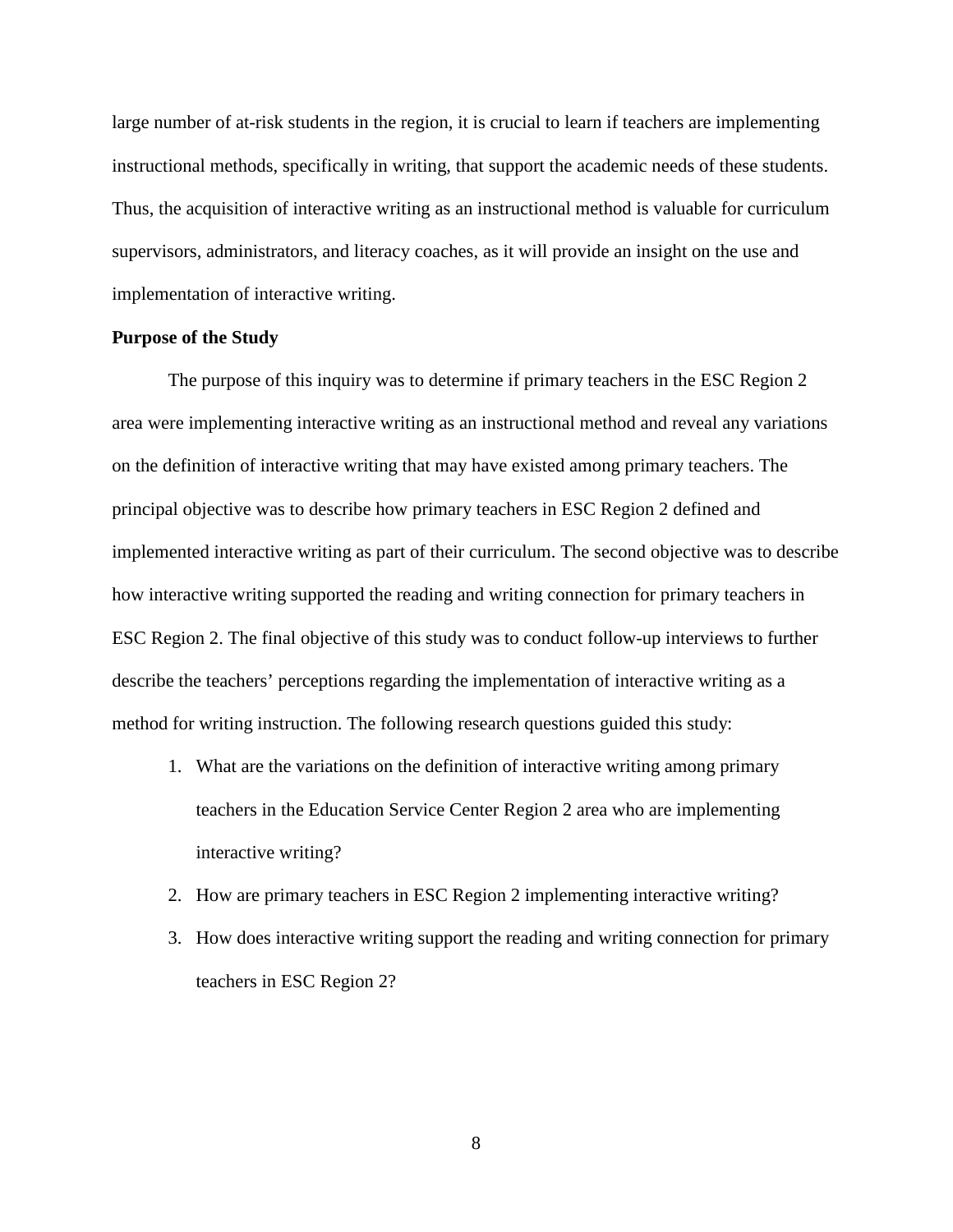large number of at-risk students in the region, it is crucial to learn if teachers are implementing instructional methods, specifically in writing, that support the academic needs of these students. Thus, the acquisition of interactive writing as an instructional method is valuable for curriculum supervisors, administrators, and literacy coaches, as it will provide an insight on the use and implementation of interactive writing.

**Purpose of the Study**

The purpose of this inquiry was to determine if primary teachers in the ESC Region 2 area were implementing interactive writing as an instructional method and reveal any variations on the definition of interactive writing that may have existed among primary teachers. The principal objective was to describe how primary teachers in ESC Region 2 defined and implemented interactive writing as part of their curriculum. The second objective was to describe how interactive writing supported the reading and writing connection for primary teachers in ESC Region 2. The final objective of this study was to conduct follow-up interviews to further describe the teachers' perceptions regarding the implementation of interactive writing as a method for writing instruction. The following research questions guided this study:

1. What are the variations on the definition of interactive writing among primary teachers in the Education Service Center Region 2 area who are implementing interactive writing?
2. How are primary teachers in ESC Region 2 implementing interactive writing?
3. How does interactive writing support the reading and writing connection for primary teachers in ESC Region 2?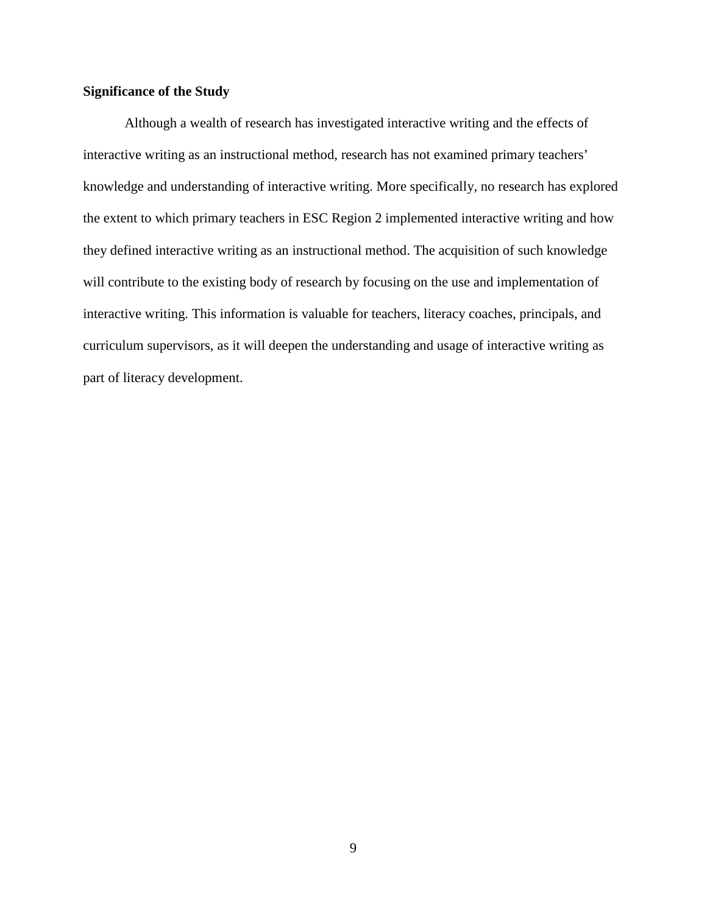**Significance of the Study**

Although a wealth of research has investigated interactive writing and the effects of interactive writing as an instructional method, research has not examined primary teachers' knowledge and understanding of interactive writing. More specifically, no research has explored the extent to which primary teachers in ESC Region 2 implemented interactive writing and how they defined interactive writing as an instructional method. The acquisition of such knowledge will contribute to the existing body of research by focusing on the use and implementation of interactive writing. This information is valuable for teachers, literacy coaches, principals, and curriculum supervisors, as it will deepen the understanding and usage of interactive writing as part of literacy development.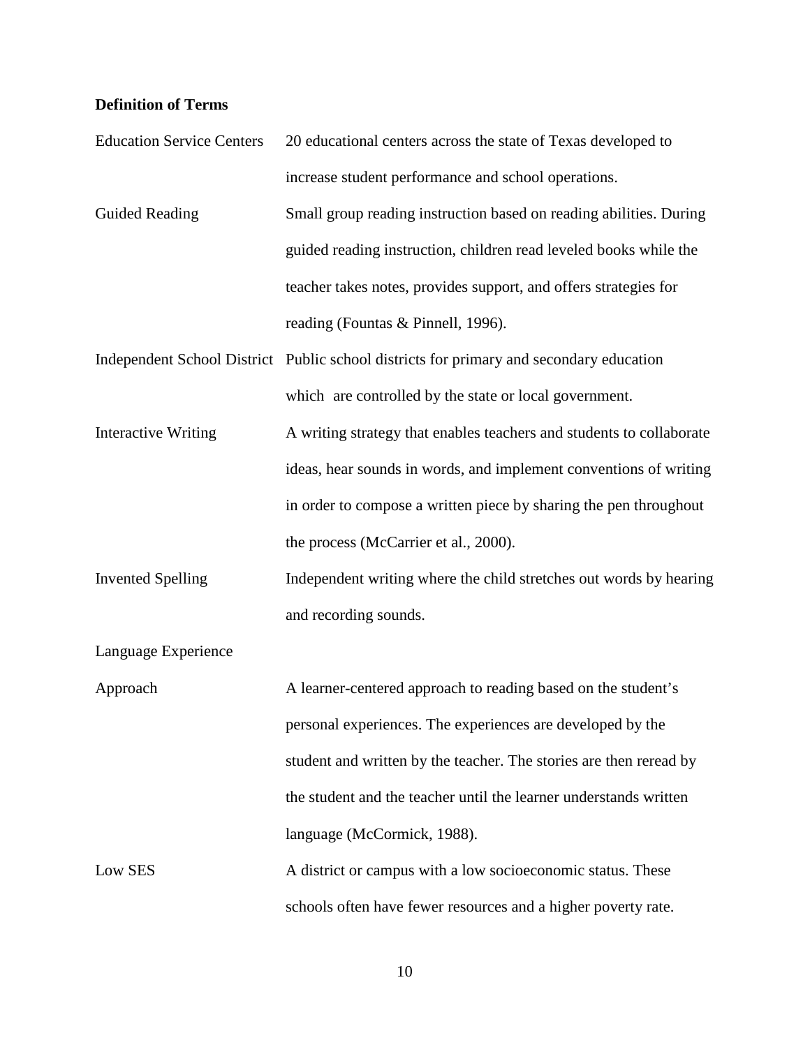**Definition of Terms**

Education Service Centers — 20 educational centers across the state of Texas developed to increase student performance and school operations.

Guided Reading — Small group reading instruction based on reading abilities. During guided reading instruction, children read leveled books while the teacher takes notes, provides support, and offers strategies for reading (Fountas & Pinnell, 1996).

Independent School District — Public school districts for primary and secondary education which are controlled by the state or local government.

Interactive Writing — A writing strategy that enables teachers and students to collaborate ideas, hear sounds in words, and implement conventions of writing in order to compose a written piece by sharing the pen throughout the process (McCarrier et al., 2000).

Invented Spelling — Independent writing where the child stretches out words by hearing and recording sounds.

Language Experience Approach — A learner-centered approach to reading based on the student's personal experiences. The experiences are developed by the student and written by the teacher. The stories are then reread by the student and the teacher until the learner understands written language (McCormick, 1988).

Low SES — A district or campus with a low socioeconomic status. These schools often have fewer resources and a higher poverty rate.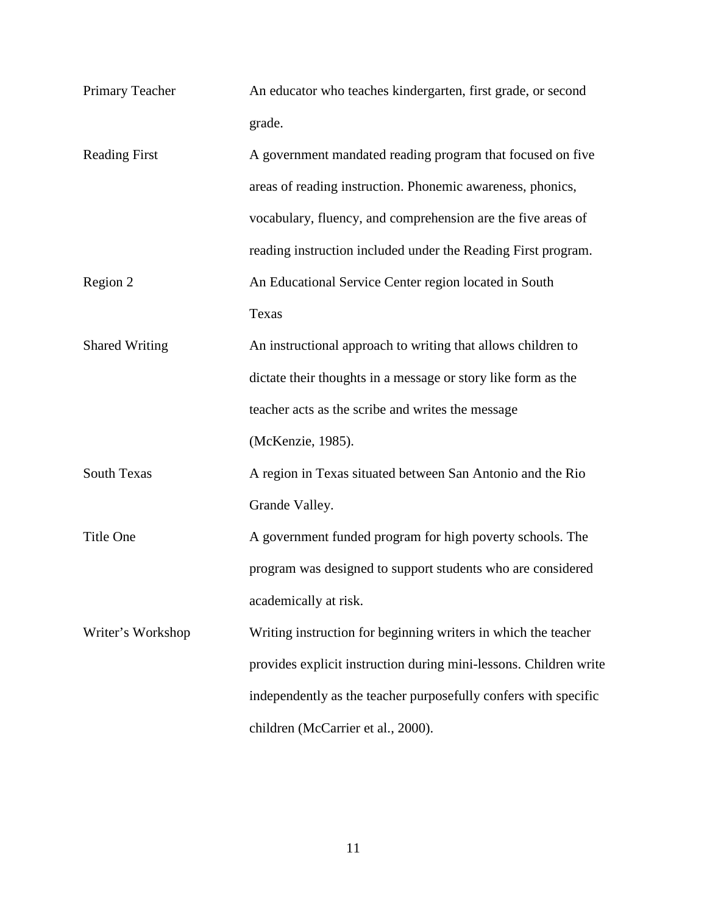| | |
|---|---|
| Primary Teacher | An educator who teaches kindergarten, first grade, or second grade. |
| Reading First | A government mandated reading program that focused on five areas of reading instruction. Phonemic awareness, phonics, vocabulary, fluency, and comprehension are the five areas of reading instruction included under the Reading First program. |
| Region 2 | An Educational Service Center region located in South Texas |
| Shared Writing | An instructional approach to writing that allows children to dictate their thoughts in a message or story like form as the teacher acts as the scribe and writes the message (McKenzie, 1985). |
| South Texas | A region in Texas situated between San Antonio and the Rio Grande Valley. |
| Title One | A government funded program for high poverty schools. The program was designed to support students who are considered academically at risk. |
| Writer's Workshop | Writing instruction for beginning writers in which the teacher provides explicit instruction during mini-lessons. Children write independently as the teacher purposefully confers with specific children (McCarrier et al., 2000). |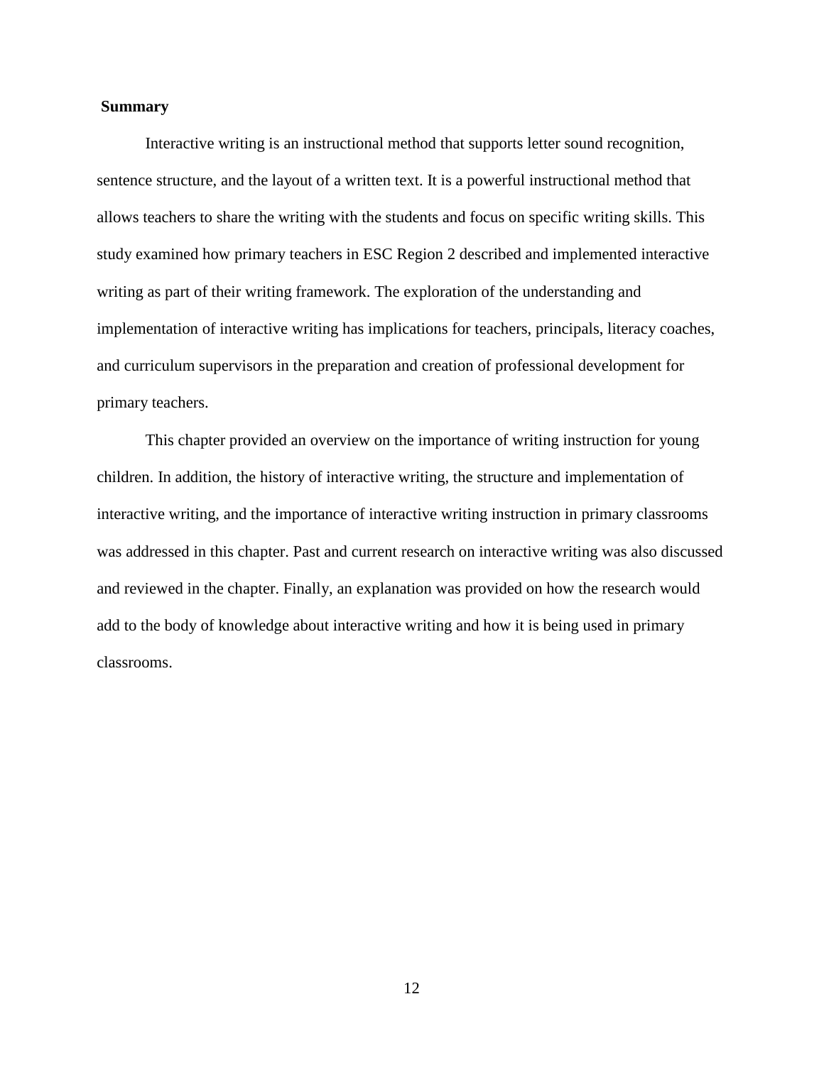## Summary

Interactive writing is an instructional method that supports letter sound recognition, sentence structure, and the layout of a written text. It is a powerful instructional method that allows teachers to share the writing with the students and focus on specific writing skills. This study examined how primary teachers in ESC Region 2 described and implemented interactive writing as part of their writing framework. The exploration of the understanding and implementation of interactive writing has implications for teachers, principals, literacy coaches, and curriculum supervisors in the preparation and creation of professional development for primary teachers.

This chapter provided an overview on the importance of writing instruction for young children. In addition, the history of interactive writing, the structure and implementation of interactive writing, and the importance of interactive writing instruction in primary classrooms was addressed in this chapter. Past and current research on interactive writing was also discussed and reviewed in the chapter. Finally, an explanation was provided on how the research would add to the body of knowledge about interactive writing and how it is being used in primary classrooms.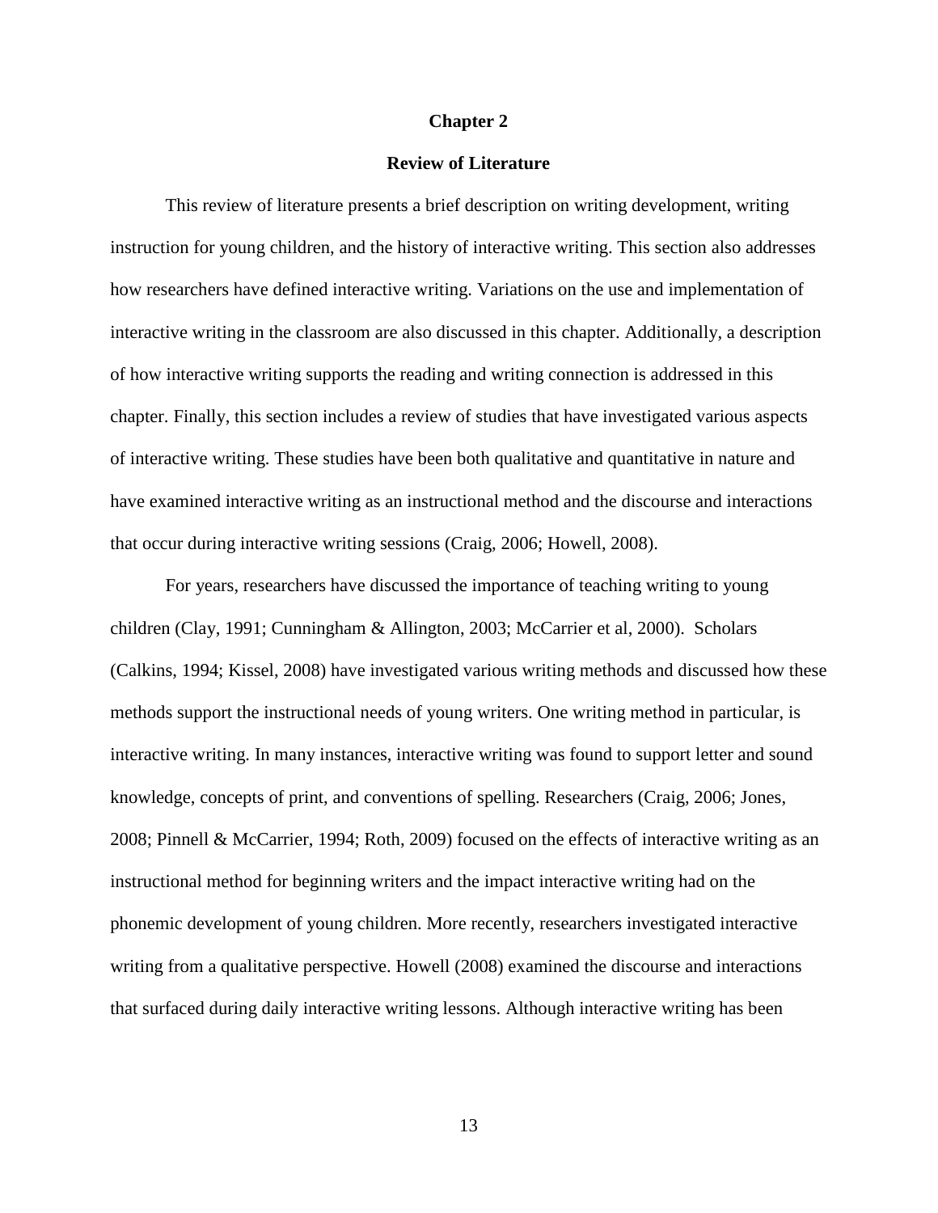# Chapter 2

## Review of Literature

This review of literature presents a brief description on writing development, writing instruction for young children, and the history of interactive writing. This section also addresses how researchers have defined interactive writing. Variations on the use and implementation of interactive writing in the classroom are also discussed in this chapter. Additionally, a description of how interactive writing supports the reading and writing connection is addressed in this chapter. Finally, this section includes a review of studies that have investigated various aspects of interactive writing. These studies have been both qualitative and quantitative in nature and have examined interactive writing as an instructional method and the discourse and interactions that occur during interactive writing sessions (Craig, 2006; Howell, 2008).

For years, researchers have discussed the importance of teaching writing to young children (Clay, 1991; Cunningham & Allington, 2003; McCarrier et al, 2000). Scholars (Calkins, 1994; Kissel, 2008) have investigated various writing methods and discussed how these methods support the instructional needs of young writers. One writing method in particular, is interactive writing. In many instances, interactive writing was found to support letter and sound knowledge, concepts of print, and conventions of spelling. Researchers (Craig, 2006; Jones, 2008; Pinnell & McCarrier, 1994; Roth, 2009) focused on the effects of interactive writing as an instructional method for beginning writers and the impact interactive writing had on the phonemic development of young children. More recently, researchers investigated interactive writing from a qualitative perspective. Howell (2008) examined the discourse and interactions that surfaced during daily interactive writing lessons. Although interactive writing has been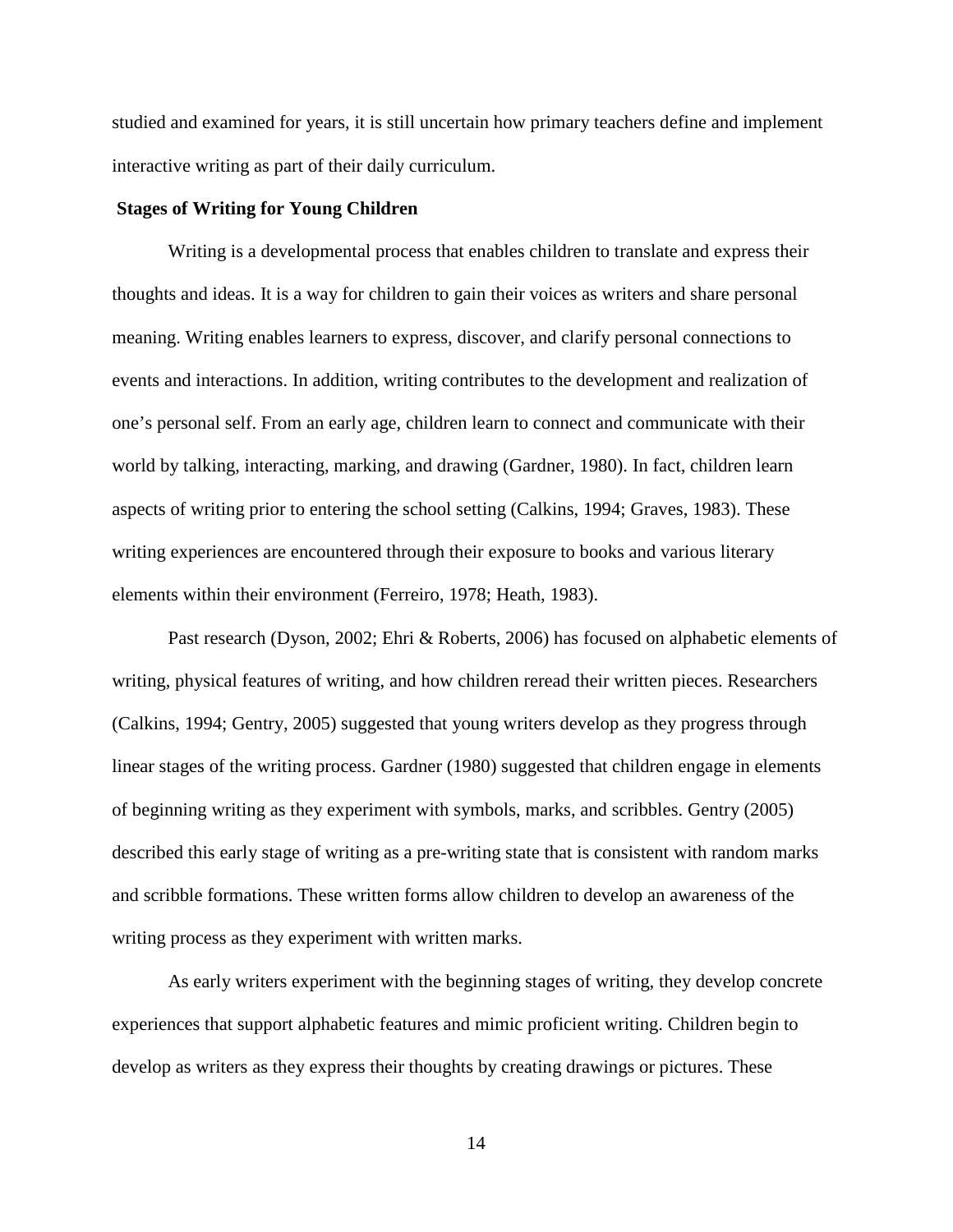studied and examined for years, it is still uncertain how primary teachers define and implement interactive writing as part of their daily curriculum.

### Stages of Writing for Young Children

Writing is a developmental process that enables children to translate and express their thoughts and ideas. It is a way for children to gain their voices as writers and share personal meaning. Writing enables learners to express, discover, and clarify personal connections to events and interactions. In addition, writing contributes to the development and realization of one's personal self. From an early age, children learn to connect and communicate with their world by talking, interacting, marking, and drawing (Gardner, 1980). In fact, children learn aspects of writing prior to entering the school setting (Calkins, 1994; Graves, 1983). These writing experiences are encountered through their exposure to books and various literary elements within their environment (Ferreiro, 1978; Heath, 1983).

Past research (Dyson, 2002; Ehri & Roberts, 2006) has focused on alphabetic elements of writing, physical features of writing, and how children reread their written pieces. Researchers (Calkins, 1994; Gentry, 2005) suggested that young writers develop as they progress through linear stages of the writing process. Gardner (1980) suggested that children engage in elements of beginning writing as they experiment with symbols, marks, and scribbles. Gentry (2005) described this early stage of writing as a pre-writing state that is consistent with random marks and scribble formations. These written forms allow children to develop an awareness of the writing process as they experiment with written marks.

As early writers experiment with the beginning stages of writing, they develop concrete experiences that support alphabetic features and mimic proficient writing. Children begin to develop as writers as they express their thoughts by creating drawings or pictures. These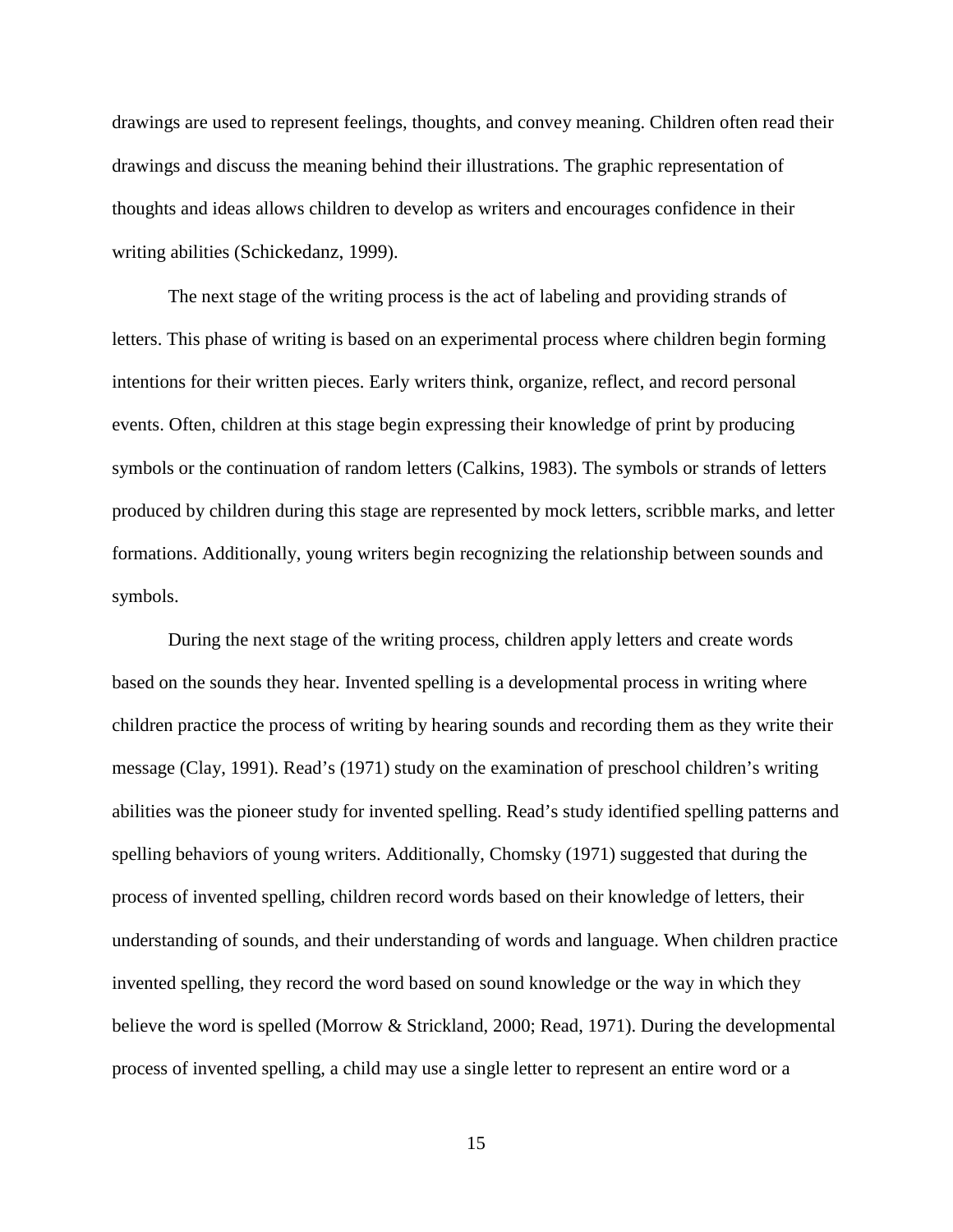drawings are used to represent feelings, thoughts, and convey meaning. Children often read their drawings and discuss the meaning behind their illustrations. The graphic representation of thoughts and ideas allows children to develop as writers and encourages confidence in their writing abilities (Schickedanz, 1999).

The next stage of the writing process is the act of labeling and providing strands of letters. This phase of writing is based on an experimental process where children begin forming intentions for their written pieces. Early writers think, organize, reflect, and record personal events. Often, children at this stage begin expressing their knowledge of print by producing symbols or the continuation of random letters (Calkins, 1983). The symbols or strands of letters produced by children during this stage are represented by mock letters, scribble marks, and letter formations. Additionally, young writers begin recognizing the relationship between sounds and symbols.

During the next stage of the writing process, children apply letters and create words based on the sounds they hear. Invented spelling is a developmental process in writing where children practice the process of writing by hearing sounds and recording them as they write their message (Clay, 1991). Read's (1971) study on the examination of preschool children's writing abilities was the pioneer study for invented spelling. Read's study identified spelling patterns and spelling behaviors of young writers. Additionally, Chomsky (1971) suggested that during the process of invented spelling, children record words based on their knowledge of letters, their understanding of sounds, and their understanding of words and language. When children practice invented spelling, they record the word based on sound knowledge or the way in which they believe the word is spelled (Morrow & Strickland, 2000; Read, 1971). During the developmental process of invented spelling, a child may use a single letter to represent an entire word or a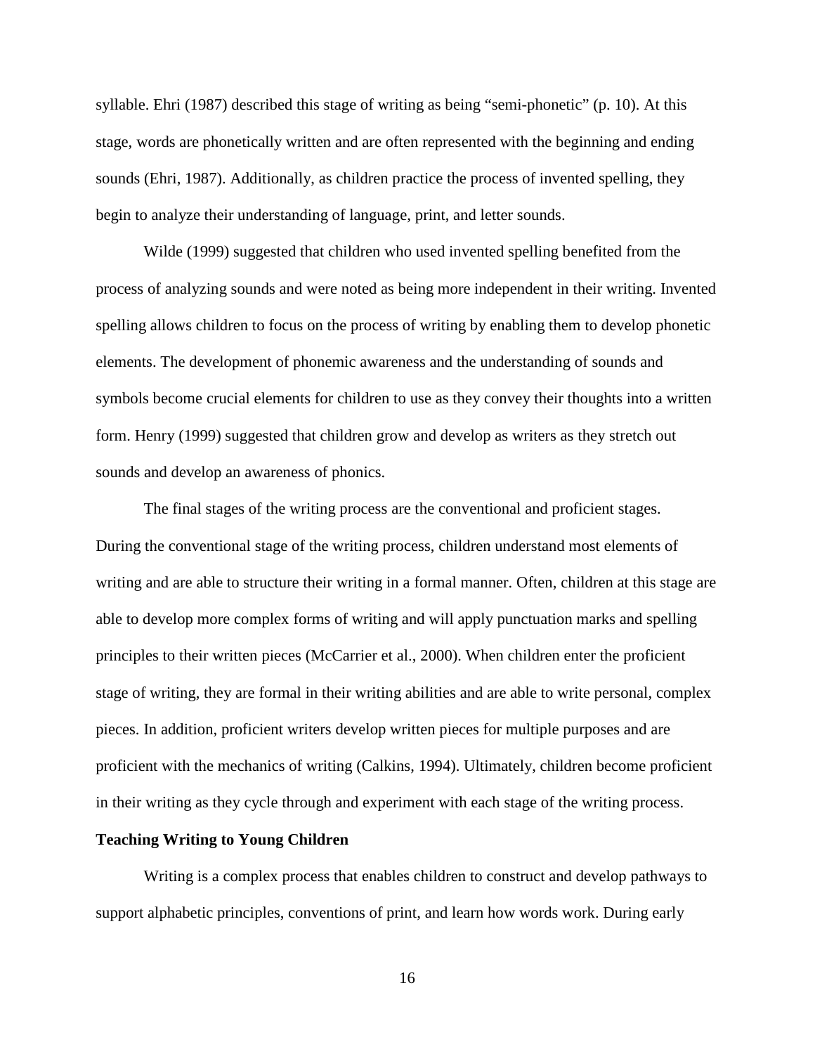syllable. Ehri (1987) described this stage of writing as being "semi-phonetic" (p. 10). At this stage, words are phonetically written and are often represented with the beginning and ending sounds (Ehri, 1987). Additionally, as children practice the process of invented spelling, they begin to analyze their understanding of language, print, and letter sounds.

Wilde (1999) suggested that children who used invented spelling benefited from the process of analyzing sounds and were noted as being more independent in their writing. Invented spelling allows children to focus on the process of writing by enabling them to develop phonetic elements. The development of phonemic awareness and the understanding of sounds and symbols become crucial elements for children to use as they convey their thoughts into a written form. Henry (1999) suggested that children grow and develop as writers as they stretch out sounds and develop an awareness of phonics.

The final stages of the writing process are the conventional and proficient stages. During the conventional stage of the writing process, children understand most elements of writing and are able to structure their writing in a formal manner. Often, children at this stage are able to develop more complex forms of writing and will apply punctuation marks and spelling principles to their written pieces (McCarrier et al., 2000). When children enter the proficient stage of writing, they are formal in their writing abilities and are able to write personal, complex pieces. In addition, proficient writers develop written pieces for multiple purposes and are proficient with the mechanics of writing (Calkins, 1994). Ultimately, children become proficient in their writing as they cycle through and experiment with each stage of the writing process.

**Teaching Writing to Young Children**

Writing is a complex process that enables children to construct and develop pathways to support alphabetic principles, conventions of print, and learn how words work. During early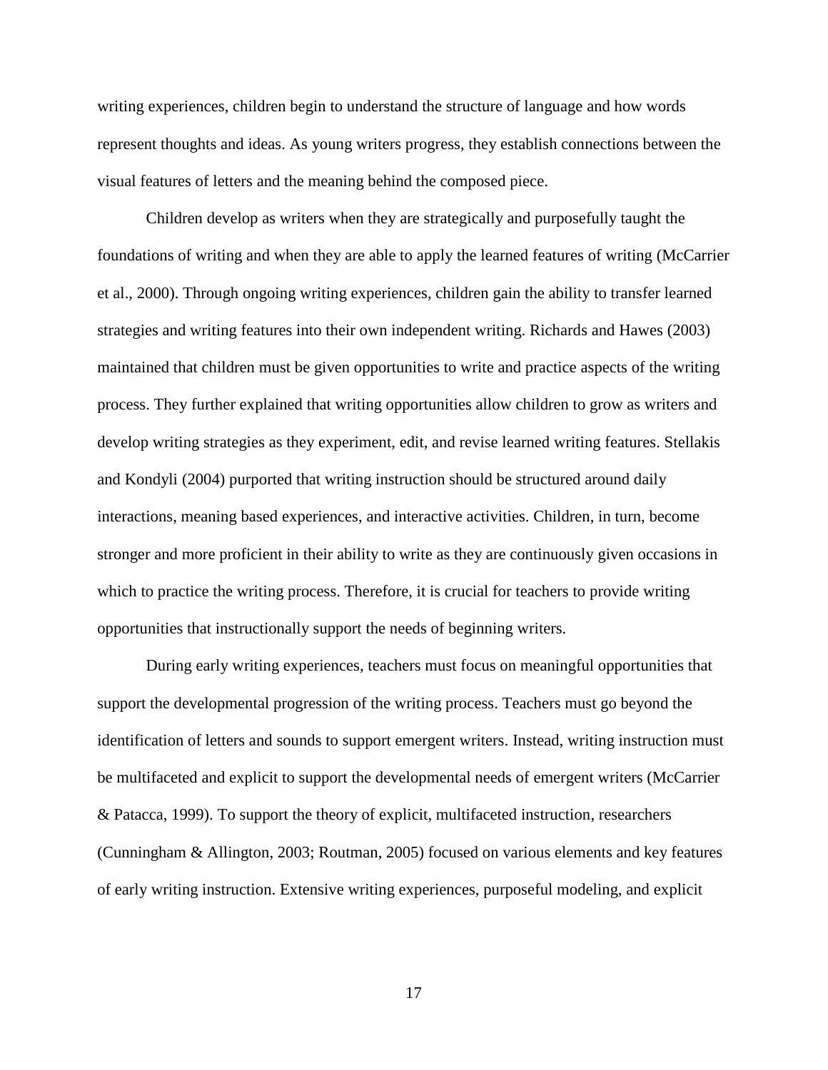writing experiences, children begin to understand the structure of language and how words represent thoughts and ideas. As young writers progress, they establish connections between the visual features of letters and the meaning behind the composed piece.

Children develop as writers when they are strategically and purposefully taught the foundations of writing and when they are able to apply the learned features of writing (McCarrier et al., 2000). Through ongoing writing experiences, children gain the ability to transfer learned strategies and writing features into their own independent writing. Richards and Hawes (2003) maintained that children must be given opportunities to write and practice aspects of the writing process. They further explained that writing opportunities allow children to grow as writers and develop writing strategies as they experiment, edit, and revise learned writing features. Stellakis and Kondyli (2004) purported that writing instruction should be structured around daily interactions, meaning based experiences, and interactive activities. Children, in turn, become stronger and more proficient in their ability to write as they are continuously given occasions in which to practice the writing process. Therefore, it is crucial for teachers to provide writing opportunities that instructionally support the needs of beginning writers.

During early writing experiences, teachers must focus on meaningful opportunities that support the developmental progression of the writing process. Teachers must go beyond the identification of letters and sounds to support emergent writers. Instead, writing instruction must be multifaceted and explicit to support the developmental needs of emergent writers (McCarrier & Patacca, 1999). To support the theory of explicit, multifaceted instruction, researchers (Cunningham & Allington, 2003; Routman, 2005) focused on various elements and key features of early writing instruction. Extensive writing experiences, purposeful modeling, and explicit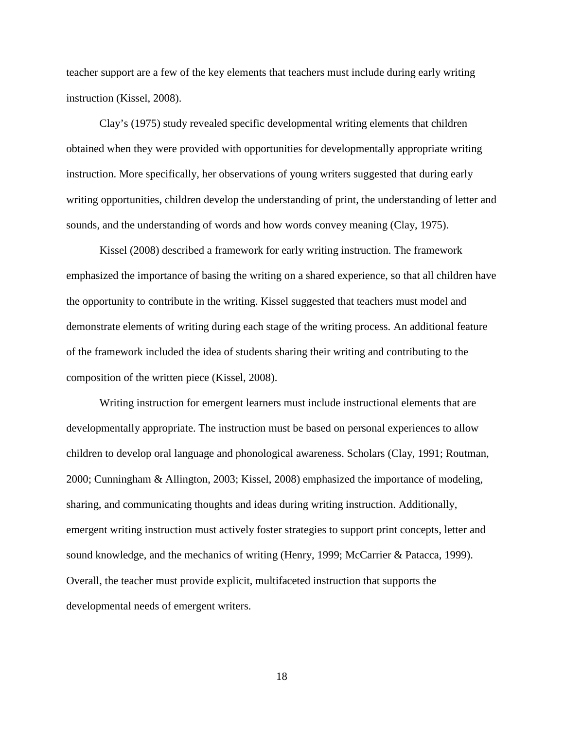teacher support are a few of the key elements that teachers must include during early writing instruction (Kissel, 2008).

Clay's (1975) study revealed specific developmental writing elements that children obtained when they were provided with opportunities for developmentally appropriate writing instruction. More specifically, her observations of young writers suggested that during early writing opportunities, children develop the understanding of print, the understanding of letter and sounds, and the understanding of words and how words convey meaning (Clay, 1975).

Kissel (2008) described a framework for early writing instruction. The framework emphasized the importance of basing the writing on a shared experience, so that all children have the opportunity to contribute in the writing. Kissel suggested that teachers must model and demonstrate elements of writing during each stage of the writing process. An additional feature of the framework included the idea of students sharing their writing and contributing to the composition of the written piece (Kissel, 2008).

Writing instruction for emergent learners must include instructional elements that are developmentally appropriate. The instruction must be based on personal experiences to allow children to develop oral language and phonological awareness. Scholars (Clay, 1991; Routman, 2000; Cunningham & Allington, 2003; Kissel, 2008) emphasized the importance of modeling, sharing, and communicating thoughts and ideas during writing instruction. Additionally, emergent writing instruction must actively foster strategies to support print concepts, letter and sound knowledge, and the mechanics of writing (Henry, 1999; McCarrier & Patacca, 1999). Overall, the teacher must provide explicit, multifaceted instruction that supports the developmental needs of emergent writers.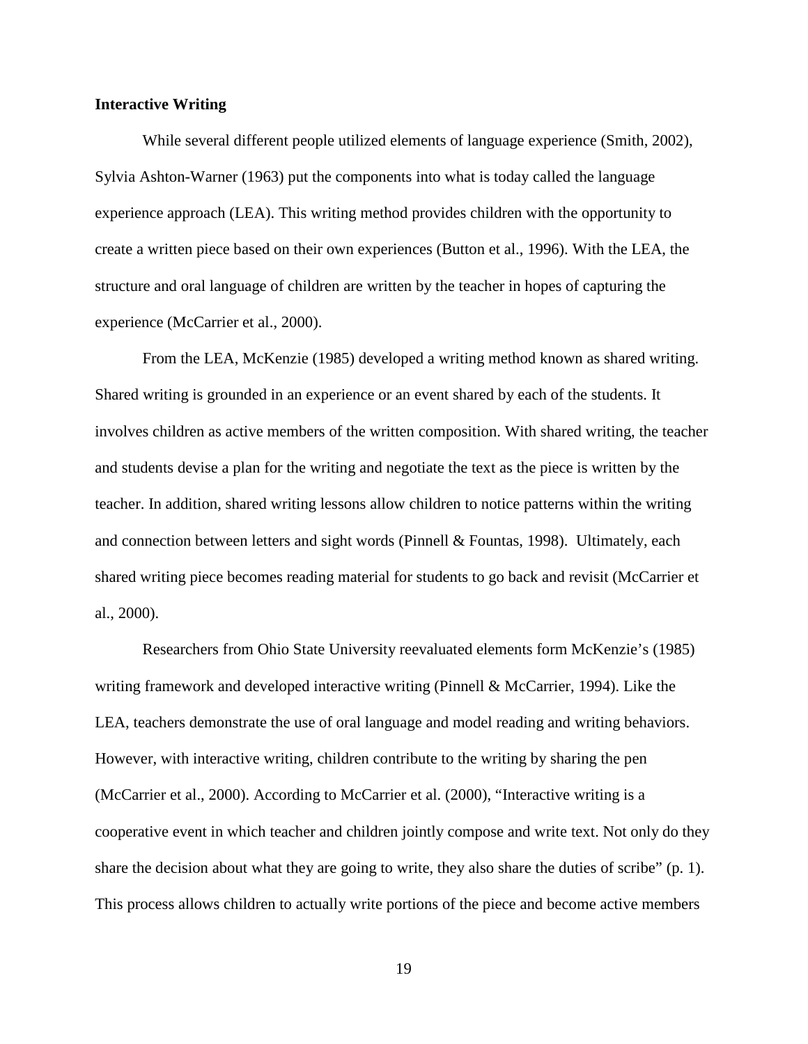**Interactive Writing**

While several different people utilized elements of language experience (Smith, 2002), Sylvia Ashton-Warner (1963) put the components into what is today called the language experience approach (LEA). This writing method provides children with the opportunity to create a written piece based on their own experiences (Button et al., 1996). With the LEA, the structure and oral language of children are written by the teacher in hopes of capturing the experience (McCarrier et al., 2000).

From the LEA, McKenzie (1985) developed a writing method known as shared writing. Shared writing is grounded in an experience or an event shared by each of the students. It involves children as active members of the written composition. With shared writing, the teacher and students devise a plan for the writing and negotiate the text as the piece is written by the teacher. In addition, shared writing lessons allow children to notice patterns within the writing and connection between letters and sight words (Pinnell & Fountas, 1998). Ultimately, each shared writing piece becomes reading material for students to go back and revisit (McCarrier et al., 2000).

Researchers from Ohio State University reevaluated elements form McKenzie's (1985) writing framework and developed interactive writing (Pinnell & McCarrier, 1994). Like the LEA, teachers demonstrate the use of oral language and model reading and writing behaviors. However, with interactive writing, children contribute to the writing by sharing the pen (McCarrier et al., 2000). According to McCarrier et al. (2000), "Interactive writing is a cooperative event in which teacher and children jointly compose and write text. Not only do they share the decision about what they are going to write, they also share the duties of scribe" (p. 1). This process allows children to actually write portions of the piece and become active members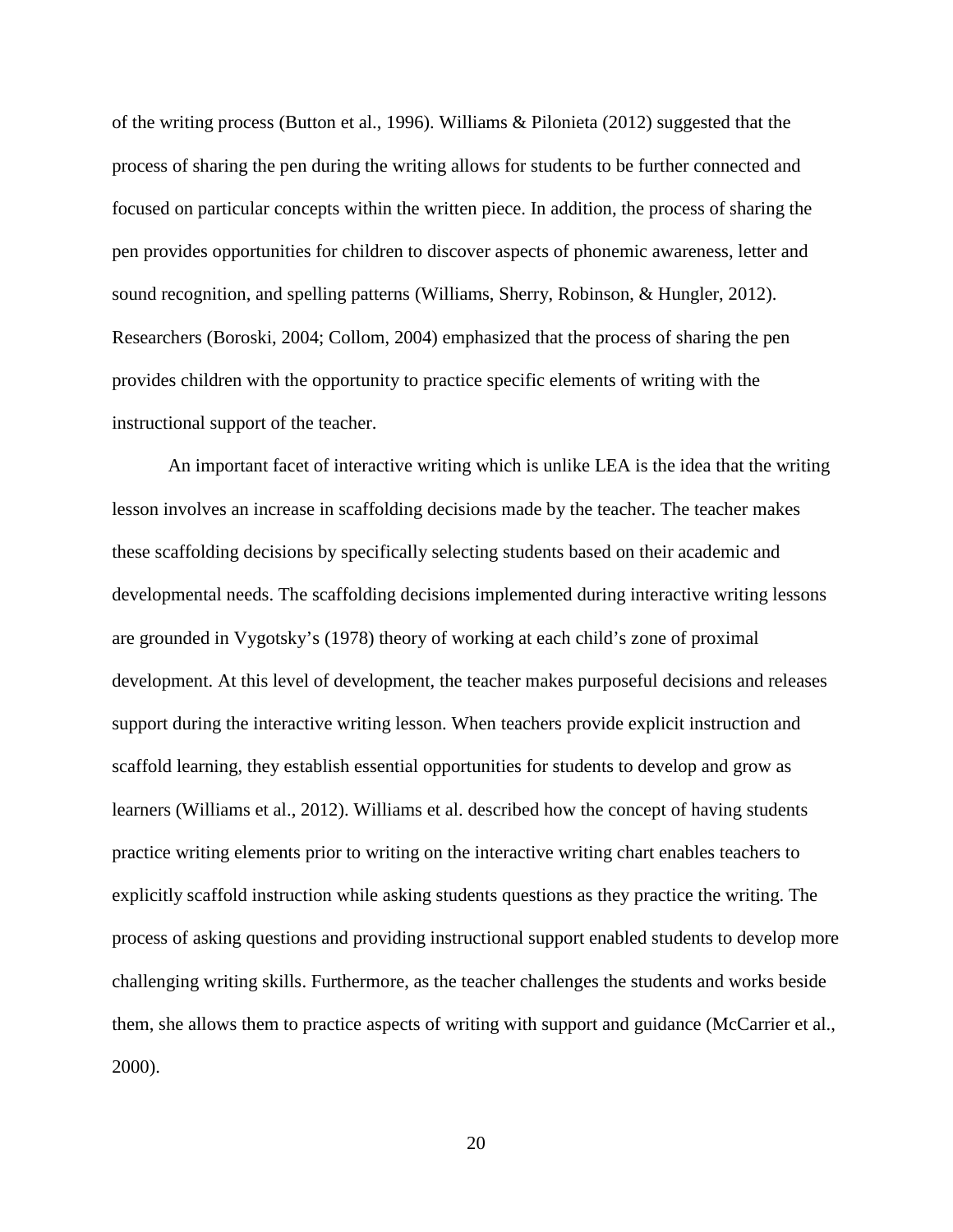of the writing process (Button et al., 1996). Williams & Pilonieta (2012) suggested that the process of sharing the pen during the writing allows for students to be further connected and focused on particular concepts within the written piece. In addition, the process of sharing the pen provides opportunities for children to discover aspects of phonemic awareness, letter and sound recognition, and spelling patterns (Williams, Sherry, Robinson, & Hungler, 2012). Researchers (Boroski, 2004; Collom, 2004) emphasized that the process of sharing the pen provides children with the opportunity to practice specific elements of writing with the instructional support of the teacher.

An important facet of interactive writing which is unlike LEA is the idea that the writing lesson involves an increase in scaffolding decisions made by the teacher. The teacher makes these scaffolding decisions by specifically selecting students based on their academic and developmental needs. The scaffolding decisions implemented during interactive writing lessons are grounded in Vygotsky's (1978) theory of working at each child's zone of proximal development. At this level of development, the teacher makes purposeful decisions and releases support during the interactive writing lesson. When teachers provide explicit instruction and scaffold learning, they establish essential opportunities for students to develop and grow as learners (Williams et al., 2012). Williams et al. described how the concept of having students practice writing elements prior to writing on the interactive writing chart enables teachers to explicitly scaffold instruction while asking students questions as they practice the writing. The process of asking questions and providing instructional support enabled students to develop more challenging writing skills. Furthermore, as the teacher challenges the students and works beside them, she allows them to practice aspects of writing with support and guidance (McCarrier et al., 2000).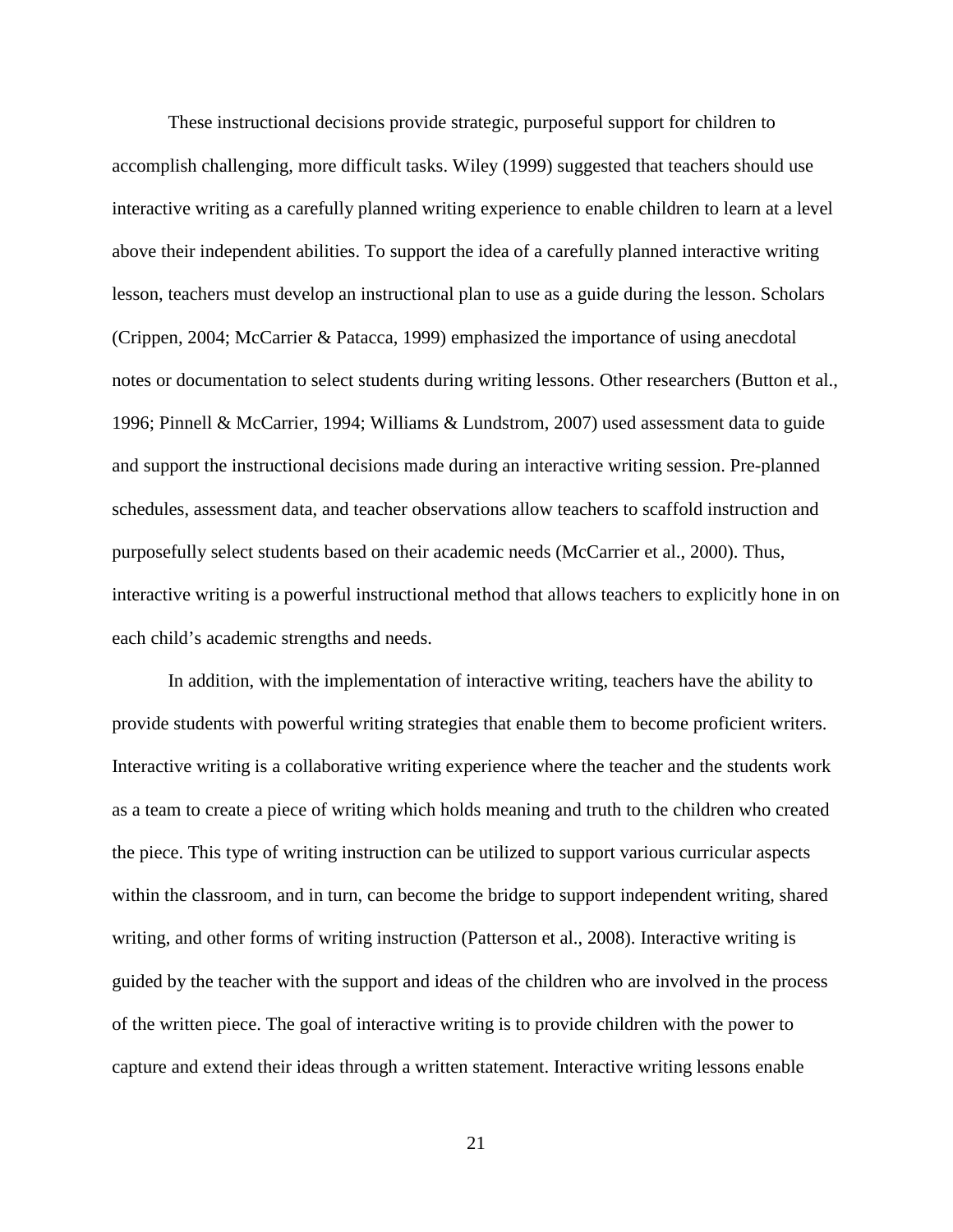These instructional decisions provide strategic, purposeful support for children to accomplish challenging, more difficult tasks. Wiley (1999) suggested that teachers should use interactive writing as a carefully planned writing experience to enable children to learn at a level above their independent abilities. To support the idea of a carefully planned interactive writing lesson, teachers must develop an instructional plan to use as a guide during the lesson. Scholars (Crippen, 2004; McCarrier & Patacca, 1999) emphasized the importance of using anecdotal notes or documentation to select students during writing lessons. Other researchers (Button et al., 1996; Pinnell & McCarrier, 1994; Williams & Lundstrom, 2007) used assessment data to guide and support the instructional decisions made during an interactive writing session. Pre-planned schedules, assessment data, and teacher observations allow teachers to scaffold instruction and purposefully select students based on their academic needs (McCarrier et al., 2000). Thus, interactive writing is a powerful instructional method that allows teachers to explicitly hone in on each child's academic strengths and needs.

In addition, with the implementation of interactive writing, teachers have the ability to provide students with powerful writing strategies that enable them to become proficient writers. Interactive writing is a collaborative writing experience where the teacher and the students work as a team to create a piece of writing which holds meaning and truth to the children who created the piece. This type of writing instruction can be utilized to support various curricular aspects within the classroom, and in turn, can become the bridge to support independent writing, shared writing, and other forms of writing instruction (Patterson et al., 2008). Interactive writing is guided by the teacher with the support and ideas of the children who are involved in the process of the written piece. The goal of interactive writing is to provide children with the power to capture and extend their ideas through a written statement. Interactive writing lessons enable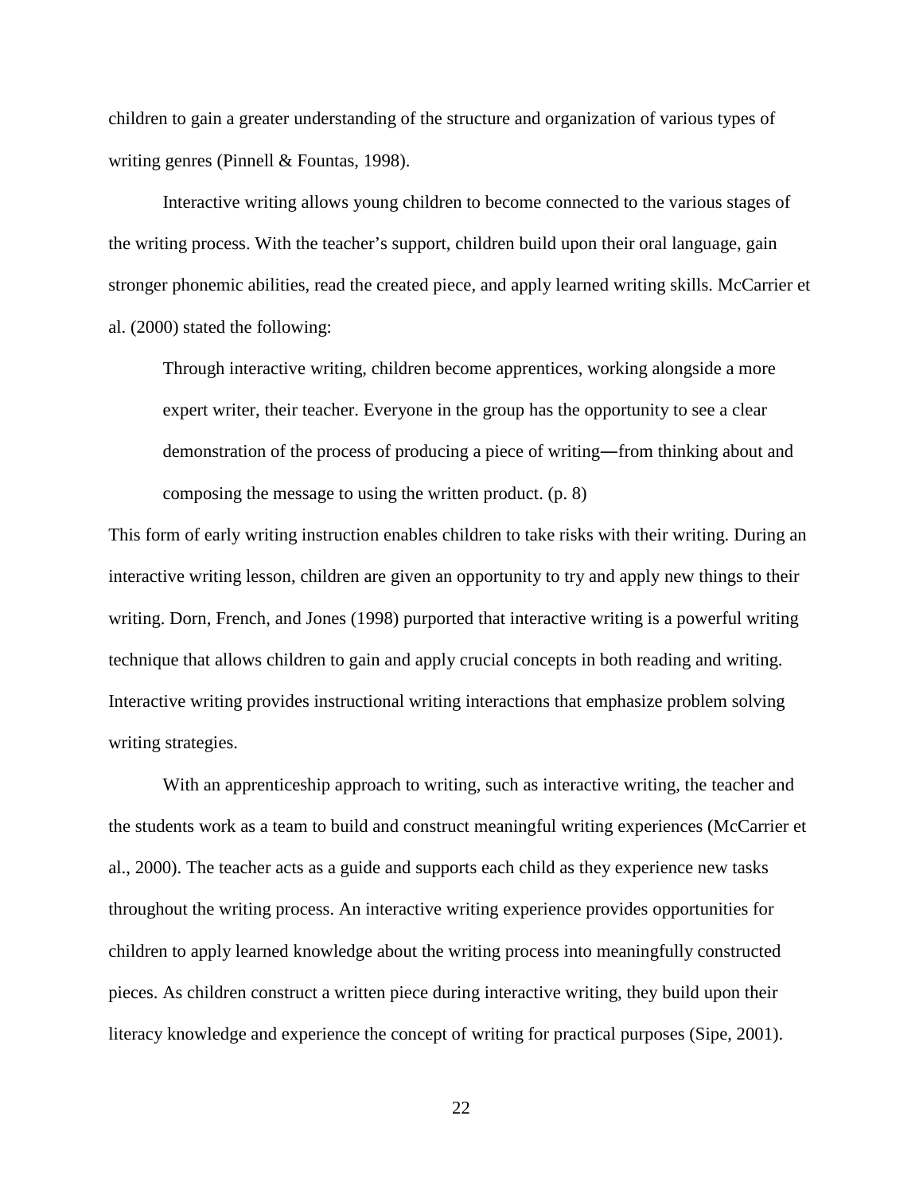children to gain a greater understanding of the structure and organization of various types of writing genres (Pinnell & Fountas, 1998).

Interactive writing allows young children to become connected to the various stages of the writing process. With the teacher's support, children build upon their oral language, gain stronger phonemic abilities, read the created piece, and apply learned writing skills. McCarrier et al. (2000) stated the following:

> Through interactive writing, children become apprentices, working alongside a more expert writer, their teacher. Everyone in the group has the opportunity to see a clear demonstration of the process of producing a piece of writing—from thinking about and composing the message to using the written product. (p. 8)

This form of early writing instruction enables children to take risks with their writing. During an interactive writing lesson, children are given an opportunity to try and apply new things to their writing. Dorn, French, and Jones (1998) purported that interactive writing is a powerful writing technique that allows children to gain and apply crucial concepts in both reading and writing. Interactive writing provides instructional writing interactions that emphasize problem solving writing strategies.

With an apprenticeship approach to writing, such as interactive writing, the teacher and the students work as a team to build and construct meaningful writing experiences (McCarrier et al., 2000). The teacher acts as a guide and supports each child as they experience new tasks throughout the writing process. An interactive writing experience provides opportunities for children to apply learned knowledge about the writing process into meaningfully constructed pieces. As children construct a written piece during interactive writing, they build upon their literacy knowledge and experience the concept of writing for practical purposes (Sipe, 2001).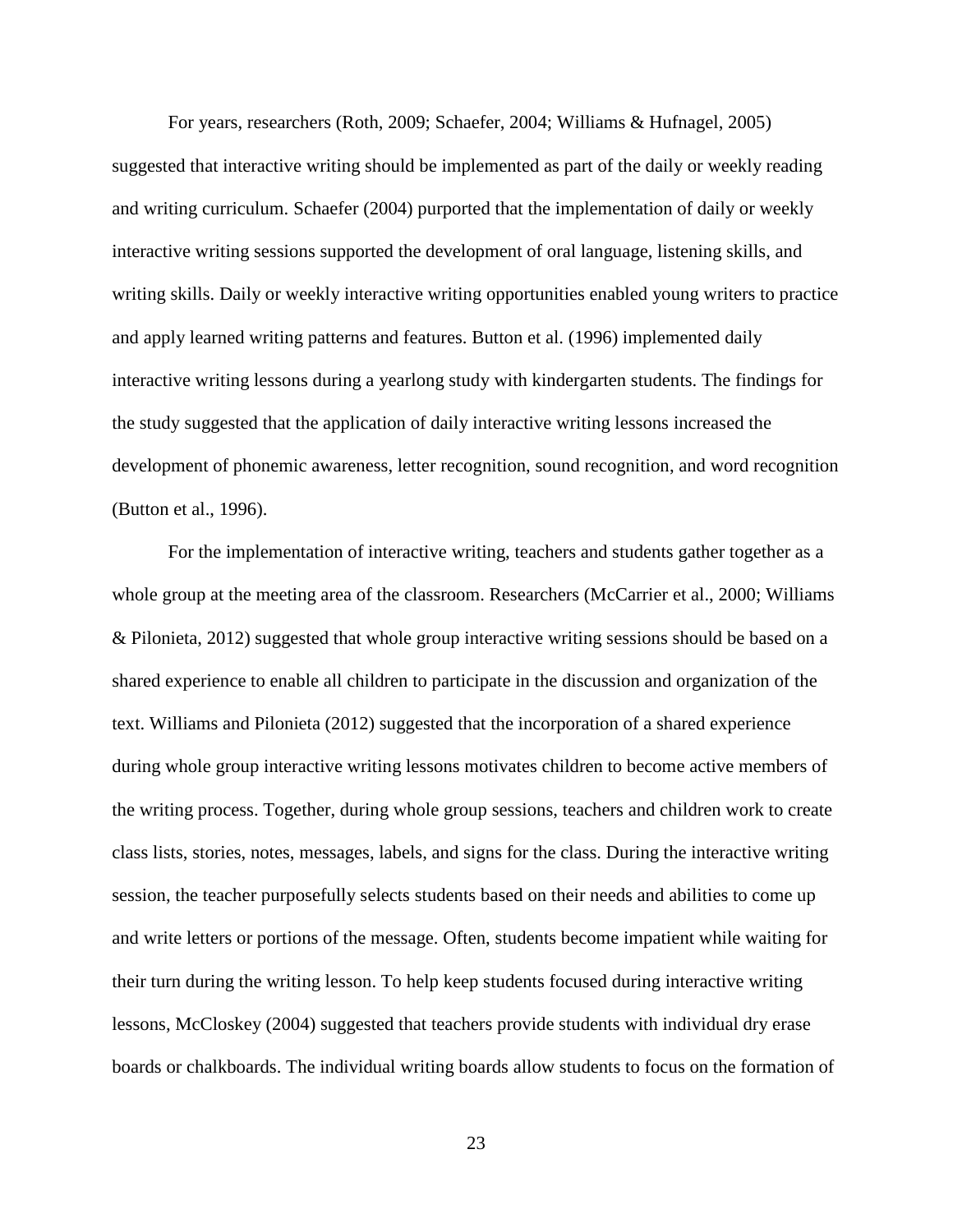For years, researchers (Roth, 2009; Schaefer, 2004; Williams & Hufnagel, 2005) suggested that interactive writing should be implemented as part of the daily or weekly reading and writing curriculum. Schaefer (2004) purported that the implementation of daily or weekly interactive writing sessions supported the development of oral language, listening skills, and writing skills. Daily or weekly interactive writing opportunities enabled young writers to practice and apply learned writing patterns and features. Button et al. (1996) implemented daily interactive writing lessons during a yearlong study with kindergarten students. The findings for the study suggested that the application of daily interactive writing lessons increased the development of phonemic awareness, letter recognition, sound recognition, and word recognition (Button et al., 1996).

For the implementation of interactive writing, teachers and students gather together as a whole group at the meeting area of the classroom. Researchers (McCarrier et al., 2000; Williams & Pilonieta, 2012) suggested that whole group interactive writing sessions should be based on a shared experience to enable all children to participate in the discussion and organization of the text. Williams and Pilonieta (2012) suggested that the incorporation of a shared experience during whole group interactive writing lessons motivates children to become active members of the writing process. Together, during whole group sessions, teachers and children work to create class lists, stories, notes, messages, labels, and signs for the class. During the interactive writing session, the teacher purposefully selects students based on their needs and abilities to come up and write letters or portions of the message. Often, students become impatient while waiting for their turn during the writing lesson. To help keep students focused during interactive writing lessons, McCloskey (2004) suggested that teachers provide students with individual dry erase boards or chalkboards. The individual writing boards allow students to focus on the formation of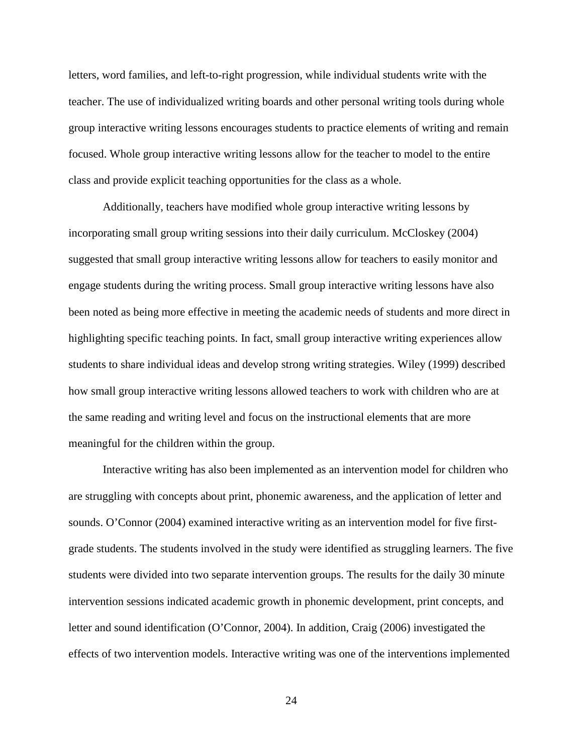letters, word families, and left-to-right progression, while individual students write with the teacher. The use of individualized writing boards and other personal writing tools during whole group interactive writing lessons encourages students to practice elements of writing and remain focused. Whole group interactive writing lessons allow for the teacher to model to the entire class and provide explicit teaching opportunities for the class as a whole.

Additionally, teachers have modified whole group interactive writing lessons by incorporating small group writing sessions into their daily curriculum. McCloskey (2004) suggested that small group interactive writing lessons allow for teachers to easily monitor and engage students during the writing process. Small group interactive writing lessons have also been noted as being more effective in meeting the academic needs of students and more direct in highlighting specific teaching points. In fact, small group interactive writing experiences allow students to share individual ideas and develop strong writing strategies. Wiley (1999) described how small group interactive writing lessons allowed teachers to work with children who are at the same reading and writing level and focus on the instructional elements that are more meaningful for the children within the group.

Interactive writing has also been implemented as an intervention model for children who are struggling with concepts about print, phonemic awareness, and the application of letter and sounds. O'Connor (2004) examined interactive writing as an intervention model for five first-grade students. The students involved in the study were identified as struggling learners. The five students were divided into two separate intervention groups. The results for the daily 30 minute intervention sessions indicated academic growth in phonemic development, print concepts, and letter and sound identification (O'Connor, 2004). In addition, Craig (2006) investigated the effects of two intervention models. Interactive writing was one of the interventions implemented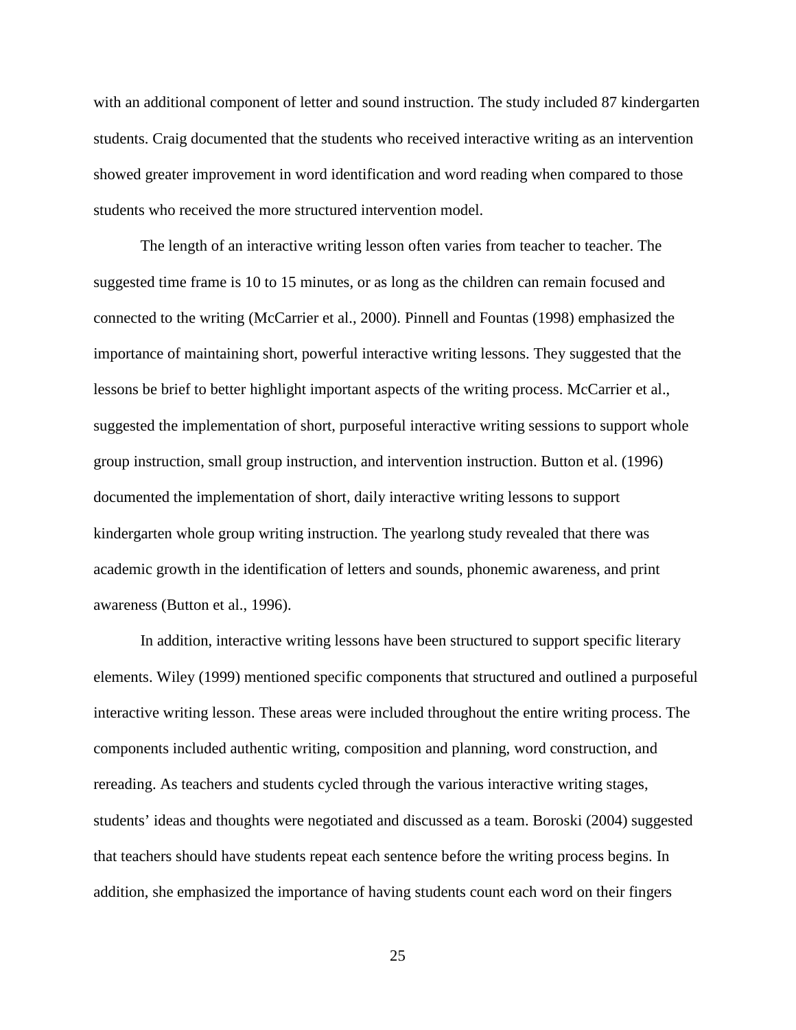with an additional component of letter and sound instruction. The study included 87 kindergarten students. Craig documented that the students who received interactive writing as an intervention showed greater improvement in word identification and word reading when compared to those students who received the more structured intervention model.

The length of an interactive writing lesson often varies from teacher to teacher. The suggested time frame is 10 to 15 minutes, or as long as the children can remain focused and connected to the writing (McCarrier et al., 2000). Pinnell and Fountas (1998) emphasized the importance of maintaining short, powerful interactive writing lessons. They suggested that the lessons be brief to better highlight important aspects of the writing process. McCarrier et al., suggested the implementation of short, purposeful interactive writing sessions to support whole group instruction, small group instruction, and intervention instruction. Button et al. (1996) documented the implementation of short, daily interactive writing lessons to support kindergarten whole group writing instruction. The yearlong study revealed that there was academic growth in the identification of letters and sounds, phonemic awareness, and print awareness (Button et al., 1996).

In addition, interactive writing lessons have been structured to support specific literary elements. Wiley (1999) mentioned specific components that structured and outlined a purposeful interactive writing lesson. These areas were included throughout the entire writing process. The components included authentic writing, composition and planning, word construction, and rereading. As teachers and students cycled through the various interactive writing stages, students' ideas and thoughts were negotiated and discussed as a team. Boroski (2004) suggested that teachers should have students repeat each sentence before the writing process begins. In addition, she emphasized the importance of having students count each word on their fingers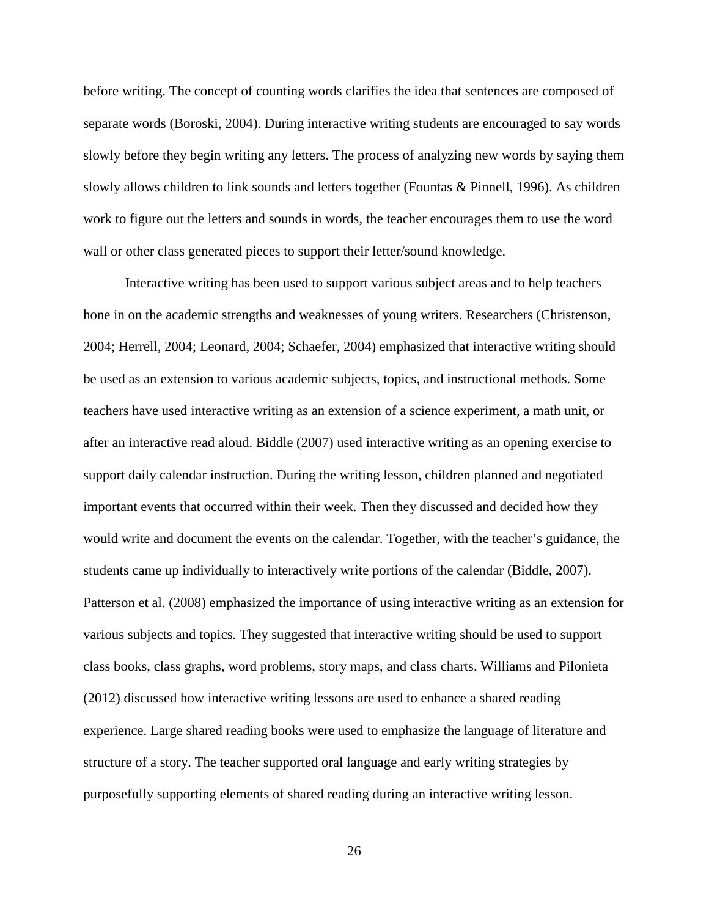before writing. The concept of counting words clarifies the idea that sentences are composed of separate words (Boroski, 2004). During interactive writing students are encouraged to say words slowly before they begin writing any letters. The process of analyzing new words by saying them slowly allows children to link sounds and letters together (Fountas & Pinnell, 1996). As children work to figure out the letters and sounds in words, the teacher encourages them to use the word wall or other class generated pieces to support their letter/sound knowledge.

Interactive writing has been used to support various subject areas and to help teachers hone in on the academic strengths and weaknesses of young writers. Researchers (Christenson, 2004; Herrell, 2004; Leonard, 2004; Schaefer, 2004) emphasized that interactive writing should be used as an extension to various academic subjects, topics, and instructional methods. Some teachers have used interactive writing as an extension of a science experiment, a math unit, or after an interactive read aloud. Biddle (2007) used interactive writing as an opening exercise to support daily calendar instruction. During the writing lesson, children planned and negotiated important events that occurred within their week. Then they discussed and decided how they would write and document the events on the calendar. Together, with the teacher's guidance, the students came up individually to interactively write portions of the calendar (Biddle, 2007). Patterson et al. (2008) emphasized the importance of using interactive writing as an extension for various subjects and topics. They suggested that interactive writing should be used to support class books, class graphs, word problems, story maps, and class charts. Williams and Pilonieta (2012) discussed how interactive writing lessons are used to enhance a shared reading experience. Large shared reading books were used to emphasize the language of literature and structure of a story. The teacher supported oral language and early writing strategies by purposefully supporting elements of shared reading during an interactive writing lesson.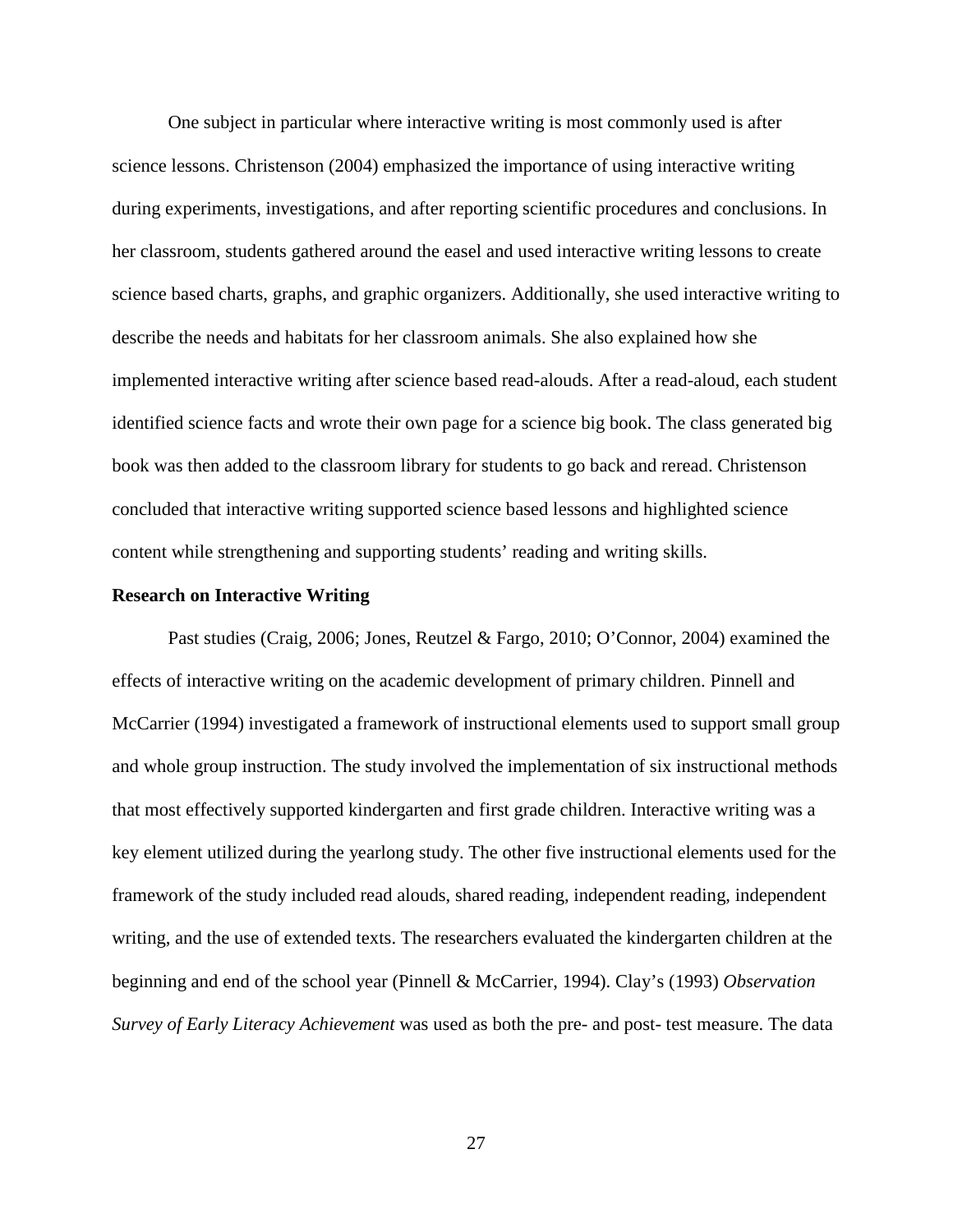One subject in particular where interactive writing is most commonly used is after science lessons. Christenson (2004) emphasized the importance of using interactive writing during experiments, investigations, and after reporting scientific procedures and conclusions. In her classroom, students gathered around the easel and used interactive writing lessons to create science based charts, graphs, and graphic organizers. Additionally, she used interactive writing to describe the needs and habitats for her classroom animals. She also explained how she implemented interactive writing after science based read-alouds. After a read-aloud, each student identified science facts and wrote their own page for a science big book. The class generated big book was then added to the classroom library for students to go back and reread. Christenson concluded that interactive writing supported science based lessons and highlighted science content while strengthening and supporting students' reading and writing skills.

**Research on Interactive Writing**

Past studies (Craig, 2006; Jones, Reutzel & Fargo, 2010; O'Connor, 2004) examined the effects of interactive writing on the academic development of primary children. Pinnell and McCarrier (1994) investigated a framework of instructional elements used to support small group and whole group instruction. The study involved the implementation of six instructional methods that most effectively supported kindergarten and first grade children. Interactive writing was a key element utilized during the yearlong study. The other five instructional elements used for the framework of the study included read alouds, shared reading, independent reading, independent writing, and the use of extended texts. The researchers evaluated the kindergarten children at the beginning and end of the school year (Pinnell & McCarrier, 1994). Clay's (1993) *Observation Survey of Early Literacy Achievement* was used as both the pre- and post- test measure. The data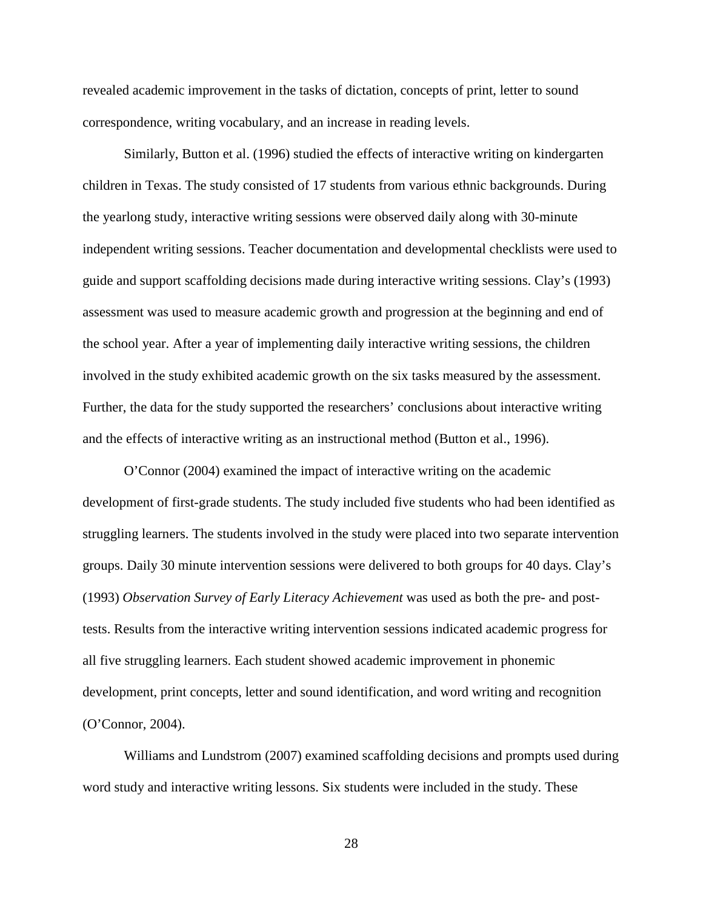revealed academic improvement in the tasks of dictation, concepts of print, letter to sound correspondence, writing vocabulary, and an increase in reading levels.

Similarly, Button et al. (1996) studied the effects of interactive writing on kindergarten children in Texas. The study consisted of 17 students from various ethnic backgrounds. During the yearlong study, interactive writing sessions were observed daily along with 30-minute independent writing sessions. Teacher documentation and developmental checklists were used to guide and support scaffolding decisions made during interactive writing sessions. Clay's (1993) assessment was used to measure academic growth and progression at the beginning and end of the school year. After a year of implementing daily interactive writing sessions, the children involved in the study exhibited academic growth on the six tasks measured by the assessment. Further, the data for the study supported the researchers' conclusions about interactive writing and the effects of interactive writing as an instructional method (Button et al., 1996).

O'Connor (2004) examined the impact of interactive writing on the academic development of first-grade students. The study included five students who had been identified as struggling learners. The students involved in the study were placed into two separate intervention groups. Daily 30 minute intervention sessions were delivered to both groups for 40 days. Clay's (1993) *Observation Survey of Early Literacy Achievement* was used as both the pre- and post-tests. Results from the interactive writing intervention sessions indicated academic progress for all five struggling learners. Each student showed academic improvement in phonemic development, print concepts, letter and sound identification, and word writing and recognition (O'Connor, 2004).

Williams and Lundstrom (2007) examined scaffolding decisions and prompts used during word study and interactive writing lessons. Six students were included in the study. These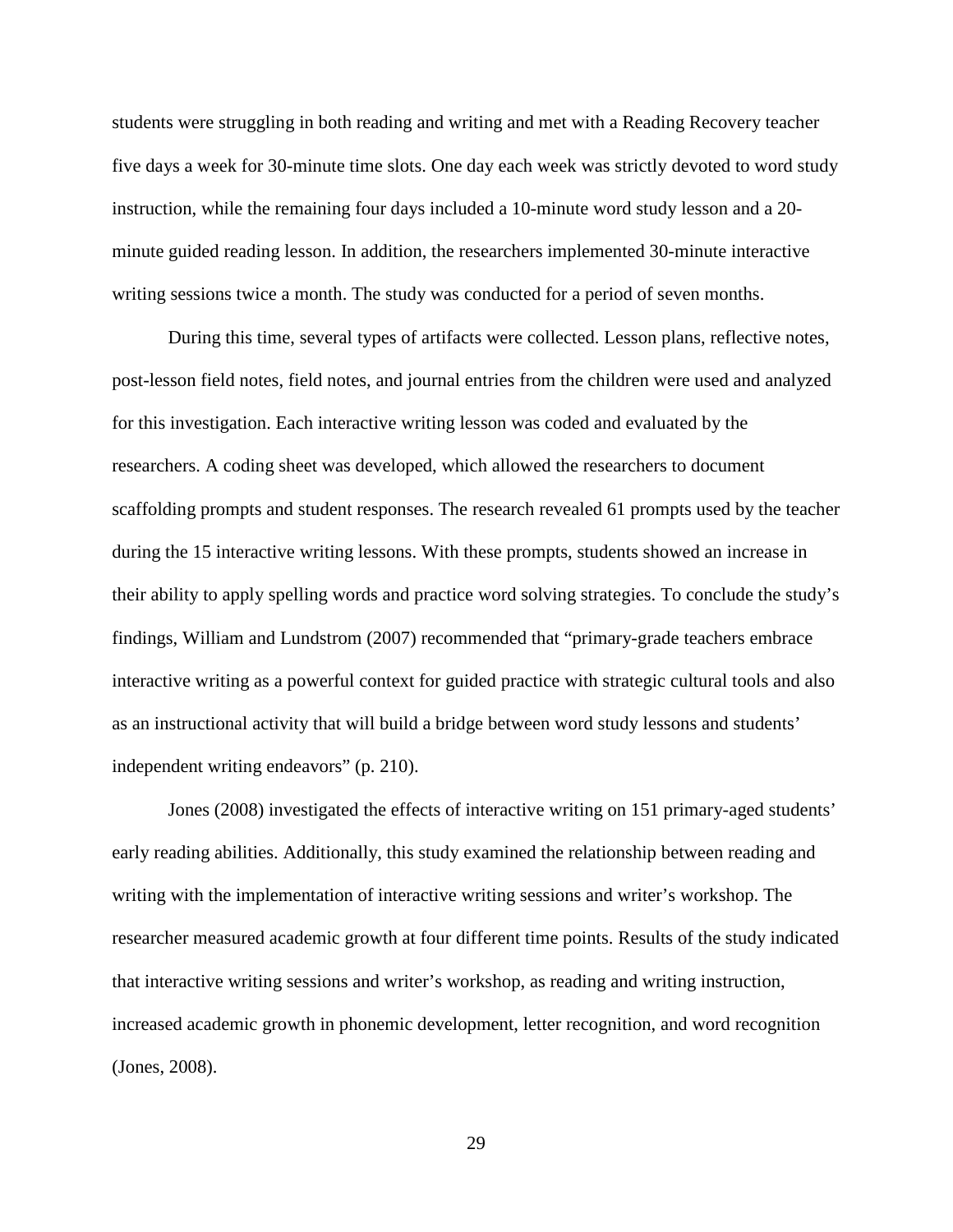students were struggling in both reading and writing and met with a Reading Recovery teacher five days a week for 30-minute time slots. One day each week was strictly devoted to word study instruction, while the remaining four days included a 10-minute word study lesson and a 20-minute guided reading lesson. In addition, the researchers implemented 30-minute interactive writing sessions twice a month. The study was conducted for a period of seven months.

During this time, several types of artifacts were collected. Lesson plans, reflective notes, post-lesson field notes, field notes, and journal entries from the children were used and analyzed for this investigation. Each interactive writing lesson was coded and evaluated by the researchers. A coding sheet was developed, which allowed the researchers to document scaffolding prompts and student responses. The research revealed 61 prompts used by the teacher during the 15 interactive writing lessons. With these prompts, students showed an increase in their ability to apply spelling words and practice word solving strategies. To conclude the study's findings, William and Lundstrom (2007) recommended that "primary-grade teachers embrace interactive writing as a powerful context for guided practice with strategic cultural tools and also as an instructional activity that will build a bridge between word study lessons and students' independent writing endeavors" (p. 210).

Jones (2008) investigated the effects of interactive writing on 151 primary-aged students' early reading abilities. Additionally, this study examined the relationship between reading and writing with the implementation of interactive writing sessions and writer's workshop. The researcher measured academic growth at four different time points. Results of the study indicated that interactive writing sessions and writer's workshop, as reading and writing instruction, increased academic growth in phonemic development, letter recognition, and word recognition (Jones, 2008).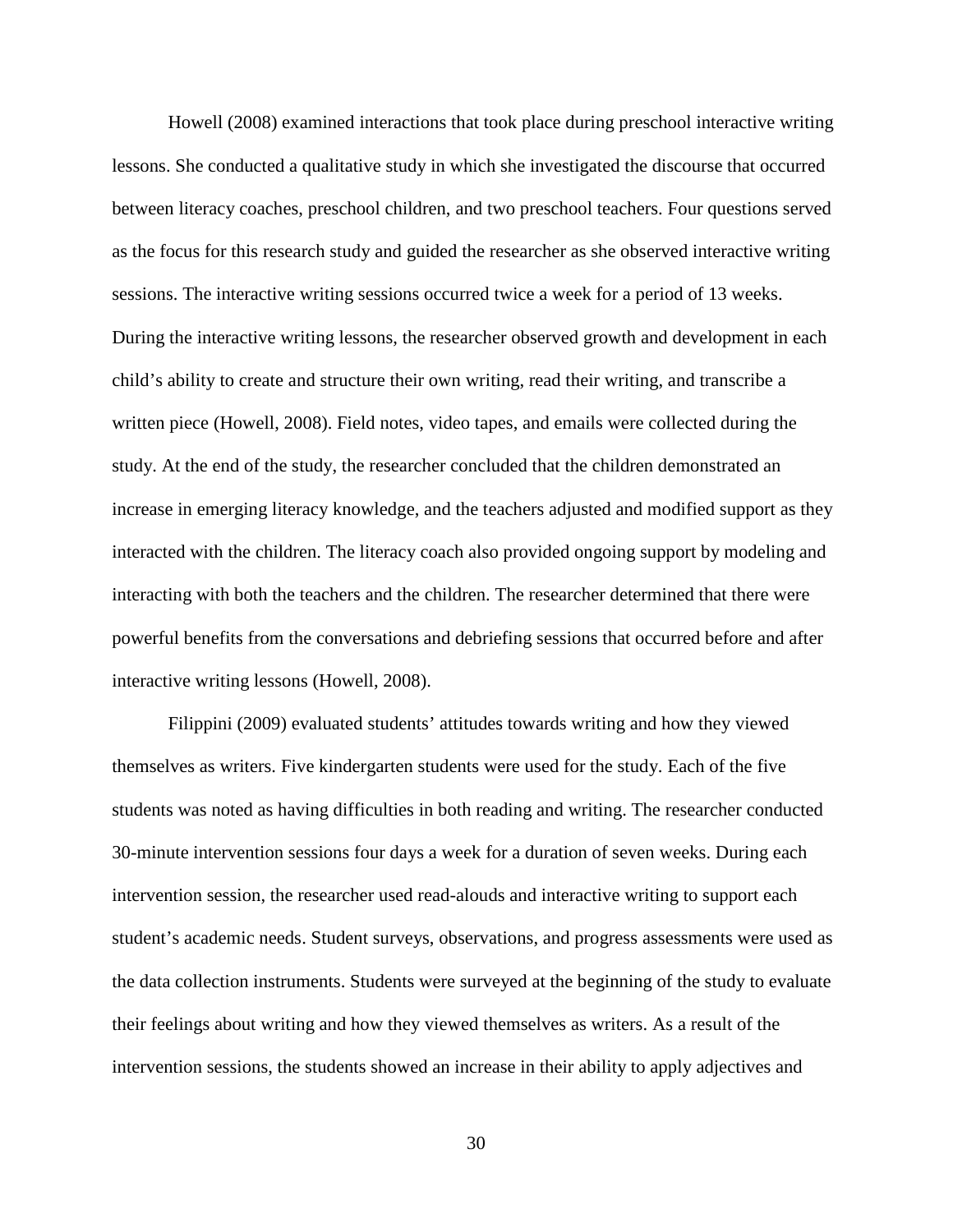Howell (2008) examined interactions that took place during preschool interactive writing lessons. She conducted a qualitative study in which she investigated the discourse that occurred between literacy coaches, preschool children, and two preschool teachers. Four questions served as the focus for this research study and guided the researcher as she observed interactive writing sessions. The interactive writing sessions occurred twice a week for a period of 13 weeks. During the interactive writing lessons, the researcher observed growth and development in each child's ability to create and structure their own writing, read their writing, and transcribe a written piece (Howell, 2008). Field notes, video tapes, and emails were collected during the study. At the end of the study, the researcher concluded that the children demonstrated an increase in emerging literacy knowledge, and the teachers adjusted and modified support as they interacted with the children. The literacy coach also provided ongoing support by modeling and interacting with both the teachers and the children. The researcher determined that there were powerful benefits from the conversations and debriefing sessions that occurred before and after interactive writing lessons (Howell, 2008).

Filippini (2009) evaluated students' attitudes towards writing and how they viewed themselves as writers. Five kindergarten students were used for the study. Each of the five students was noted as having difficulties in both reading and writing. The researcher conducted 30-minute intervention sessions four days a week for a duration of seven weeks. During each intervention session, the researcher used read-alouds and interactive writing to support each student's academic needs. Student surveys, observations, and progress assessments were used as the data collection instruments. Students were surveyed at the beginning of the study to evaluate their feelings about writing and how they viewed themselves as writers. As a result of the intervention sessions, the students showed an increase in their ability to apply adjectives and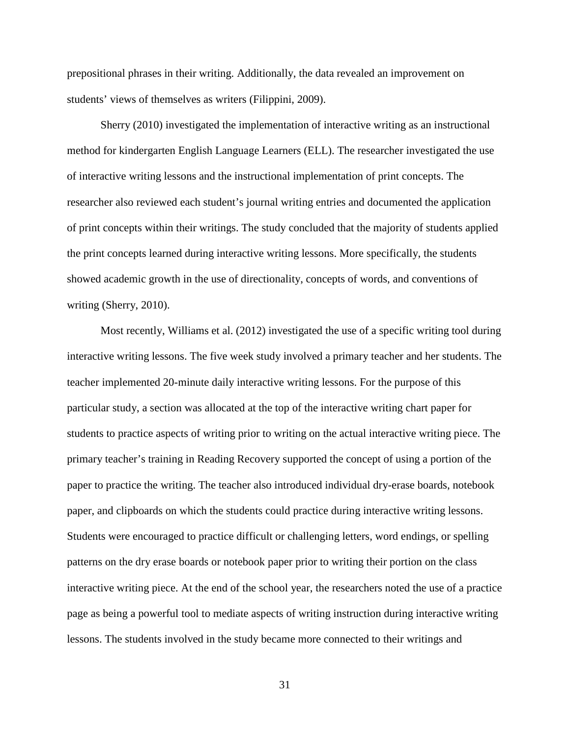prepositional phrases in their writing. Additionally, the data revealed an improvement on students' views of themselves as writers (Filippini, 2009).

Sherry (2010) investigated the implementation of interactive writing as an instructional method for kindergarten English Language Learners (ELL). The researcher investigated the use of interactive writing lessons and the instructional implementation of print concepts. The researcher also reviewed each student's journal writing entries and documented the application of print concepts within their writings. The study concluded that the majority of students applied the print concepts learned during interactive writing lessons. More specifically, the students showed academic growth in the use of directionality, concepts of words, and conventions of writing (Sherry, 2010).

Most recently, Williams et al. (2012) investigated the use of a specific writing tool during interactive writing lessons. The five week study involved a primary teacher and her students. The teacher implemented 20-minute daily interactive writing lessons. For the purpose of this particular study, a section was allocated at the top of the interactive writing chart paper for students to practice aspects of writing prior to writing on the actual interactive writing piece. The primary teacher's training in Reading Recovery supported the concept of using a portion of the paper to practice the writing. The teacher also introduced individual dry-erase boards, notebook paper, and clipboards on which the students could practice during interactive writing lessons. Students were encouraged to practice difficult or challenging letters, word endings, or spelling patterns on the dry erase boards or notebook paper prior to writing their portion on the class interactive writing piece. At the end of the school year, the researchers noted the use of a practice page as being a powerful tool to mediate aspects of writing instruction during interactive writing lessons. The students involved in the study became more connected to their writings and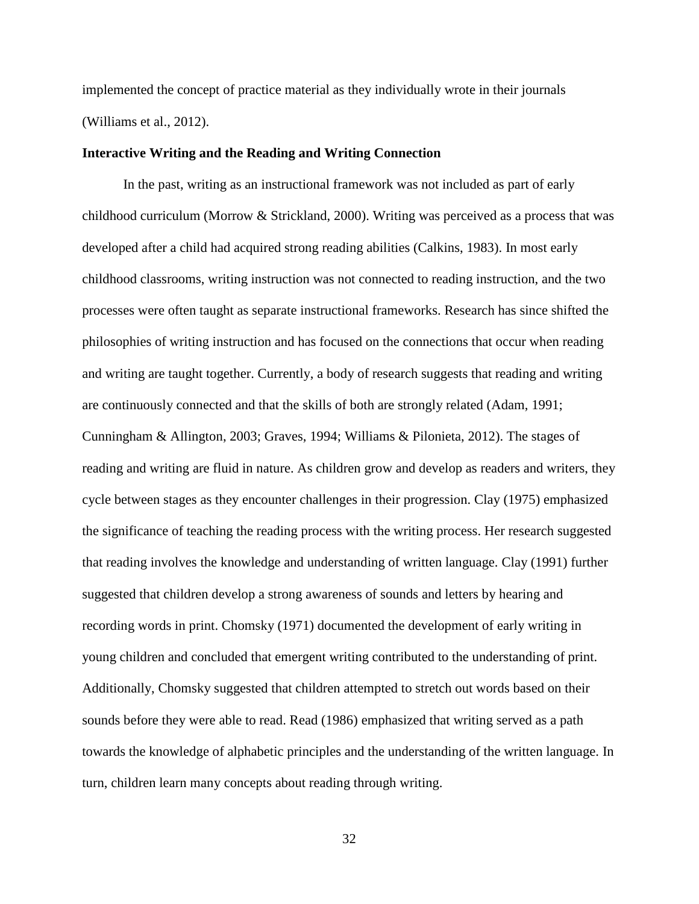implemented the concept of practice material as they individually wrote in their journals (Williams et al., 2012).

### Interactive Writing and the Reading and Writing Connection

In the past, writing as an instructional framework was not included as part of early childhood curriculum (Morrow & Strickland, 2000). Writing was perceived as a process that was developed after a child had acquired strong reading abilities (Calkins, 1983). In most early childhood classrooms, writing instruction was not connected to reading instruction, and the two processes were often taught as separate instructional frameworks. Research has since shifted the philosophies of writing instruction and has focused on the connections that occur when reading and writing are taught together. Currently, a body of research suggests that reading and writing are continuously connected and that the skills of both are strongly related (Adam, 1991; Cunningham & Allington, 2003; Graves, 1994; Williams & Pilonieta, 2012). The stages of reading and writing are fluid in nature. As children grow and develop as readers and writers, they cycle between stages as they encounter challenges in their progression. Clay (1975) emphasized the significance of teaching the reading process with the writing process. Her research suggested that reading involves the knowledge and understanding of written language. Clay (1991) further suggested that children develop a strong awareness of sounds and letters by hearing and recording words in print. Chomsky (1971) documented the development of early writing in young children and concluded that emergent writing contributed to the understanding of print. Additionally, Chomsky suggested that children attempted to stretch out words based on their sounds before they were able to read. Read (1986) emphasized that writing served as a path towards the knowledge of alphabetic principles and the understanding of the written language. In turn, children learn many concepts about reading through writing.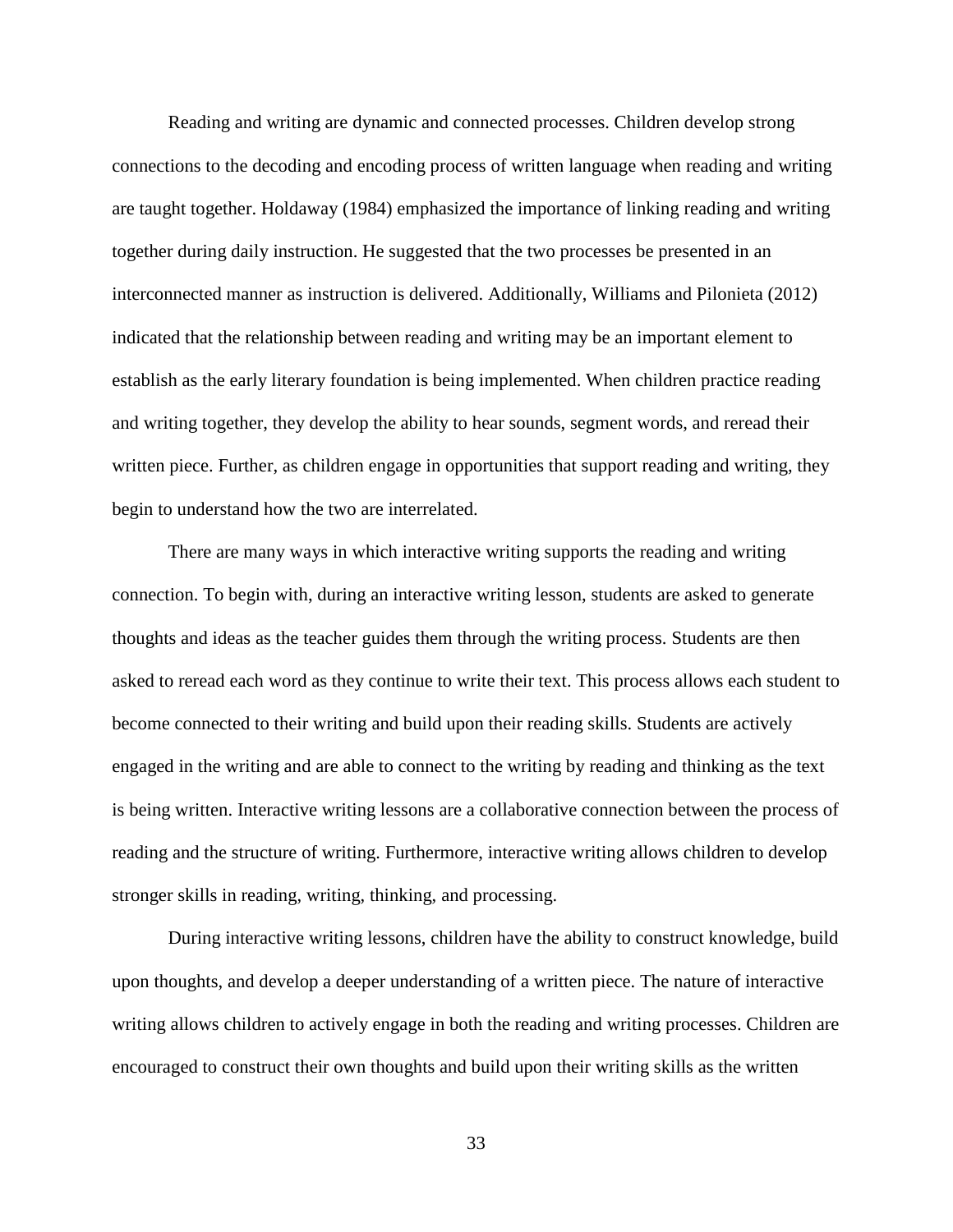Reading and writing are dynamic and connected processes. Children develop strong connections to the decoding and encoding process of written language when reading and writing are taught together. Holdaway (1984) emphasized the importance of linking reading and writing together during daily instruction. He suggested that the two processes be presented in an interconnected manner as instruction is delivered. Additionally, Williams and Pilonieta (2012) indicated that the relationship between reading and writing may be an important element to establish as the early literary foundation is being implemented. When children practice reading and writing together, they develop the ability to hear sounds, segment words, and reread their written piece. Further, as children engage in opportunities that support reading and writing, they begin to understand how the two are interrelated.

There are many ways in which interactive writing supports the reading and writing connection. To begin with, during an interactive writing lesson, students are asked to generate thoughts and ideas as the teacher guides them through the writing process. Students are then asked to reread each word as they continue to write their text. This process allows each student to become connected to their writing and build upon their reading skills. Students are actively engaged in the writing and are able to connect to the writing by reading and thinking as the text is being written. Interactive writing lessons are a collaborative connection between the process of reading and the structure of writing. Furthermore, interactive writing allows children to develop stronger skills in reading, writing, thinking, and processing.

During interactive writing lessons, children have the ability to construct knowledge, build upon thoughts, and develop a deeper understanding of a written piece. The nature of interactive writing allows children to actively engage in both the reading and writing processes. Children are encouraged to construct their own thoughts and build upon their writing skills as the written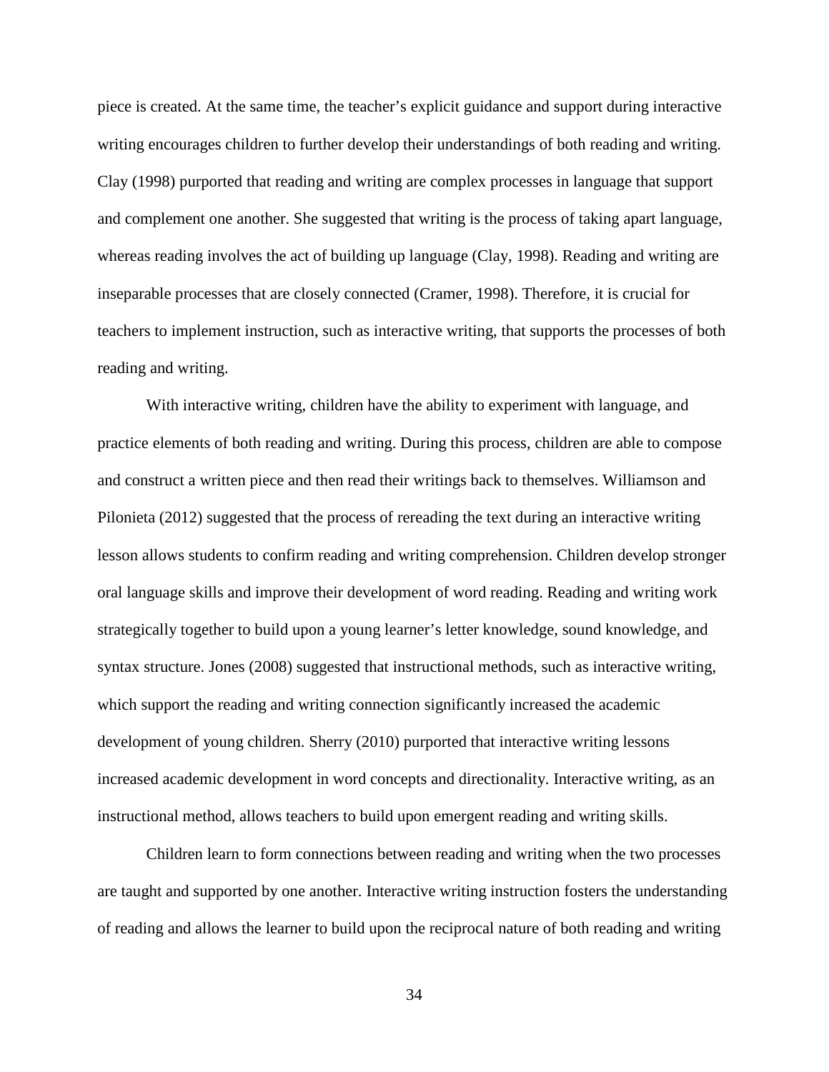piece is created. At the same time, the teacher's explicit guidance and support during interactive writing encourages children to further develop their understandings of both reading and writing. Clay (1998) purported that reading and writing are complex processes in language that support and complement one another. She suggested that writing is the process of taking apart language, whereas reading involves the act of building up language (Clay, 1998). Reading and writing are inseparable processes that are closely connected (Cramer, 1998). Therefore, it is crucial for teachers to implement instruction, such as interactive writing, that supports the processes of both reading and writing.

With interactive writing, children have the ability to experiment with language, and practice elements of both reading and writing. During this process, children are able to compose and construct a written piece and then read their writings back to themselves. Williamson and Pilonieta (2012) suggested that the process of rereading the text during an interactive writing lesson allows students to confirm reading and writing comprehension. Children develop stronger oral language skills and improve their development of word reading. Reading and writing work strategically together to build upon a young learner's letter knowledge, sound knowledge, and syntax structure. Jones (2008) suggested that instructional methods, such as interactive writing, which support the reading and writing connection significantly increased the academic development of young children. Sherry (2010) purported that interactive writing lessons increased academic development in word concepts and directionality. Interactive writing, as an instructional method, allows teachers to build upon emergent reading and writing skills.

Children learn to form connections between reading and writing when the two processes are taught and supported by one another. Interactive writing instruction fosters the understanding of reading and allows the learner to build upon the reciprocal nature of both reading and writing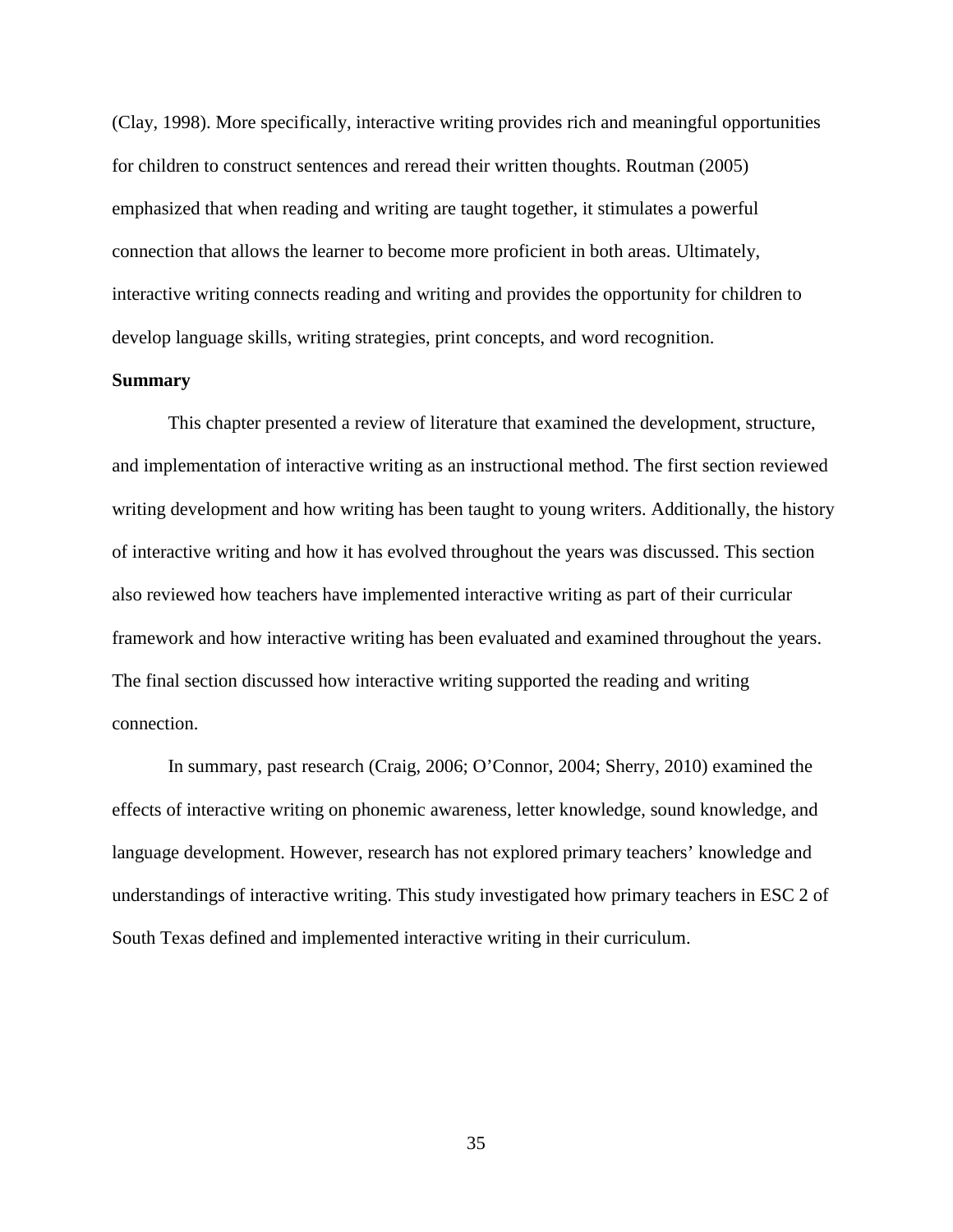(Clay, 1998). More specifically, interactive writing provides rich and meaningful opportunities for children to construct sentences and reread their written thoughts. Routman (2005) emphasized that when reading and writing are taught together, it stimulates a powerful connection that allows the learner to become more proficient in both areas. Ultimately, interactive writing connects reading and writing and provides the opportunity for children to develop language skills, writing strategies, print concepts, and word recognition.

**Summary**

This chapter presented a review of literature that examined the development, structure, and implementation of interactive writing as an instructional method. The first section reviewed writing development and how writing has been taught to young writers. Additionally, the history of interactive writing and how it has evolved throughout the years was discussed. This section also reviewed how teachers have implemented interactive writing as part of their curricular framework and how interactive writing has been evaluated and examined throughout the years. The final section discussed how interactive writing supported the reading and writing connection.

In summary, past research (Craig, 2006; O'Connor, 2004; Sherry, 2010) examined the effects of interactive writing on phonemic awareness, letter knowledge, sound knowledge, and language development. However, research has not explored primary teachers' knowledge and understandings of interactive writing. This study investigated how primary teachers in ESC 2 of South Texas defined and implemented interactive writing in their curriculum.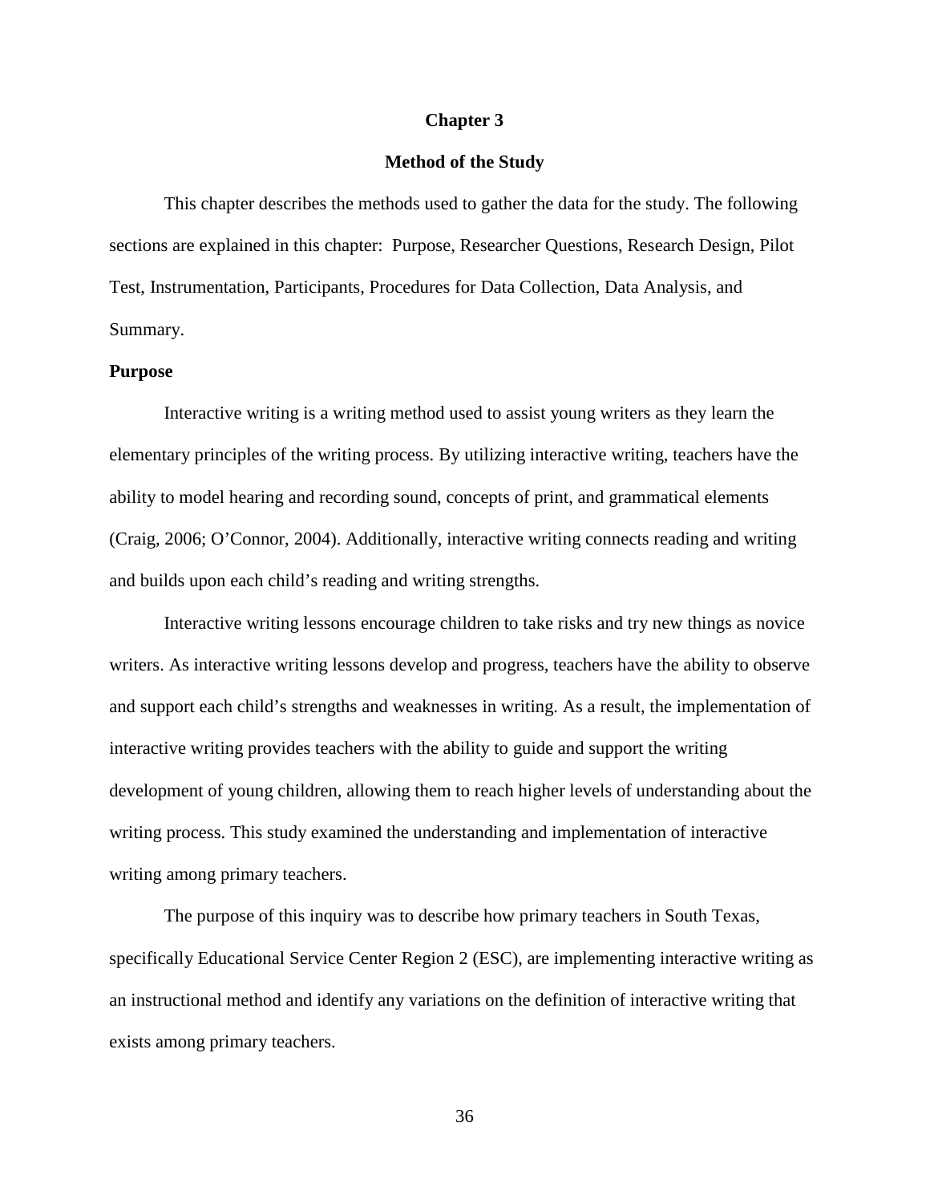# Chapter 3

## Method of the Study

This chapter describes the methods used to gather the data for the study. The following sections are explained in this chapter: Purpose, Researcher Questions, Research Design, Pilot Test, Instrumentation, Participants, Procedures for Data Collection, Data Analysis, and Summary.

### Purpose

Interactive writing is a writing method used to assist young writers as they learn the elementary principles of the writing process. By utilizing interactive writing, teachers have the ability to model hearing and recording sound, concepts of print, and grammatical elements (Craig, 2006; O'Connor, 2004). Additionally, interactive writing connects reading and writing and builds upon each child's reading and writing strengths.

Interactive writing lessons encourage children to take risks and try new things as novice writers. As interactive writing lessons develop and progress, teachers have the ability to observe and support each child's strengths and weaknesses in writing. As a result, the implementation of interactive writing provides teachers with the ability to guide and support the writing development of young children, allowing them to reach higher levels of understanding about the writing process. This study examined the understanding and implementation of interactive writing among primary teachers.

The purpose of this inquiry was to describe how primary teachers in South Texas, specifically Educational Service Center Region 2 (ESC), are implementing interactive writing as an instructional method and identify any variations on the definition of interactive writing that exists among primary teachers.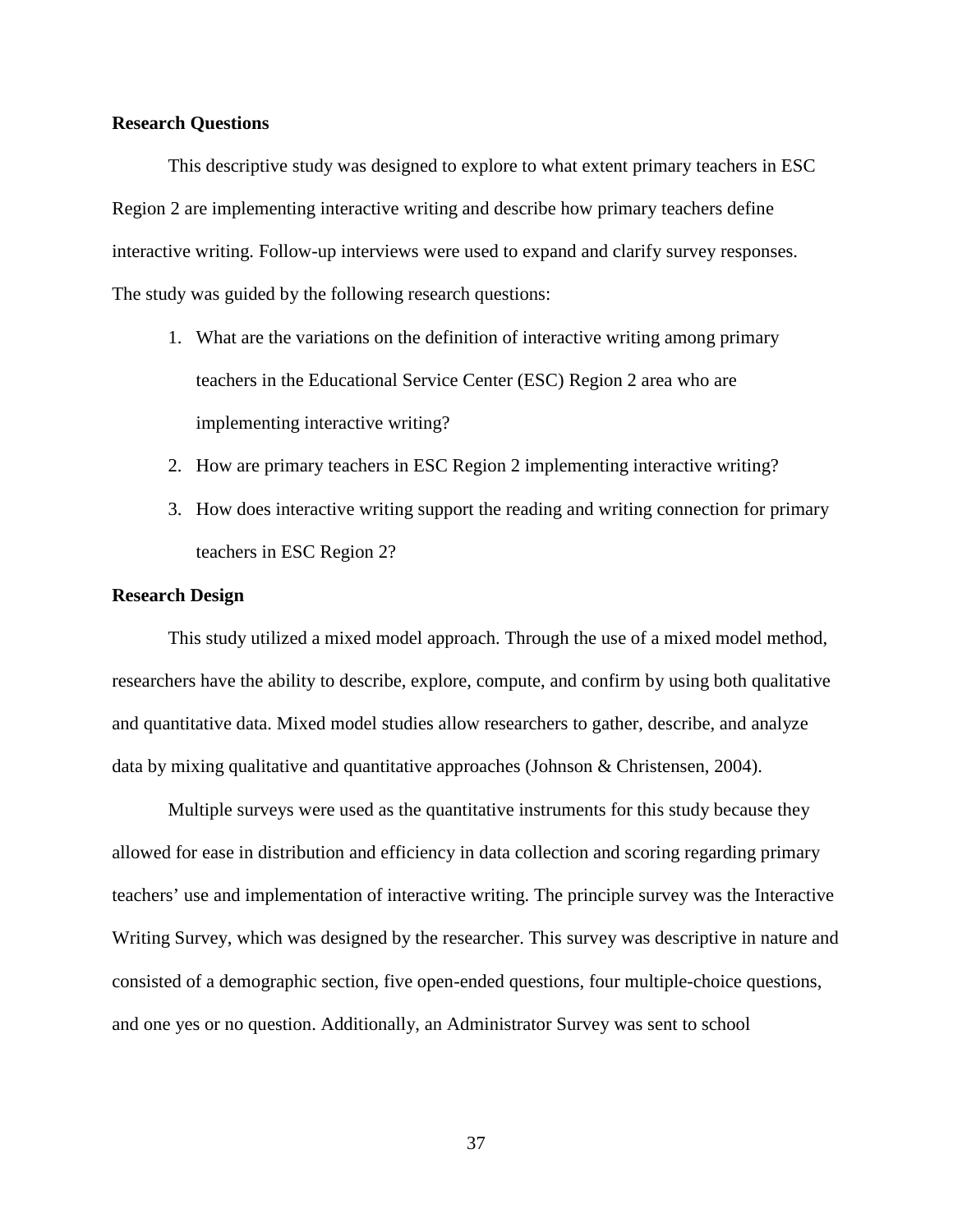**Research Questions**

This descriptive study was designed to explore to what extent primary teachers in ESC Region 2 are implementing interactive writing and describe how primary teachers define interactive writing. Follow-up interviews were used to expand and clarify survey responses. The study was guided by the following research questions:

1. What are the variations on the definition of interactive writing among primary teachers in the Educational Service Center (ESC) Region 2 area who are implementing interactive writing?
2. How are primary teachers in ESC Region 2 implementing interactive writing?
3. How does interactive writing support the reading and writing connection for primary teachers in ESC Region 2?

**Research Design**

This study utilized a mixed model approach. Through the use of a mixed model method, researchers have the ability to describe, explore, compute, and confirm by using both qualitative and quantitative data. Mixed model studies allow researchers to gather, describe, and analyze data by mixing qualitative and quantitative approaches (Johnson & Christensen, 2004).

Multiple surveys were used as the quantitative instruments for this study because they allowed for ease in distribution and efficiency in data collection and scoring regarding primary teachers' use and implementation of interactive writing. The principle survey was the Interactive Writing Survey, which was designed by the researcher. This survey was descriptive in nature and consisted of a demographic section, five open-ended questions, four multiple-choice questions, and one yes or no question. Additionally, an Administrator Survey was sent to school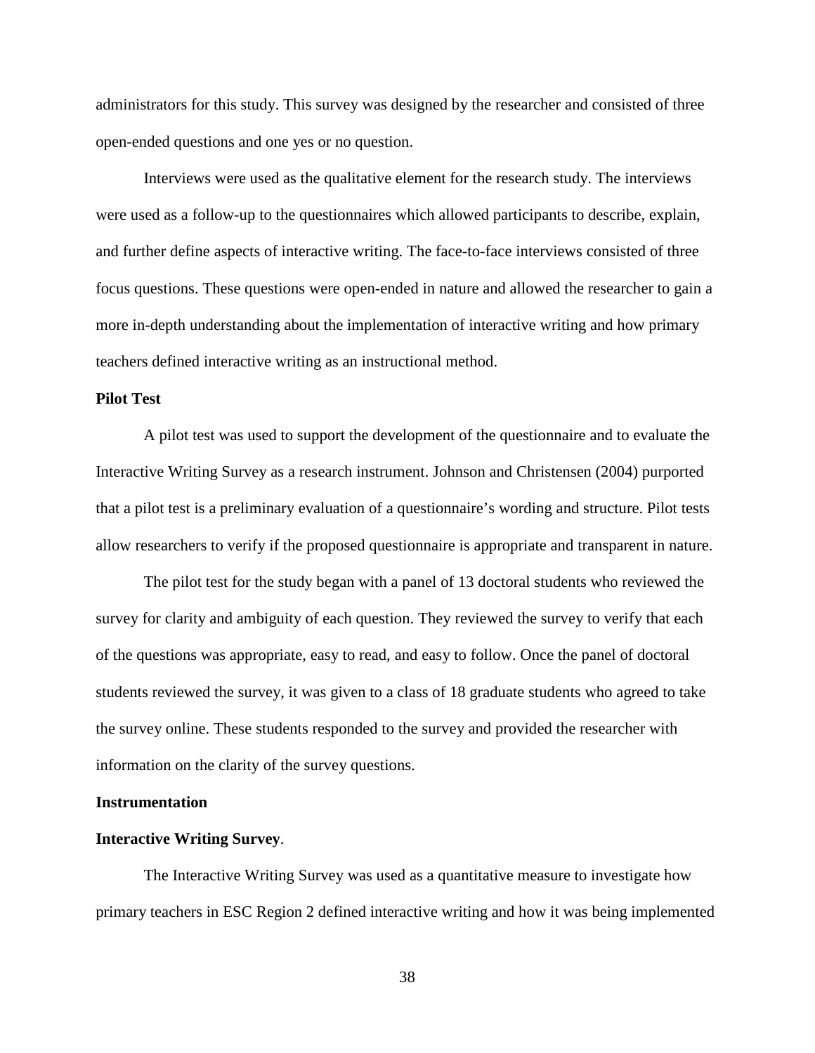administrators for this study. This survey was designed by the researcher and consisted of three open-ended questions and one yes or no question.

Interviews were used as the qualitative element for the research study. The interviews were used as a follow-up to the questionnaires which allowed participants to describe, explain, and further define aspects of interactive writing. The face-to-face interviews consisted of three focus questions. These questions were open-ended in nature and allowed the researcher to gain a more in-depth understanding about the implementation of interactive writing and how primary teachers defined interactive writing as an instructional method.

## Pilot Test

A pilot test was used to support the development of the questionnaire and to evaluate the Interactive Writing Survey as a research instrument. Johnson and Christensen (2004) purported that a pilot test is a preliminary evaluation of a questionnaire's wording and structure. Pilot tests allow researchers to verify if the proposed questionnaire is appropriate and transparent in nature.

The pilot test for the study began with a panel of 13 doctoral students who reviewed the survey for clarity and ambiguity of each question. They reviewed the survey to verify that each of the questions was appropriate, easy to read, and easy to follow. Once the panel of doctoral students reviewed the survey, it was given to a class of 18 graduate students who agreed to take the survey online. These students responded to the survey and provided the researcher with information on the clarity of the survey questions.

## Instrumentation

### Interactive Writing Survey.

The Interactive Writing Survey was used as a quantitative measure to investigate how primary teachers in ESC Region 2 defined interactive writing and how it was being implemented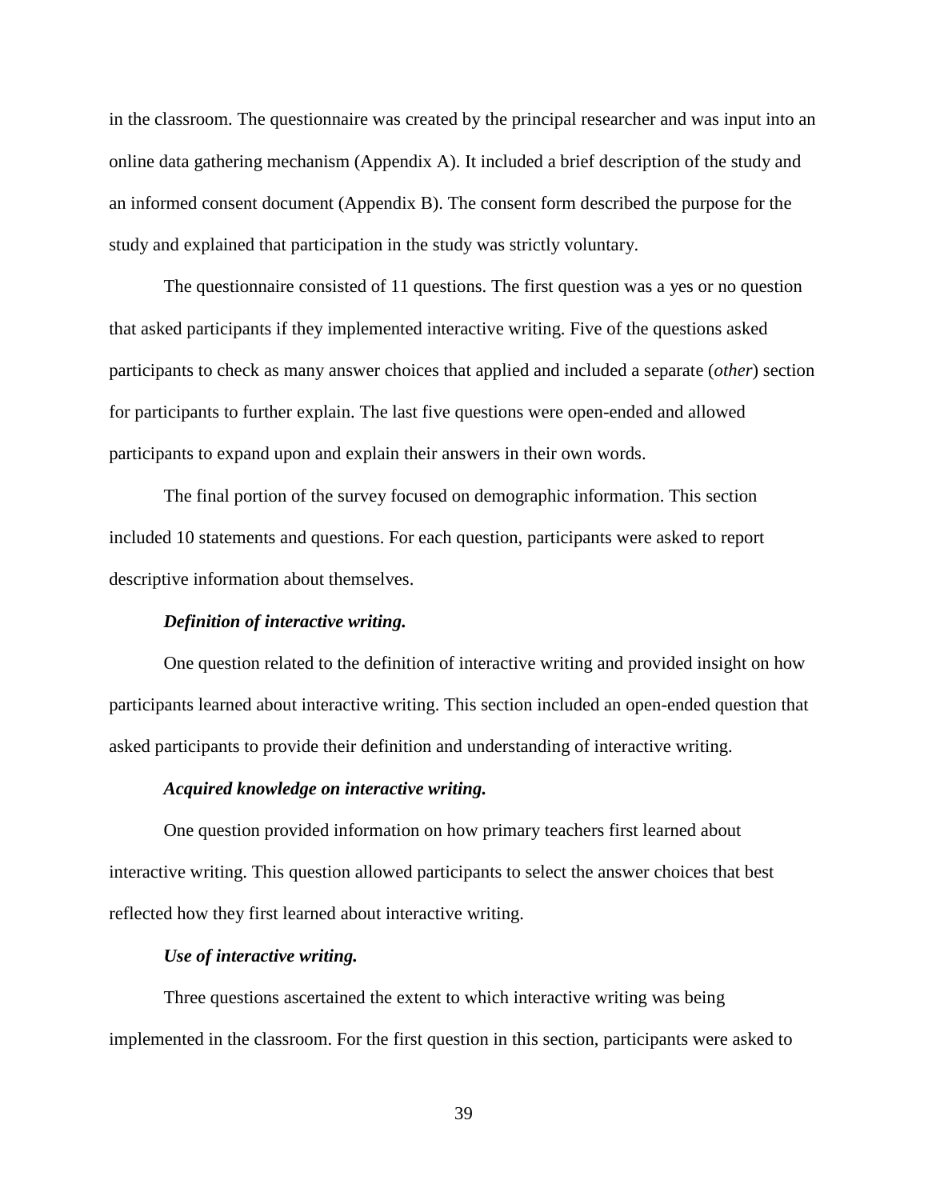in the classroom. The questionnaire was created by the principal researcher and was input into an online data gathering mechanism (Appendix A). It included a brief description of the study and an informed consent document (Appendix B). The consent form described the purpose for the study and explained that participation in the study was strictly voluntary.

The questionnaire consisted of 11 questions. The first question was a yes or no question that asked participants if they implemented interactive writing. Five of the questions asked participants to check as many answer choices that applied and included a separate (*other*) section for participants to further explain. The last five questions were open-ended and allowed participants to expand upon and explain their answers in their own words.

The final portion of the survey focused on demographic information. This section included 10 statements and questions. For each question, participants were asked to report descriptive information about themselves.

#### ***Definition of interactive writing.***

One question related to the definition of interactive writing and provided insight on how participants learned about interactive writing. This section included an open-ended question that asked participants to provide their definition and understanding of interactive writing.

#### ***Acquired knowledge on interactive writing.***

One question provided information on how primary teachers first learned about interactive writing. This question allowed participants to select the answer choices that best reflected how they first learned about interactive writing.

#### ***Use of interactive writing.***

Three questions ascertained the extent to which interactive writing was being implemented in the classroom. For the first question in this section, participants were asked to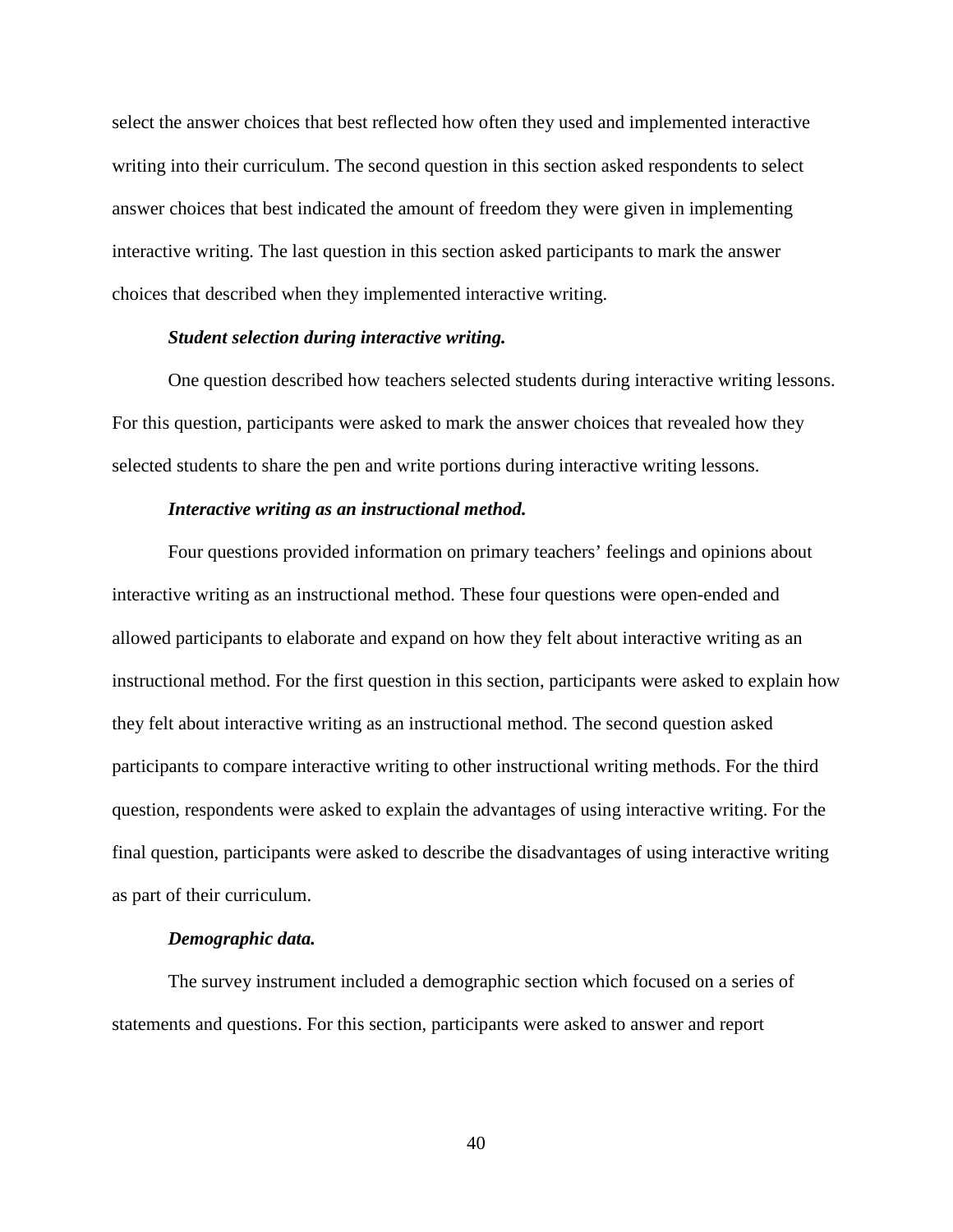select the answer choices that best reflected how often they used and implemented interactive writing into their curriculum. The second question in this section asked respondents to select answer choices that best indicated the amount of freedom they were given in implementing interactive writing. The last question in this section asked participants to mark the answer choices that described when they implemented interactive writing.

#### ***Student selection during interactive writing.***

One question described how teachers selected students during interactive writing lessons. For this question, participants were asked to mark the answer choices that revealed how they selected students to share the pen and write portions during interactive writing lessons.

#### ***Interactive writing as an instructional method.***

Four questions provided information on primary teachers' feelings and opinions about interactive writing as an instructional method. These four questions were open-ended and allowed participants to elaborate and expand on how they felt about interactive writing as an instructional method. For the first question in this section, participants were asked to explain how they felt about interactive writing as an instructional method. The second question asked participants to compare interactive writing to other instructional writing methods. For the third question, respondents were asked to explain the advantages of using interactive writing. For the final question, participants were asked to describe the disadvantages of using interactive writing as part of their curriculum.

#### ***Demographic data.***

The survey instrument included a demographic section which focused on a series of statements and questions. For this section, participants were asked to answer and report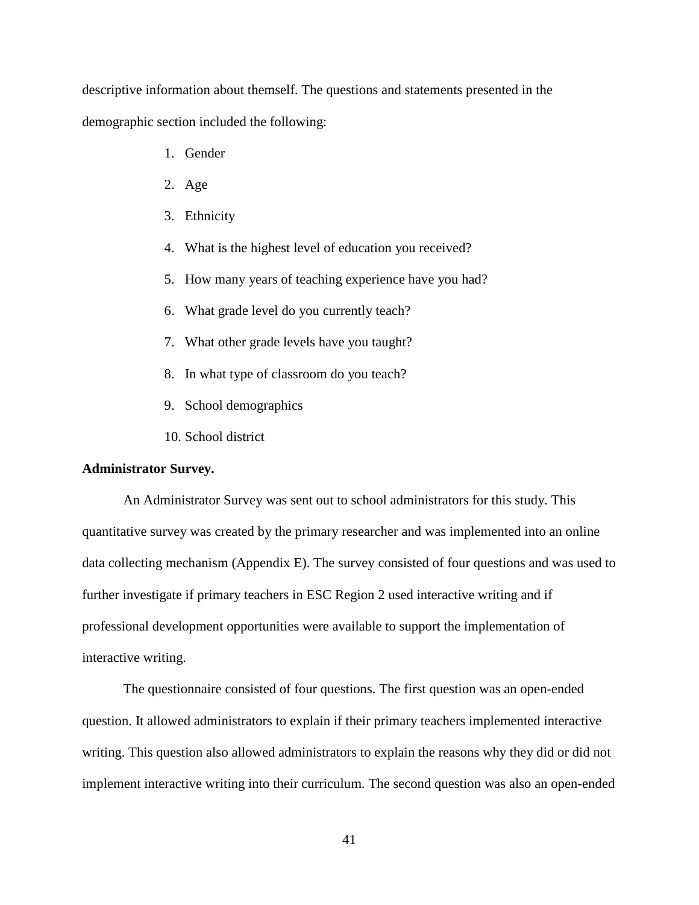descriptive information about themself. The questions and statements presented in the demographic section included the following:

1. Gender
2. Age
3. Ethnicity
4. What is the highest level of education you received?
5. How many years of teaching experience have you had?
6. What grade level do you currently teach?
7. What other grade levels have you taught?
8. In what type of classroom do you teach?
9. School demographics
10. School district

**Administrator Survey.**

An Administrator Survey was sent out to school administrators for this study. This quantitative survey was created by the primary researcher and was implemented into an online data collecting mechanism (Appendix E). The survey consisted of four questions and was used to further investigate if primary teachers in ESC Region 2 used interactive writing and if professional development opportunities were available to support the implementation of interactive writing.

The questionnaire consisted of four questions. The first question was an open-ended question. It allowed administrators to explain if their primary teachers implemented interactive writing. This question also allowed administrators to explain the reasons why they did or did not implement interactive writing into their curriculum. The second question was also an open-ended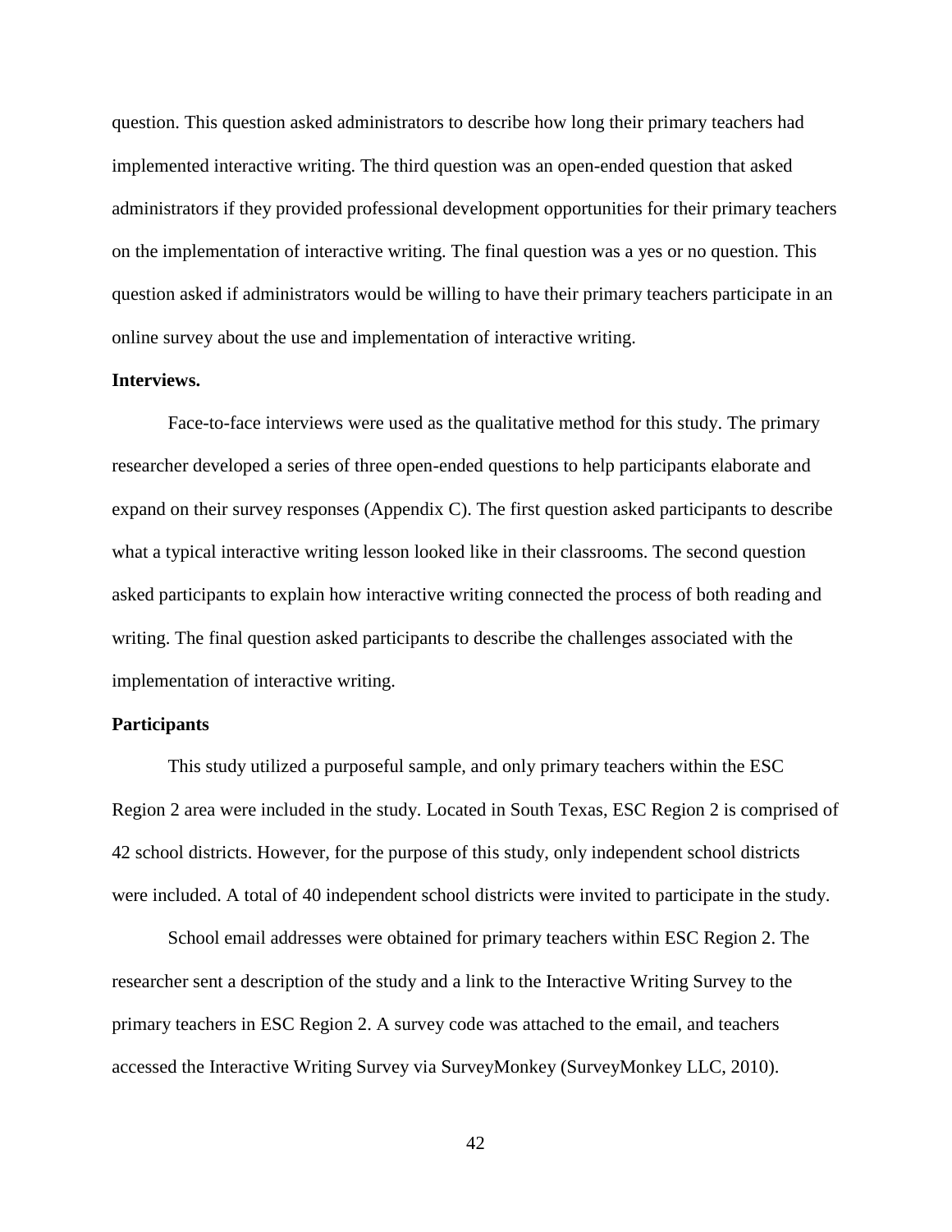question. This question asked administrators to describe how long their primary teachers had implemented interactive writing. The third question was an open-ended question that asked administrators if they provided professional development opportunities for their primary teachers on the implementation of interactive writing. The final question was a yes or no question. This question asked if administrators would be willing to have their primary teachers participate in an online survey about the use and implementation of interactive writing.

**Interviews.**

Face-to-face interviews were used as the qualitative method for this study. The primary researcher developed a series of three open-ended questions to help participants elaborate and expand on their survey responses (Appendix C). The first question asked participants to describe what a typical interactive writing lesson looked like in their classrooms. The second question asked participants to explain how interactive writing connected the process of both reading and writing. The final question asked participants to describe the challenges associated with the implementation of interactive writing.

## Participants

This study utilized a purposeful sample, and only primary teachers within the ESC Region 2 area were included in the study. Located in South Texas, ESC Region 2 is comprised of 42 school districts. However, for the purpose of this study, only independent school districts were included. A total of 40 independent school districts were invited to participate in the study.

School email addresses were obtained for primary teachers within ESC Region 2. The researcher sent a description of the study and a link to the Interactive Writing Survey to the primary teachers in ESC Region 2. A survey code was attached to the email, and teachers accessed the Interactive Writing Survey via SurveyMonkey (SurveyMonkey LLC, 2010).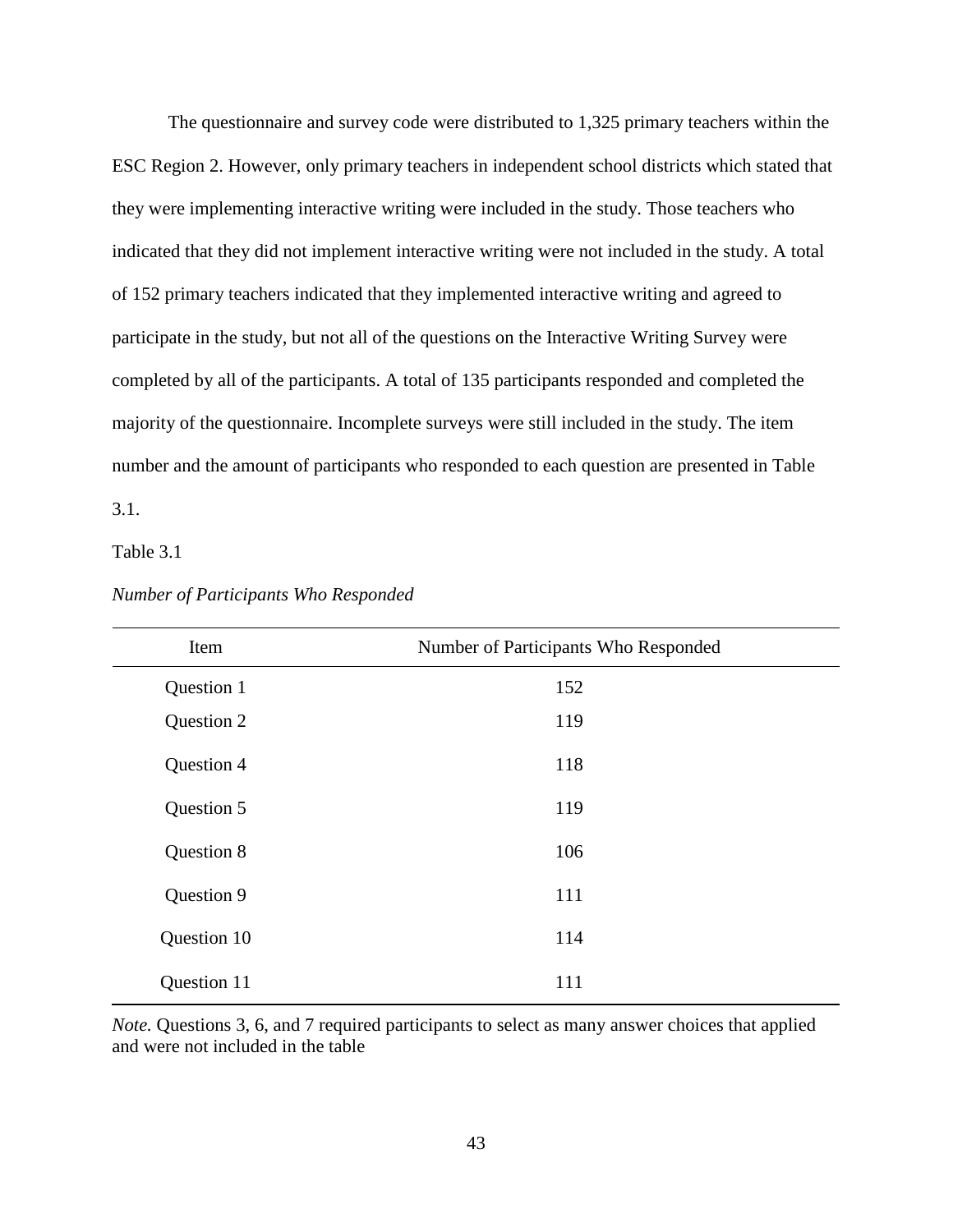The questionnaire and survey code were distributed to 1,325 primary teachers within the ESC Region 2. However, only primary teachers in independent school districts which stated that they were implementing interactive writing were included in the study. Those teachers who indicated that they did not implement interactive writing were not included in the study. A total of 152 primary teachers indicated that they implemented interactive writing and agreed to participate in the study, but not all of the questions on the Interactive Writing Survey were completed by all of the participants. A total of 135 participants responded and completed the majority of the questionnaire. Incomplete surveys were still included in the study. The item number and the amount of participants who responded to each question are presented in Table 3.1.

Table 3.1

*Number of Participants Who Responded*

| Item | Number of Participants Who Responded |
|---|---|
| Question 1 | 152 |
| Question 2 | 119 |
| Question 4 | 118 |
| Question 5 | 119 |
| Question 8 | 106 |
| Question 9 | 111 |
| Question 10 | 114 |
| Question 11 | 111 |

*Note.* Questions 3, 6, and 7 required participants to select as many answer choices that applied and were not included in the table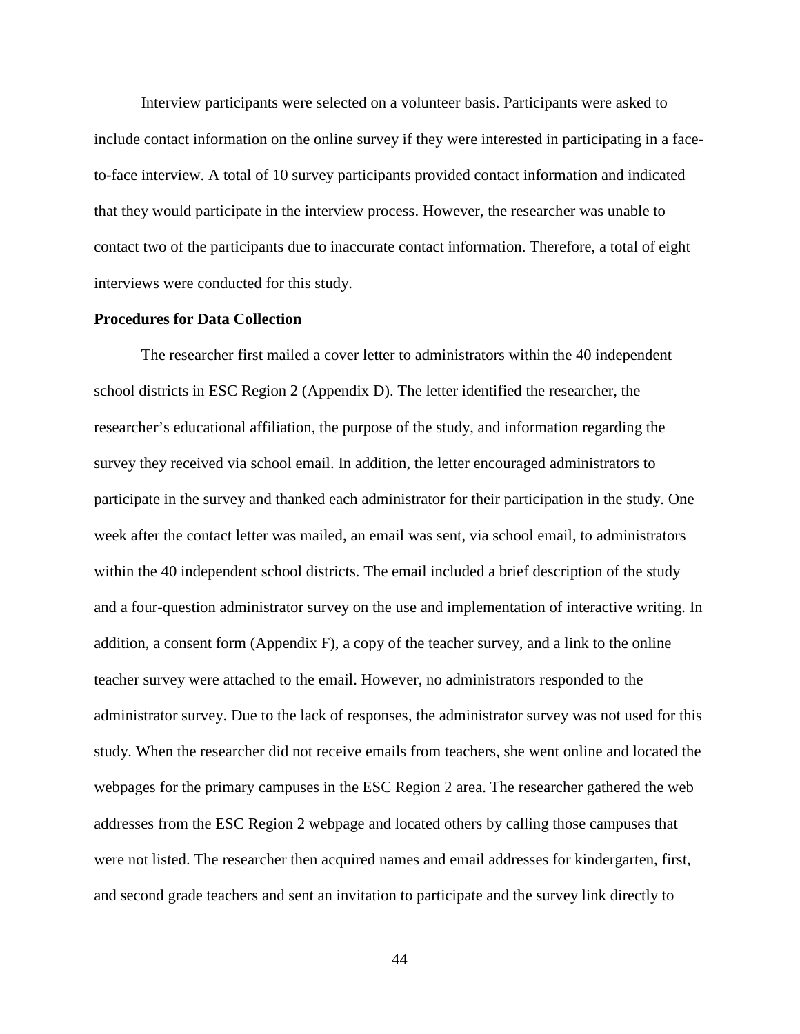Interview participants were selected on a volunteer basis. Participants were asked to include contact information on the online survey if they were interested in participating in a face-to-face interview. A total of 10 survey participants provided contact information and indicated that they would participate in the interview process. However, the researcher was unable to contact two of the participants due to inaccurate contact information. Therefore, a total of eight interviews were conducted for this study.

**Procedures for Data Collection**

The researcher first mailed a cover letter to administrators within the 40 independent school districts in ESC Region 2 (Appendix D). The letter identified the researcher, the researcher's educational affiliation, the purpose of the study, and information regarding the survey they received via school email. In addition, the letter encouraged administrators to participate in the survey and thanked each administrator for their participation in the study. One week after the contact letter was mailed, an email was sent, via school email, to administrators within the 40 independent school districts. The email included a brief description of the study and a four-question administrator survey on the use and implementation of interactive writing. In addition, a consent form (Appendix F), a copy of the teacher survey, and a link to the online teacher survey were attached to the email. However, no administrators responded to the administrator survey. Due to the lack of responses, the administrator survey was not used for this study. When the researcher did not receive emails from teachers, she went online and located the webpages for the primary campuses in the ESC Region 2 area. The researcher gathered the web addresses from the ESC Region 2 webpage and located others by calling those campuses that were not listed. The researcher then acquired names and email addresses for kindergarten, first, and second grade teachers and sent an invitation to participate and the survey link directly to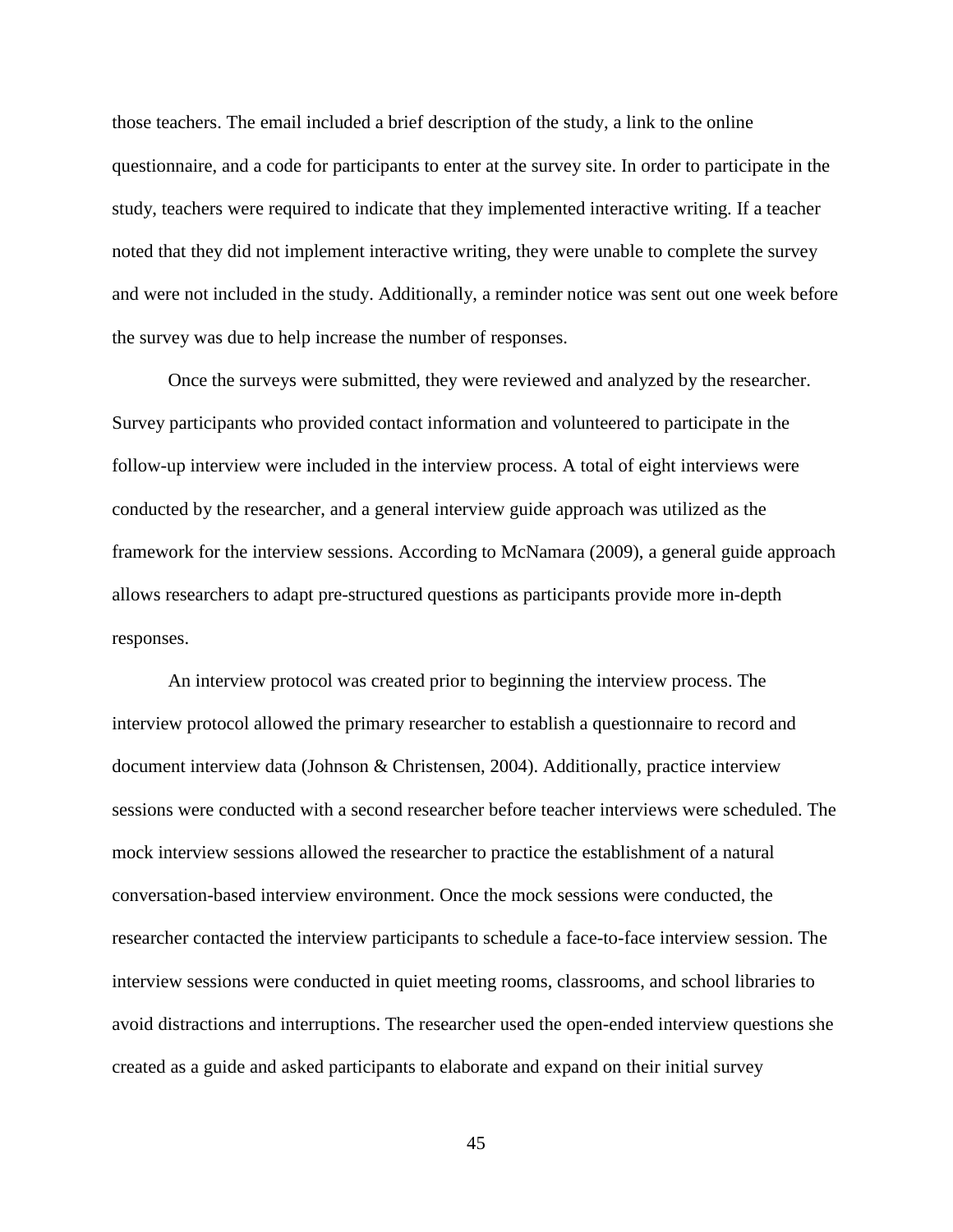those teachers. The email included a brief description of the study, a link to the online questionnaire, and a code for participants to enter at the survey site. In order to participate in the study, teachers were required to indicate that they implemented interactive writing. If a teacher noted that they did not implement interactive writing, they were unable to complete the survey and were not included in the study. Additionally, a reminder notice was sent out one week before the survey was due to help increase the number of responses.

Once the surveys were submitted, they were reviewed and analyzed by the researcher. Survey participants who provided contact information and volunteered to participate in the follow-up interview were included in the interview process. A total of eight interviews were conducted by the researcher, and a general interview guide approach was utilized as the framework for the interview sessions. According to McNamara (2009), a general guide approach allows researchers to adapt pre-structured questions as participants provide more in-depth responses.

An interview protocol was created prior to beginning the interview process. The interview protocol allowed the primary researcher to establish a questionnaire to record and document interview data (Johnson & Christensen, 2004). Additionally, practice interview sessions were conducted with a second researcher before teacher interviews were scheduled. The mock interview sessions allowed the researcher to practice the establishment of a natural conversation-based interview environment. Once the mock sessions were conducted, the researcher contacted the interview participants to schedule a face-to-face interview session. The interview sessions were conducted in quiet meeting rooms, classrooms, and school libraries to avoid distractions and interruptions. The researcher used the open-ended interview questions she created as a guide and asked participants to elaborate and expand on their initial survey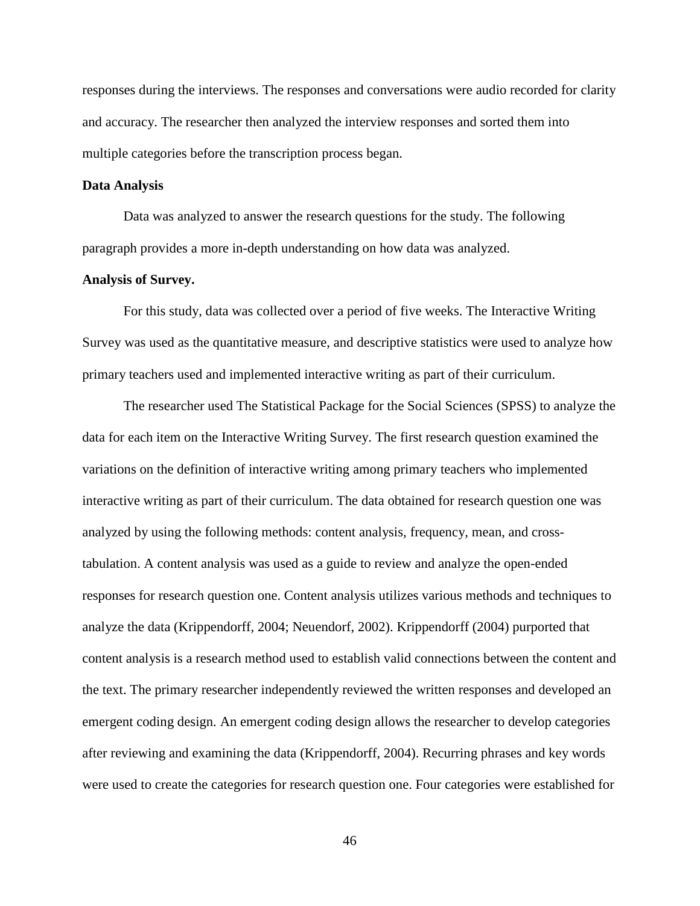responses during the interviews. The responses and conversations were audio recorded for clarity and accuracy. The researcher then analyzed the interview responses and sorted them into multiple categories before the transcription process began.

## Data Analysis

Data was analyzed to answer the research questions for the study. The following paragraph provides a more in-depth understanding on how data was analyzed.

### Analysis of Survey.

For this study, data was collected over a period of five weeks. The Interactive Writing Survey was used as the quantitative measure, and descriptive statistics were used to analyze how primary teachers used and implemented interactive writing as part of their curriculum.

The researcher used The Statistical Package for the Social Sciences (SPSS) to analyze the data for each item on the Interactive Writing Survey. The first research question examined the variations on the definition of interactive writing among primary teachers who implemented interactive writing as part of their curriculum. The data obtained for research question one was analyzed by using the following methods: content analysis, frequency, mean, and cross-tabulation. A content analysis was used as a guide to review and analyze the open-ended responses for research question one. Content analysis utilizes various methods and techniques to analyze the data (Krippendorff, 2004; Neuendorf, 2002). Krippendorff (2004) purported that content analysis is a research method used to establish valid connections between the content and the text. The primary researcher independently reviewed the written responses and developed an emergent coding design. An emergent coding design allows the researcher to develop categories after reviewing and examining the data (Krippendorff, 2004). Recurring phrases and key words were used to create the categories for research question one. Four categories were established for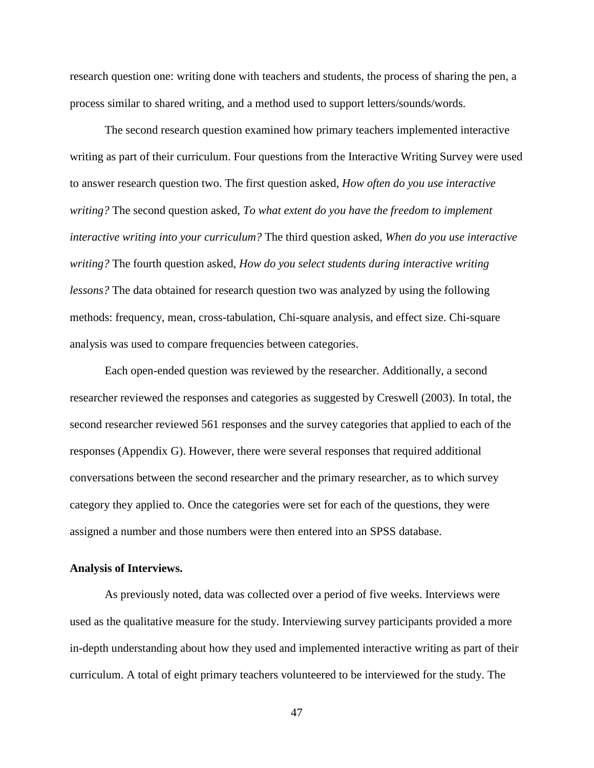research question one: writing done with teachers and students, the process of sharing the pen, a process similar to shared writing, and a method used to support letters/sounds/words.

The second research question examined how primary teachers implemented interactive writing as part of their curriculum. Four questions from the Interactive Writing Survey were used to answer research question two. The first question asked, *How often do you use interactive writing?* The second question asked, *To what extent do you have the freedom to implement interactive writing into your curriculum?* The third question asked, *When do you use interactive writing?* The fourth question asked, *How do you select students during interactive writing lessons?* The data obtained for research question two was analyzed by using the following methods: frequency, mean, cross-tabulation, Chi-square analysis, and effect size. Chi-square analysis was used to compare frequencies between categories.

Each open-ended question was reviewed by the researcher. Additionally, a second researcher reviewed the responses and categories as suggested by Creswell (2003). In total, the second researcher reviewed 561 responses and the survey categories that applied to each of the responses (Appendix G). However, there were several responses that required additional conversations between the second researcher and the primary researcher, as to which survey category they applied to. Once the categories were set for each of the questions, they were assigned a number and those numbers were then entered into an SPSS database.

**Analysis of Interviews.**

As previously noted, data was collected over a period of five weeks. Interviews were used as the qualitative measure for the study. Interviewing survey participants provided a more in-depth understanding about how they used and implemented interactive writing as part of their curriculum. A total of eight primary teachers volunteered to be interviewed for the study. The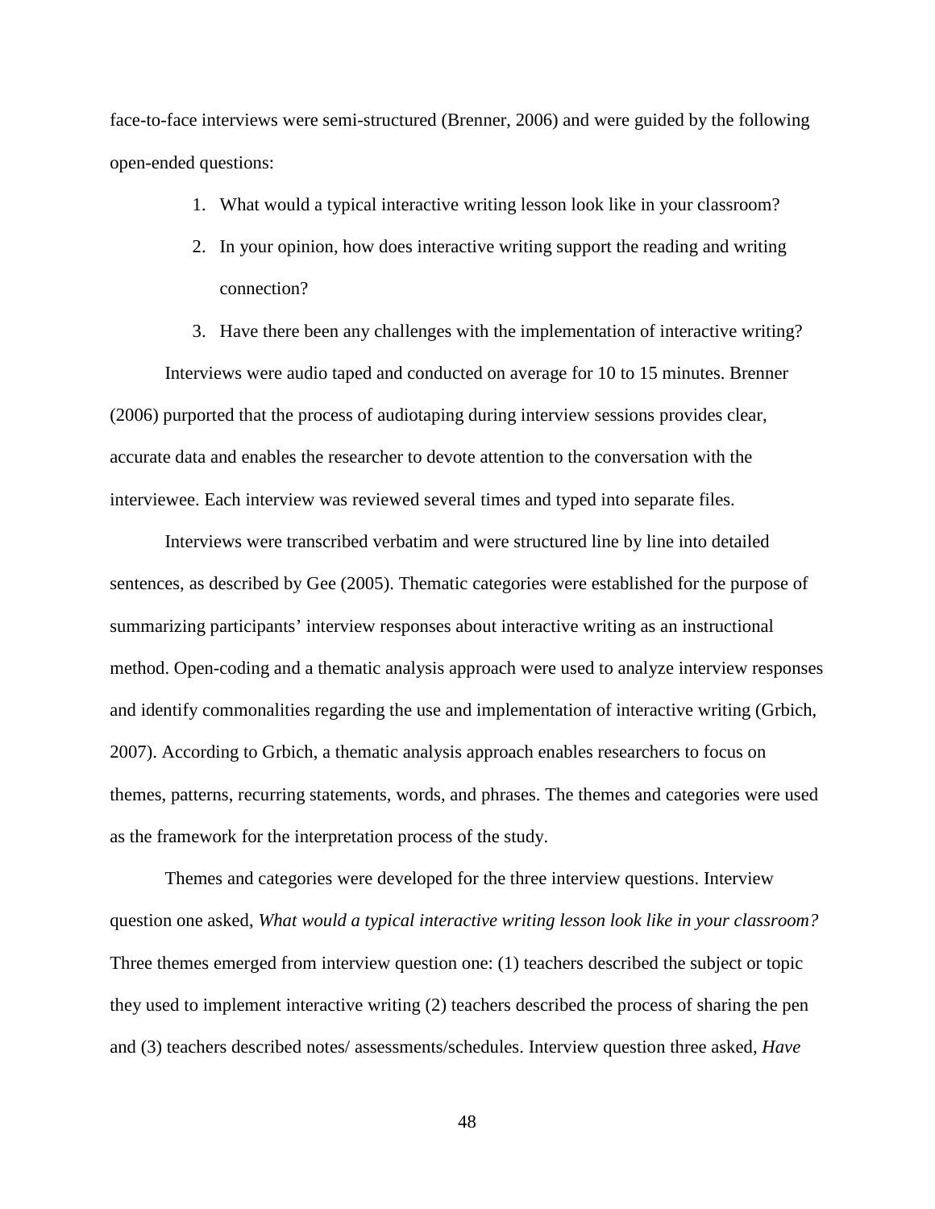face-to-face interviews were semi-structured (Brenner, 2006) and were guided by the following open-ended questions:

1. What would a typical interactive writing lesson look like in your classroom?
2. In your opinion, how does interactive writing support the reading and writing connection?
3. Have there been any challenges with the implementation of interactive writing?

Interviews were audio taped and conducted on average for 10 to 15 minutes. Brenner (2006) purported that the process of audiotaping during interview sessions provides clear, accurate data and enables the researcher to devote attention to the conversation with the interviewee. Each interview was reviewed several times and typed into separate files.

Interviews were transcribed verbatim and were structured line by line into detailed sentences, as described by Gee (2005). Thematic categories were established for the purpose of summarizing participants' interview responses about interactive writing as an instructional method. Open-coding and a thematic analysis approach were used to analyze interview responses and identify commonalities regarding the use and implementation of interactive writing (Grbich, 2007). According to Grbich, a thematic analysis approach enables researchers to focus on themes, patterns, recurring statements, words, and phrases. The themes and categories were used as the framework for the interpretation process of the study.

Themes and categories were developed for the three interview questions. Interview question one asked, *What would a typical interactive writing lesson look like in your classroom?* Three themes emerged from interview question one: (1) teachers described the subject or topic they used to implement interactive writing (2) teachers described the process of sharing the pen and (3) teachers described notes/ assessments/schedules. Interview question three asked, *Have*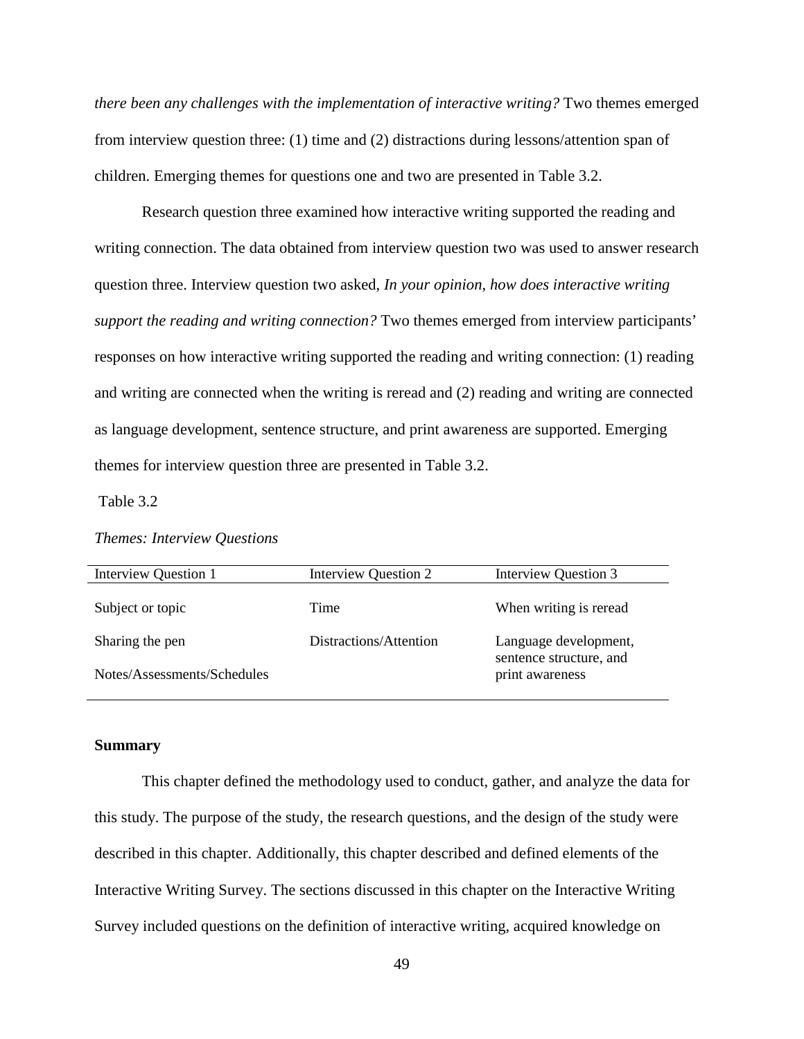*there been any challenges with the implementation of interactive writing?* Two themes emerged from interview question three: (1) time and (2) distractions during lessons/attention span of children. Emerging themes for questions one and two are presented in Table 3.2.

Research question three examined how interactive writing supported the reading and writing connection. The data obtained from interview question two was used to answer research question three. Interview question two asked, *In your opinion, how does interactive writing support the reading and writing connection?* Two themes emerged from interview participants' responses on how interactive writing supported the reading and writing connection: (1) reading and writing are connected when the writing is reread and (2) reading and writing are connected as language development, sentence structure, and print awareness are supported. Emerging themes for interview question three are presented in Table 3.2.

Table 3.2

*Themes: Interview Questions*

| Interview Question 1 | Interview Question 2 | Interview Question 3 |
|---|---|---|
| Subject or topic | Time | When writing is reread |
| Sharing the pen | Distractions/Attention | Language development, sentence structure, and print awareness |
| Notes/Assessments/Schedules | | |

**Summary**

This chapter defined the methodology used to conduct, gather, and analyze the data for this study. The purpose of the study, the research questions, and the design of the study were described in this chapter. Additionally, this chapter described and defined elements of the Interactive Writing Survey. The sections discussed in this chapter on the Interactive Writing Survey included questions on the definition of interactive writing, acquired knowledge on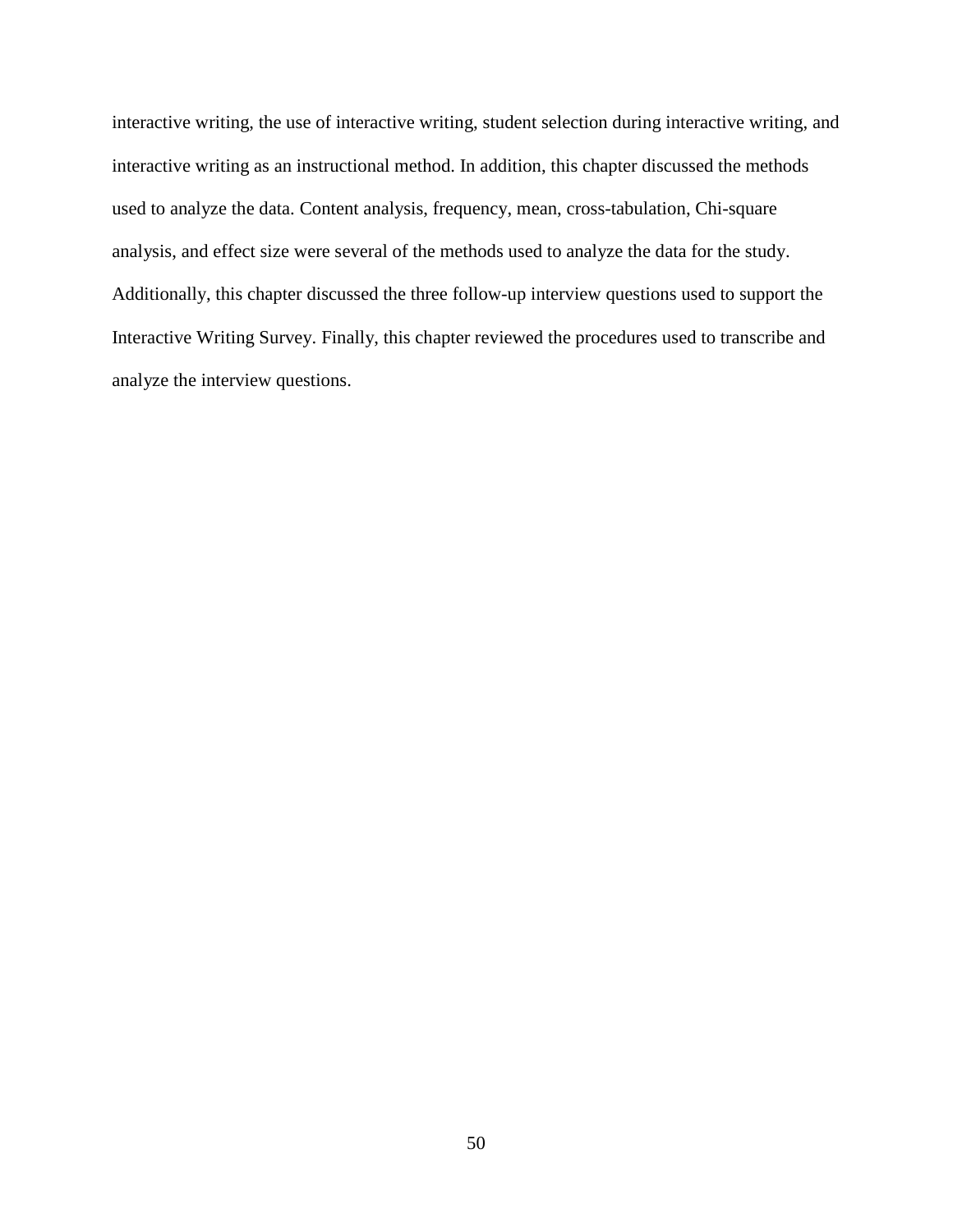interactive writing, the use of interactive writing, student selection during interactive writing, and interactive writing as an instructional method. In addition, this chapter discussed the methods used to analyze the data. Content analysis, frequency, mean, cross-tabulation, Chi-square analysis, and effect size were several of the methods used to analyze the data for the study. Additionally, this chapter discussed the three follow-up interview questions used to support the Interactive Writing Survey. Finally, this chapter reviewed the procedures used to transcribe and analyze the interview questions.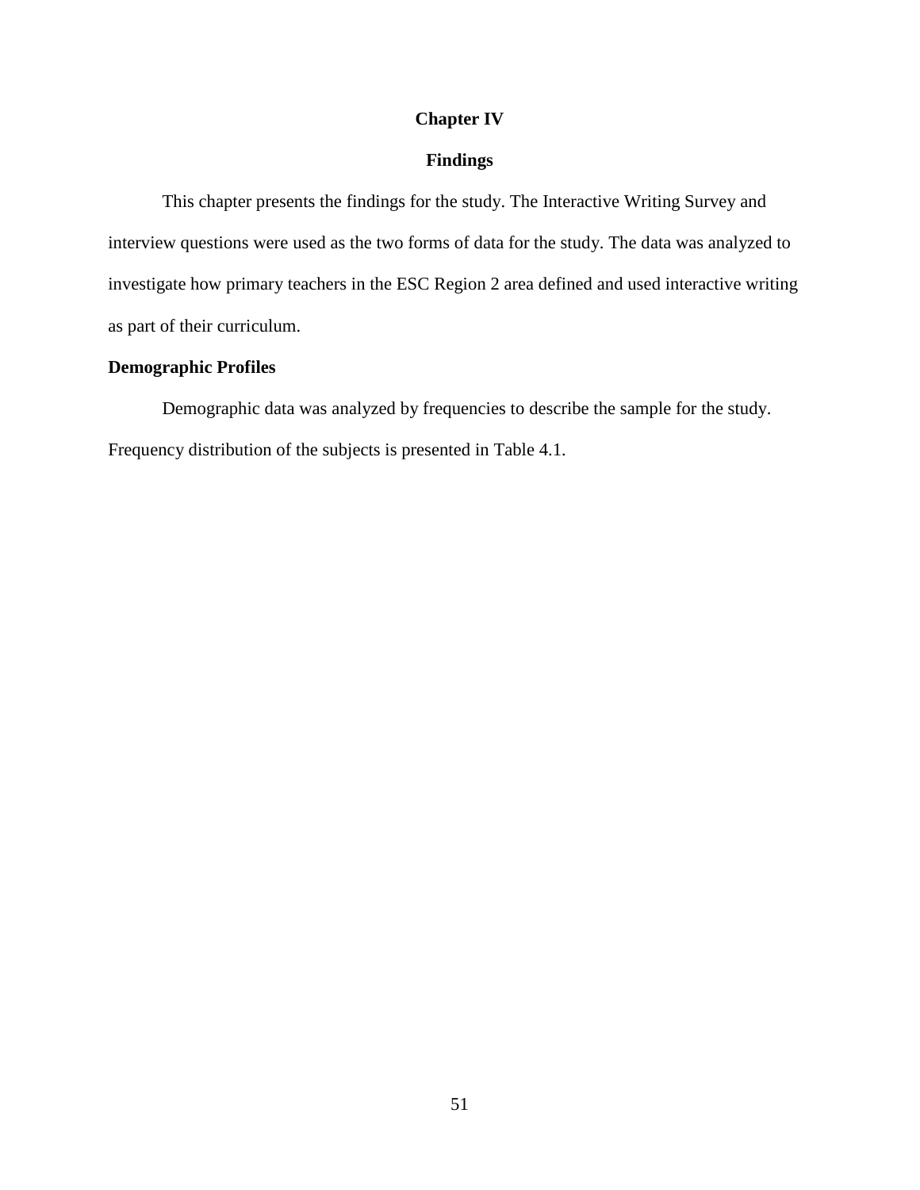# Chapter IV

# Findings

This chapter presents the findings for the study. The Interactive Writing Survey and interview questions were used as the two forms of data for the study. The data was analyzed to investigate how primary teachers in the ESC Region 2 area defined and used interactive writing as part of their curriculum.

## Demographic Profiles

Demographic data was analyzed by frequencies to describe the sample for the study. Frequency distribution of the subjects is presented in Table 4.1.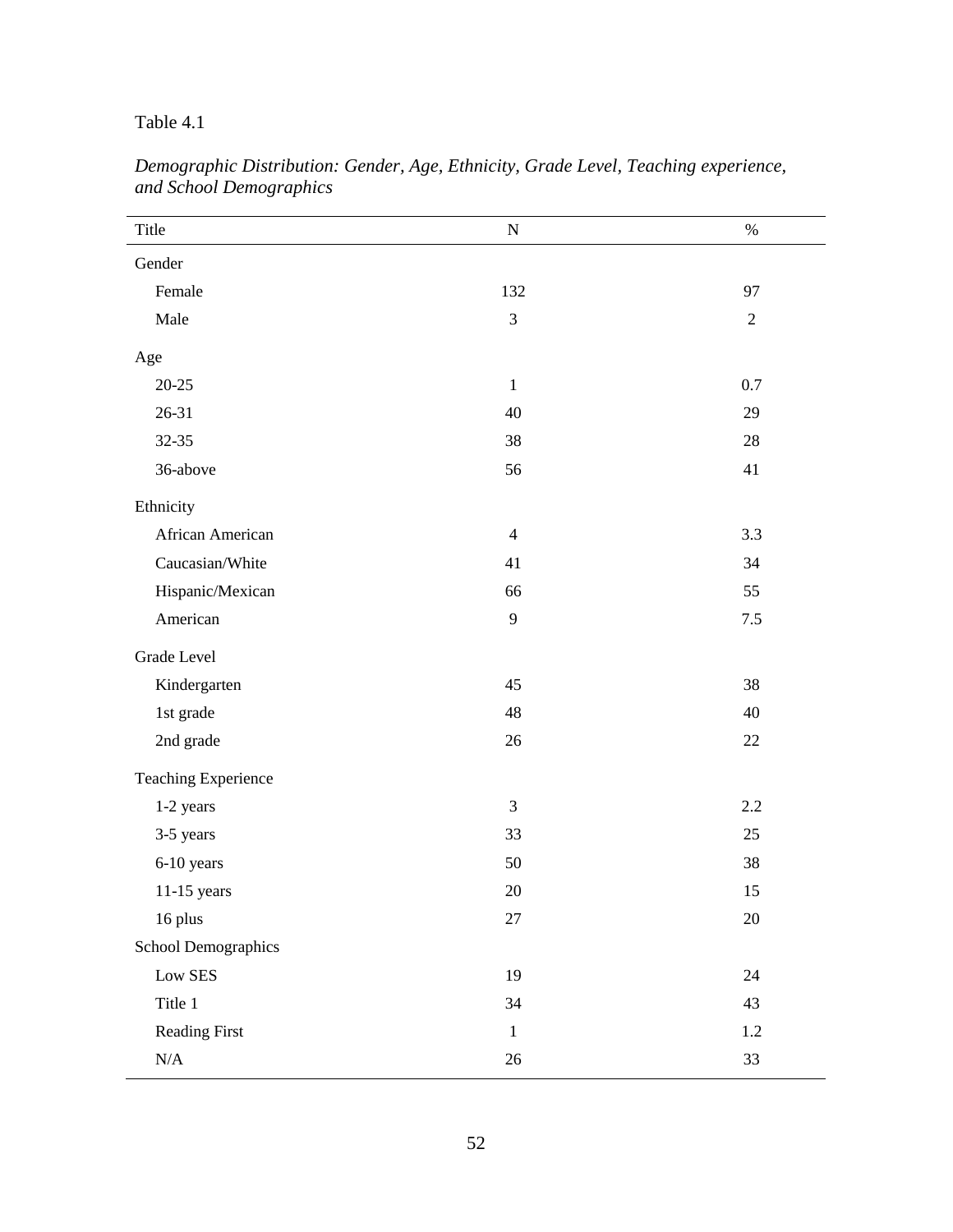Table 4.1

*Demographic Distribution: Gender, Age, Ethnicity, Grade Level, Teaching experience, and School Demographics*

| Title | N | % |
|---|---|---|
| Gender | | |
| Female | 132 | 97 |
| Male | 3 | 2 |
| Age | | |
| 20-25 | 1 | 0.7 |
| 26-31 | 40 | 29 |
| 32-35 | 38 | 28 |
| 36-above | 56 | 41 |
| Ethnicity | | |
| African American | 4 | 3.3 |
| Caucasian/White | 41 | 34 |
| Hispanic/Mexican | 66 | 55 |
| American | 9 | 7.5 |
| Grade Level | | |
| Kindergarten | 45 | 38 |
| 1st grade | 48 | 40 |
| 2nd grade | 26 | 22 |
| Teaching Experience | | |
| 1-2 years | 3 | 2.2 |
| 3-5 years | 33 | 25 |
| 6-10 years | 50 | 38 |
| 11-15 years | 20 | 15 |
| 16 plus | 27 | 20 |
| School Demographics | | |
| Low SES | 19 | 24 |
| Title 1 | 34 | 43 |
| Reading First | 1 | 1.2 |
| N/A | 26 | 33 |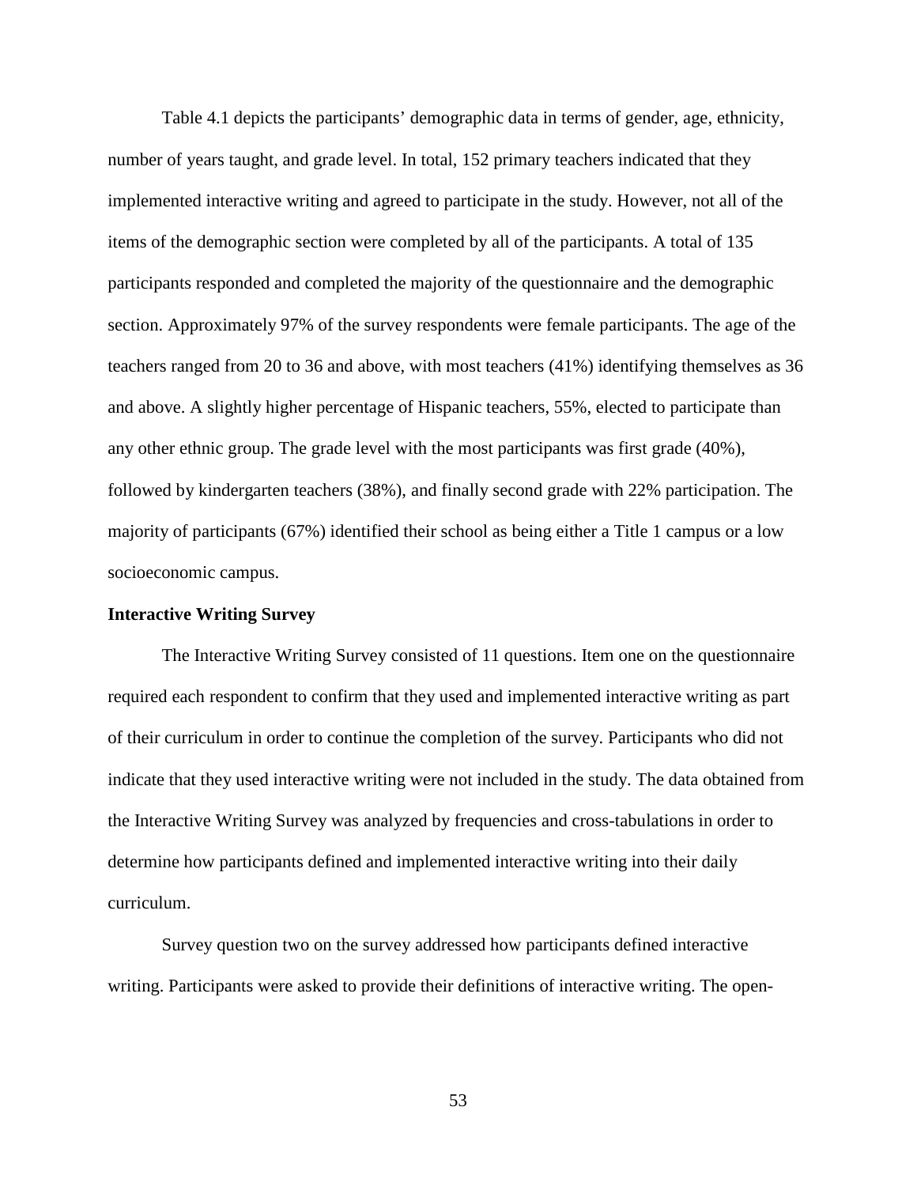Table 4.1 depicts the participants' demographic data in terms of gender, age, ethnicity, number of years taught, and grade level. In total, 152 primary teachers indicated that they implemented interactive writing and agreed to participate in the study. However, not all of the items of the demographic section were completed by all of the participants. A total of 135 participants responded and completed the majority of the questionnaire and the demographic section. Approximately 97% of the survey respondents were female participants. The age of the teachers ranged from 20 to 36 and above, with most teachers (41%) identifying themselves as 36 and above. A slightly higher percentage of Hispanic teachers, 55%, elected to participate than any other ethnic group. The grade level with the most participants was first grade (40%), followed by kindergarten teachers (38%), and finally second grade with 22% participation. The majority of participants (67%) identified their school as being either a Title 1 campus or a low socioeconomic campus.

**Interactive Writing Survey**

The Interactive Writing Survey consisted of 11 questions. Item one on the questionnaire required each respondent to confirm that they used and implemented interactive writing as part of their curriculum in order to continue the completion of the survey. Participants who did not indicate that they used interactive writing were not included in the study. The data obtained from the Interactive Writing Survey was analyzed by frequencies and cross-tabulations in order to determine how participants defined and implemented interactive writing into their daily curriculum.

Survey question two on the survey addressed how participants defined interactive writing. Participants were asked to provide their definitions of interactive writing. The open-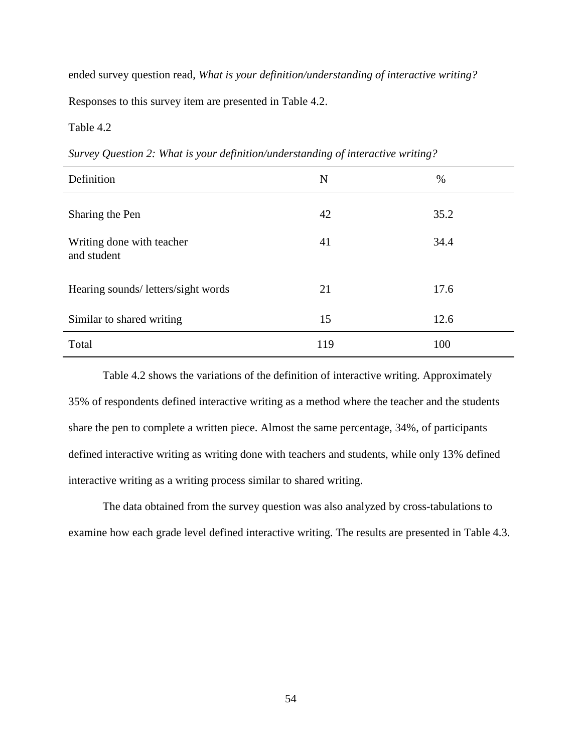ended survey question read, *What is your definition/understanding of interactive writing?* Responses to this survey item are presented in Table 4.2.

Table 4.2

*Survey Question 2: What is your definition/understanding of interactive writing?*

| Definition | N | % |
|---|---|---|
| Sharing the Pen | 42 | 35.2 |
| Writing done with teacher and student | 41 | 34.4 |
| Hearing sounds/ letters/sight words | 21 | 17.6 |
| Similar to shared writing | 15 | 12.6 |
| Total | 119 | 100 |

Table 4.2 shows the variations of the definition of interactive writing. Approximately 35% of respondents defined interactive writing as a method where the teacher and the students share the pen to complete a written piece. Almost the same percentage, 34%, of participants defined interactive writing as writing done with teachers and students, while only 13% defined interactive writing as a writing process similar to shared writing.

The data obtained from the survey question was also analyzed by cross-tabulations to examine how each grade level defined interactive writing. The results are presented in Table 4.3.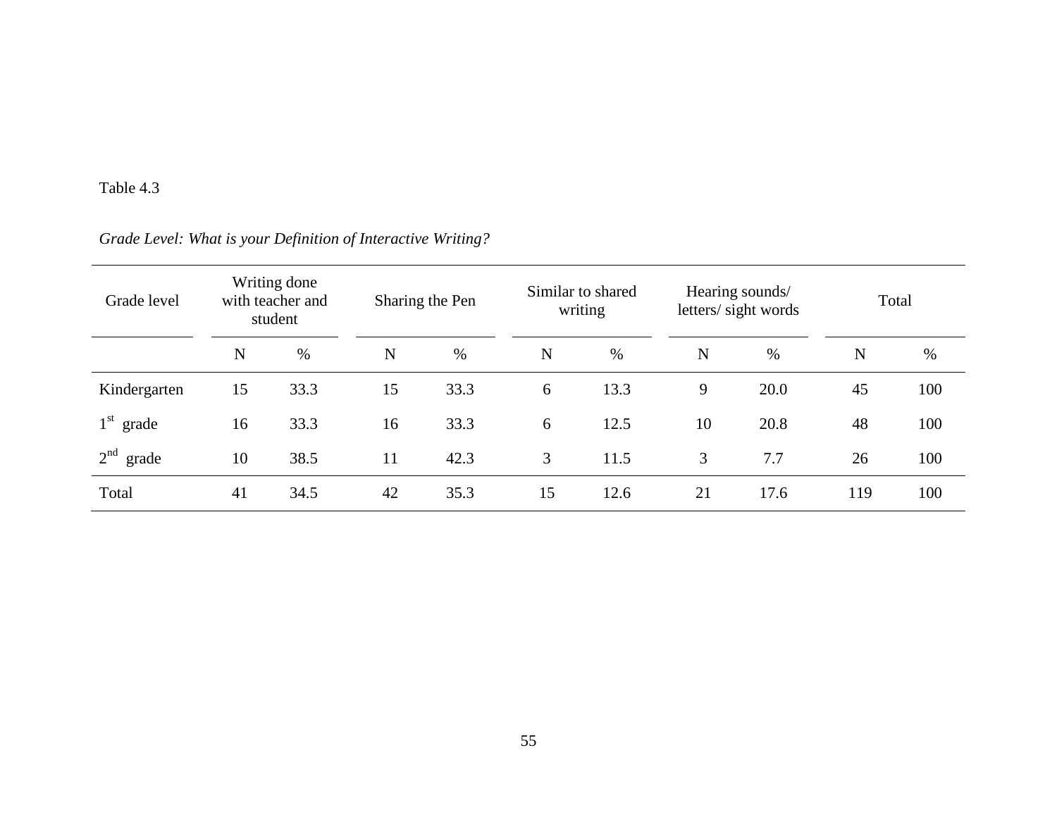Table 4.3

*Grade Level: What is your Definition of Interactive Writing?*

| Grade level | Writing done with teacher and student | | Sharing the Pen | | Similar to shared writing | | Hearing sounds/ letters/ sight words | | Total | |
|---|---|---|---|---|---|---|---|---|---|---|
| | N | % | N | % | N | % | N | % | N | % |
| Kindergarten | 15 | 33.3 | 15 | 33.3 | 6 | 13.3 | 9 | 20.0 | 45 | 100 |
| 1st grade | 16 | 33.3 | 16 | 33.3 | 6 | 12.5 | 10 | 20.8 | 48 | 100 |
| 2nd grade | 10 | 38.5 | 11 | 42.3 | 3 | 11.5 | 3 | 7.7 | 26 | 100 |
| Total | 41 | 34.5 | 42 | 35.3 | 15 | 12.6 | 21 | 17.6 | 119 | 100 |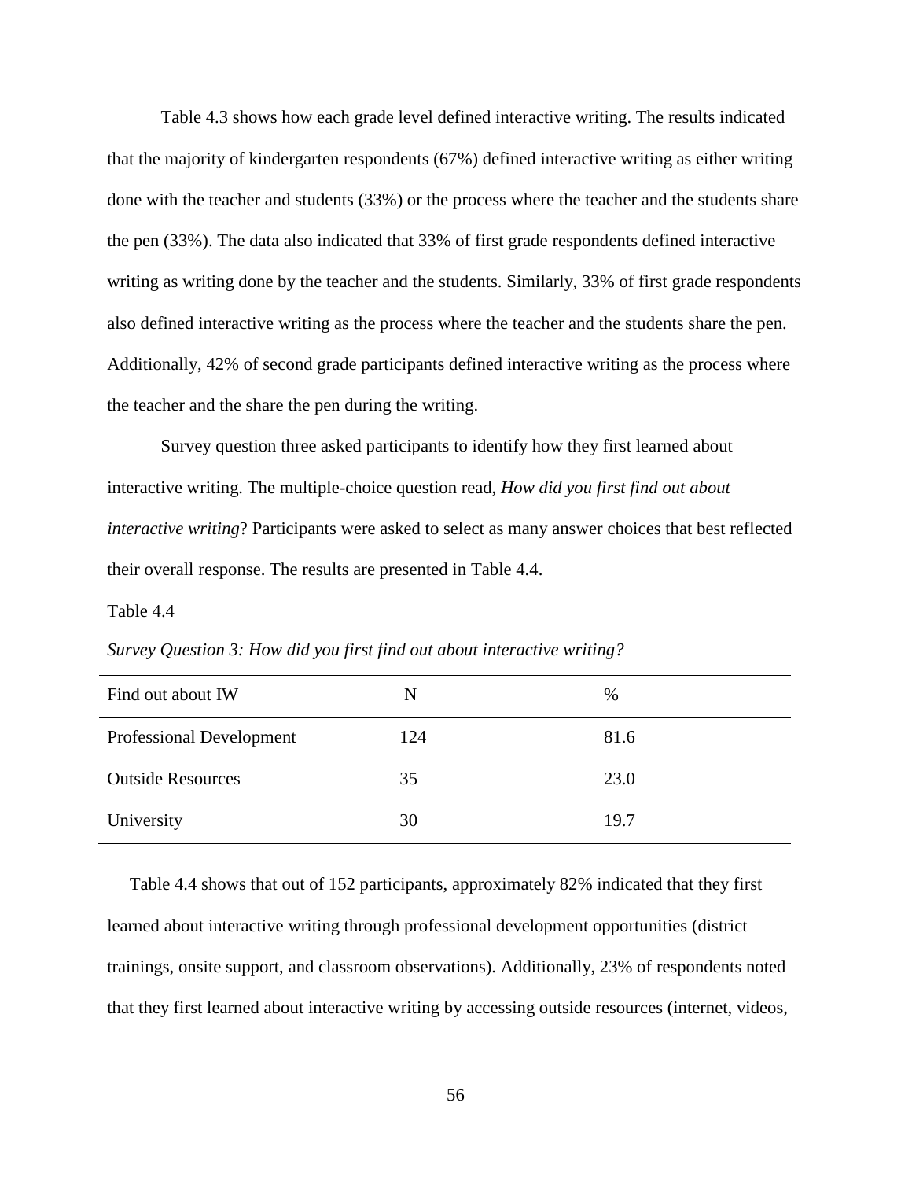Table 4.3 shows how each grade level defined interactive writing. The results indicated that the majority of kindergarten respondents (67%) defined interactive writing as either writing done with the teacher and students (33%) or the process where the teacher and the students share the pen (33%). The data also indicated that 33% of first grade respondents defined interactive writing as writing done by the teacher and the students. Similarly, 33% of first grade respondents also defined interactive writing as the process where the teacher and the students share the pen. Additionally, 42% of second grade participants defined interactive writing as the process where the teacher and the share the pen during the writing.

Survey question three asked participants to identify how they first learned about interactive writing. The multiple-choice question read, *How did you first find out about interactive writing*? Participants were asked to select as many answer choices that best reflected their overall response. The results are presented in Table 4.4.

Table 4.4

*Survey Question 3: How did you first find out about interactive writing?*

| Find out about IW | N | % |
|---|---|---|
| Professional Development | 124 | 81.6 |
| Outside Resources | 35 | 23.0 |
| University | 30 | 19.7 |

Table 4.4 shows that out of 152 participants, approximately 82% indicated that they first learned about interactive writing through professional development opportunities (district trainings, onsite support, and classroom observations). Additionally, 23% of respondents noted that they first learned about interactive writing by accessing outside resources (internet, videos,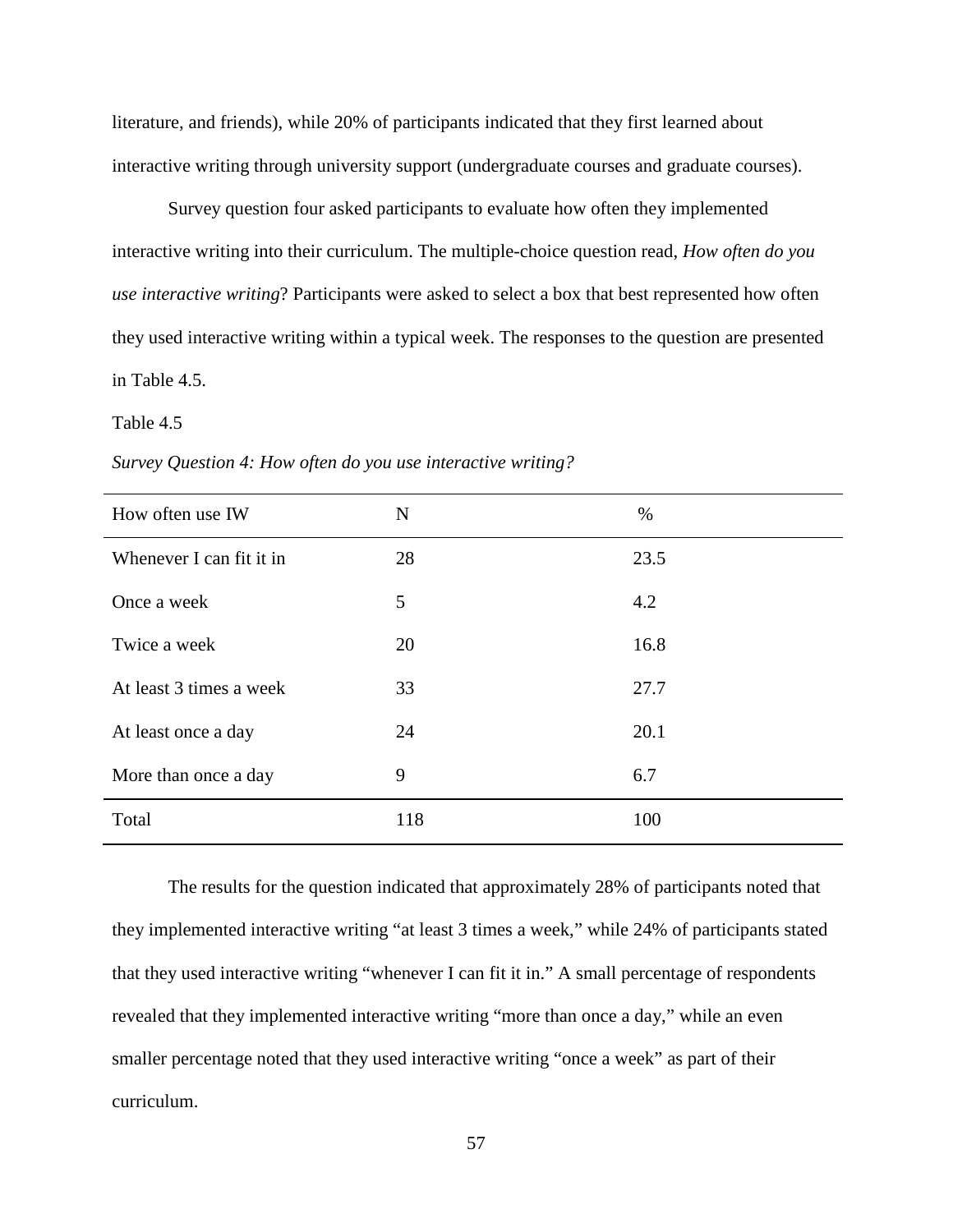literature, and friends), while 20% of participants indicated that they first learned about interactive writing through university support (undergraduate courses and graduate courses).

Survey question four asked participants to evaluate how often they implemented interactive writing into their curriculum. The multiple-choice question read, *How often do you use interactive writing*? Participants were asked to select a box that best represented how often they used interactive writing within a typical week. The responses to the question are presented in Table 4.5.

Table 4.5

*Survey Question 4: How often do you use interactive writing?*

| How often use IW | N | % |
|---|---|---|
| Whenever I can fit it in | 28 | 23.5 |
| Once a week | 5 | 4.2 |
| Twice a week | 20 | 16.8 |
| At least 3 times a week | 33 | 27.7 |
| At least once a day | 24 | 20.1 |
| More than once a day | 9 | 6.7 |
| Total | 118 | 100 |

The results for the question indicated that approximately 28% of participants noted that they implemented interactive writing "at least 3 times a week," while 24% of participants stated that they used interactive writing "whenever I can fit it in." A small percentage of respondents revealed that they implemented interactive writing "more than once a day," while an even smaller percentage noted that they used interactive writing "once a week" as part of their curriculum.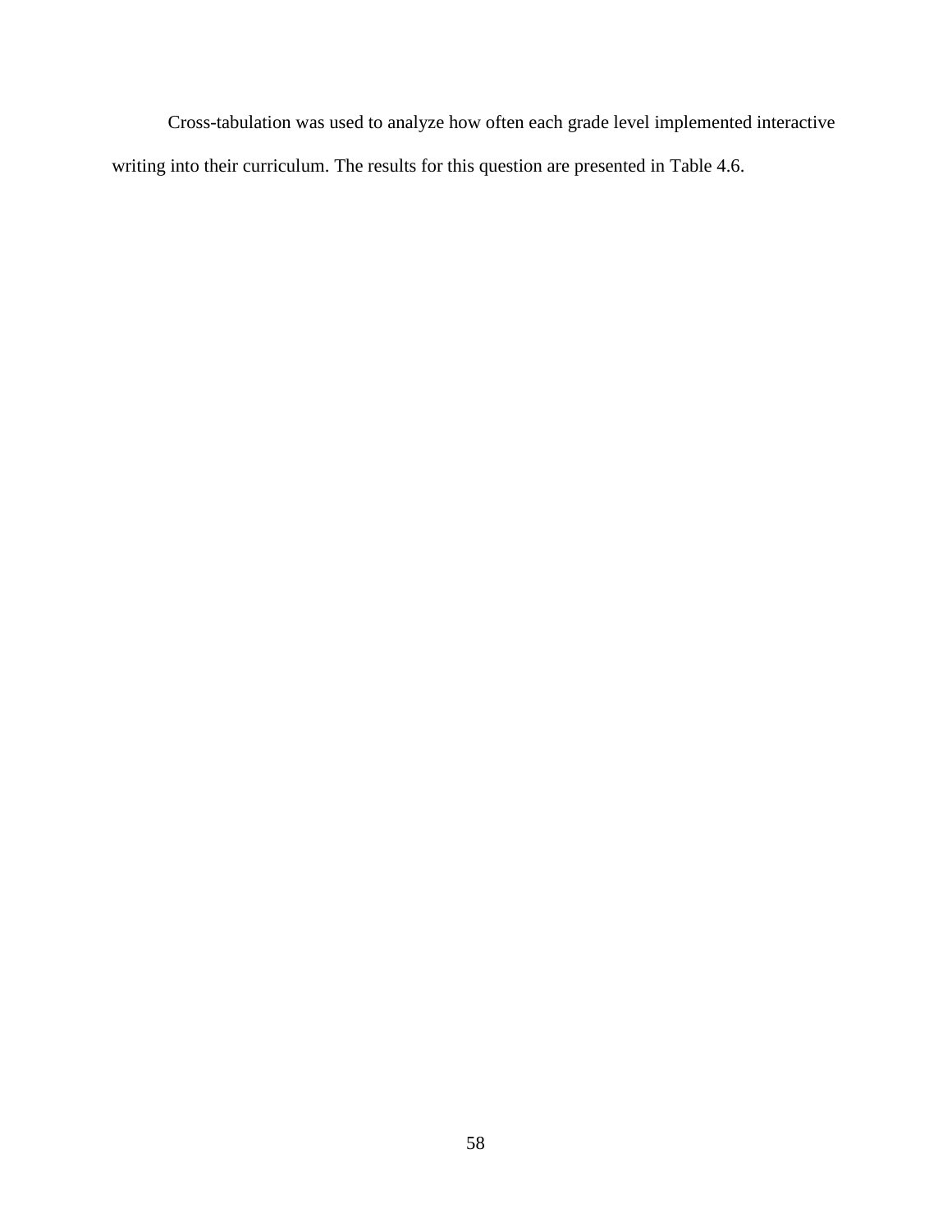Cross-tabulation was used to analyze how often each grade level implemented interactive writing into their curriculum. The results for this question are presented in Table 4.6.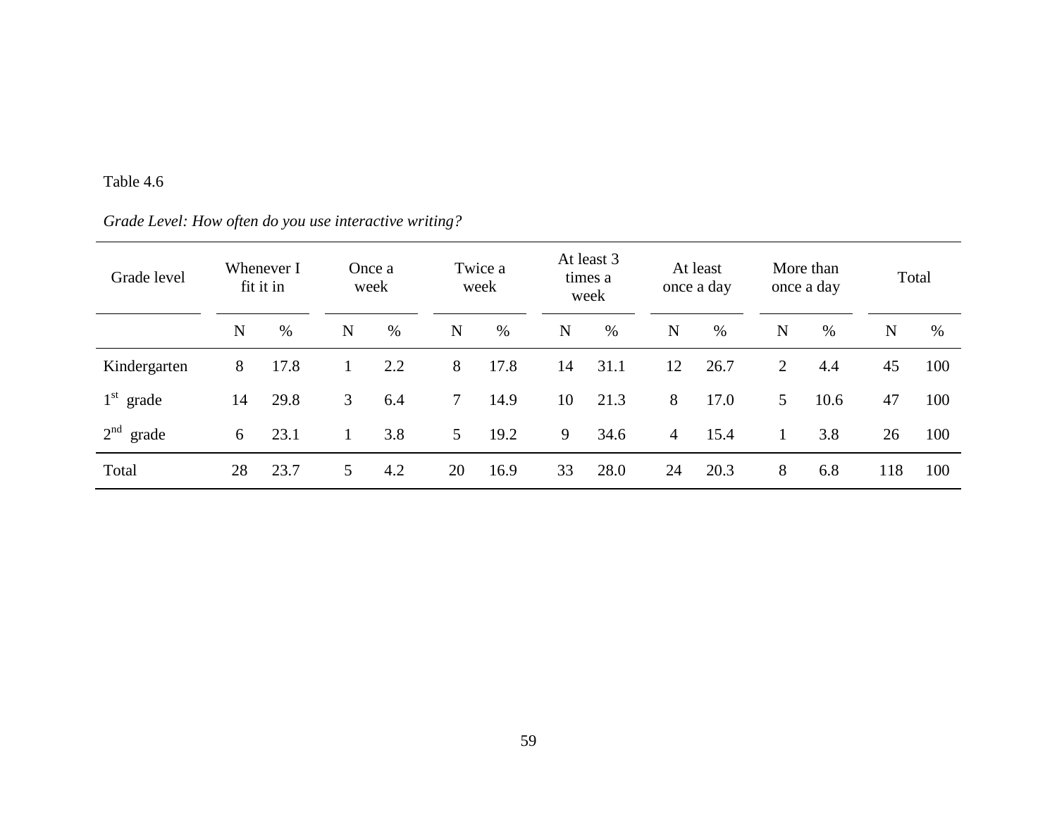Table 4.6

*Grade Level: How often do you use interactive writing?*

| Grade level | Whenever I fit it in | | Once a week | | Twice a week | | At least 3 times a week | | At least once a day | | More than once a day | | Total | |
|---|---|---|---|---|---|---|---|---|---|---|---|---|---|---|
| | N | % | N | % | N | % | N | % | N | % | N | % | N | % |
| Kindergarten | 8 | 17.8 | 1 | 2.2 | 8 | 17.8 | 14 | 31.1 | 12 | 26.7 | 2 | 4.4 | 45 | 100 |
| 1st grade | 14 | 29.8 | 3 | 6.4 | 7 | 14.9 | 10 | 21.3 | 8 | 17.0 | 5 | 10.6 | 47 | 100 |
| 2nd grade | 6 | 23.1 | 1 | 3.8 | 5 | 19.2 | 9 | 34.6 | 4 | 15.4 | 1 | 3.8 | 26 | 100 |
| Total | 28 | 23.7 | 5 | 4.2 | 20 | 16.9 | 33 | 28.0 | 24 | 20.3 | 8 | 6.8 | 118 | 100 |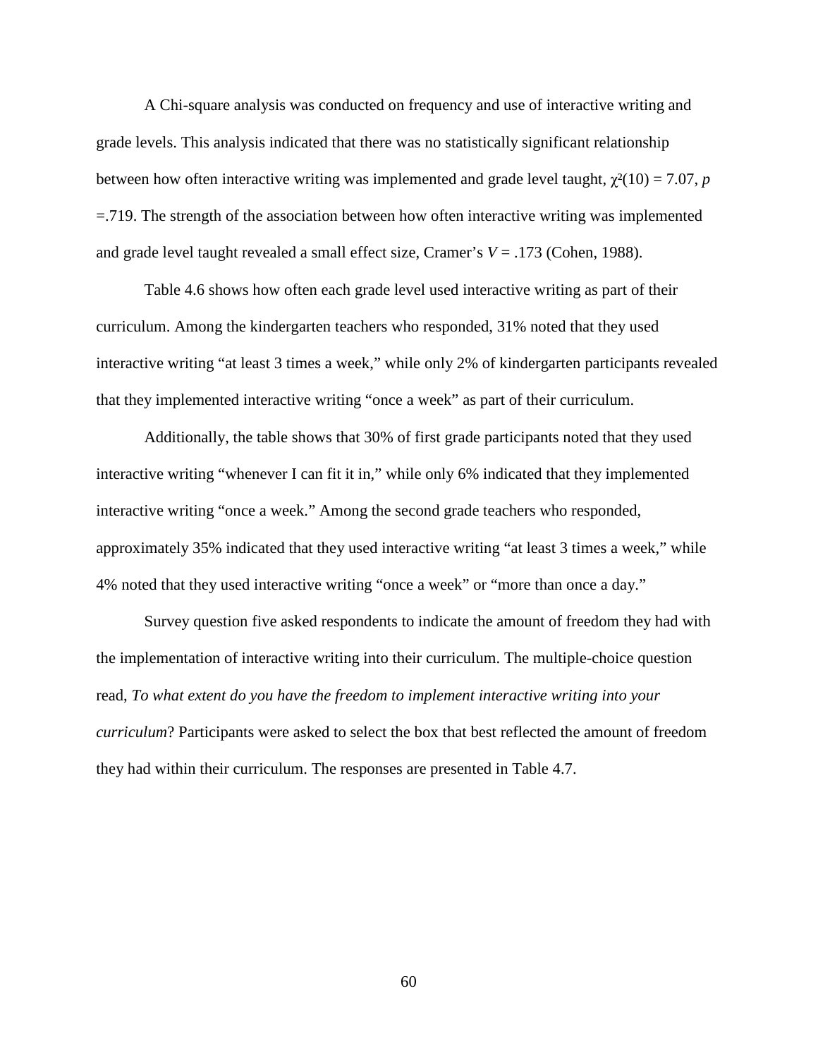A Chi-square analysis was conducted on frequency and use of interactive writing and grade levels. This analysis indicated that there was no statistically significant relationship between how often interactive writing was implemented and grade level taught, $\chi^2(10) = 7.07$, $p = .719$. The strength of the association between how often interactive writing was implemented and grade level taught revealed a small effect size, Cramer's $V = .173$ (Cohen, 1988).

Table 4.6 shows how often each grade level used interactive writing as part of their curriculum. Among the kindergarten teachers who responded, 31% noted that they used interactive writing "at least 3 times a week," while only 2% of kindergarten participants revealed that they implemented interactive writing "once a week" as part of their curriculum.

Additionally, the table shows that 30% of first grade participants noted that they used interactive writing "whenever I can fit it in," while only 6% indicated that they implemented interactive writing "once a week." Among the second grade teachers who responded, approximately 35% indicated that they used interactive writing "at least 3 times a week," while 4% noted that they used interactive writing "once a week" or "more than once a day."

Survey question five asked respondents to indicate the amount of freedom they had with the implementation of interactive writing into their curriculum. The multiple-choice question read, *To what extent do you have the freedom to implement interactive writing into your curriculum*? Participants were asked to select the box that best reflected the amount of freedom they had within their curriculum. The responses are presented in Table 4.7.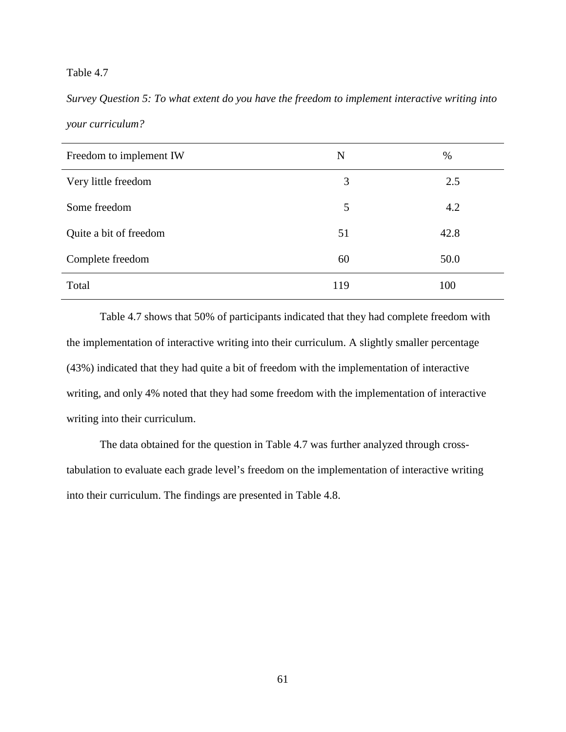Table 4.7

*Survey Question 5: To what extent do you have the freedom to implement interactive writing into your curriculum?*

| Freedom to implement IW | N | % |
|---|---|---|
| Very little freedom | 3 | 2.5 |
| Some freedom | 5 | 4.2 |
| Quite a bit of freedom | 51 | 42.8 |
| Complete freedom | 60 | 50.0 |
| Total | 119 | 100 |

Table 4.7 shows that 50% of participants indicated that they had complete freedom with the implementation of interactive writing into their curriculum. A slightly smaller percentage (43%) indicated that they had quite a bit of freedom with the implementation of interactive writing, and only 4% noted that they had some freedom with the implementation of interactive writing into their curriculum.

The data obtained for the question in Table 4.7 was further analyzed through cross-tabulation to evaluate each grade level's freedom on the implementation of interactive writing into their curriculum. The findings are presented in Table 4.8.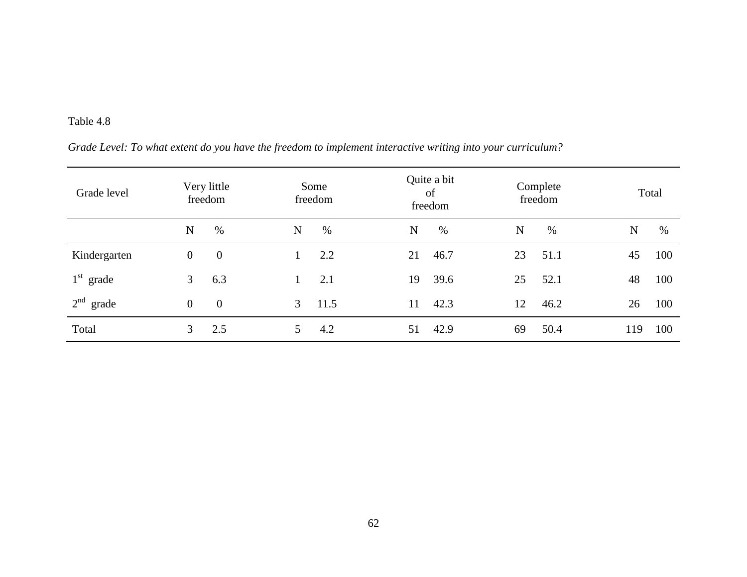Table 4.8

*Grade Level: To what extent do you have the freedom to implement interactive writing into your curriculum?*

| Grade level | Very little freedom | | Some freedom | | Quite a bit of freedom | | Complete freedom | | Total | |
|---|---|---|---|---|---|---|---|---|---|---|
| | N | % | N | % | N | % | N | % | N | % |
| Kindergarten | 0 | 0 | 1 | 2.2 | 21 | 46.7 | 23 | 51.1 | 45 | 100 |
| 1st grade | 3 | 6.3 | 1 | 2.1 | 19 | 39.6 | 25 | 52.1 | 48 | 100 |
| 2nd grade | 0 | 0 | 3 | 11.5 | 11 | 42.3 | 12 | 46.2 | 26 | 100 |
| Total | 3 | 2.5 | 5 | 4.2 | 51 | 42.9 | 69 | 50.4 | 119 | 100 |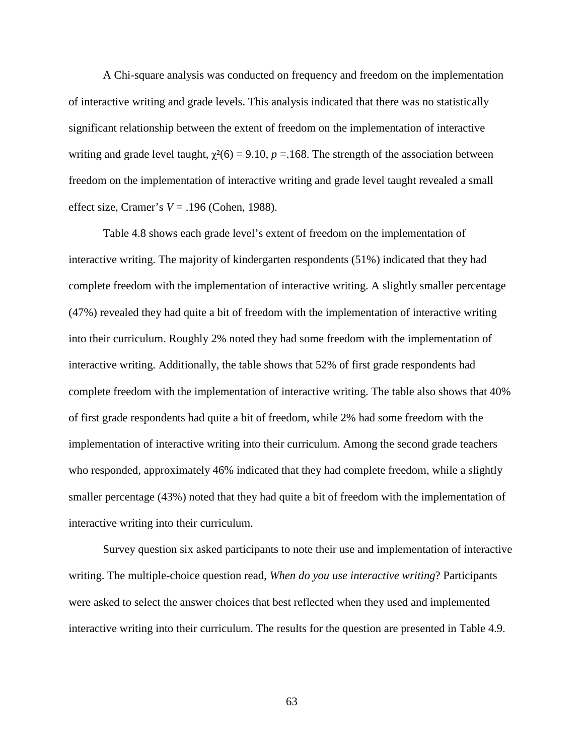A Chi-square analysis was conducted on frequency and freedom on the implementation of interactive writing and grade levels. This analysis indicated that there was no statistically significant relationship between the extent of freedom on the implementation of interactive writing and grade level taught, $\chi^2(6) = 9.10$, $p = .168$. The strength of the association between freedom on the implementation of interactive writing and grade level taught revealed a small effect size, Cramer's $V = .196$ (Cohen, 1988).

Table 4.8 shows each grade level's extent of freedom on the implementation of interactive writing. The majority of kindergarten respondents (51%) indicated that they had complete freedom with the implementation of interactive writing. A slightly smaller percentage (47%) revealed they had quite a bit of freedom with the implementation of interactive writing into their curriculum. Roughly 2% noted they had some freedom with the implementation of interactive writing. Additionally, the table shows that 52% of first grade respondents had complete freedom with the implementation of interactive writing. The table also shows that 40% of first grade respondents had quite a bit of freedom, while 2% had some freedom with the implementation of interactive writing into their curriculum. Among the second grade teachers who responded, approximately 46% indicated that they had complete freedom, while a slightly smaller percentage (43%) noted that they had quite a bit of freedom with the implementation of interactive writing into their curriculum.

Survey question six asked participants to note their use and implementation of interactive writing. The multiple-choice question read, *When do you use interactive writing*? Participants were asked to select the answer choices that best reflected when they used and implemented interactive writing into their curriculum. The results for the question are presented in Table 4.9.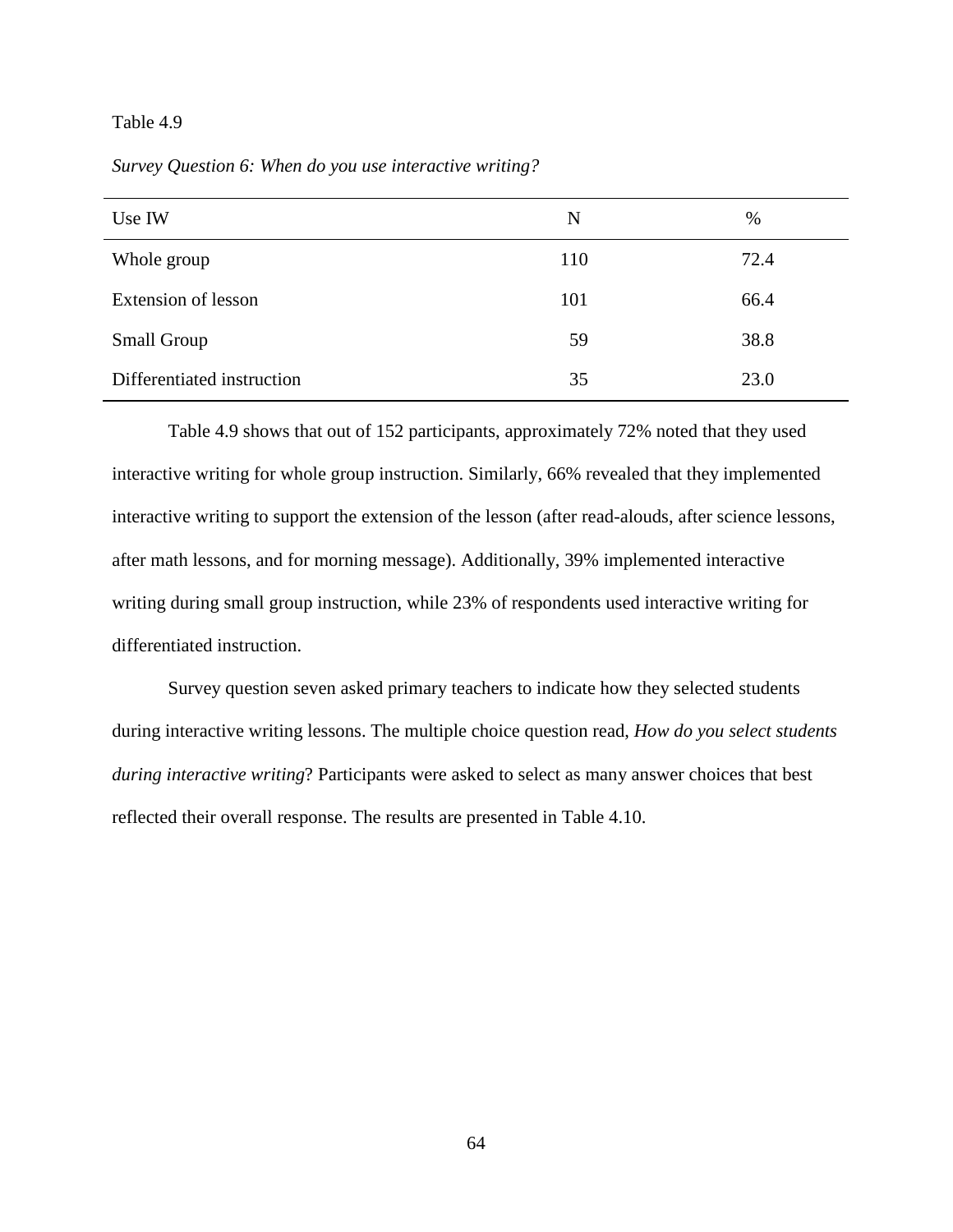Table 4.9

*Survey Question 6: When do you use interactive writing?*

| Use IW | N | % |
|---|---|---|
| Whole group | 110 | 72.4 |
| Extension of lesson | 101 | 66.4 |
| Small Group | 59 | 38.8 |
| Differentiated instruction | 35 | 23.0 |

Table 4.9 shows that out of 152 participants, approximately 72% noted that they used interactive writing for whole group instruction. Similarly, 66% revealed that they implemented interactive writing to support the extension of the lesson (after read-alouds, after science lessons, after math lessons, and for morning message). Additionally, 39% implemented interactive writing during small group instruction, while 23% of respondents used interactive writing for differentiated instruction.

Survey question seven asked primary teachers to indicate how they selected students during interactive writing lessons. The multiple choice question read, *How do you select students during interactive writing*? Participants were asked to select as many answer choices that best reflected their overall response. The results are presented in Table 4.10.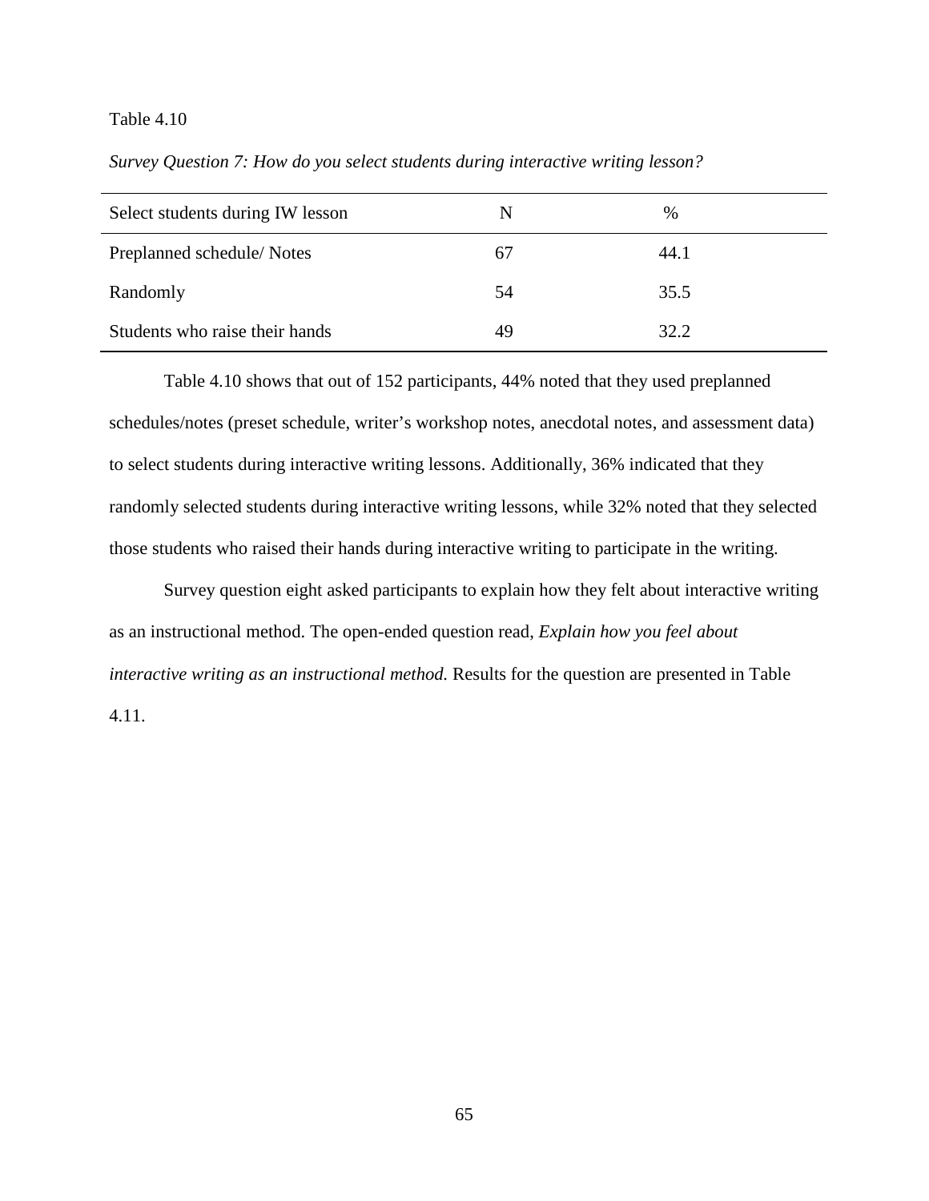Table 4.10

*Survey Question 7: How do you select students during interactive writing lesson?*

| Select students during IW lesson | N | % |
|---|---|---|
| Preplanned schedule/ Notes | 67 | 44.1 |
| Randomly | 54 | 35.5 |
| Students who raise their hands | 49 | 32.2 |

Table 4.10 shows that out of 152 participants, 44% noted that they used preplanned schedules/notes (preset schedule, writer's workshop notes, anecdotal notes, and assessment data) to select students during interactive writing lessons. Additionally, 36% indicated that they randomly selected students during interactive writing lessons, while 32% noted that they selected those students who raised their hands during interactive writing to participate in the writing.

Survey question eight asked participants to explain how they felt about interactive writing as an instructional method. The open-ended question read, *Explain how you feel about interactive writing as an instructional method.* Results for the question are presented in Table 4.11.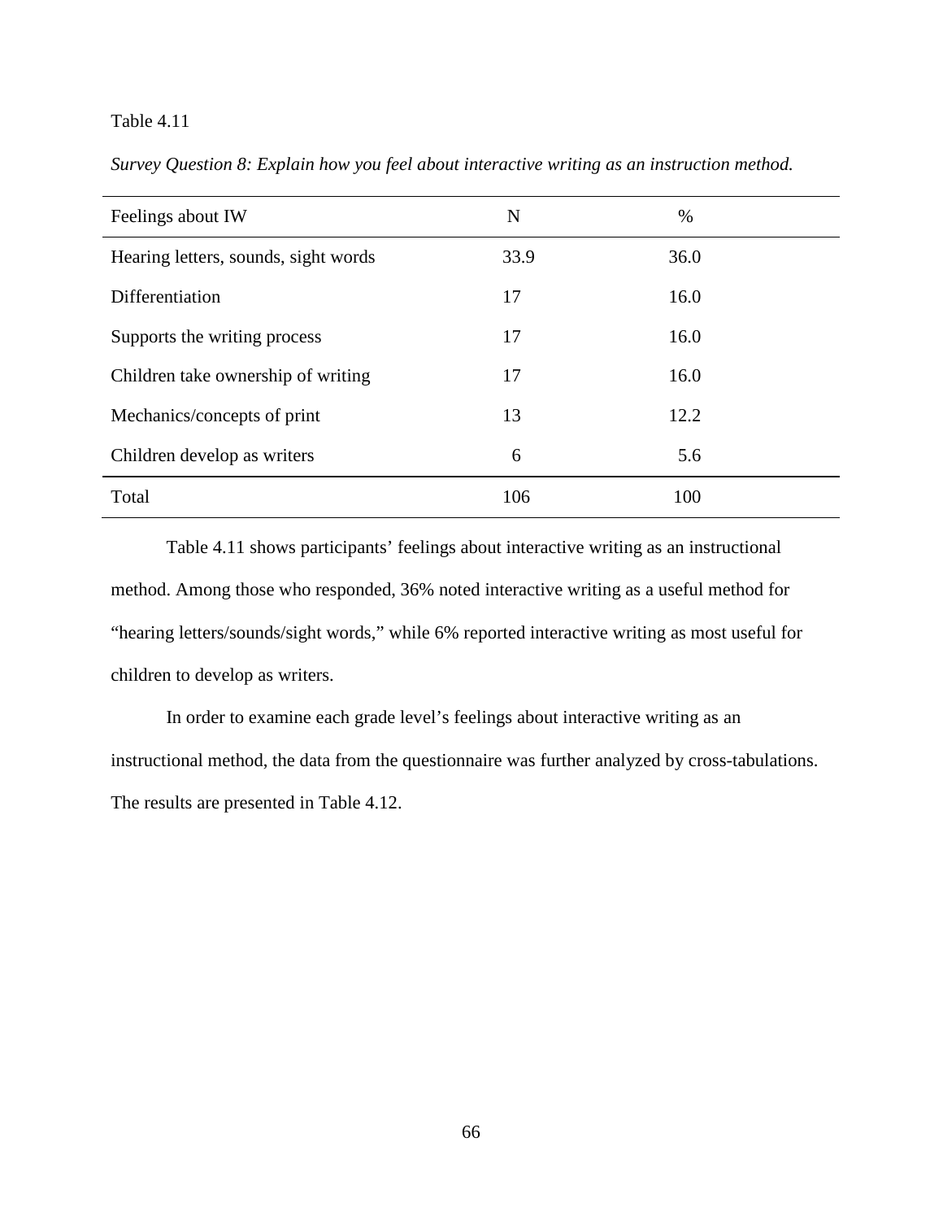Table 4.11

*Survey Question 8: Explain how you feel about interactive writing as an instruction method.*

| Feelings about IW | N | % |
|---|---|---|
| Hearing letters, sounds, sight words | 33.9 | 36.0 |
| Differentiation | 17 | 16.0 |
| Supports the writing process | 17 | 16.0 |
| Children take ownership of writing | 17 | 16.0 |
| Mechanics/concepts of print | 13 | 12.2 |
| Children develop as writers | 6 | 5.6 |
| Total | 106 | 100 |

Table 4.11 shows participants' feelings about interactive writing as an instructional method. Among those who responded, 36% noted interactive writing as a useful method for "hearing letters/sounds/sight words," while 6% reported interactive writing as most useful for children to develop as writers.

In order to examine each grade level's feelings about interactive writing as an instructional method, the data from the questionnaire was further analyzed by cross-tabulations. The results are presented in Table 4.12.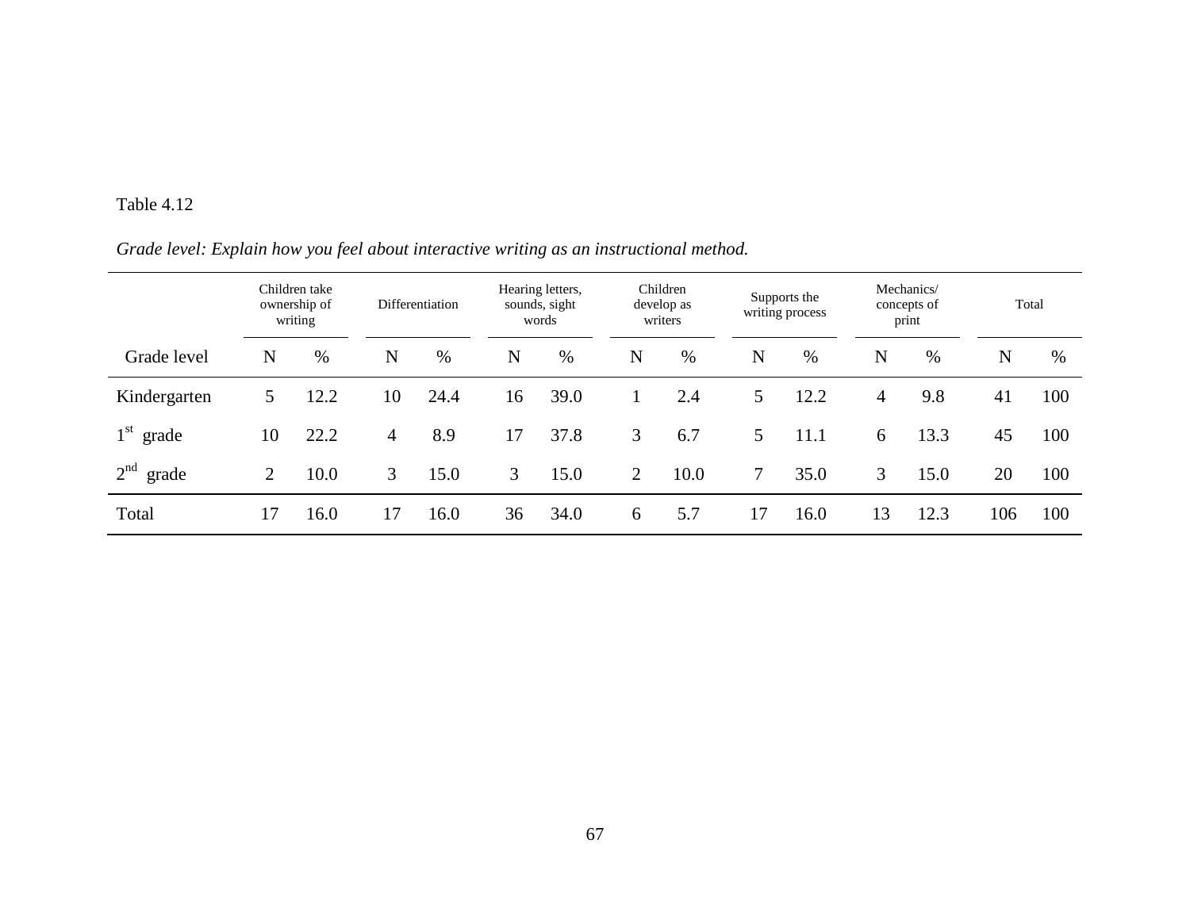Table 4.12

*Grade level: Explain how you feel about interactive writing as an instructional method.*

| | Children take ownership of writing | | Differentiation | | Hearing letters, sounds, sight words | | Children develop as writers | | Supports the writing process | | Mechanics/ concepts of print | | Total | |
|---|---|---|---|---|---|---|---|---|---|---|---|---|---|---|
| Grade level | N | % | N | % | N | % | N | % | N | % | N | % | N | % |
| Kindergarten | 5 | 12.2 | 10 | 24.4 | 16 | 39.0 | 1 | 2.4 | 5 | 12.2 | 4 | 9.8 | 41 | 100 |
| 1st grade | 10 | 22.2 | 4 | 8.9 | 17 | 37.8 | 3 | 6.7 | 5 | 11.1 | 6 | 13.3 | 45 | 100 |
| 2nd grade | 2 | 10.0 | 3 | 15.0 | 3 | 15.0 | 2 | 10.0 | 7 | 35.0 | 3 | 15.0 | 20 | 100 |
| Total | 17 | 16.0 | 17 | 16.0 | 36 | 34.0 | 6 | 5.7 | 17 | 16.0 | 13 | 12.3 | 106 | 100 |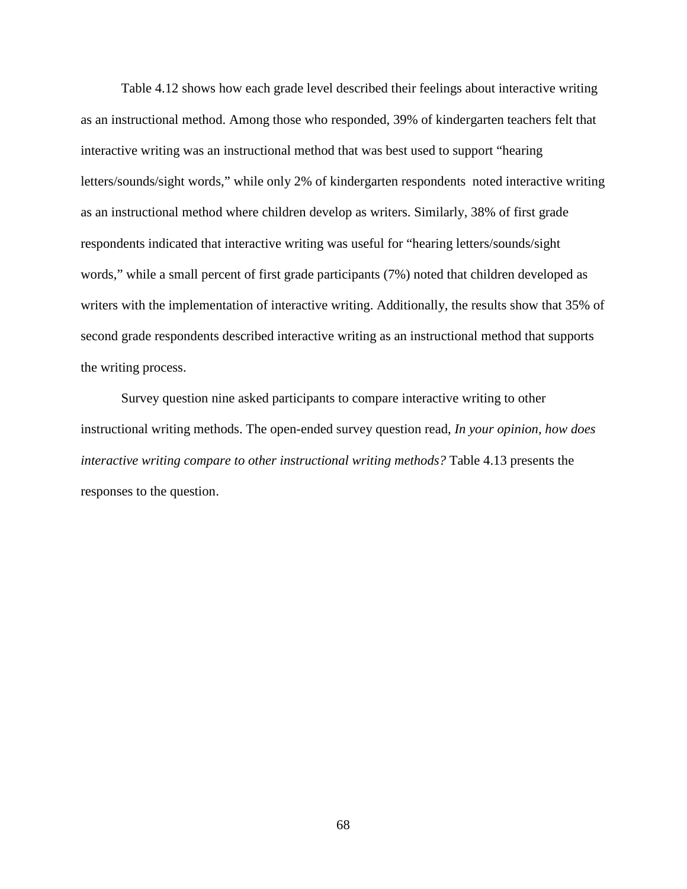Table 4.12 shows how each grade level described their feelings about interactive writing as an instructional method. Among those who responded, 39% of kindergarten teachers felt that interactive writing was an instructional method that was best used to support "hearing letters/sounds/sight words," while only 2% of kindergarten respondents noted interactive writing as an instructional method where children develop as writers. Similarly, 38% of first grade respondents indicated that interactive writing was useful for "hearing letters/sounds/sight words," while a small percent of first grade participants (7%) noted that children developed as writers with the implementation of interactive writing. Additionally, the results show that 35% of second grade respondents described interactive writing as an instructional method that supports the writing process.

Survey question nine asked participants to compare interactive writing to other instructional writing methods. The open-ended survey question read, *In your opinion, how does interactive writing compare to other instructional writing methods?* Table 4.13 presents the responses to the question.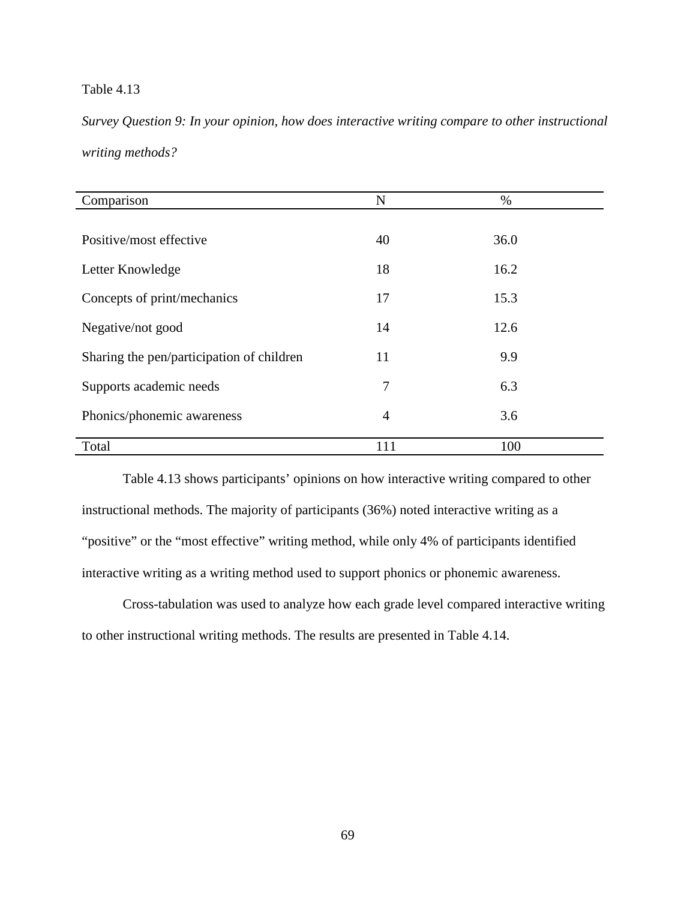Table 4.13

*Survey Question 9: In your opinion, how does interactive writing compare to other instructional writing methods?*

| Comparison | N | % |
|---|---|---|
| Positive/most effective | 40 | 36.0 |
| Letter Knowledge | 18 | 16.2 |
| Concepts of print/mechanics | 17 | 15.3 |
| Negative/not good | 14 | 12.6 |
| Sharing the pen/participation of children | 11 | 9.9 |
| Supports academic needs | 7 | 6.3 |
| Phonics/phonemic awareness | 4 | 3.6 |
| Total | 111 | 100 |

Table 4.13 shows participants' opinions on how interactive writing compared to other instructional methods. The majority of participants (36%) noted interactive writing as a "positive" or the "most effective" writing method, while only 4% of participants identified interactive writing as a writing method used to support phonics or phonemic awareness.

Cross-tabulation was used to analyze how each grade level compared interactive writing to other instructional writing methods. The results are presented in Table 4.14.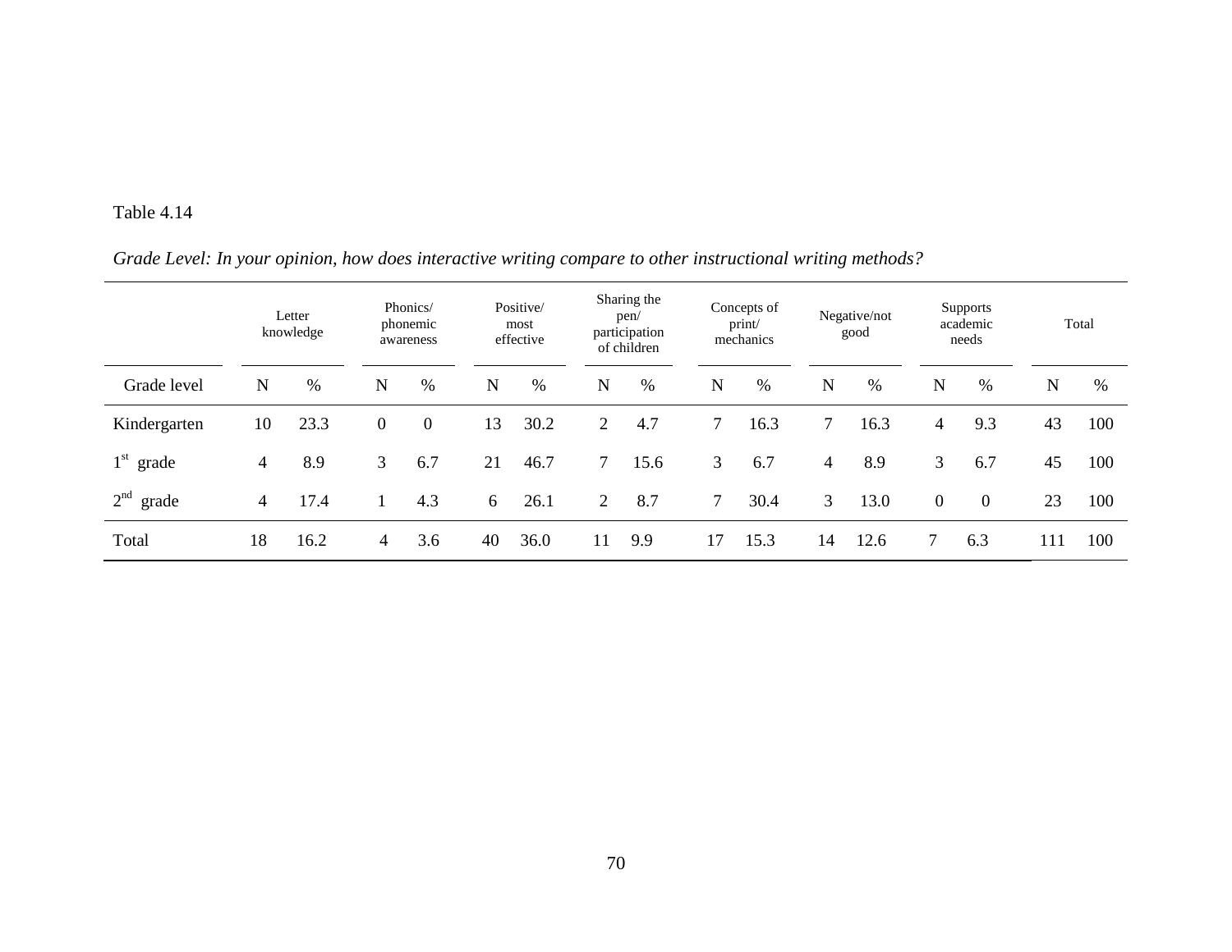Table 4.14

*Grade Level: In your opinion, how does interactive writing compare to other instructional writing methods?*

| | Letter knowledge | | Phonics/ phonemic awareness | | Positive/ most effective | | Sharing the pen/ participation of children | | Concepts of print/ mechanics | | Negative/not good | | Supports academic needs | | Total | |
|---|---|---|---|---|---|---|---|---|---|---|---|---|---|---|---|---|
| Grade level | N | % | N | % | N | % | N | % | N | % | N | % | N | % | N | % |
| Kindergarten | 10 | 23.3 | 0 | 0 | 13 | 30.2 | 2 | 4.7 | 7 | 16.3 | 7 | 16.3 | 4 | 9.3 | 43 | 100 |
| 1st grade | 4 | 8.9 | 3 | 6.7 | 21 | 46.7 | 7 | 15.6 | 3 | 6.7 | 4 | 8.9 | 3 | 6.7 | 45 | 100 |
| 2nd grade | 4 | 17.4 | 1 | 4.3 | 6 | 26.1 | 2 | 8.7 | 7 | 30.4 | 3 | 13.0 | 0 | 0 | 23 | 100 |
| Total | 18 | 16.2 | 4 | 3.6 | 40 | 36.0 | 11 | 9.9 | 17 | 15.3 | 14 | 12.6 | 7 | 6.3 | 111 | 100 |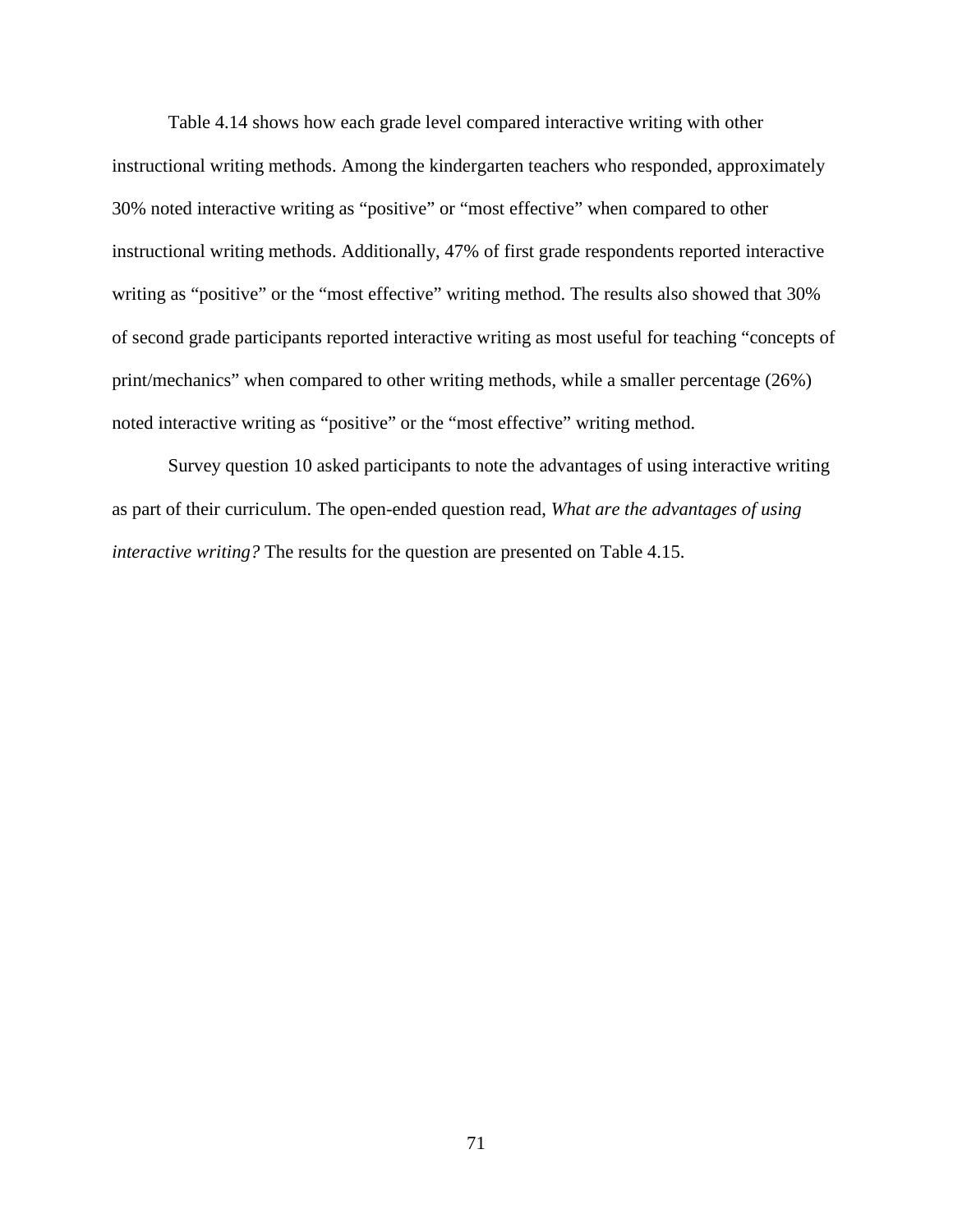Table 4.14 shows how each grade level compared interactive writing with other instructional writing methods. Among the kindergarten teachers who responded, approximately 30% noted interactive writing as “positive” or “most effective” when compared to other instructional writing methods. Additionally, 47% of first grade respondents reported interactive writing as “positive” or the “most effective” writing method. The results also showed that 30% of second grade participants reported interactive writing as most useful for teaching “concepts of print/mechanics” when compared to other writing methods, while a smaller percentage (26%) noted interactive writing as “positive” or the “most effective” writing method.

Survey question 10 asked participants to note the advantages of using interactive writing as part of their curriculum. The open-ended question read, *What are the advantages of using interactive writing?* The results for the question are presented on Table 4.15.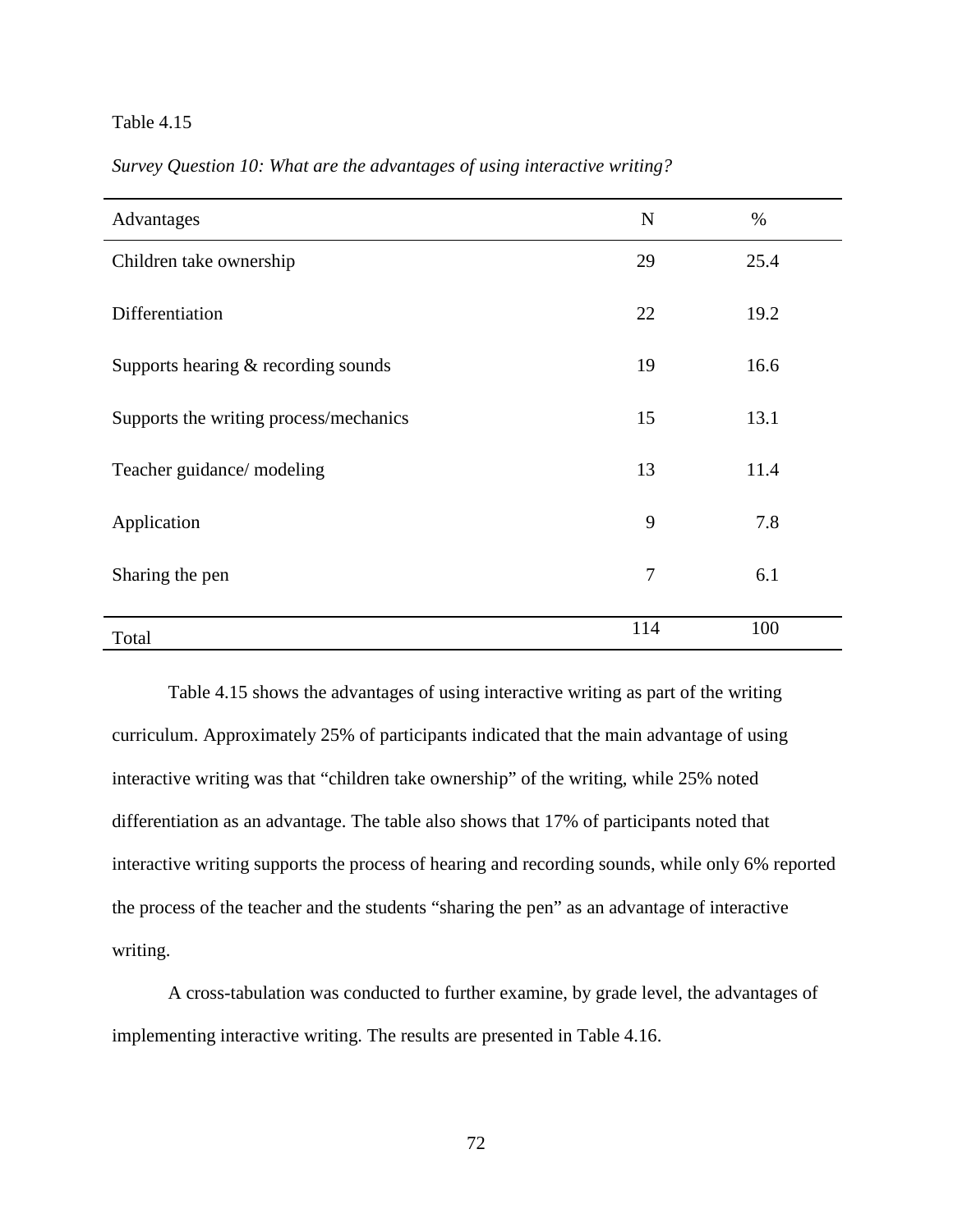Table 4.15

*Survey Question 10: What are the advantages of using interactive writing?*

| Advantages | N | % |
|---|---|---|
| Children take ownership | 29 | 25.4 |
| Differentiation | 22 | 19.2 |
| Supports hearing & recording sounds | 19 | 16.6 |
| Supports the writing process/mechanics | 15 | 13.1 |
| Teacher guidance/ modeling | 13 | 11.4 |
| Application | 9 | 7.8 |
| Sharing the pen | 7 | 6.1 |
| Total | 114 | 100 |

Table 4.15 shows the advantages of using interactive writing as part of the writing curriculum. Approximately 25% of participants indicated that the main advantage of using interactive writing was that "children take ownership" of the writing, while 25% noted differentiation as an advantage. The table also shows that 17% of participants noted that interactive writing supports the process of hearing and recording sounds, while only 6% reported the process of the teacher and the students "sharing the pen" as an advantage of interactive writing.

A cross-tabulation was conducted to further examine, by grade level, the advantages of implementing interactive writing. The results are presented in Table 4.16.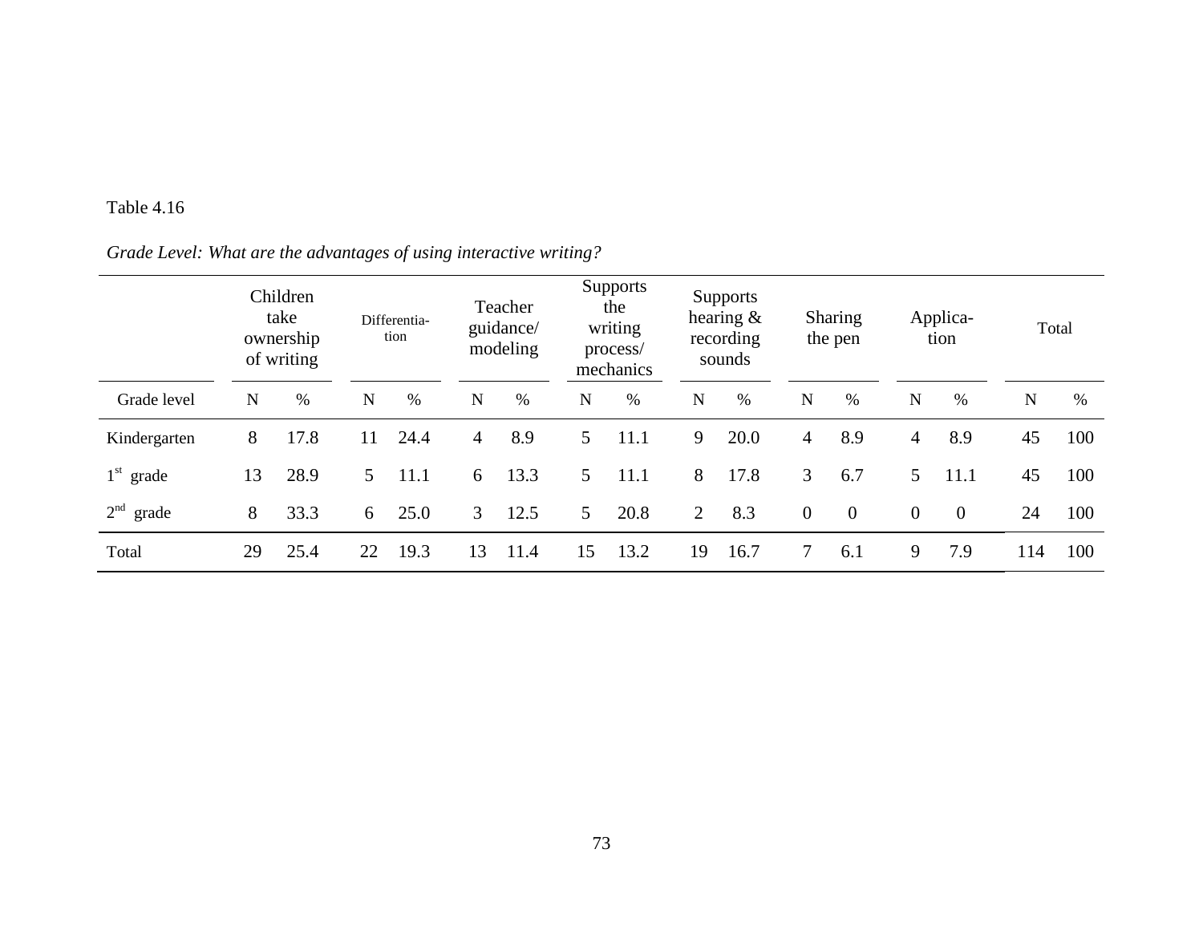Table 4.16

*Grade Level: What are the advantages of using interactive writing?*

| | Children take ownership of writing | | Differentia-tion | | Teacher guidance/ modeling | | Supports the writing process/ mechanics | | Supports hearing & recording sounds | | Sharing the pen | | Applica-tion | | Total | |
|---|---|---|---|---|---|---|---|---|---|---|---|---|---|---|---|---|
| Grade level | N | % | N | % | N | % | N | % | N | % | N | % | N | % | N | % |
| Kindergarten | 8 | 17.8 | 11 | 24.4 | 4 | 8.9 | 5 | 11.1 | 9 | 20.0 | 4 | 8.9 | 4 | 8.9 | 45 | 100 |
| 1st grade | 13 | 28.9 | 5 | 11.1 | 6 | 13.3 | 5 | 11.1 | 8 | 17.8 | 3 | 6.7 | 5 | 11.1 | 45 | 100 |
| 2nd grade | 8 | 33.3 | 6 | 25.0 | 3 | 12.5 | 5 | 20.8 | 2 | 8.3 | 0 | 0 | 0 | 0 | 24 | 100 |
| Total | 29 | 25.4 | 22 | 19.3 | 13 | 11.4 | 15 | 13.2 | 19 | 16.7 | 7 | 6.1 | 9 | 7.9 | 114 | 100 |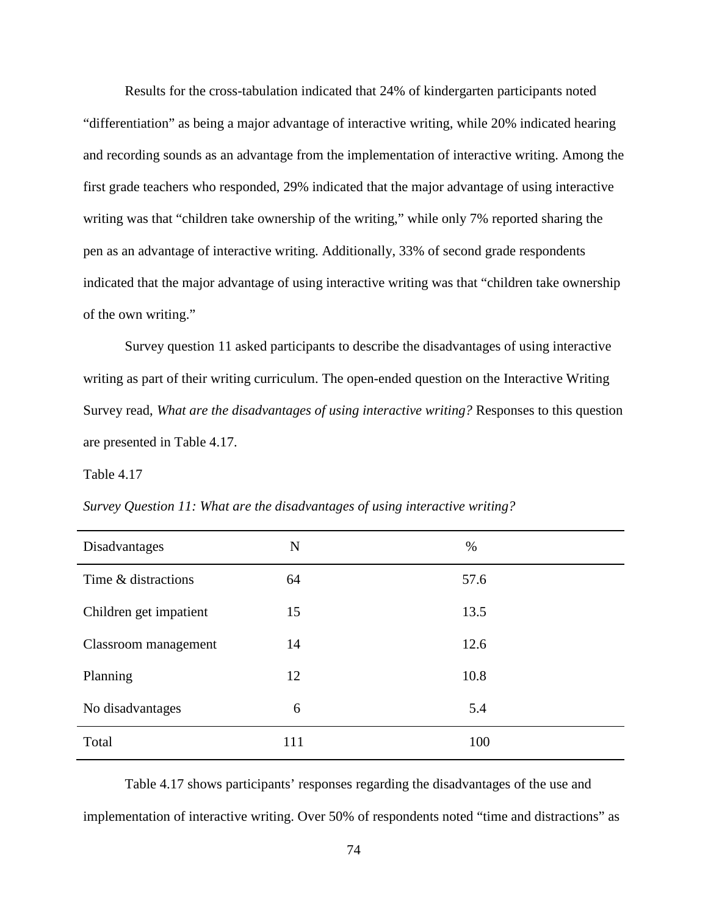Results for the cross-tabulation indicated that 24% of kindergarten participants noted "differentiation" as being a major advantage of interactive writing, while 20% indicated hearing and recording sounds as an advantage from the implementation of interactive writing. Among the first grade teachers who responded, 29% indicated that the major advantage of using interactive writing was that "children take ownership of the writing," while only 7% reported sharing the pen as an advantage of interactive writing. Additionally, 33% of second grade respondents indicated that the major advantage of using interactive writing was that "children take ownership of the own writing."

Survey question 11 asked participants to describe the disadvantages of using interactive writing as part of their writing curriculum. The open-ended question on the Interactive Writing Survey read, *What are the disadvantages of using interactive writing?* Responses to this question are presented in Table 4.17.

Table 4.17

*Survey Question 11: What are the disadvantages of using interactive writing?*

| Disadvantages | N | % |
|---|---|---|
| Time & distractions | 64 | 57.6 |
| Children get impatient | 15 | 13.5 |
| Classroom management | 14 | 12.6 |
| Planning | 12 | 10.8 |
| No disadvantages | 6 | 5.4 |
| Total | 111 | 100 |

Table 4.17 shows participants' responses regarding the disadvantages of the use and implementation of interactive writing. Over 50% of respondents noted "time and distractions" as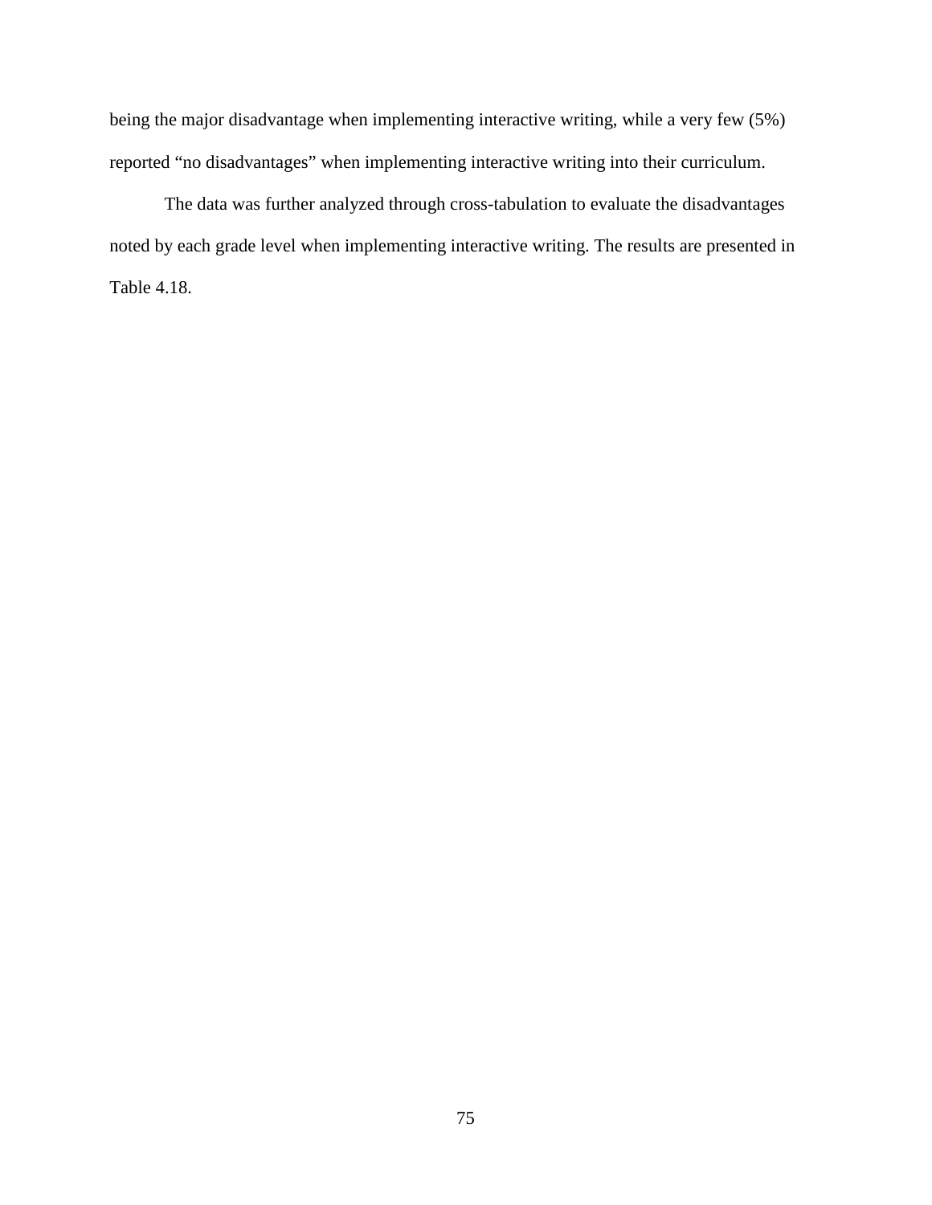being the major disadvantage when implementing interactive writing, while a very few (5%) reported "no disadvantages" when implementing interactive writing into their curriculum.

The data was further analyzed through cross-tabulation to evaluate the disadvantages noted by each grade level when implementing interactive writing. The results are presented in Table 4.18.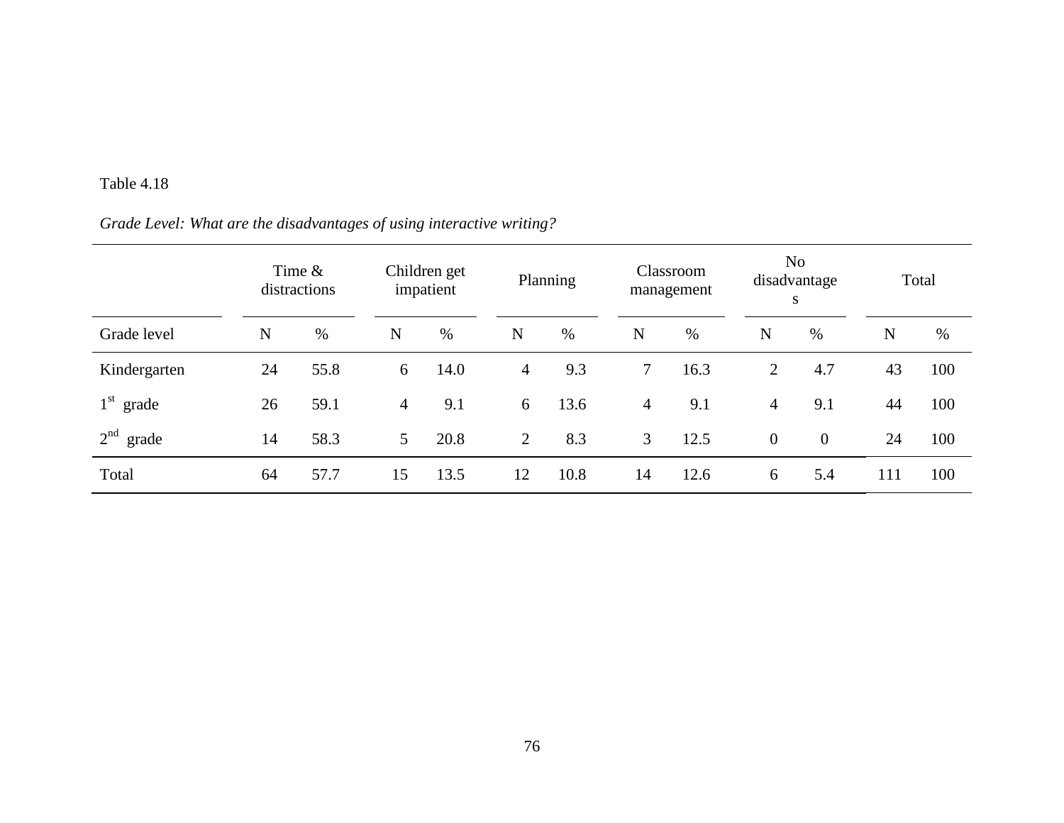Table 4.18

*Grade Level: What are the disadvantages of using interactive writing?*

| | Time & distractions | | Children get impatient | | Planning | | Classroom management | | No disadvantages | | Total | |
|---|---|---|---|---|---|---|---|---|---|---|---|---|
| Grade level | N | % | N | % | N | % | N | % | N | % | N | % |
| Kindergarten | 24 | 55.8 | 6 | 14.0 | 4 | 9.3 | 7 | 16.3 | 2 | 4.7 | 43 | 100 |
| 1st grade | 26 | 59.1 | 4 | 9.1 | 6 | 13.6 | 4 | 9.1 | 4 | 9.1 | 44 | 100 |
| 2nd grade | 14 | 58.3 | 5 | 20.8 | 2 | 8.3 | 3 | 12.5 | 0 | 0 | 24 | 100 |
| Total | 64 | 57.7 | 15 | 13.5 | 12 | 10.8 | 14 | 12.6 | 6 | 5.4 | 111 | 100 |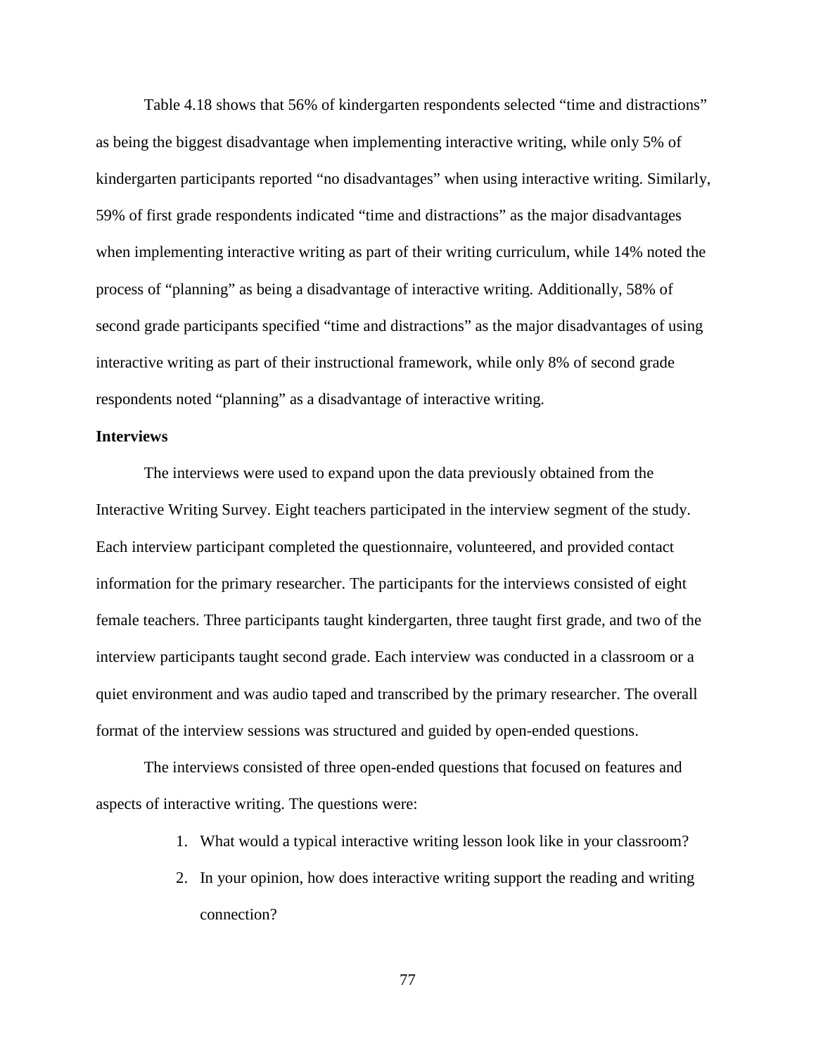Table 4.18 shows that 56% of kindergarten respondents selected "time and distractions" as being the biggest disadvantage when implementing interactive writing, while only 5% of kindergarten participants reported "no disadvantages" when using interactive writing. Similarly, 59% of first grade respondents indicated "time and distractions" as the major disadvantages when implementing interactive writing as part of their writing curriculum, while 14% noted the process of "planning" as being a disadvantage of interactive writing. Additionally, 58% of second grade participants specified "time and distractions" as the major disadvantages of using interactive writing as part of their instructional framework, while only 8% of second grade respondents noted "planning" as a disadvantage of interactive writing.

**Interviews**

The interviews were used to expand upon the data previously obtained from the Interactive Writing Survey. Eight teachers participated in the interview segment of the study. Each interview participant completed the questionnaire, volunteered, and provided contact information for the primary researcher. The participants for the interviews consisted of eight female teachers. Three participants taught kindergarten, three taught first grade, and two of the interview participants taught second grade. Each interview was conducted in a classroom or a quiet environment and was audio taped and transcribed by the primary researcher. The overall format of the interview sessions was structured and guided by open-ended questions.

The interviews consisted of three open-ended questions that focused on features and aspects of interactive writing. The questions were:

1. What would a typical interactive writing lesson look like in your classroom?
2. In your opinion, how does interactive writing support the reading and writing connection?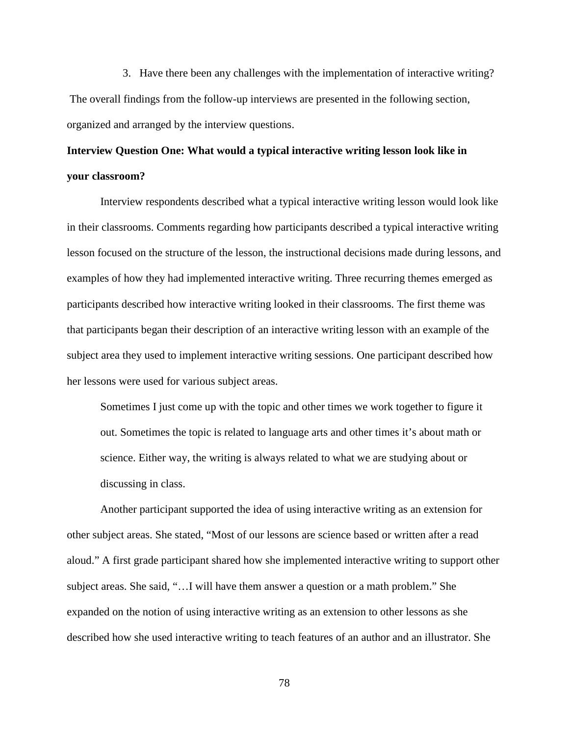3. Have there been any challenges with the implementation of interactive writing?

The overall findings from the follow-up interviews are presented in the following section, organized and arranged by the interview questions.

**Interview Question One: What would a typical interactive writing lesson look like in your classroom?**

Interview respondents described what a typical interactive writing lesson would look like in their classrooms. Comments regarding how participants described a typical interactive writing lesson focused on the structure of the lesson, the instructional decisions made during lessons, and examples of how they had implemented interactive writing. Three recurring themes emerged as participants described how interactive writing looked in their classrooms. The first theme was that participants began their description of an interactive writing lesson with an example of the subject area they used to implement interactive writing sessions. One participant described how her lessons were used for various subject areas.

> Sometimes I just come up with the topic and other times we work together to figure it out. Sometimes the topic is related to language arts and other times it's about math or science. Either way, the writing is always related to what we are studying about or discussing in class.

Another participant supported the idea of using interactive writing as an extension for other subject areas. She stated, "Most of our lessons are science based or written after a read aloud." A first grade participant shared how she implemented interactive writing to support other subject areas. She said, "…I will have them answer a question or a math problem." She expanded on the notion of using interactive writing as an extension to other lessons as she described how she used interactive writing to teach features of an author and an illustrator. She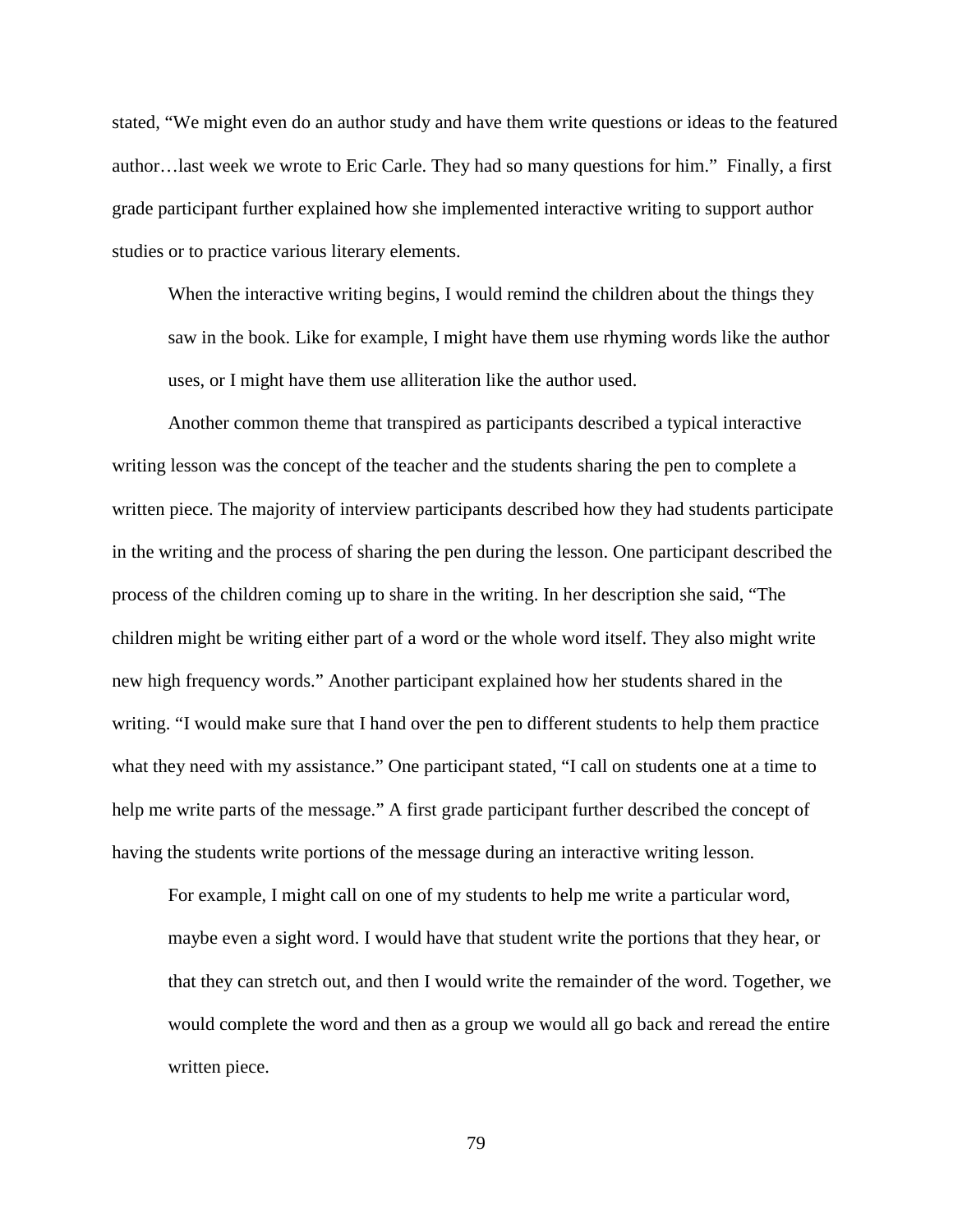stated, “We might even do an author study and have them write questions or ideas to the featured author…last week we wrote to Eric Carle. They had so many questions for him.” Finally, a first grade participant further explained how she implemented interactive writing to support author studies or to practice various literary elements.

> When the interactive writing begins, I would remind the children about the things they saw in the book. Like for example, I might have them use rhyming words like the author uses, or I might have them use alliteration like the author used.

Another common theme that transpired as participants described a typical interactive writing lesson was the concept of the teacher and the students sharing the pen to complete a written piece. The majority of interview participants described how they had students participate in the writing and the process of sharing the pen during the lesson. One participant described the process of the children coming up to share in the writing. In her description she said, “The children might be writing either part of a word or the whole word itself. They also might write new high frequency words.” Another participant explained how her students shared in the writing. “I would make sure that I hand over the pen to different students to help them practice what they need with my assistance.” One participant stated, “I call on students one at a time to help me write parts of the message.” A first grade participant further described the concept of having the students write portions of the message during an interactive writing lesson.

> For example, I might call on one of my students to help me write a particular word, maybe even a sight word. I would have that student write the portions that they hear, or that they can stretch out, and then I would write the remainder of the word. Together, we would complete the word and then as a group we would all go back and reread the entire written piece.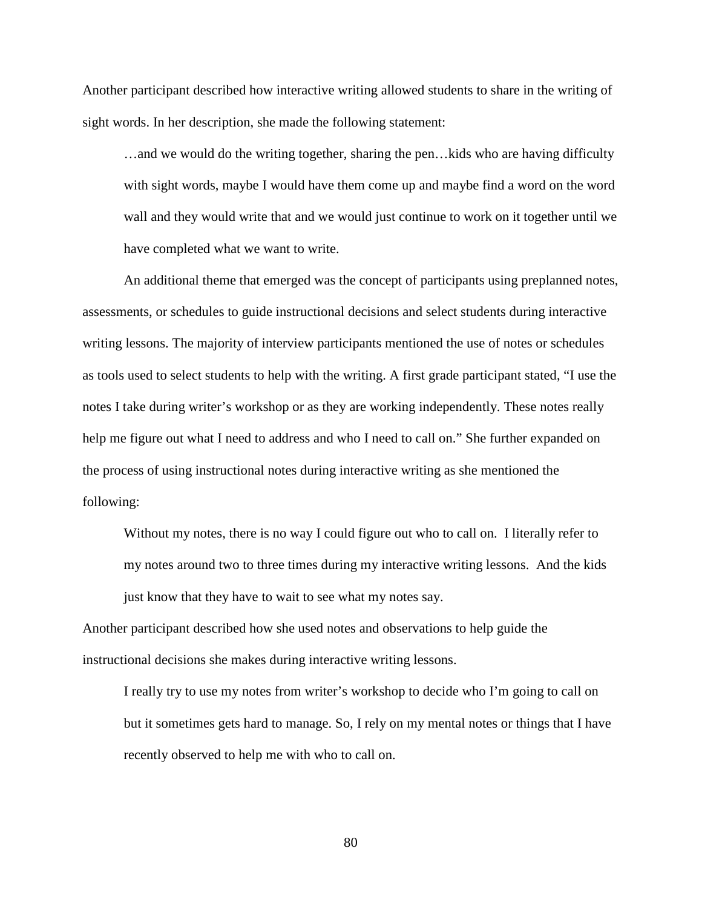Another participant described how interactive writing allowed students to share in the writing of sight words. In her description, she made the following statement:

> …and we would do the writing together, sharing the pen…kids who are having difficulty with sight words, maybe I would have them come up and maybe find a word on the word wall and they would write that and we would just continue to work on it together until we have completed what we want to write.

An additional theme that emerged was the concept of participants using preplanned notes, assessments, or schedules to guide instructional decisions and select students during interactive writing lessons. The majority of interview participants mentioned the use of notes or schedules as tools used to select students to help with the writing. A first grade participant stated, "I use the notes I take during writer's workshop or as they are working independently. These notes really help me figure out what I need to address and who I need to call on." She further expanded on the process of using instructional notes during interactive writing as she mentioned the following:

> Without my notes, there is no way I could figure out who to call on. I literally refer to my notes around two to three times during my interactive writing lessons. And the kids just know that they have to wait to see what my notes say.

Another participant described how she used notes and observations to help guide the instructional decisions she makes during interactive writing lessons.

> I really try to use my notes from writer's workshop to decide who I'm going to call on but it sometimes gets hard to manage. So, I rely on my mental notes or things that I have recently observed to help me with who to call on.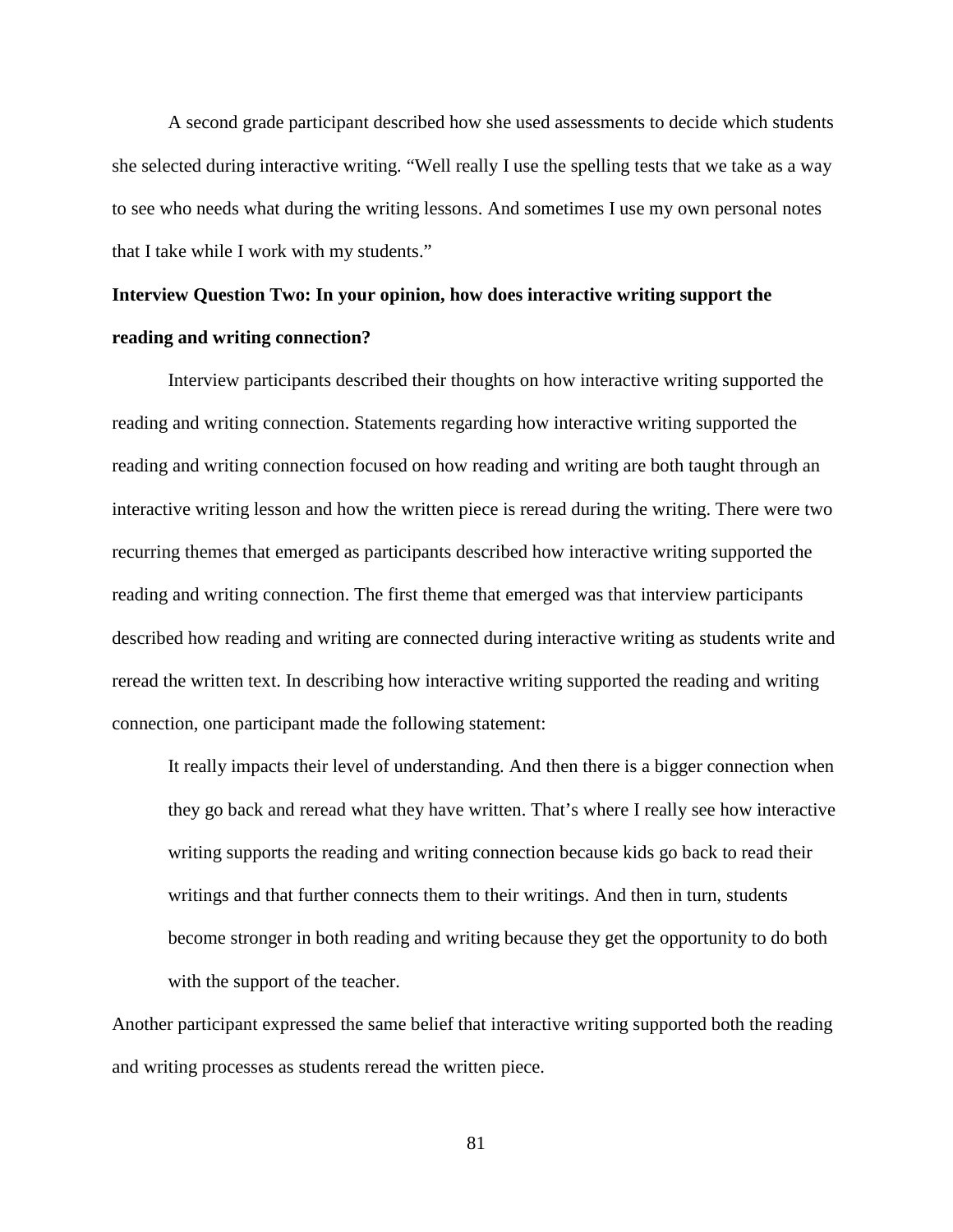A second grade participant described how she used assessments to decide which students she selected during interactive writing. "Well really I use the spelling tests that we take as a way to see who needs what during the writing lessons. And sometimes I use my own personal notes that I take while I work with my students."

**Interview Question Two: In your opinion, how does interactive writing support the reading and writing connection?**

Interview participants described their thoughts on how interactive writing supported the reading and writing connection. Statements regarding how interactive writing supported the reading and writing connection focused on how reading and writing are both taught through an interactive writing lesson and how the written piece is reread during the writing. There were two recurring themes that emerged as participants described how interactive writing supported the reading and writing connection. The first theme that emerged was that interview participants described how reading and writing are connected during interactive writing as students write and reread the written text. In describing how interactive writing supported the reading and writing connection, one participant made the following statement:

> It really impacts their level of understanding. And then there is a bigger connection when they go back and reread what they have written. That's where I really see how interactive writing supports the reading and writing connection because kids go back to read their writings and that further connects them to their writings. And then in turn, students become stronger in both reading and writing because they get the opportunity to do both with the support of the teacher.

Another participant expressed the same belief that interactive writing supported both the reading and writing processes as students reread the written piece.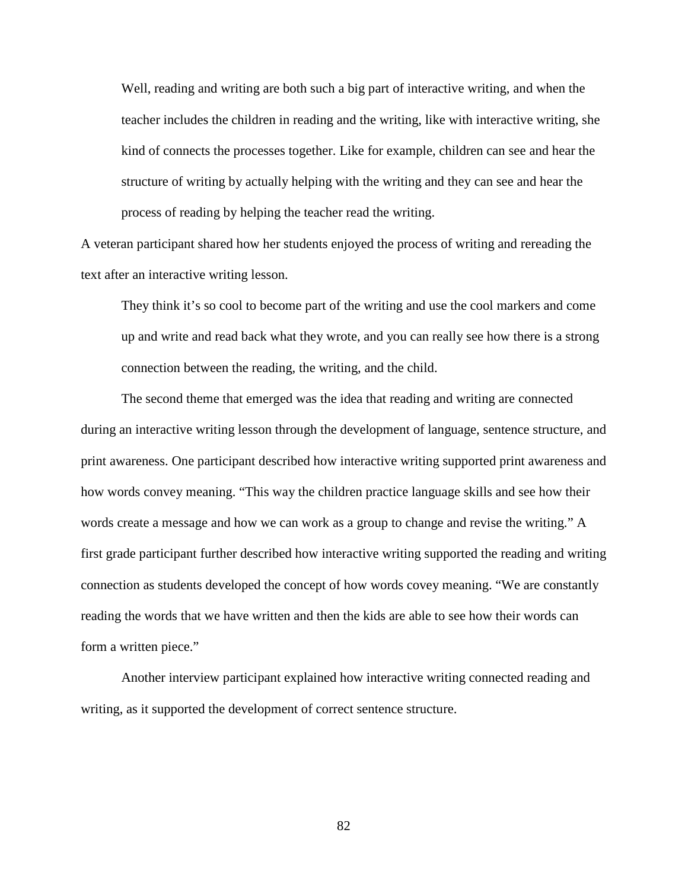> Well, reading and writing are both such a big part of interactive writing, and when the teacher includes the children in reading and the writing, like with interactive writing, she kind of connects the processes together. Like for example, children can see and hear the structure of writing by actually helping with the writing and they can see and hear the process of reading by helping the teacher read the writing.

A veteran participant shared how her students enjoyed the process of writing and rereading the text after an interactive writing lesson.

> They think it's so cool to become part of the writing and use the cool markers and come up and write and read back what they wrote, and you can really see how there is a strong connection between the reading, the writing, and the child.

The second theme that emerged was the idea that reading and writing are connected during an interactive writing lesson through the development of language, sentence structure, and print awareness. One participant described how interactive writing supported print awareness and how words convey meaning. "This way the children practice language skills and see how their words create a message and how we can work as a group to change and revise the writing." A first grade participant further described how interactive writing supported the reading and writing connection as students developed the concept of how words covey meaning. "We are constantly reading the words that we have written and then the kids are able to see how their words can form a written piece."

Another interview participant explained how interactive writing connected reading and writing, as it supported the development of correct sentence structure.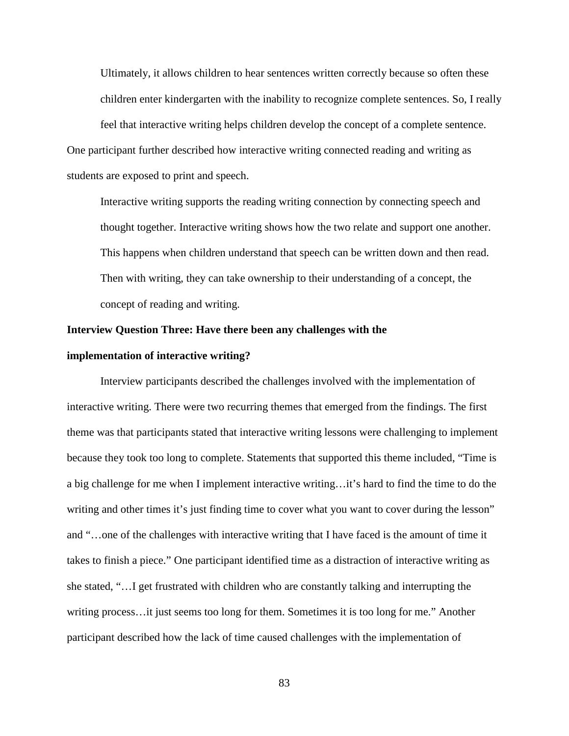> Ultimately, it allows children to hear sentences written correctly because so often these children enter kindergarten with the inability to recognize complete sentences. So, I really feel that interactive writing helps children develop the concept of a complete sentence.

One participant further described how interactive writing connected reading and writing as students are exposed to print and speech.

> Interactive writing supports the reading writing connection by connecting speech and thought together. Interactive writing shows how the two relate and support one another. This happens when children understand that speech can be written down and then read. Then with writing, they can take ownership to their understanding of a concept, the concept of reading and writing.

**Interview Question Three: Have there been any challenges with the implementation of interactive writing?**

Interview participants described the challenges involved with the implementation of interactive writing. There were two recurring themes that emerged from the findings. The first theme was that participants stated that interactive writing lessons were challenging to implement because they took too long to complete. Statements that supported this theme included, "Time is a big challenge for me when I implement interactive writing…it's hard to find the time to do the writing and other times it's just finding time to cover what you want to cover during the lesson" and "…one of the challenges with interactive writing that I have faced is the amount of time it takes to finish a piece." One participant identified time as a distraction of interactive writing as she stated, "…I get frustrated with children who are constantly talking and interrupting the writing process…it just seems too long for them. Sometimes it is too long for me." Another participant described how the lack of time caused challenges with the implementation of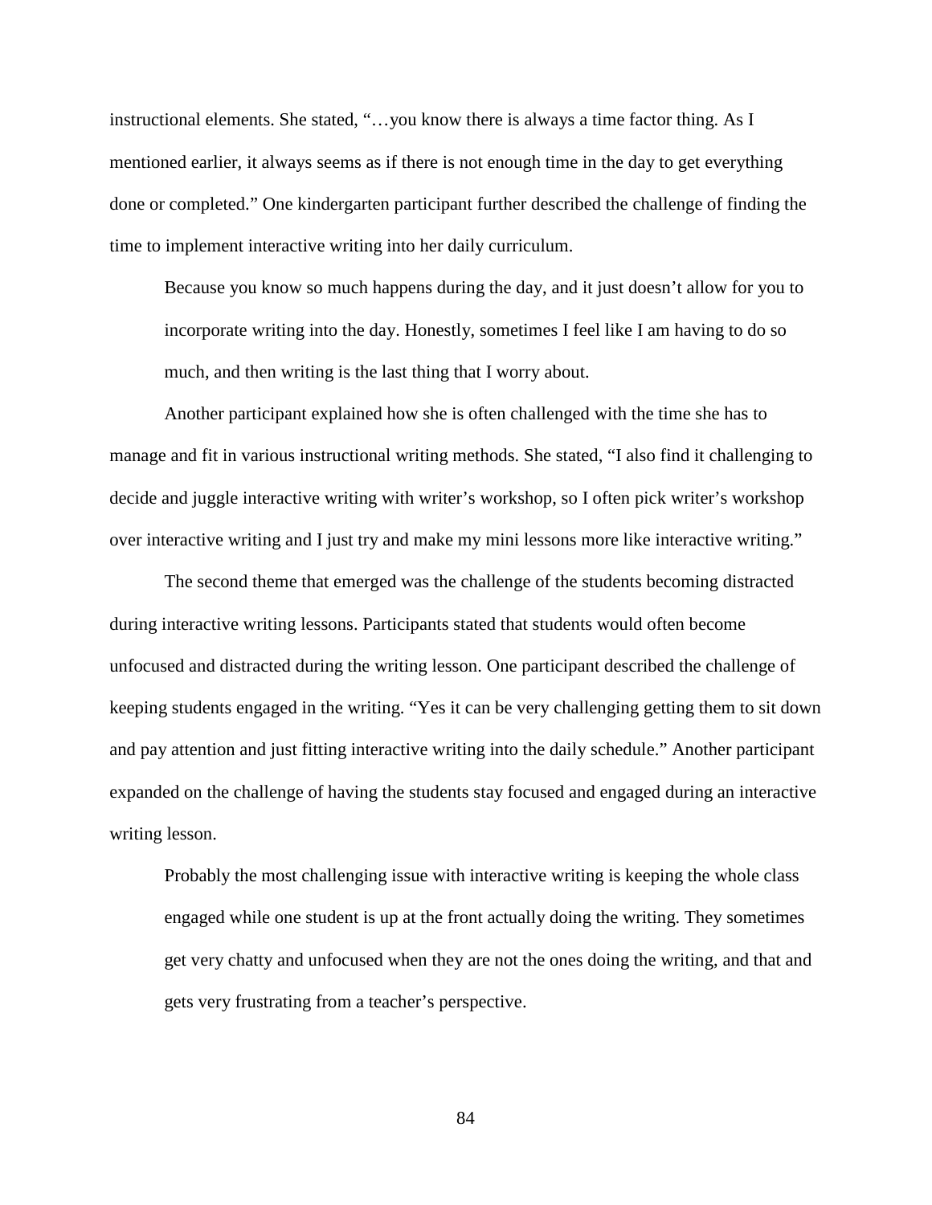instructional elements. She stated, "…you know there is always a time factor thing. As I mentioned earlier, it always seems as if there is not enough time in the day to get everything done or completed." One kindergarten participant further described the challenge of finding the time to implement interactive writing into her daily curriculum.

> Because you know so much happens during the day, and it just doesn't allow for you to incorporate writing into the day. Honestly, sometimes I feel like I am having to do so much, and then writing is the last thing that I worry about.

Another participant explained how she is often challenged with the time she has to manage and fit in various instructional writing methods. She stated, "I also find it challenging to decide and juggle interactive writing with writer's workshop, so I often pick writer's workshop over interactive writing and I just try and make my mini lessons more like interactive writing."

The second theme that emerged was the challenge of the students becoming distracted during interactive writing lessons. Participants stated that students would often become unfocused and distracted during the writing lesson. One participant described the challenge of keeping students engaged in the writing. "Yes it can be very challenging getting them to sit down and pay attention and just fitting interactive writing into the daily schedule." Another participant expanded on the challenge of having the students stay focused and engaged during an interactive writing lesson.

> Probably the most challenging issue with interactive writing is keeping the whole class engaged while one student is up at the front actually doing the writing. They sometimes get very chatty and unfocused when they are not the ones doing the writing, and that and gets very frustrating from a teacher's perspective.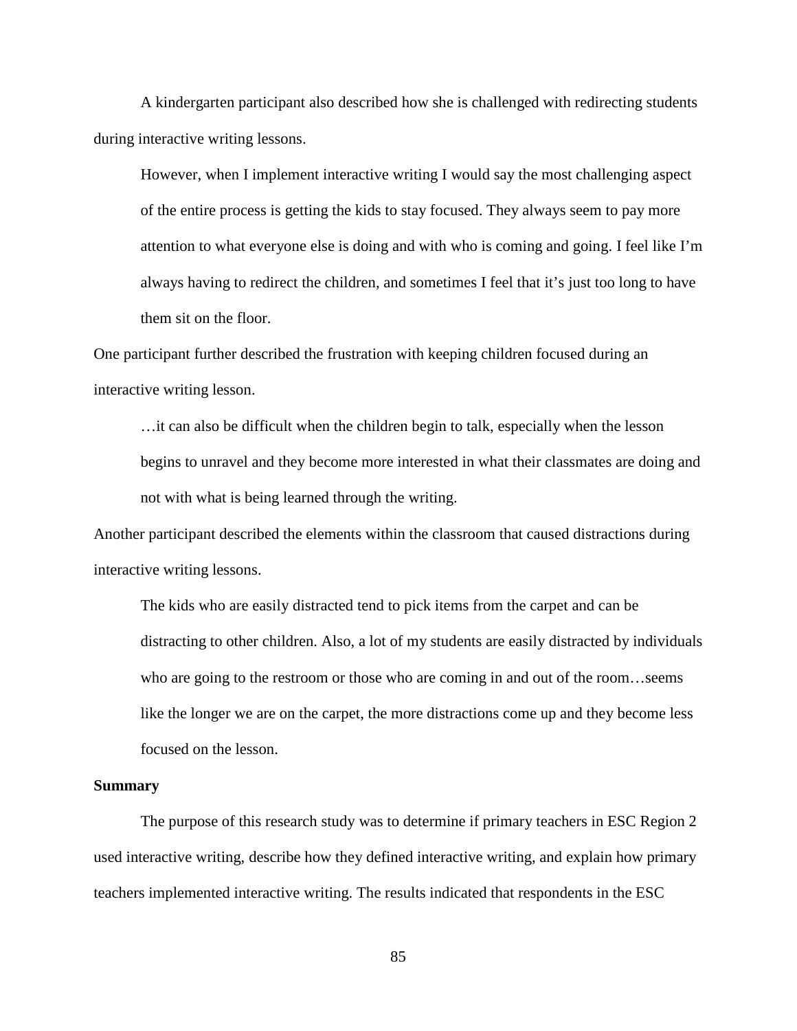A kindergarten participant also described how she is challenged with redirecting students during interactive writing lessons.

> However, when I implement interactive writing I would say the most challenging aspect of the entire process is getting the kids to stay focused. They always seem to pay more attention to what everyone else is doing and with who is coming and going. I feel like I'm always having to redirect the children, and sometimes I feel that it's just too long to have them sit on the floor.

One participant further described the frustration with keeping children focused during an interactive writing lesson.

> …it can also be difficult when the children begin to talk, especially when the lesson begins to unravel and they become more interested in what their classmates are doing and not with what is being learned through the writing.

Another participant described the elements within the classroom that caused distractions during interactive writing lessons.

> The kids who are easily distracted tend to pick items from the carpet and can be distracting to other children. Also, a lot of my students are easily distracted by individuals who are going to the restroom or those who are coming in and out of the room…seems like the longer we are on the carpet, the more distractions come up and they become less focused on the lesson.

**Summary**

The purpose of this research study was to determine if primary teachers in ESC Region 2 used interactive writing, describe how they defined interactive writing, and explain how primary teachers implemented interactive writing. The results indicated that respondents in the ESC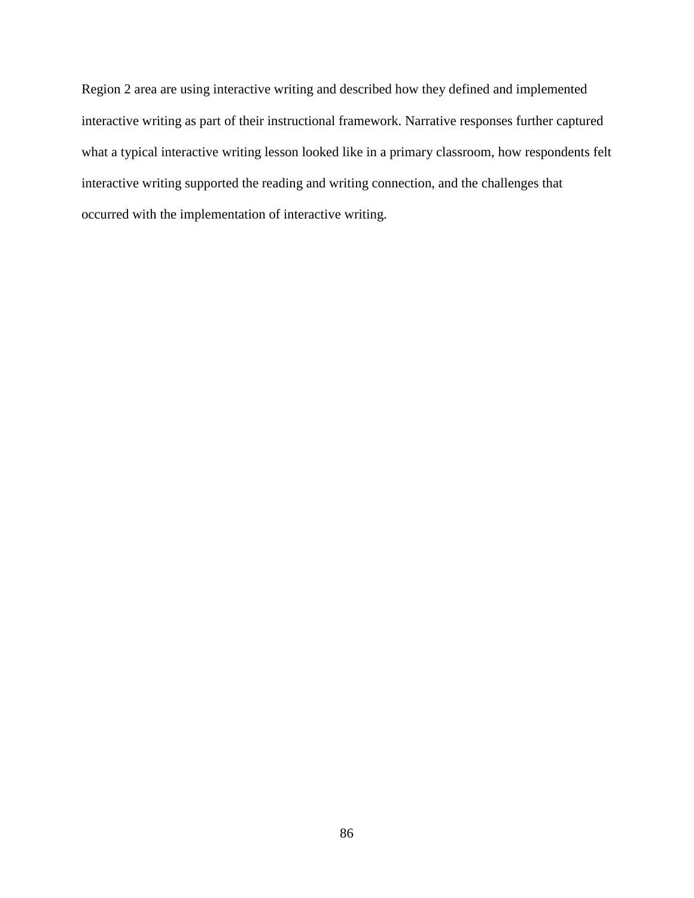Region 2 area are using interactive writing and described how they defined and implemented interactive writing as part of their instructional framework. Narrative responses further captured what a typical interactive writing lesson looked like in a primary classroom, how respondents felt interactive writing supported the reading and writing connection, and the challenges that occurred with the implementation of interactive writing.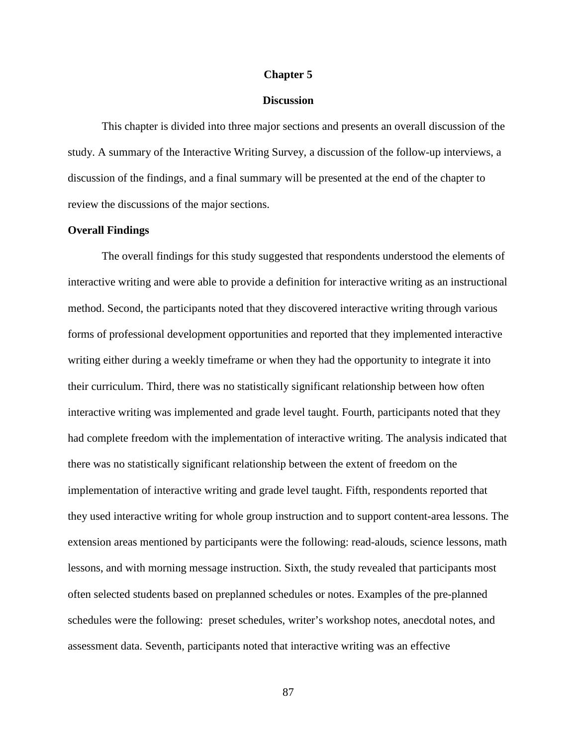# Chapter 5

## Discussion

This chapter is divided into three major sections and presents an overall discussion of the study. A summary of the Interactive Writing Survey, a discussion of the follow-up interviews, a discussion of the findings, and a final summary will be presented at the end of the chapter to review the discussions of the major sections.

### Overall Findings

The overall findings for this study suggested that respondents understood the elements of interactive writing and were able to provide a definition for interactive writing as an instructional method. Second, the participants noted that they discovered interactive writing through various forms of professional development opportunities and reported that they implemented interactive writing either during a weekly timeframe or when they had the opportunity to integrate it into their curriculum. Third, there was no statistically significant relationship between how often interactive writing was implemented and grade level taught. Fourth, participants noted that they had complete freedom with the implementation of interactive writing. The analysis indicated that there was no statistically significant relationship between the extent of freedom on the implementation of interactive writing and grade level taught. Fifth, respondents reported that they used interactive writing for whole group instruction and to support content-area lessons. The extension areas mentioned by participants were the following: read-alouds, science lessons, math lessons, and with morning message instruction. Sixth, the study revealed that participants most often selected students based on preplanned schedules or notes. Examples of the pre-planned schedules were the following: preset schedules, writer's workshop notes, anecdotal notes, and assessment data. Seventh, participants noted that interactive writing was an effective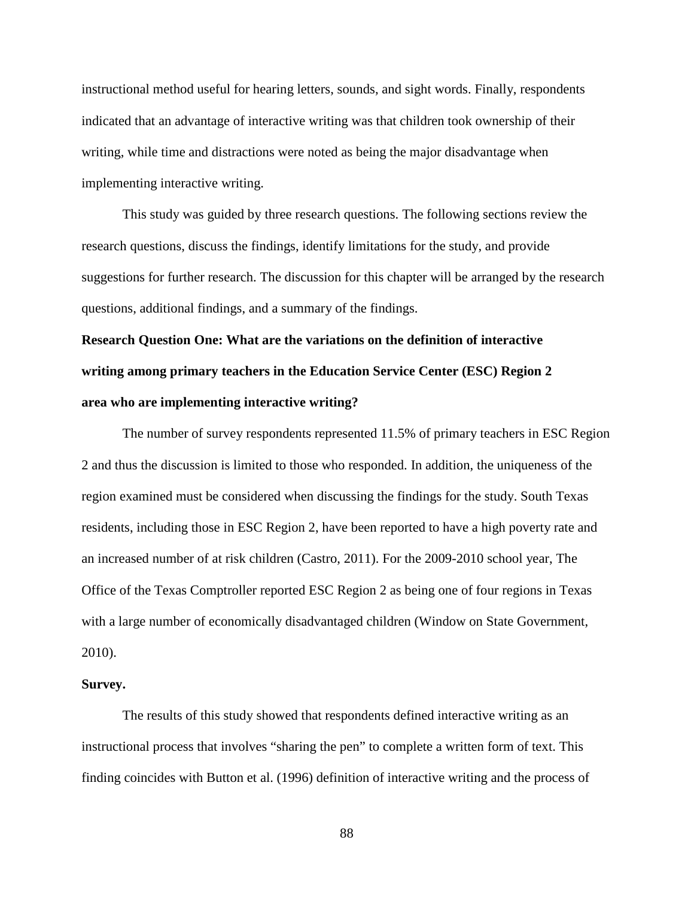instructional method useful for hearing letters, sounds, and sight words. Finally, respondents indicated that an advantage of interactive writing was that children took ownership of their writing, while time and distractions were noted as being the major disadvantage when implementing interactive writing.

This study was guided by three research questions. The following sections review the research questions, discuss the findings, identify limitations for the study, and provide suggestions for further research. The discussion for this chapter will be arranged by the research questions, additional findings, and a summary of the findings.

**Research Question One: What are the variations on the definition of interactive writing among primary teachers in the Education Service Center (ESC) Region 2 area who are implementing interactive writing?**

The number of survey respondents represented 11.5% of primary teachers in ESC Region 2 and thus the discussion is limited to those who responded. In addition, the uniqueness of the region examined must be considered when discussing the findings for the study. South Texas residents, including those in ESC Region 2, have been reported to have a high poverty rate and an increased number of at risk children (Castro, 2011). For the 2009-2010 school year, The Office of the Texas Comptroller reported ESC Region 2 as being one of four regions in Texas with a large number of economically disadvantaged children (Window on State Government, 2010).

**Survey.**

The results of this study showed that respondents defined interactive writing as an instructional process that involves "sharing the pen" to complete a written form of text. This finding coincides with Button et al. (1996) definition of interactive writing and the process of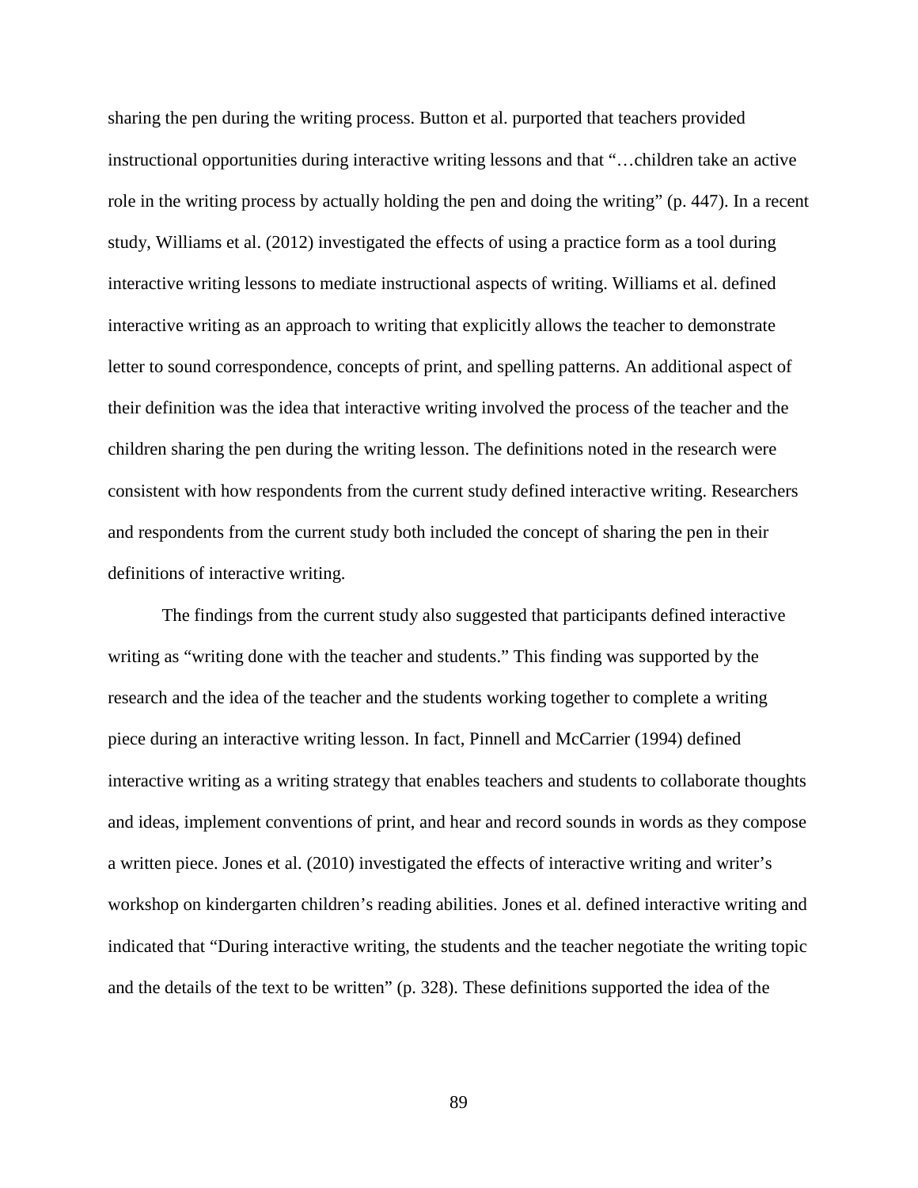sharing the pen during the writing process. Button et al. purported that teachers provided instructional opportunities during interactive writing lessons and that "…children take an active role in the writing process by actually holding the pen and doing the writing" (p. 447). In a recent study, Williams et al. (2012) investigated the effects of using a practice form as a tool during interactive writing lessons to mediate instructional aspects of writing. Williams et al. defined interactive writing as an approach to writing that explicitly allows the teacher to demonstrate letter to sound correspondence, concepts of print, and spelling patterns. An additional aspect of their definition was the idea that interactive writing involved the process of the teacher and the children sharing the pen during the writing lesson. The definitions noted in the research were consistent with how respondents from the current study defined interactive writing. Researchers and respondents from the current study both included the concept of sharing the pen in their definitions of interactive writing.

The findings from the current study also suggested that participants defined interactive writing as "writing done with the teacher and students." This finding was supported by the research and the idea of the teacher and the students working together to complete a writing piece during an interactive writing lesson. In fact, Pinnell and McCarrier (1994) defined interactive writing as a writing strategy that enables teachers and students to collaborate thoughts and ideas, implement conventions of print, and hear and record sounds in words as they compose a written piece. Jones et al. (2010) investigated the effects of interactive writing and writer's workshop on kindergarten children's reading abilities. Jones et al. defined interactive writing and indicated that "During interactive writing, the students and the teacher negotiate the writing topic and the details of the text to be written" (p. 328). These definitions supported the idea of the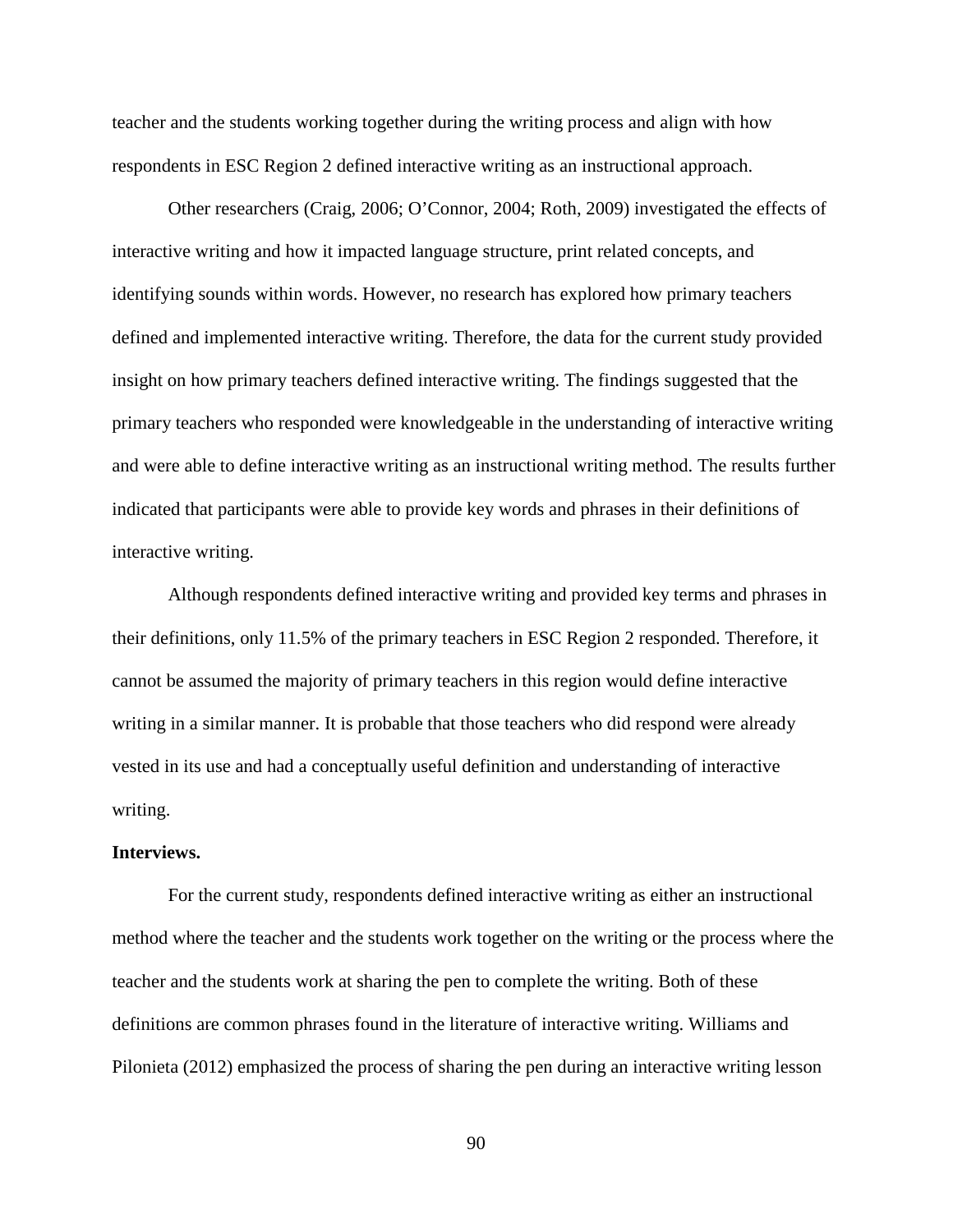teacher and the students working together during the writing process and align with how respondents in ESC Region 2 defined interactive writing as an instructional approach.

Other researchers (Craig, 2006; O'Connor, 2004; Roth, 2009) investigated the effects of interactive writing and how it impacted language structure, print related concepts, and identifying sounds within words. However, no research has explored how primary teachers defined and implemented interactive writing. Therefore, the data for the current study provided insight on how primary teachers defined interactive writing. The findings suggested that the primary teachers who responded were knowledgeable in the understanding of interactive writing and were able to define interactive writing as an instructional writing method. The results further indicated that participants were able to provide key words and phrases in their definitions of interactive writing.

Although respondents defined interactive writing and provided key terms and phrases in their definitions, only 11.5% of the primary teachers in ESC Region 2 responded. Therefore, it cannot be assumed the majority of primary teachers in this region would define interactive writing in a similar manner. It is probable that those teachers who did respond were already vested in its use and had a conceptually useful definition and understanding of interactive writing.

**Interviews.**

For the current study, respondents defined interactive writing as either an instructional method where the teacher and the students work together on the writing or the process where the teacher and the students work at sharing the pen to complete the writing. Both of these definitions are common phrases found in the literature of interactive writing. Williams and Pilonieta (2012) emphasized the process of sharing the pen during an interactive writing lesson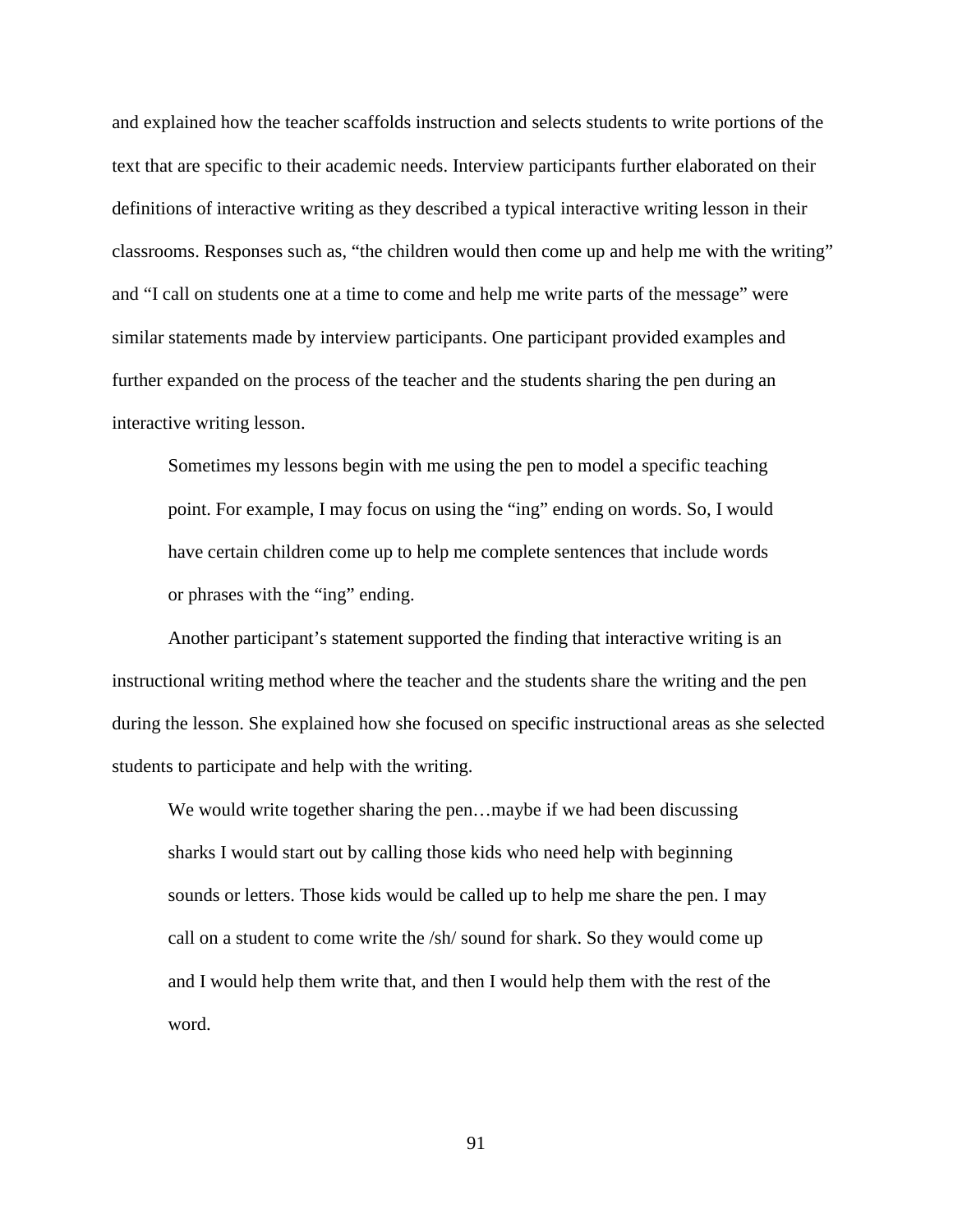and explained how the teacher scaffolds instruction and selects students to write portions of the text that are specific to their academic needs. Interview participants further elaborated on their definitions of interactive writing as they described a typical interactive writing lesson in their classrooms. Responses such as, "the children would then come up and help me with the writing" and "I call on students one at a time to come and help me write parts of the message" were similar statements made by interview participants. One participant provided examples and further expanded on the process of the teacher and the students sharing the pen during an interactive writing lesson.

> Sometimes my lessons begin with me using the pen to model a specific teaching point. For example, I may focus on using the "ing" ending on words. So, I would have certain children come up to help me complete sentences that include words or phrases with the "ing" ending.

Another participant's statement supported the finding that interactive writing is an instructional writing method where the teacher and the students share the writing and the pen during the lesson. She explained how she focused on specific instructional areas as she selected students to participate and help with the writing.

> We would write together sharing the pen…maybe if we had been discussing sharks I would start out by calling those kids who need help with beginning sounds or letters. Those kids would be called up to help me share the pen. I may call on a student to come write the /sh/ sound for shark. So they would come up and I would help them write that, and then I would help them with the rest of the word.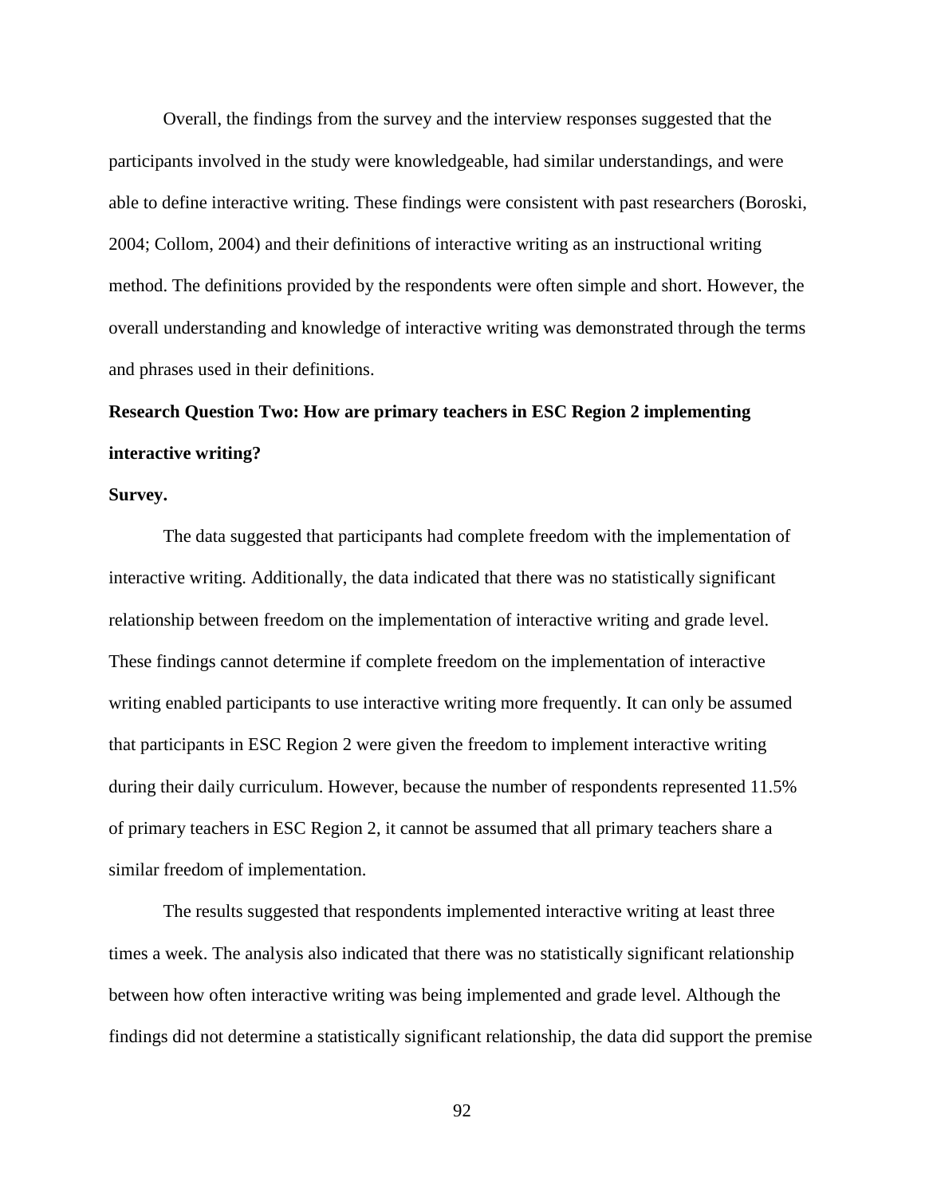Overall, the findings from the survey and the interview responses suggested that the participants involved in the study were knowledgeable, had similar understandings, and were able to define interactive writing. These findings were consistent with past researchers (Boroski, 2004; Collom, 2004) and their definitions of interactive writing as an instructional writing method. The definitions provided by the respondents were often simple and short. However, the overall understanding and knowledge of interactive writing was demonstrated through the terms and phrases used in their definitions.

**Research Question Two: How are primary teachers in ESC Region 2 implementing interactive writing?**

**Survey.**

The data suggested that participants had complete freedom with the implementation of interactive writing. Additionally, the data indicated that there was no statistically significant relationship between freedom on the implementation of interactive writing and grade level. These findings cannot determine if complete freedom on the implementation of interactive writing enabled participants to use interactive writing more frequently. It can only be assumed that participants in ESC Region 2 were given the freedom to implement interactive writing during their daily curriculum. However, because the number of respondents represented 11.5% of primary teachers in ESC Region 2, it cannot be assumed that all primary teachers share a similar freedom of implementation.

The results suggested that respondents implemented interactive writing at least three times a week. The analysis also indicated that there was no statistically significant relationship between how often interactive writing was being implemented and grade level. Although the findings did not determine a statistically significant relationship, the data did support the premise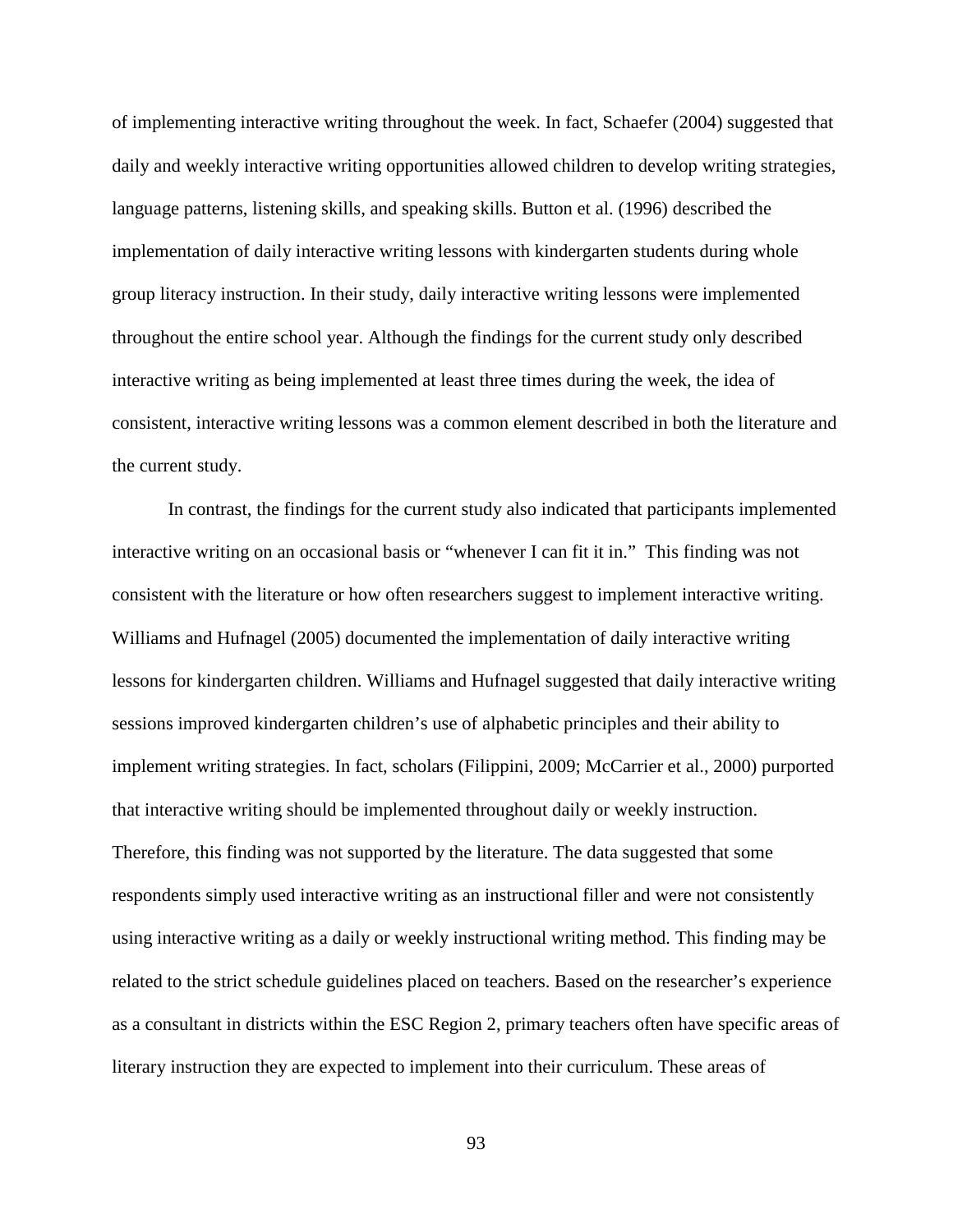of implementing interactive writing throughout the week. In fact, Schaefer (2004) suggested that daily and weekly interactive writing opportunities allowed children to develop writing strategies, language patterns, listening skills, and speaking skills. Button et al. (1996) described the implementation of daily interactive writing lessons with kindergarten students during whole group literacy instruction. In their study, daily interactive writing lessons were implemented throughout the entire school year. Although the findings for the current study only described interactive writing as being implemented at least three times during the week, the idea of consistent, interactive writing lessons was a common element described in both the literature and the current study.

In contrast, the findings for the current study also indicated that participants implemented interactive writing on an occasional basis or "whenever I can fit it in." This finding was not consistent with the literature or how often researchers suggest to implement interactive writing. Williams and Hufnagel (2005) documented the implementation of daily interactive writing lessons for kindergarten children. Williams and Hufnagel suggested that daily interactive writing sessions improved kindergarten children's use of alphabetic principles and their ability to implement writing strategies. In fact, scholars (Filippini, 2009; McCarrier et al., 2000) purported that interactive writing should be implemented throughout daily or weekly instruction. Therefore, this finding was not supported by the literature. The data suggested that some respondents simply used interactive writing as an instructional filler and were not consistently using interactive writing as a daily or weekly instructional writing method. This finding may be related to the strict schedule guidelines placed on teachers. Based on the researcher's experience as a consultant in districts within the ESC Region 2, primary teachers often have specific areas of literary instruction they are expected to implement into their curriculum. These areas of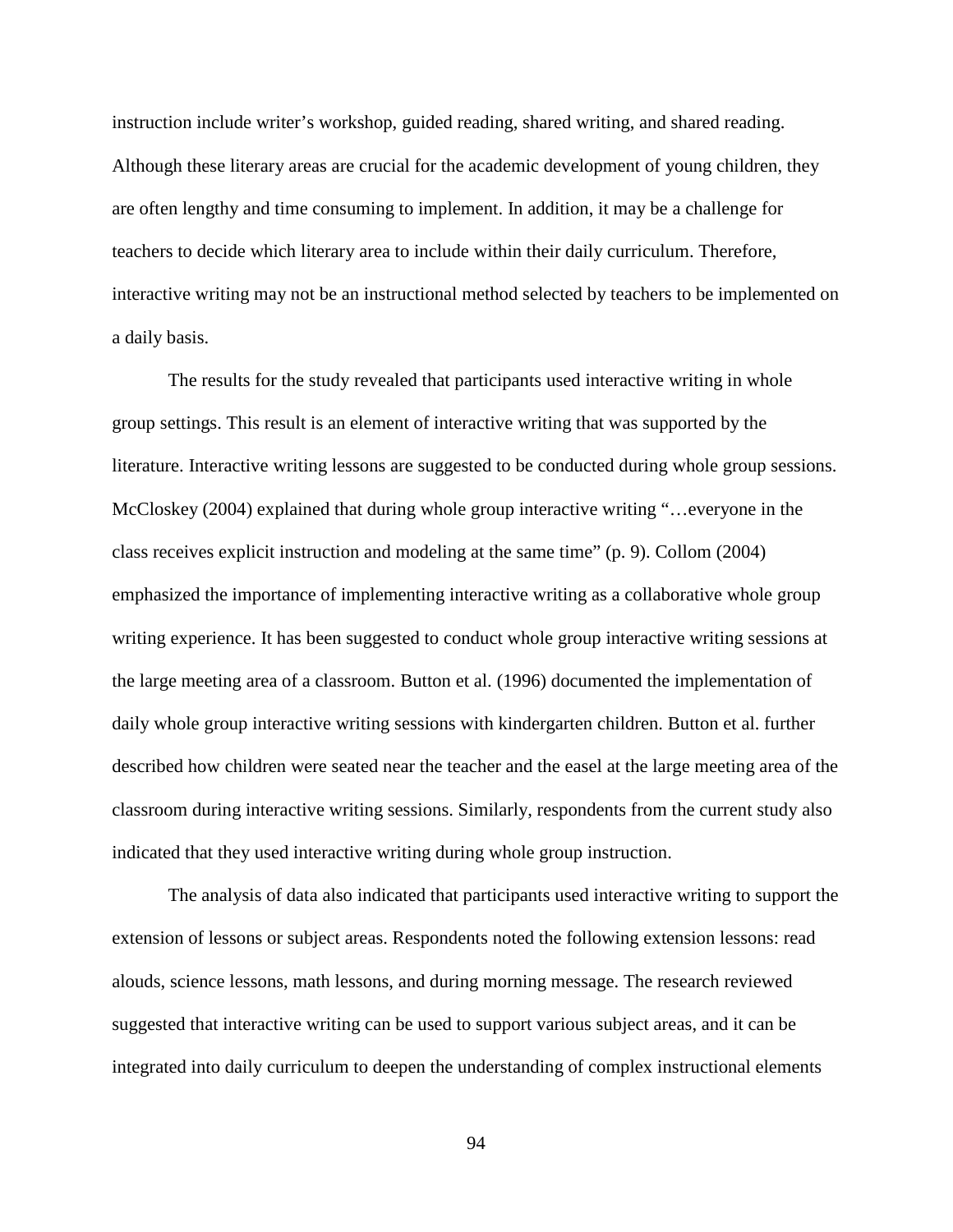instruction include writer's workshop, guided reading, shared writing, and shared reading. Although these literary areas are crucial for the academic development of young children, they are often lengthy and time consuming to implement. In addition, it may be a challenge for teachers to decide which literary area to include within their daily curriculum. Therefore, interactive writing may not be an instructional method selected by teachers to be implemented on a daily basis.

The results for the study revealed that participants used interactive writing in whole group settings. This result is an element of interactive writing that was supported by the literature. Interactive writing lessons are suggested to be conducted during whole group sessions. McCloskey (2004) explained that during whole group interactive writing "…everyone in the class receives explicit instruction and modeling at the same time" (p. 9). Collom (2004) emphasized the importance of implementing interactive writing as a collaborative whole group writing experience. It has been suggested to conduct whole group interactive writing sessions at the large meeting area of a classroom. Button et al. (1996) documented the implementation of daily whole group interactive writing sessions with kindergarten children. Button et al. further described how children were seated near the teacher and the easel at the large meeting area of the classroom during interactive writing sessions. Similarly, respondents from the current study also indicated that they used interactive writing during whole group instruction.

The analysis of data also indicated that participants used interactive writing to support the extension of lessons or subject areas. Respondents noted the following extension lessons: read alouds, science lessons, math lessons, and during morning message. The research reviewed suggested that interactive writing can be used to support various subject areas, and it can be integrated into daily curriculum to deepen the understanding of complex instructional elements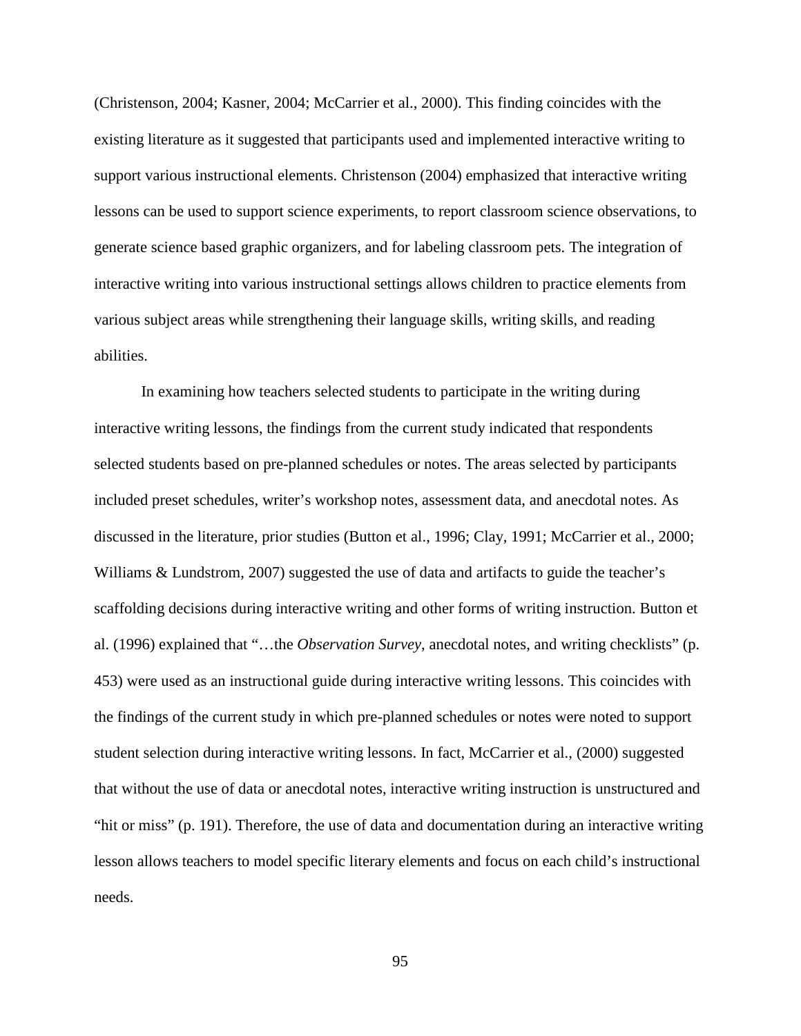(Christenson, 2004; Kasner, 2004; McCarrier et al., 2000). This finding coincides with the existing literature as it suggested that participants used and implemented interactive writing to support various instructional elements. Christenson (2004) emphasized that interactive writing lessons can be used to support science experiments, to report classroom science observations, to generate science based graphic organizers, and for labeling classroom pets. The integration of interactive writing into various instructional settings allows children to practice elements from various subject areas while strengthening their language skills, writing skills, and reading abilities.

In examining how teachers selected students to participate in the writing during interactive writing lessons, the findings from the current study indicated that respondents selected students based on pre-planned schedules or notes. The areas selected by participants included preset schedules, writer's workshop notes, assessment data, and anecdotal notes. As discussed in the literature, prior studies (Button et al., 1996; Clay, 1991; McCarrier et al., 2000; Williams & Lundstrom, 2007) suggested the use of data and artifacts to guide the teacher's scaffolding decisions during interactive writing and other forms of writing instruction. Button et al. (1996) explained that "…the *Observation Survey*, anecdotal notes, and writing checklists" (p. 453) were used as an instructional guide during interactive writing lessons. This coincides with the findings of the current study in which pre-planned schedules or notes were noted to support student selection during interactive writing lessons. In fact, McCarrier et al., (2000) suggested that without the use of data or anecdotal notes, interactive writing instruction is unstructured and "hit or miss" (p. 191). Therefore, the use of data and documentation during an interactive writing lesson allows teachers to model specific literary elements and focus on each child's instructional needs.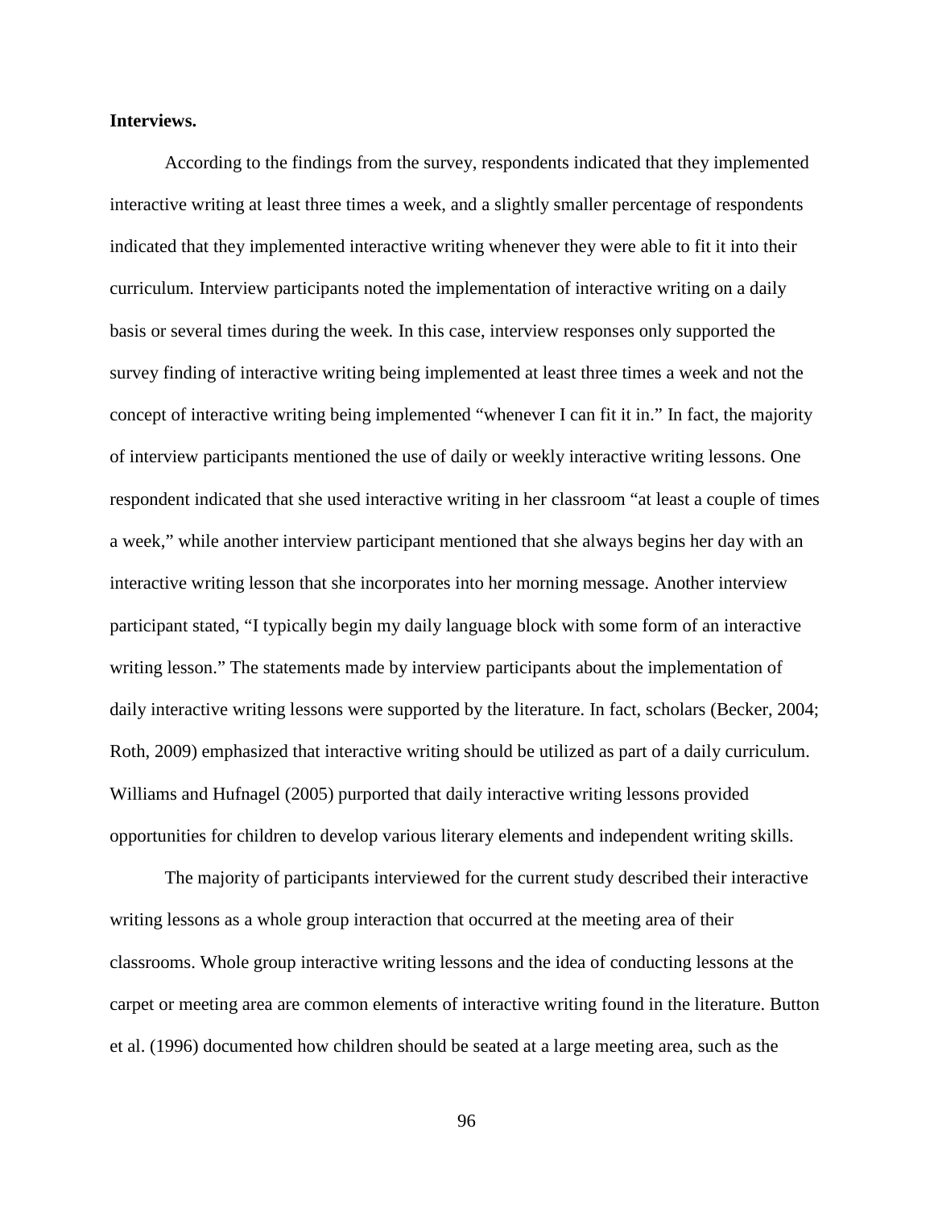**Interviews.**

According to the findings from the survey, respondents indicated that they implemented interactive writing at least three times a week, and a slightly smaller percentage of respondents indicated that they implemented interactive writing whenever they were able to fit it into their curriculum. Interview participants noted the implementation of interactive writing on a daily basis or several times during the week. In this case, interview responses only supported the survey finding of interactive writing being implemented at least three times a week and not the concept of interactive writing being implemented "whenever I can fit it it in." In fact, the majority of interview participants mentioned the use of daily or weekly interactive writing lessons. One respondent indicated that she used interactive writing in her classroom "at least a couple of times a week," while another interview participant mentioned that she always begins her day with an interactive writing lesson that she incorporates into her morning message. Another interview participant stated, "I typically begin my daily language block with some form of an interactive writing lesson." The statements made by interview participants about the implementation of daily interactive writing lessons were supported by the literature. In fact, scholars (Becker, 2004; Roth, 2009) emphasized that interactive writing should be utilized as part of a daily curriculum. Williams and Hufnagel (2005) purported that daily interactive writing lessons provided opportunities for children to develop various literary elements and independent writing skills.

The majority of participants interviewed for the current study described their interactive writing lessons as a whole group interaction that occurred at the meeting area of their classrooms. Whole group interactive writing lessons and the idea of conducting lessons at the carpet or meeting area are common elements of interactive writing found in the literature. Button et al. (1996) documented how children should be seated at a large meeting area, such as the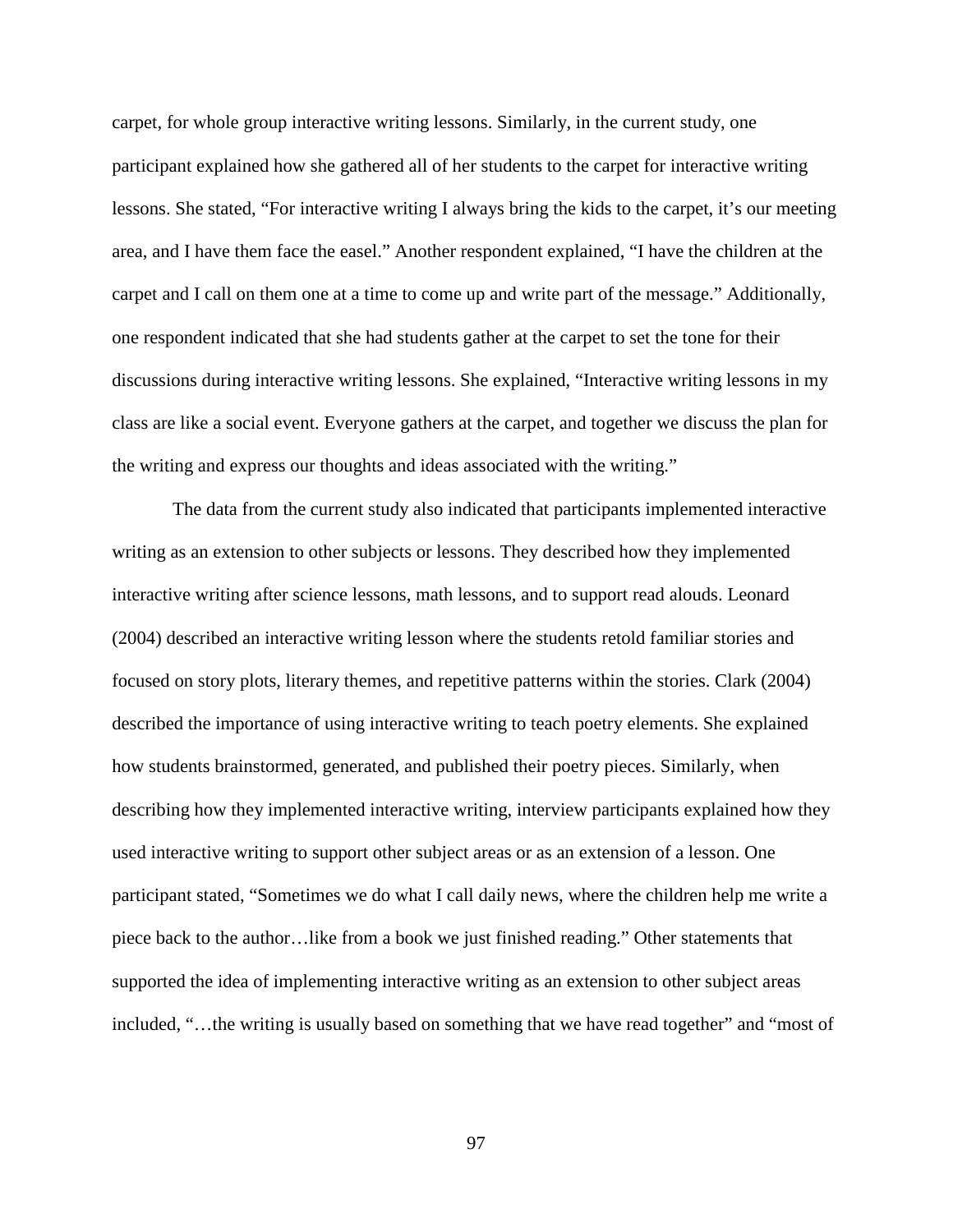carpet, for whole group interactive writing lessons. Similarly, in the current study, one participant explained how she gathered all of her students to the carpet for interactive writing lessons. She stated, "For interactive writing I always bring the kids to the carpet, it's our meeting area, and I have them face the easel." Another respondent explained, "I have the children at the carpet and I call on them one at a time to come up and write part of the message." Additionally, one respondent indicated that she had students gather at the carpet to set the tone for their discussions during interactive writing lessons. She explained, "Interactive writing lessons in my class are like a social event. Everyone gathers at the carpet, and together we discuss the plan for the writing and express our thoughts and ideas associated with the writing."

The data from the current study also indicated that participants implemented interactive writing as an extension to other subjects or lessons. They described how they implemented interactive writing after science lessons, math lessons, and to support read alouds. Leonard (2004) described an interactive writing lesson where the students retold familiar stories and focused on story plots, literary themes, and repetitive patterns within the stories. Clark (2004) described the importance of using interactive writing to teach poetry elements. She explained how students brainstormed, generated, and published their poetry pieces. Similarly, when describing how they implemented interactive writing, interview participants explained how they used interactive writing to support other subject areas or as an extension of a lesson. One participant stated, "Sometimes we do what I call daily news, where the children help me write a piece back to the author…like from a book we just finished reading." Other statements that supported the idea of implementing interactive writing as an extension to other subject areas included, "…the writing is usually based on something that we have read together" and "most of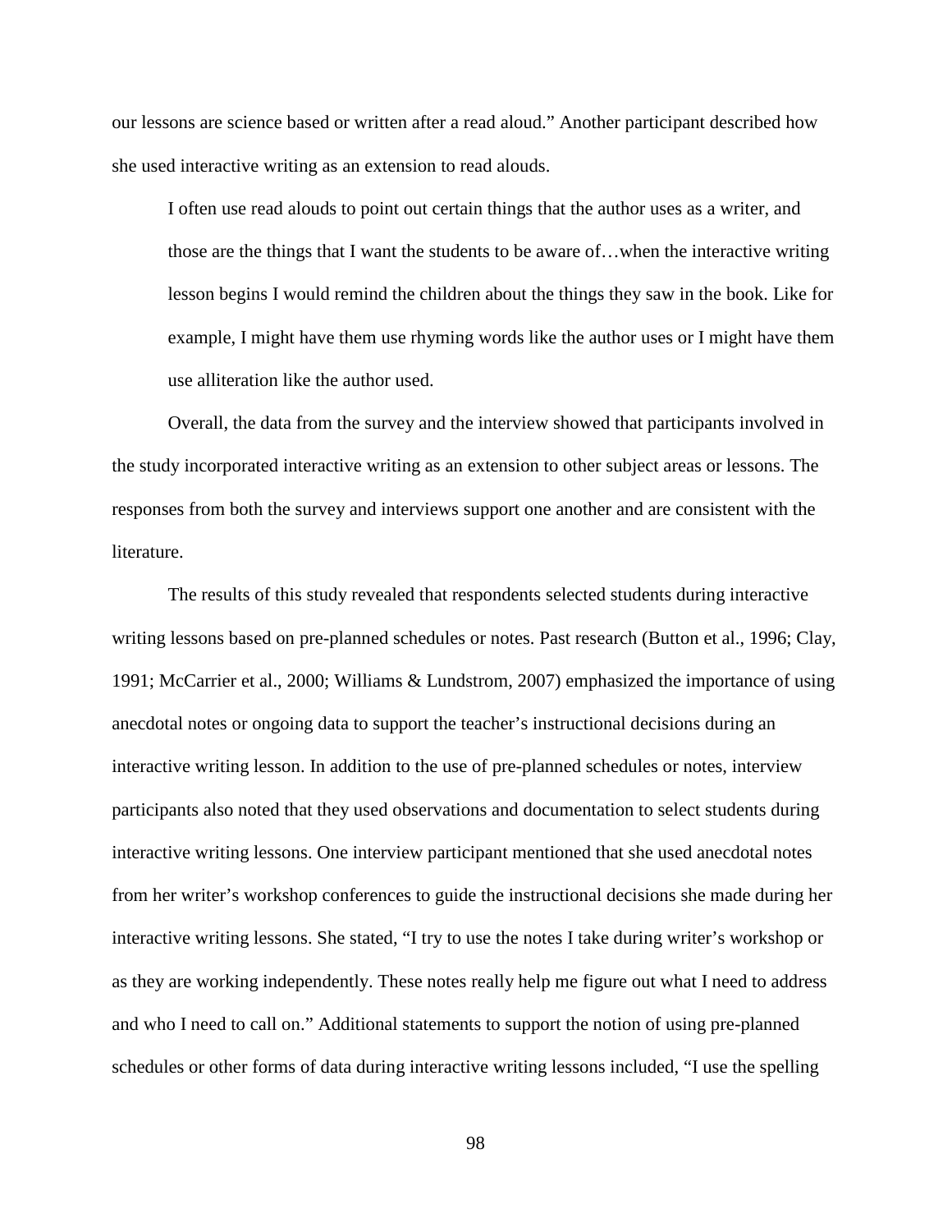our lessons are science based or written after a read aloud." Another participant described how she used interactive writing as an extension to read alouds.

> I often use read alouds to point out certain things that the author uses as a writer, and those are the things that I want the students to be aware of…when the interactive writing lesson begins I would remind the children about the things they saw in the book. Like for example, I might have them use rhyming words like the author uses or I might have them use alliteration like the author used.

Overall, the data from the survey and the interview showed that participants involved in the study incorporated interactive writing as an extension to other subject areas or lessons. The responses from both the survey and interviews support one another and are consistent with the literature.

The results of this study revealed that respondents selected students during interactive writing lessons based on pre-planned schedules or notes. Past research (Button et al., 1996; Clay, 1991; McCarrier et al., 2000; Williams & Lundstrom, 2007) emphasized the importance of using anecdotal notes or ongoing data to support the teacher's instructional decisions during an interactive writing lesson. In addition to the use of pre-planned schedules or notes, interview participants also noted that they used observations and documentation to select students during interactive writing lessons. One interview participant mentioned that she used anecdotal notes from her writer's workshop conferences to guide the instructional decisions she made during her interactive writing lessons. She stated, "I try to use the notes I take during writer's workshop or as they are working independently. These notes really help me figure out what I need to address and who I need to call on." Additional statements to support the notion of using pre-planned schedules or other forms of data during interactive writing lessons included, "I use the spelling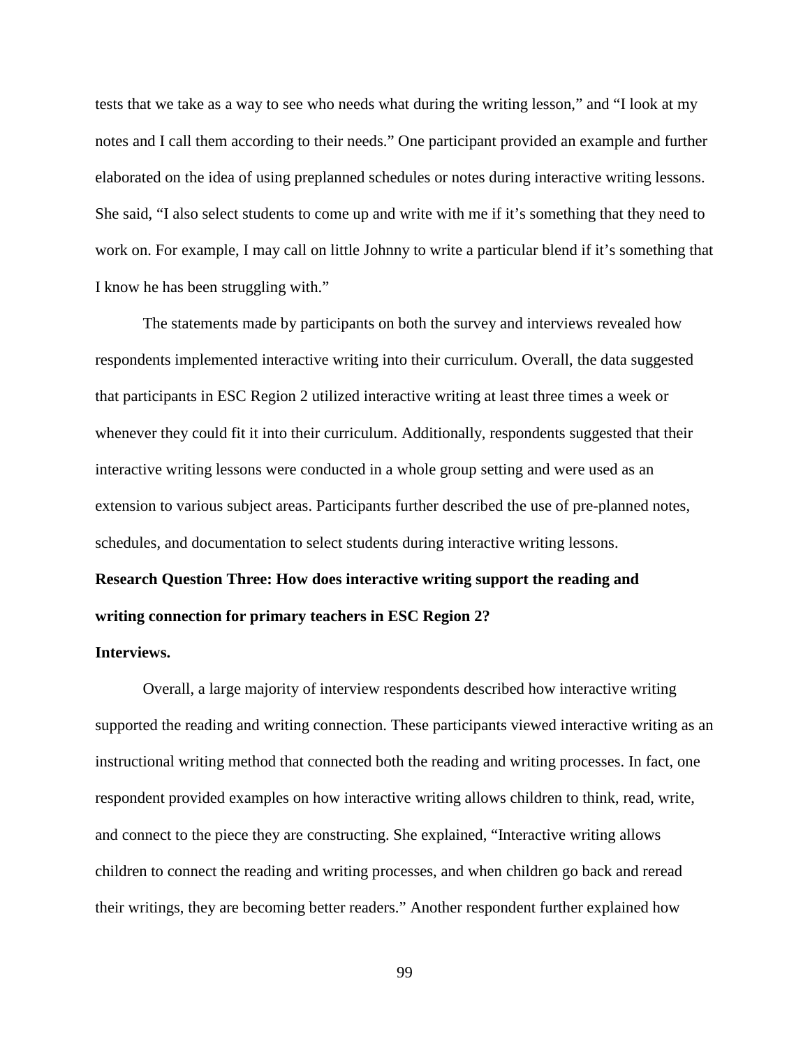tests that we take as a way to see who needs what during the writing lesson," and "I look at my notes and I call them according to their needs." One participant provided an example and further elaborated on the idea of using preplanned schedules or notes during interactive writing lessons. She said, "I also select students to come up and write with me if it's something that they need to work on. For example, I may call on little Johnny to write a particular blend if it's something that I know he has been struggling with."

The statements made by participants on both the survey and interviews revealed how respondents implemented interactive writing into their curriculum. Overall, the data suggested that participants in ESC Region 2 utilized interactive writing at least three times a week or whenever they could fit it into their curriculum. Additionally, respondents suggested that their interactive writing lessons were conducted in a whole group setting and were used as an extension to various subject areas. Participants further described the use of pre-planned notes, schedules, and documentation to select students during interactive writing lessons.

### Research Question Three: How does interactive writing support the reading and writing connection for primary teachers in ESC Region 2?

#### Interviews.

Overall, a large majority of interview respondents described how interactive writing supported the reading and writing connection. These participants viewed interactive writing as an instructional writing method that connected both the reading and writing processes. In fact, one respondent provided examples on how interactive writing allows children to think, read, write, and connect to the piece they are constructing. She explained, "Interactive writing allows children to connect the reading and writing processes, and when children go back and reread their writings, they are becoming better readers." Another respondent further explained how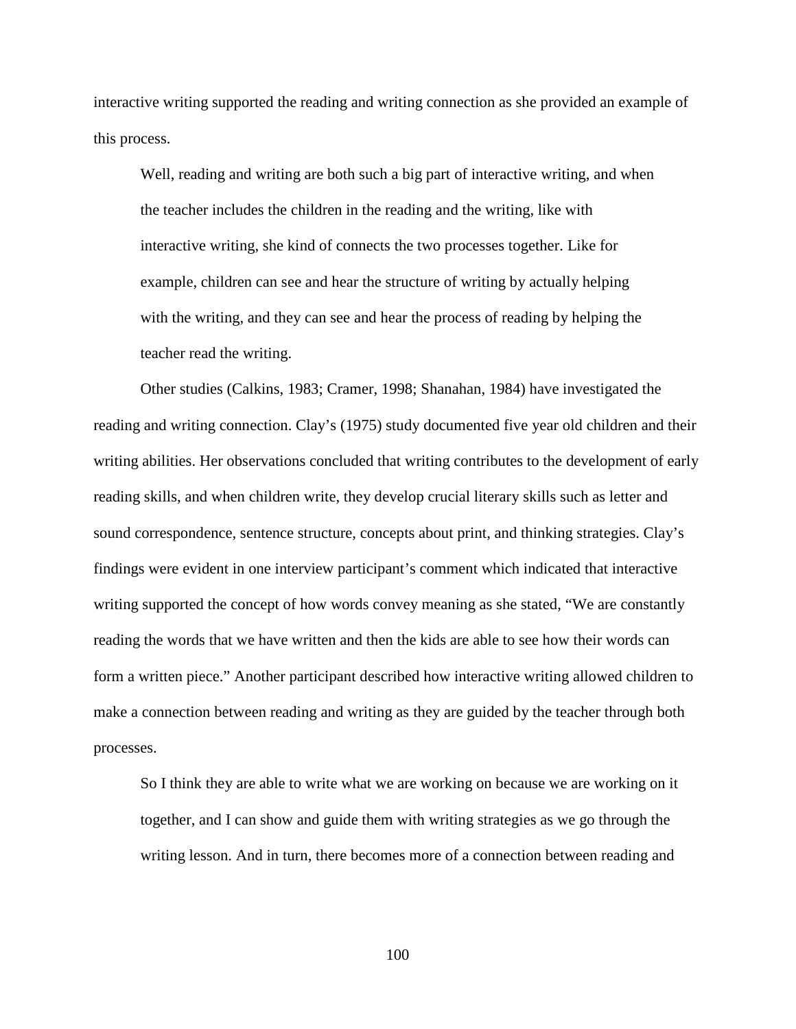interactive writing supported the reading and writing connection as she provided an example of this process.

> Well, reading and writing are both such a big part of interactive writing, and when the teacher includes the children in the reading and the writing, like with interactive writing, she kind of connects the two processes together. Like for example, children can see and hear the structure of writing by actually helping with the writing, and they can see and hear the process of reading by helping the teacher read the writing.

Other studies (Calkins, 1983; Cramer, 1998; Shanahan, 1984) have investigated the reading and writing connection. Clay's (1975) study documented five year old children and their writing abilities. Her observations concluded that writing contributes to the development of early reading skills, and when children write, they develop crucial literary skills such as letter and sound correspondence, sentence structure, concepts about print, and thinking strategies. Clay's findings were evident in one interview participant's comment which indicated that interactive writing supported the concept of how words convey meaning as she stated, "We are constantly reading the words that we have written and then the kids are able to see how their words can form a written piece." Another participant described how interactive writing allowed children to make a connection between reading and writing as they are guided by the teacher through both processes.

> So I think they are able to write what we are working on because we are working on it together, and I can show and guide them with writing strategies as we go through the writing lesson. And in turn, there becomes more of a connection between reading and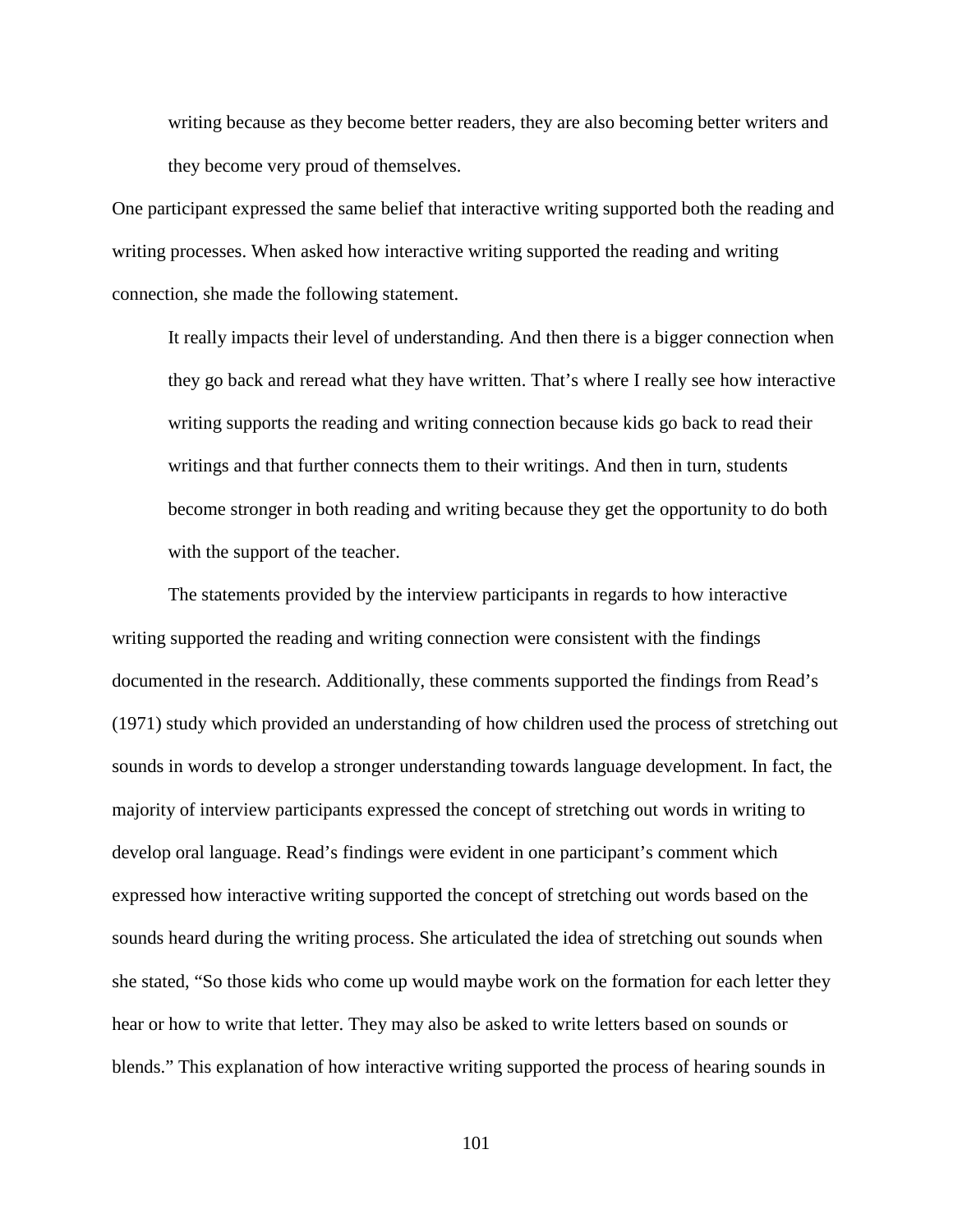> writing because as they become better readers, they are also becoming better writers and they become very proud of themselves.

One participant expressed the same belief that interactive writing supported both the reading and writing processes. When asked how interactive writing supported the reading and writing connection, she made the following statement.

> It really impacts their level of understanding. And then there is a bigger connection when they go back and reread what they have written. That's where I really see how interactive writing supports the reading and writing connection because kids go back to read their writings and that further connects them to their writings. And then in turn, students become stronger in both reading and writing because they get the opportunity to do both with the support of the teacher.

The statements provided by the interview participants in regards to how interactive writing supported the reading and writing connection were consistent with the findings documented in the research. Additionally, these comments supported the findings from Read's (1971) study which provided an understanding of how children used the process of stretching out sounds in words to develop a stronger understanding towards language development. In fact, the majority of interview participants expressed the concept of stretching out words in writing to develop oral language. Read's findings were evident in one participant's comment which expressed how interactive writing supported the concept of stretching out words based on the sounds heard during the writing process. She articulated the idea of stretching out sounds when she stated, "So those kids who come up would maybe work on the formation for each letter they hear or how to write that letter. They may also be asked to write letters based on sounds or blends." This explanation of how interactive writing supported the process of hearing sounds in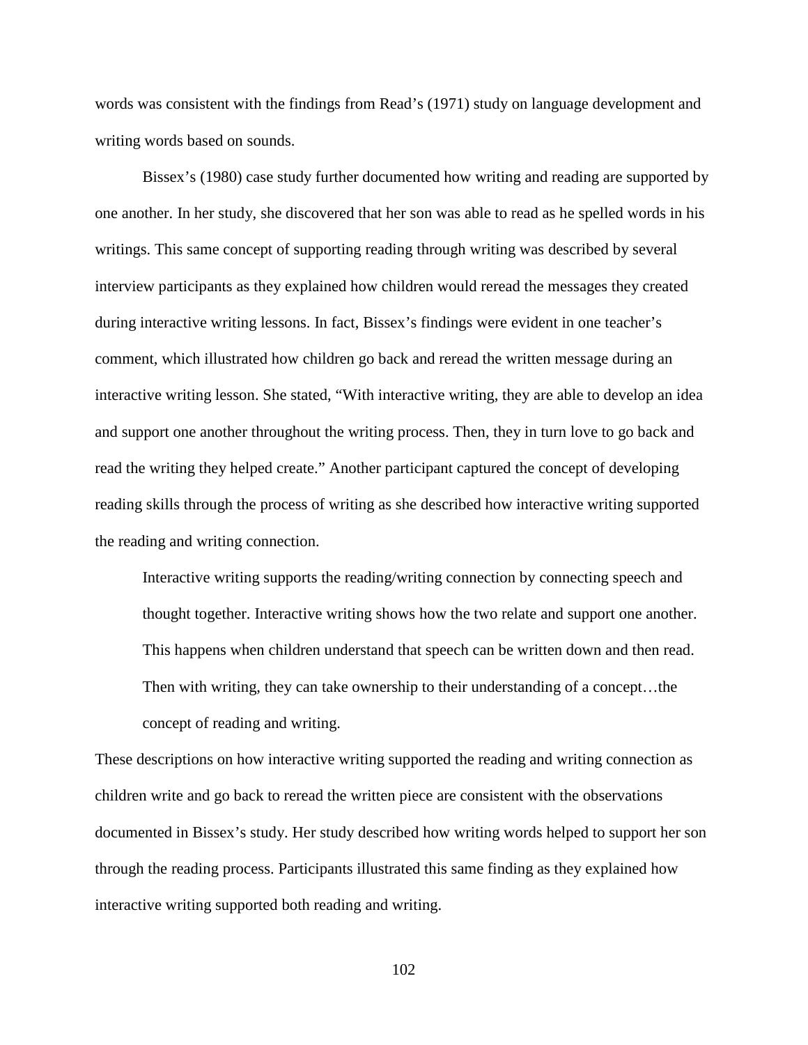words was consistent with the findings from Read's (1971) study on language development and writing words based on sounds.

Bissex's (1980) case study further documented how writing and reading are supported by one another. In her study, she discovered that her son was able to read as he spelled words in his writings. This same concept of supporting reading through writing was described by several interview participants as they explained how children would reread the messages they created during interactive writing lessons. In fact, Bissex's findings were evident in one teacher's comment, which illustrated how children go back and reread the written message during an interactive writing lesson. She stated, "With interactive writing, they are able to develop an idea and support one another throughout the writing process. Then, they in turn love to go back and read the writing they helped create." Another participant captured the concept of developing reading skills through the process of writing as she described how interactive writing supported the reading and writing connection.

> Interactive writing supports the reading/writing connection by connecting speech and thought together. Interactive writing shows how the two relate and support one another. This happens when children understand that speech can be written down and then read. Then with writing, they can take ownership to their understanding of a concept…the concept of reading and writing.

These descriptions on how interactive writing supported the reading and writing connection as children write and go back to reread the written piece are consistent with the observations documented in Bissex's study. Her study described how writing words helped to support her son through the reading process. Participants illustrated this same finding as they explained how interactive writing supported both reading and writing.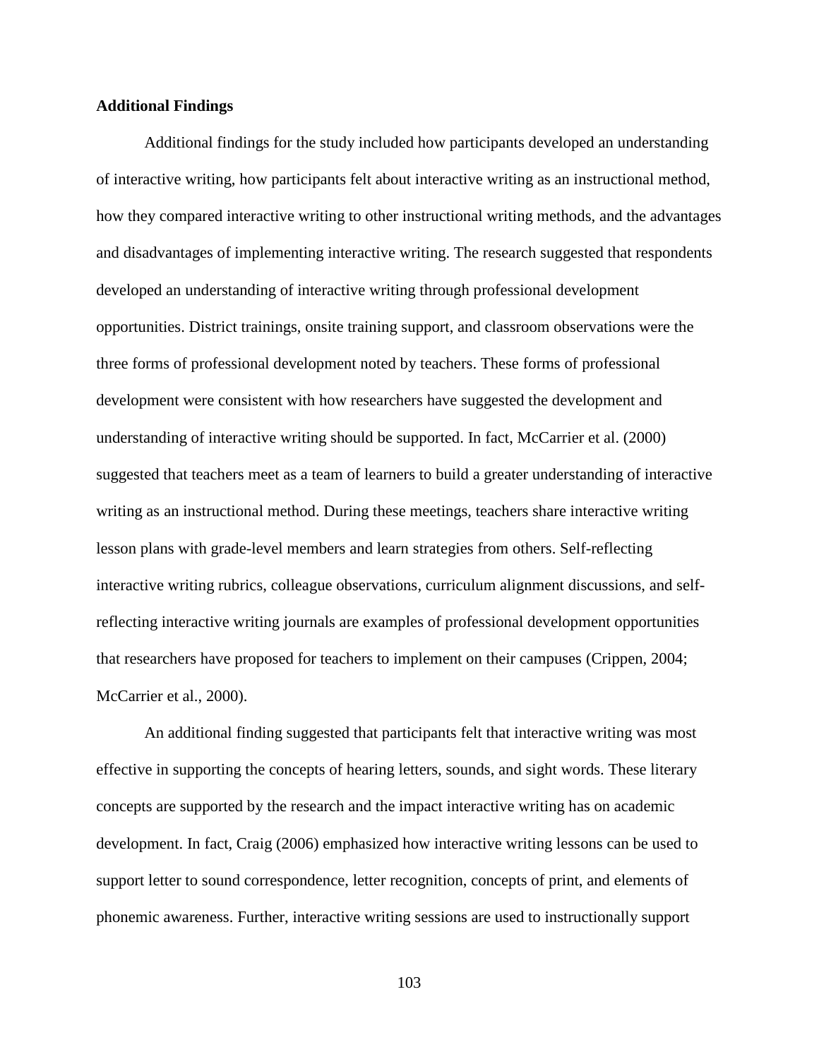**Additional Findings**

Additional findings for the study included how participants developed an understanding of interactive writing, how participants felt about interactive writing as an instructional method, how they compared interactive writing to other instructional writing methods, and the advantages and disadvantages of implementing interactive writing. The research suggested that respondents developed an understanding of interactive writing through professional development opportunities. District trainings, onsite training support, and classroom observations were the three forms of professional development noted by teachers. These forms of professional development were consistent with how researchers have suggested the development and understanding of interactive writing should be supported. In fact, McCarrier et al. (2000) suggested that teachers meet as a team of learners to build a greater understanding of interactive writing as an instructional method. During these meetings, teachers share interactive writing lesson plans with grade-level members and learn strategies from others. Self-reflecting interactive writing rubrics, colleague observations, curriculum alignment discussions, and self-reflecting interactive writing journals are examples of professional development opportunities that researchers have proposed for teachers to implement on their campuses (Crippen, 2004; McCarrier et al., 2000).

An additional finding suggested that participants felt that interactive writing was most effective in supporting the concepts of hearing letters, sounds, and sight words. These literary concepts are supported by the research and the impact interactive writing has on academic development. In fact, Craig (2006) emphasized how interactive writing lessons can be used to support letter to sound correspondence, letter recognition, concepts of print, and elements of phonemic awareness. Further, interactive writing sessions are used to instructionally support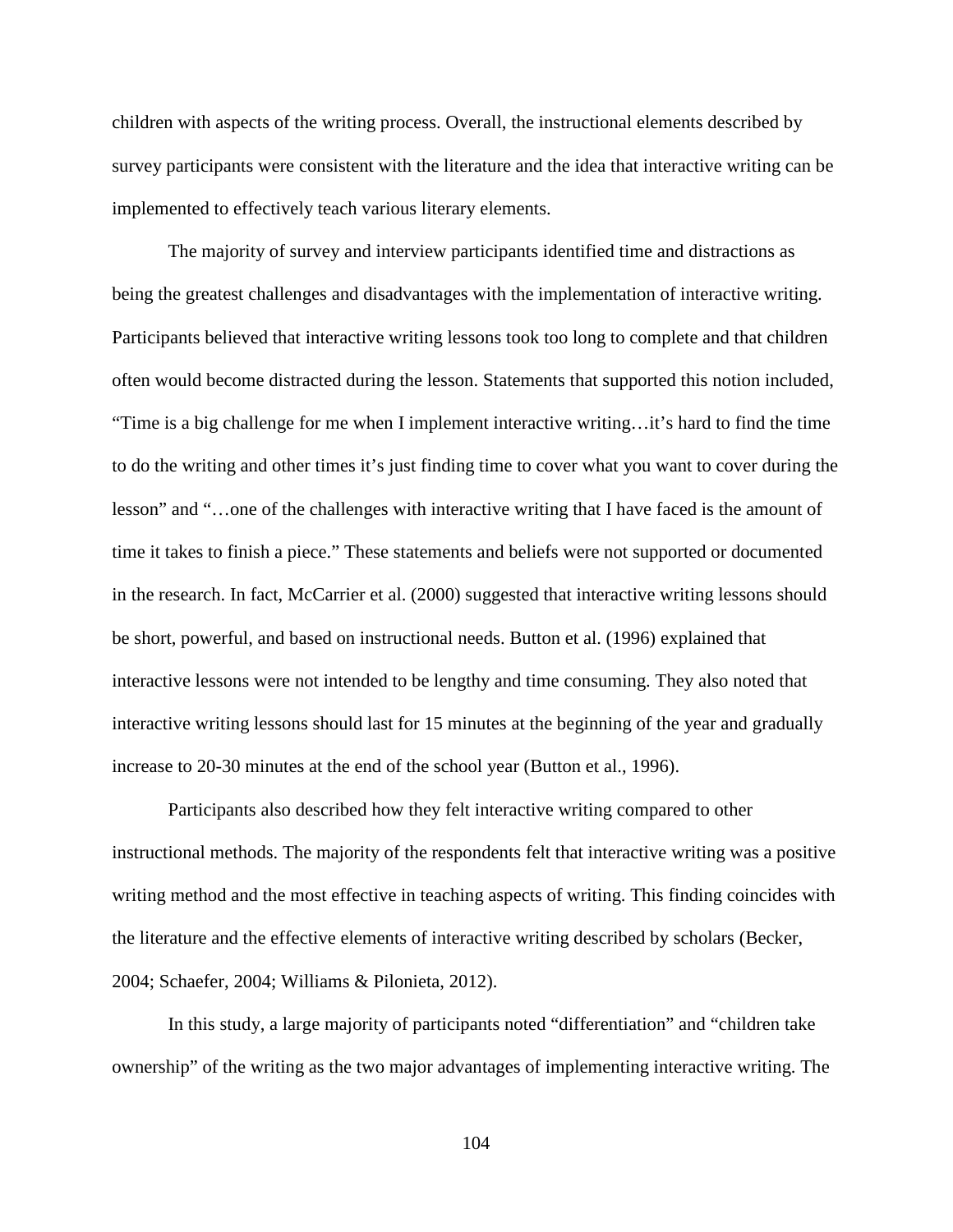children with aspects of the writing process. Overall, the instructional elements described by survey participants were consistent with the literature and the idea that interactive writing can be implemented to effectively teach various literary elements.

The majority of survey and interview participants identified time and distractions as being the greatest challenges and disadvantages with the implementation of interactive writing. Participants believed that interactive writing lessons took too long to complete and that children often would become distracted during the lesson. Statements that supported this notion included, "Time is a big challenge for me when I implement interactive writing…it's hard to find the time to do the writing and other times it's just finding time to cover what you want to cover during the lesson" and "…one of the challenges with interactive writing that I have faced is the amount of time it takes to finish a piece." These statements and beliefs were not supported or documented in the research. In fact, McCarrier et al. (2000) suggested that interactive writing lessons should be short, powerful, and based on instructional needs. Button et al. (1996) explained that interactive lessons were not intended to be lengthy and time consuming. They also noted that interactive writing lessons should last for 15 minutes at the beginning of the year and gradually increase to 20-30 minutes at the end of the school year (Button et al., 1996).

Participants also described how they felt interactive writing compared to other instructional methods. The majority of the respondents felt that interactive writing was a positive writing method and the most effective in teaching aspects of writing. This finding coincides with the literature and the effective elements of interactive writing described by scholars (Becker, 2004; Schaefer, 2004; Williams & Pilonieta, 2012).

In this study, a large majority of participants noted "differentiation" and "children take ownership" of the writing as the two major advantages of implementing interactive writing. The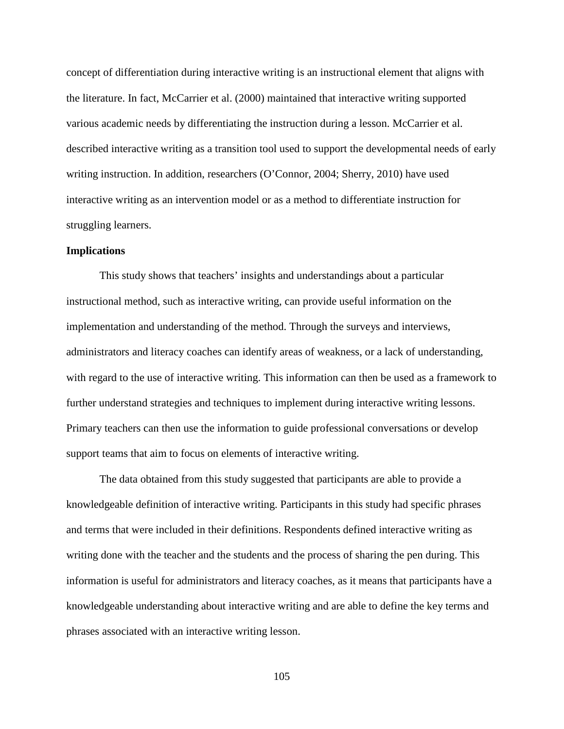concept of differentiation during interactive writing is an instructional element that aligns with the literature. In fact, McCarrier et al. (2000) maintained that interactive writing supported various academic needs by differentiating the instruction during a lesson. McCarrier et al. described interactive writing as a transition tool used to support the developmental needs of early writing instruction. In addition, researchers (O'Connor, 2004; Sherry, 2010) have used interactive writing as an intervention model or as a method to differentiate instruction for struggling learners.

**Implications**

This study shows that teachers' insights and understandings about a particular instructional method, such as interactive writing, can provide useful information on the implementation and understanding of the method. Through the surveys and interviews, administrators and literacy coaches can identify areas of weakness, or a lack of understanding, with regard to the use of interactive writing. This information can then be used as a framework to further understand strategies and techniques to implement during interactive writing lessons. Primary teachers can then use the information to guide professional conversations or develop support teams that aim to focus on elements of interactive writing.

The data obtained from this study suggested that participants are able to provide a knowledgeable definition of interactive writing. Participants in this study had specific phrases and terms that were included in their definitions. Respondents defined interactive writing as writing done with the teacher and the students and the process of sharing the pen during. This information is useful for administrators and literacy coaches, as it means that participants have a knowledgeable understanding about interactive writing and are able to define the key terms and phrases associated with an interactive writing lesson.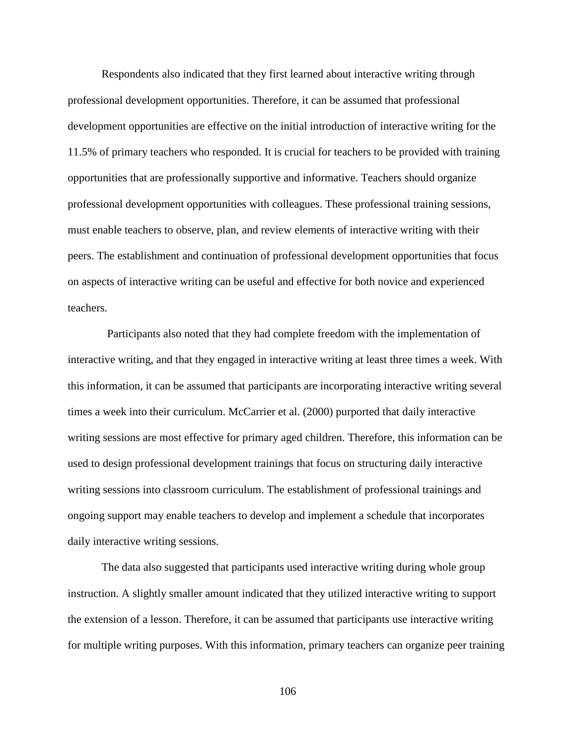Respondents also indicated that they first learned about interactive writing through professional development opportunities. Therefore, it can be assumed that professional development opportunities are effective on the initial introduction of interactive writing for the 11.5% of primary teachers who responded. It is crucial for teachers to be provided with training opportunities that are professionally supportive and informative. Teachers should organize professional development opportunities with colleagues. These professional training sessions, must enable teachers to observe, plan, and review elements of interactive writing with their peers. The establishment and continuation of professional development opportunities that focus on aspects of interactive writing can be useful and effective for both novice and experienced teachers.

Participants also noted that they had complete freedom with the implementation of interactive writing, and that they engaged in interactive writing at least three times a week. With this information, it can be assumed that participants are incorporating interactive writing several times a week into their curriculum. McCarrier et al. (2000) purported that daily interactive writing sessions are most effective for primary aged children. Therefore, this information can be used to design professional development trainings that focus on structuring daily interactive writing sessions into classroom curriculum. The establishment of professional trainings and ongoing support may enable teachers to develop and implement a schedule that incorporates daily interactive writing sessions.

The data also suggested that participants used interactive writing during whole group instruction. A slightly smaller amount indicated that they utilized interactive writing to support the extension of a lesson. Therefore, it can be assumed that participants use interactive writing for multiple writing purposes. With this information, primary teachers can organize peer training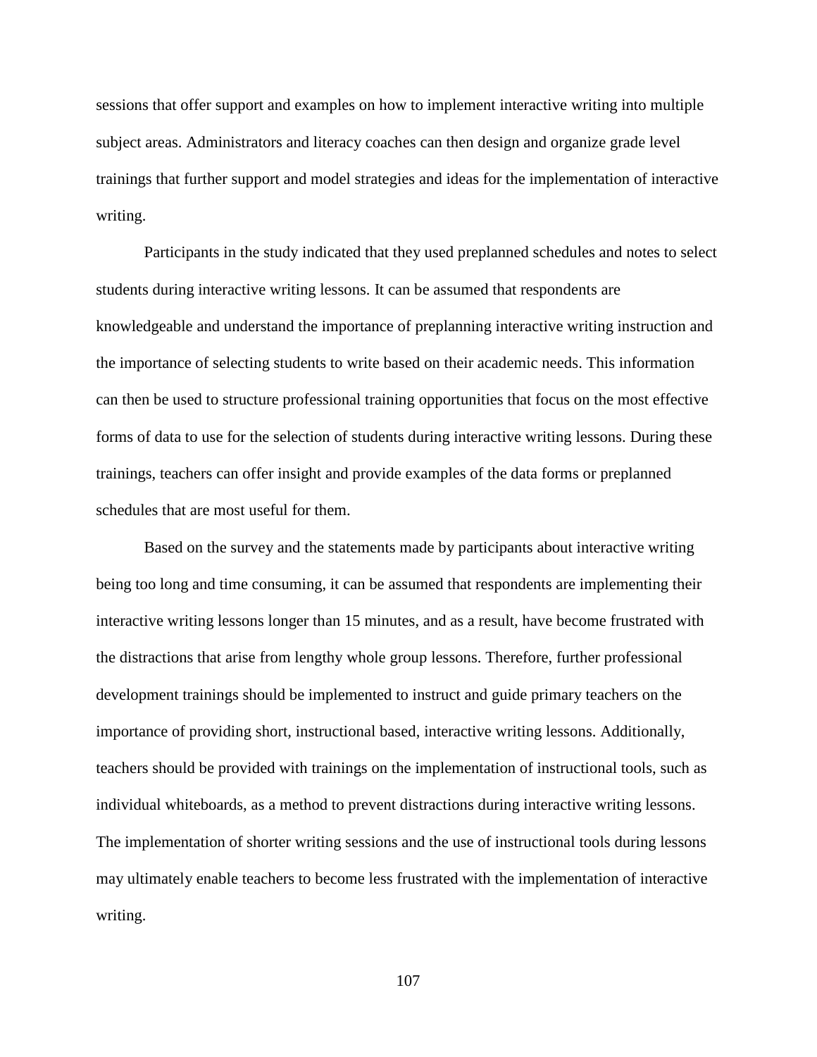sessions that offer support and examples on how to implement interactive writing into multiple subject areas. Administrators and literacy coaches can then design and organize grade level trainings that further support and model strategies and ideas for the implementation of interactive writing.

Participants in the study indicated that they used preplanned schedules and notes to select students during interactive writing lessons. It can be assumed that respondents are knowledgeable and understand the importance of preplanning interactive writing instruction and the importance of selecting students to write based on their academic needs. This information can then be used to structure professional training opportunities that focus on the most effective forms of data to use for the selection of students during interactive writing lessons. During these trainings, teachers can offer insight and provide examples of the data forms or preplanned schedules that are most useful for them.

Based on the survey and the statements made by participants about interactive writing being too long and time consuming, it can be assumed that respondents are implementing their interactive writing lessons longer than 15 minutes, and as a result, have become frustrated with the distractions that arise from lengthy whole group lessons. Therefore, further professional development trainings should be implemented to instruct and guide primary teachers on the importance of providing short, instructional based, interactive writing lessons. Additionally, teachers should be provided with trainings on the implementation of instructional tools, such as individual whiteboards, as a method to prevent distractions during interactive writing lessons. The implementation of shorter writing sessions and the use of instructional tools during lessons may ultimately enable teachers to become less frustrated with the implementation of interactive writing.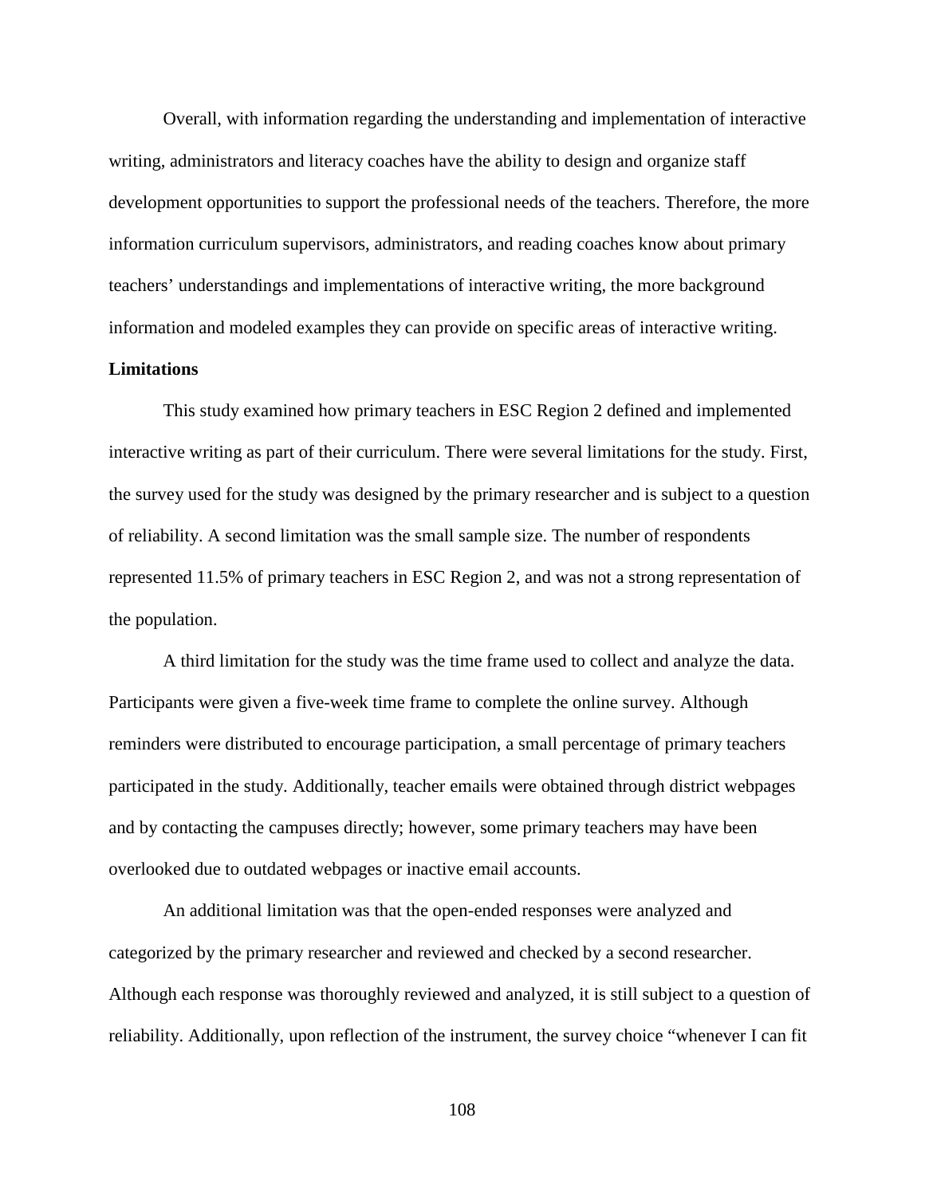Overall, with information regarding the understanding and implementation of interactive writing, administrators and literacy coaches have the ability to design and organize staff development opportunities to support the professional needs of the teachers. Therefore, the more information curriculum supervisors, administrators, and reading coaches know about primary teachers' understandings and implementations of interactive writing, the more background information and modeled examples they can provide on specific areas of interactive writing.

**Limitations**

This study examined how primary teachers in ESC Region 2 defined and implemented interactive writing as part of their curriculum. There were several limitations for the study. First, the survey used for the study was designed by the primary researcher and is subject to a question of reliability. A second limitation was the small sample size. The number of respondents represented 11.5% of primary teachers in ESC Region 2, and was not a strong representation of the population.

A third limitation for the study was the time frame used to collect and analyze the data. Participants were given a five-week time frame to complete the online survey. Although reminders were distributed to encourage participation, a small percentage of primary teachers participated in the study. Additionally, teacher emails were obtained through district webpages and by contacting the campuses directly; however, some primary teachers may have been overlooked due to outdated webpages or inactive email accounts.

An additional limitation was that the open-ended responses were analyzed and categorized by the primary researcher and reviewed and checked by a second researcher. Although each response was thoroughly reviewed and analyzed, it is still subject to a question of reliability. Additionally, upon reflection of the instrument, the survey choice "whenever I can fit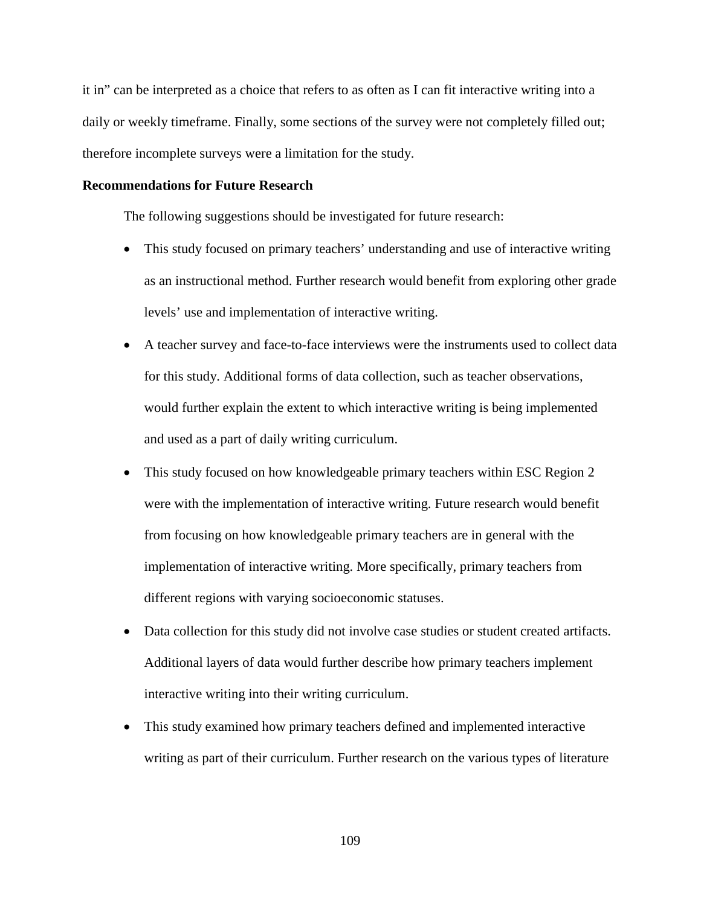it in" can be interpreted as a choice that refers to as often as I can fit interactive writing into a daily or weekly timeframe. Finally, some sections of the survey were not completely filled out; therefore incomplete surveys were a limitation for the study.

**Recommendations for Future Research**

The following suggestions should be investigated for future research:

- This study focused on primary teachers' understanding and use of interactive writing as an instructional method. Further research would benefit from exploring other grade levels' use and implementation of interactive writing.
- A teacher survey and face-to-face interviews were the instruments used to collect data for this study. Additional forms of data collection, such as teacher observations, would further explain the extent to which interactive writing is being implemented and used as a part of daily writing curriculum.
- This study focused on how knowledgeable primary teachers within ESC Region 2 were with the implementation of interactive writing. Future research would benefit from focusing on how knowledgeable primary teachers are in general with the implementation of interactive writing. More specifically, primary teachers from different regions with varying socioeconomic statuses.
- Data collection for this study did not involve case studies or student created artifacts. Additional layers of data would further describe how primary teachers implement interactive writing into their writing curriculum.
- This study examined how primary teachers defined and implemented interactive writing as part of their curriculum. Further research on the various types of literature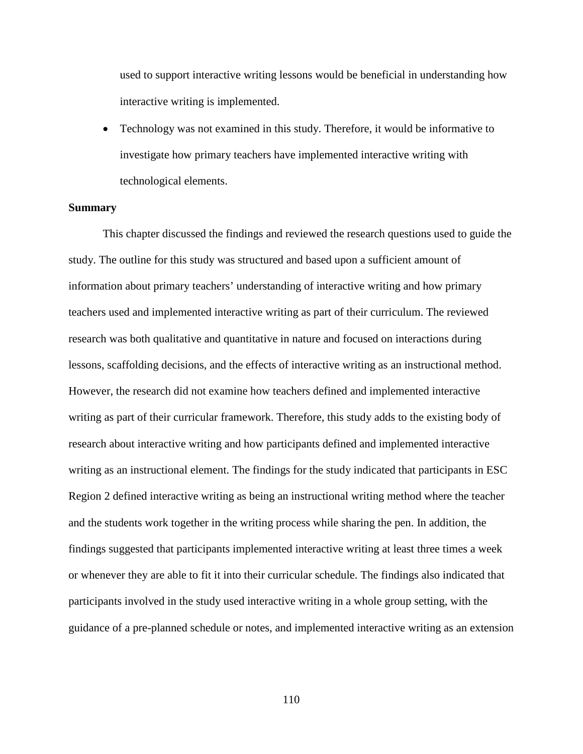used to support interactive writing lessons would be beneficial in understanding how interactive writing is implemented.

- Technology was not examined in this study. Therefore, it would be informative to investigate how primary teachers have implemented interactive writing with technological elements.

**Summary**

This chapter discussed the findings and reviewed the research questions used to guide the study. The outline for this study was structured and based upon a sufficient amount of information about primary teachers' understanding of interactive writing and how primary teachers used and implemented interactive writing as part of their curriculum. The reviewed research was both qualitative and quantitative in nature and focused on interactions during lessons, scaffolding decisions, and the effects of interactive writing as an instructional method. However, the research did not examine how teachers defined and implemented interactive writing as part of their curricular framework. Therefore, this study adds to the existing body of research about interactive writing and how participants defined and implemented interactive writing as an instructional element. The findings for the study indicated that participants in ESC Region 2 defined interactive writing as being an instructional writing method where the teacher and the students work together in the writing process while sharing the pen. In addition, the findings suggested that participants implemented interactive writing at least three times a week or whenever they are able to fit it into their curricular schedule. The findings also indicated that participants involved in the study used interactive writing in a whole group setting, with the guidance of a pre-planned schedule or notes, and implemented interactive writing as an extension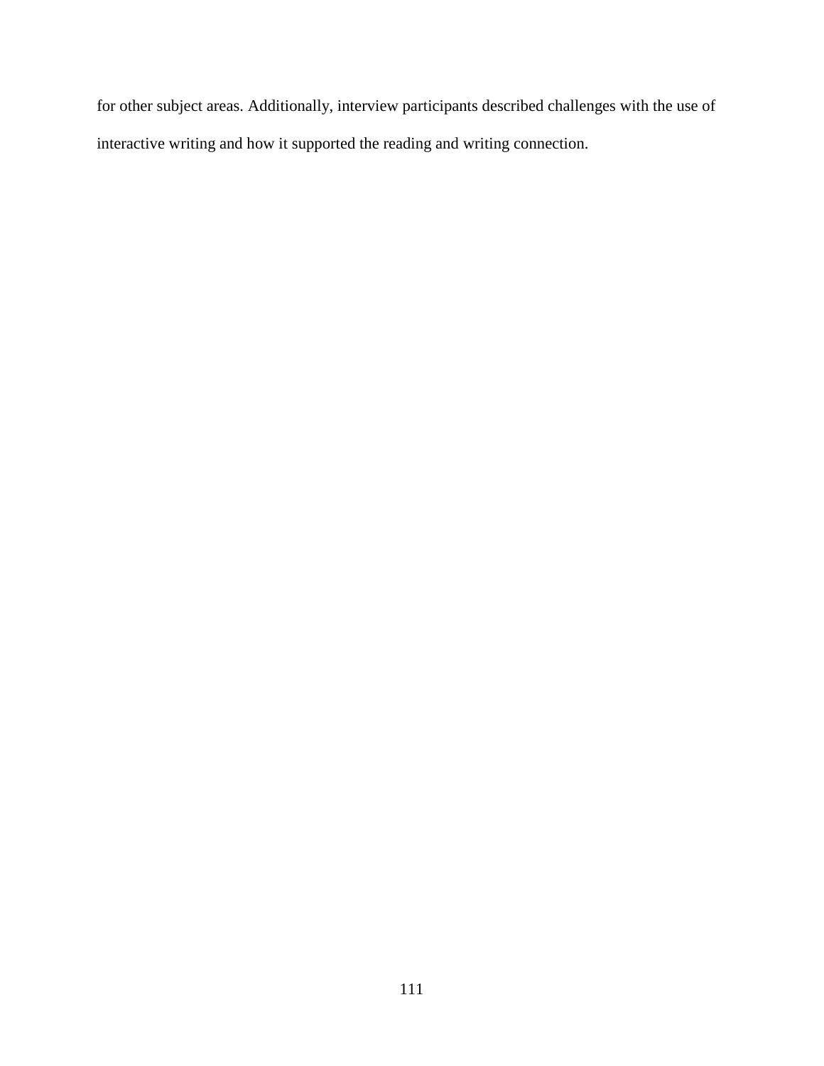for other subject areas. Additionally, interview participants described challenges with the use of interactive writing and how it supported the reading and writing connection.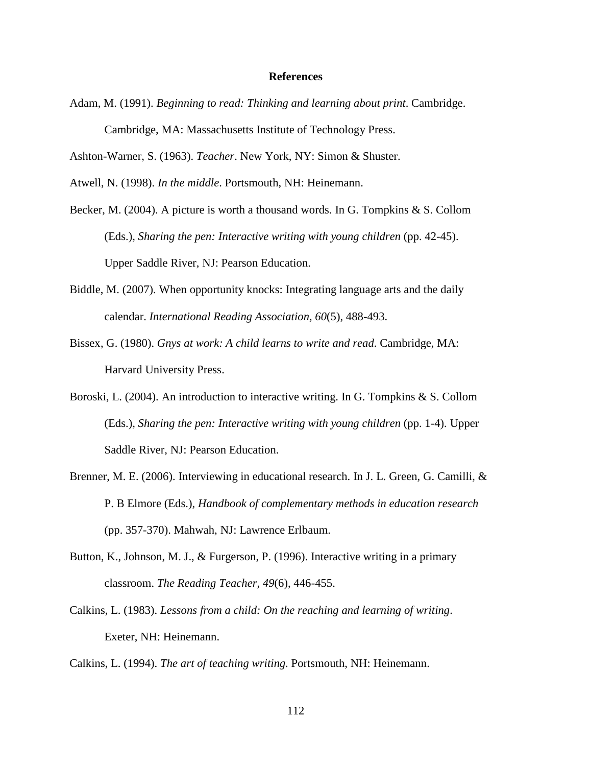# References

Adam, M. (1991). *Beginning to read: Thinking and learning about print*. Cambridge. Cambridge, MA: Massachusetts Institute of Technology Press.

Ashton-Warner, S. (1963). *Teacher*. New York, NY: Simon & Shuster.

Atwell, N. (1998). *In the middle*. Portsmouth, NH: Heinemann.

Becker, M. (2004). A picture is worth a thousand words. In G. Tompkins & S. Collom (Eds.), *Sharing the pen: Interactive writing with young children* (pp. 42-45). Upper Saddle River, NJ: Pearson Education.

Biddle, M. (2007). When opportunity knocks: Integrating language arts and the daily calendar. *International Reading Association, 60*(5), 488-493.

Bissex, G. (1980). *Gnys at work: A child learns to write and read*. Cambridge, MA: Harvard University Press.

Boroski, L. (2004). An introduction to interactive writing. In G. Tompkins & S. Collom (Eds.), *Sharing the pen: Interactive writing with young children* (pp. 1-4). Upper Saddle River, NJ: Pearson Education.

Brenner, M. E. (2006). Interviewing in educational research. In J. L. Green, G. Camilli, & P. B Elmore (Eds.), *Handbook of complementary methods in education research* (pp. 357-370). Mahwah, NJ: Lawrence Erlbaum.

Button, K., Johnson, M. J., & Furgerson, P. (1996). Interactive writing in a primary classroom. *The Reading Teacher, 49*(6), 446-455.

Calkins, L. (1983). *Lessons from a child: On the reaching and learning of writing*. Exeter, NH: Heinemann.

Calkins, L. (1994). *The art of teaching writing.* Portsmouth, NH: Heinemann.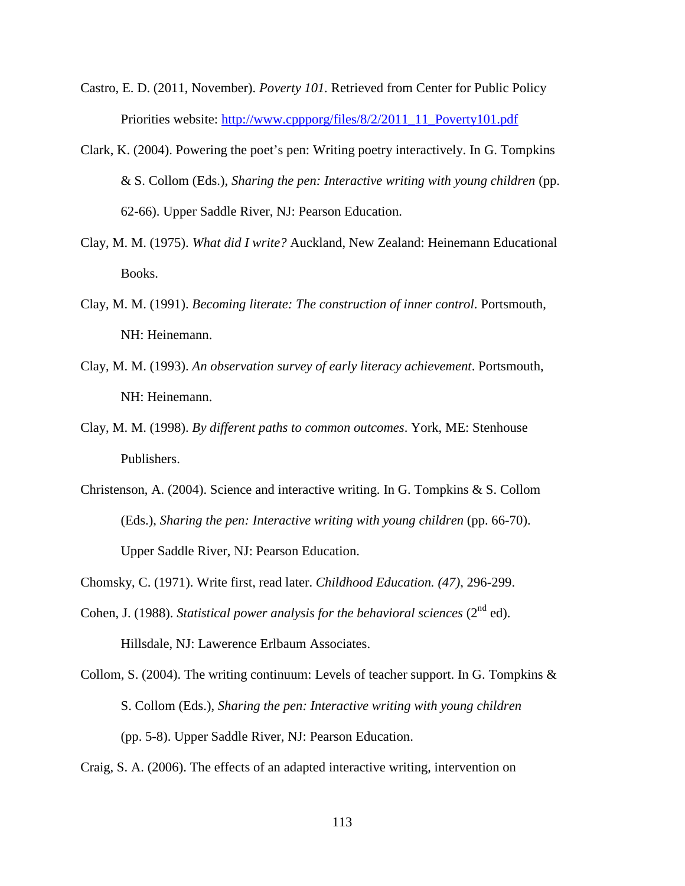Castro, E. D. (2011, November). *Poverty 101*. Retrieved from Center for Public Policy Priorities website: http://www.cppporg/files/8/2/2011_11_Poverty101.pdf

Clark, K. (2004). Powering the poet's pen: Writing poetry interactively. In G. Tompkins & S. Collom (Eds.), *Sharing the pen: Interactive writing with young children* (pp. 62-66). Upper Saddle River, NJ: Pearson Education.

Clay, M. M. (1975). *What did I write?* Auckland, New Zealand: Heinemann Educational Books.

Clay, M. M. (1991). *Becoming literate: The construction of inner control*. Portsmouth, NH: Heinemann.

Clay, M. M. (1993). *An observation survey of early literacy achievement*. Portsmouth, NH: Heinemann.

Clay, M. M. (1998). *By different paths to common outcomes*. York, ME: Stenhouse Publishers.

Christenson, A. (2004). Science and interactive writing. In G. Tompkins & S. Collom (Eds.), *Sharing the pen: Interactive writing with young children* (pp. 66-70). Upper Saddle River, NJ: Pearson Education.

Chomsky, C. (1971). Write first, read later. *Childhood Education. (47)*, 296-299.

Cohen, J. (1988). *Statistical power analysis for the behavioral sciences* (2nd ed). Hillsdale, NJ: Lawerence Erlbaum Associates.

Collom, S. (2004). The writing continuum: Levels of teacher support. In G. Tompkins & S. Collom (Eds.), *Sharing the pen: Interactive writing with young children* (pp. 5-8). Upper Saddle River, NJ: Pearson Education.

Craig, S. A. (2006). The effects of an adapted interactive writing, intervention on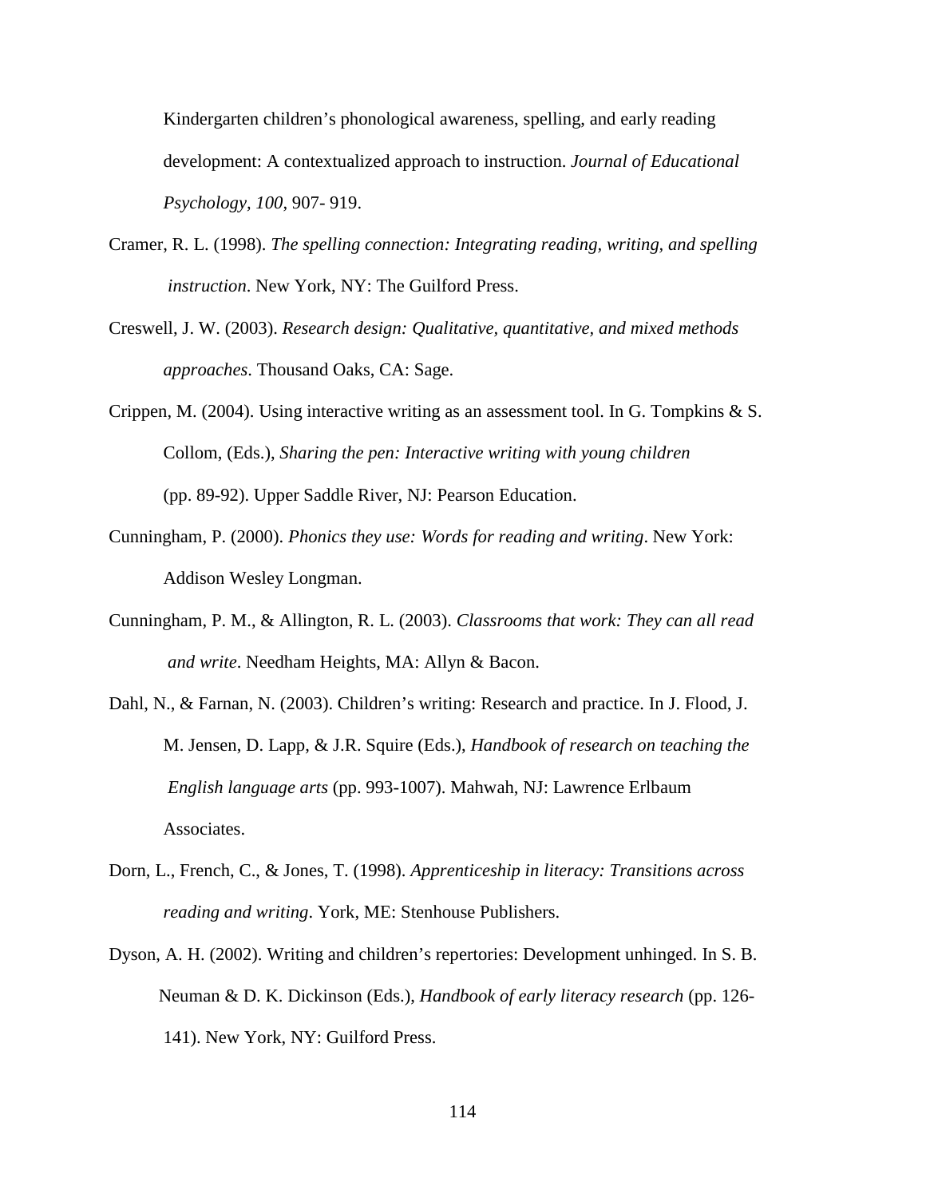Kindergarten children's phonological awareness, spelling, and early reading development: A contextualized approach to instruction. *Journal of Educational Psychology, 100*, 907- 919.

Cramer, R. L. (1998). *The spelling connection: Integrating reading, writing, and spelling instruction*. New York, NY: The Guilford Press.

Creswell, J. W. (2003). *Research design: Qualitative, quantitative, and mixed methods approaches*. Thousand Oaks, CA: Sage.

Crippen, M. (2004). Using interactive writing as an assessment tool. In G. Tompkins & S. Collom, (Eds.), *Sharing the pen: Interactive writing with young children* (pp. 89-92). Upper Saddle River, NJ: Pearson Education.

Cunningham, P. (2000). *Phonics they use: Words for reading and writing*. New York: Addison Wesley Longman.

Cunningham, P. M., & Allington, R. L. (2003). *Classrooms that work: They can all read and write*. Needham Heights, MA: Allyn & Bacon.

Dahl, N., & Farnan, N. (2003). Children's writing: Research and practice. In J. Flood, J. M. Jensen, D. Lapp, & J.R. Squire (Eds.), *Handbook of research on teaching the English language arts* (pp. 993-1007). Mahwah, NJ: Lawrence Erlbaum Associates.

Dorn, L., French, C., & Jones, T. (1998). *Apprenticeship in literacy: Transitions across reading and writing*. York, ME: Stenhouse Publishers.

Dyson, A. H. (2002). Writing and children's repertories: Development unhinged. In S. B. Neuman & D. K. Dickinson (Eds.), *Handbook of early literacy research* (pp. 126-141). New York, NY: Guilford Press.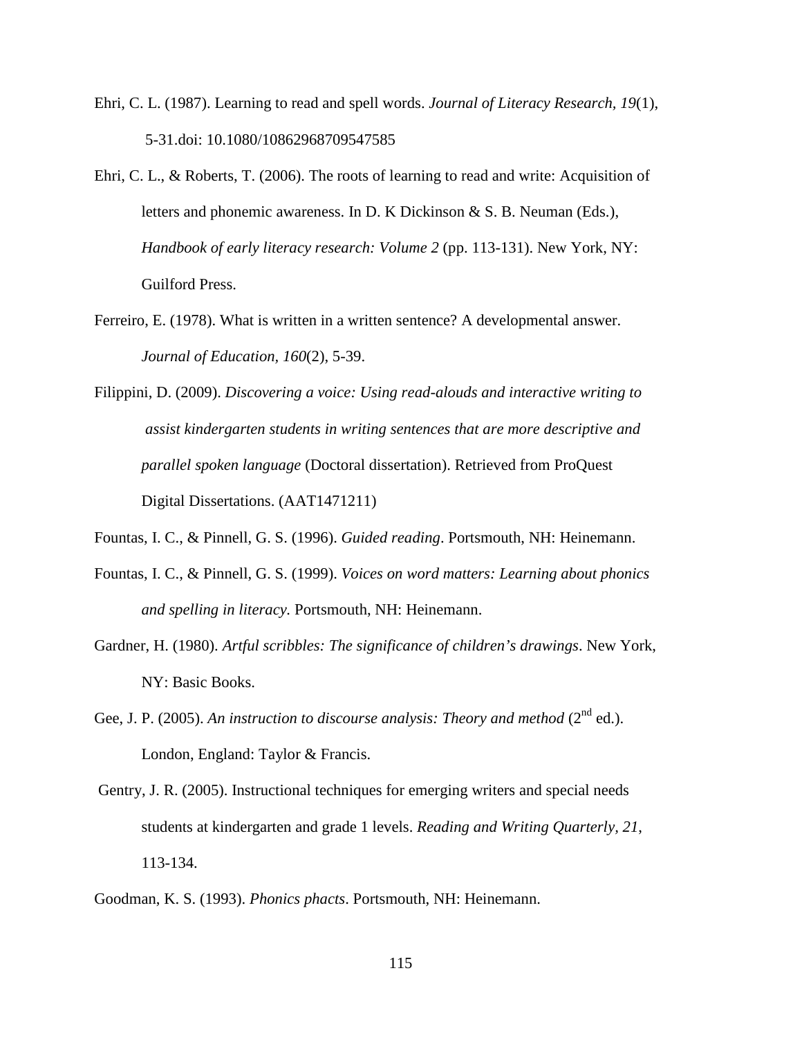Ehri, C. L. (1987). Learning to read and spell words. *Journal of Literacy Research, 19*(1), 5-31.doi: 10.1080/10862968709547585

Ehri, C. L., & Roberts, T. (2006). The roots of learning to read and write: Acquisition of letters and phonemic awareness. In D. K Dickinson & S. B. Neuman (Eds.), *Handbook of early literacy research: Volume 2* (pp. 113-131). New York, NY: Guilford Press.

Ferreiro, E. (1978). What is written in a written sentence? A developmental answer. *Journal of Education, 160*(2), 5-39.

Filippini, D. (2009). *Discovering a voice: Using read-alouds and interactive writing to assist kindergarten students in writing sentences that are more descriptive and parallel spoken language* (Doctoral dissertation). Retrieved from ProQuest Digital Dissertations. (AAT1471211)

Fountas, I. C., & Pinnell, G. S. (1996). *Guided reading*. Portsmouth, NH: Heinemann.

Fountas, I. C., & Pinnell, G. S. (1999). *Voices on word matters: Learning about phonics and spelling in literacy*. Portsmouth, NH: Heinemann.

Gardner, H. (1980). *Artful scribbles: The significance of children's drawings*. New York, NY: Basic Books.

Gee, J. P. (2005). *An instruction to discourse analysis: Theory and method* (2nd ed.). London, England: Taylor & Francis.

Gentry, J. R. (2005). Instructional techniques for emerging writers and special needs students at kindergarten and grade 1 levels. *Reading and Writing Quarterly, 21*, 113-134.

Goodman, K. S. (1993). *Phonics phacts*. Portsmouth, NH: Heinemann.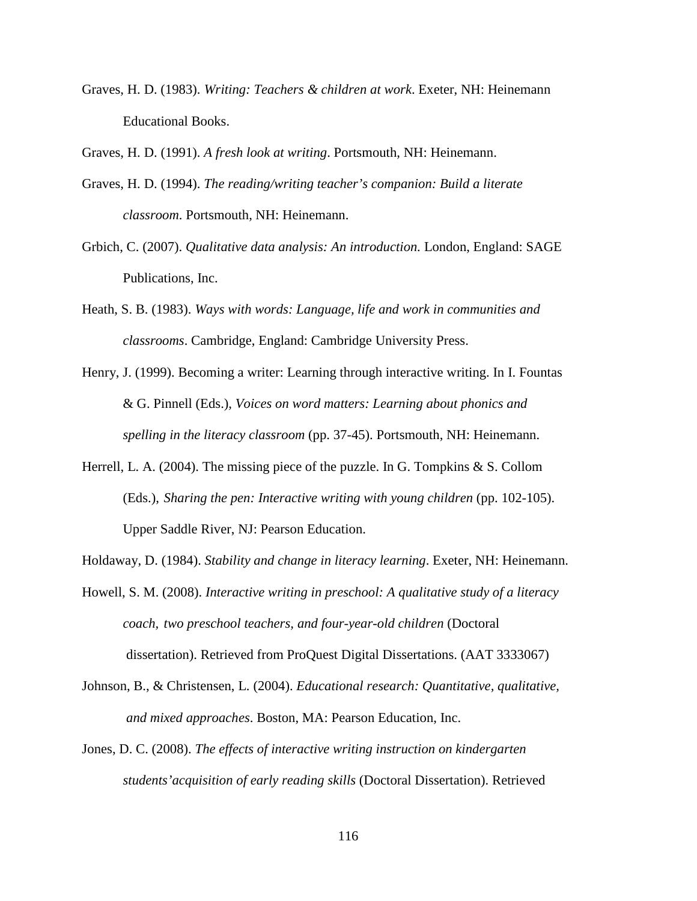Graves, H. D. (1983). *Writing: Teachers & children at work*. Exeter, NH: Heinemann Educational Books.

Graves, H. D. (1991). *A fresh look at writing*. Portsmouth, NH: Heinemann.

Graves, H. D. (1994). *The reading/writing teacher's companion: Build a literate classroom*. Portsmouth, NH: Heinemann.

Grbich, C. (2007). *Qualitative data analysis: An introduction*. London, England: SAGE Publications, Inc.

Heath, S. B. (1983). *Ways with words: Language, life and work in communities and classrooms*. Cambridge, England: Cambridge University Press.

Henry, J. (1999). Becoming a writer: Learning through interactive writing. In I. Fountas & G. Pinnell (Eds.), *Voices on word matters: Learning about phonics and spelling in the literacy classroom* (pp. 37-45). Portsmouth, NH: Heinemann.

Herrell, L. A. (2004). The missing piece of the puzzle. In G. Tompkins & S. Collom (Eds.), *Sharing the pen: Interactive writing with young children* (pp. 102-105). Upper Saddle River, NJ: Pearson Education.

Holdaway, D. (1984). *Stability and change in literacy learning*. Exeter, NH: Heinemann.

Howell, S. M. (2008). *Interactive writing in preschool: A qualitative study of a literacy coach, two preschool teachers, and four-year-old children* (Doctoral dissertation). Retrieved from ProQuest Digital Dissertations. (AAT 3333067)

Johnson, B., & Christensen, L. (2004). *Educational research: Quantitative, qualitative, and mixed approaches*. Boston, MA: Pearson Education, Inc.

Jones, D. C. (2008). *The effects of interactive writing instruction on kindergarten students'acquisition of early reading skills* (Doctoral Dissertation). Retrieved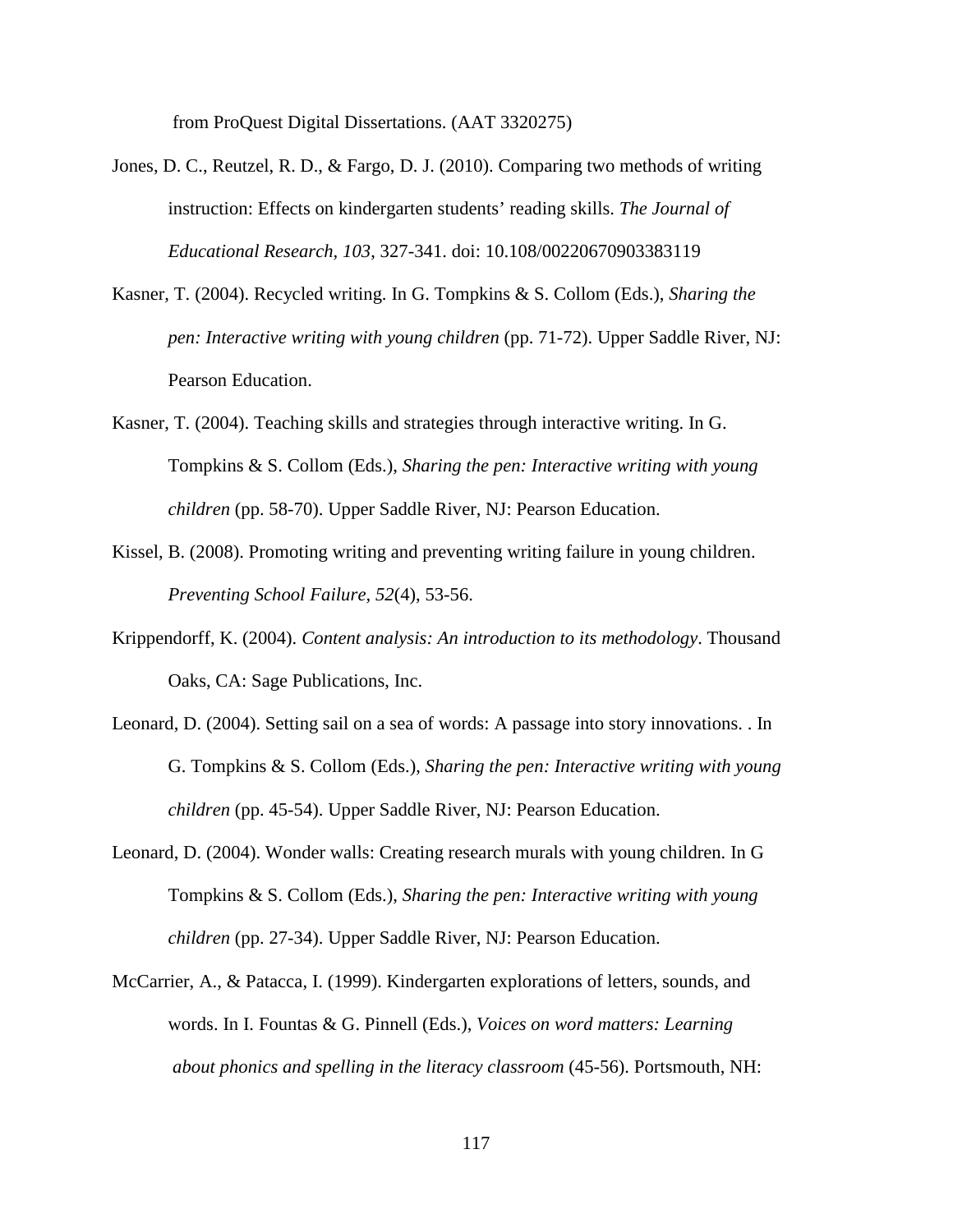from ProQuest Digital Dissertations. (AAT 3320275)

Jones, D. C., Reutzel, R. D., & Fargo, D. J. (2010). Comparing two methods of writing instruction: Effects on kindergarten students' reading skills. *The Journal of Educational Research, 103*, 327-341. doi: 10.108/00220670903383119

Kasner, T. (2004). Recycled writing. In G. Tompkins & S. Collom (Eds.), *Sharing the pen: Interactive writing with young children* (pp. 71-72). Upper Saddle River, NJ: Pearson Education.

Kasner, T. (2004). Teaching skills and strategies through interactive writing. In G. Tompkins & S. Collom (Eds.), *Sharing the pen: Interactive writing with young children* (pp. 58-70). Upper Saddle River, NJ: Pearson Education.

Kissel, B. (2008). Promoting writing and preventing writing failure in young children. *Preventing School Failure, 52*(4), 53-56.

Krippendorff, K. (2004). *Content analysis: An introduction to its methodology*. Thousand Oaks, CA: Sage Publications, Inc.

Leonard, D. (2004). Setting sail on a sea of words: A passage into story innovations. . In G. Tompkins & S. Collom (Eds.), *Sharing the pen: Interactive writing with young children* (pp. 45-54). Upper Saddle River, NJ: Pearson Education.

Leonard, D. (2004). Wonder walls: Creating research murals with young children. In G Tompkins & S. Collom (Eds.), *Sharing the pen: Interactive writing with young children* (pp. 27-34). Upper Saddle River, NJ: Pearson Education.

McCarrier, A., & Patacca, I. (1999). Kindergarten explorations of letters, sounds, and words. In I. Fountas & G. Pinnell (Eds.), *Voices on word matters: Learning about phonics and spelling in the literacy classroom* (45-56). Portsmouth, NH: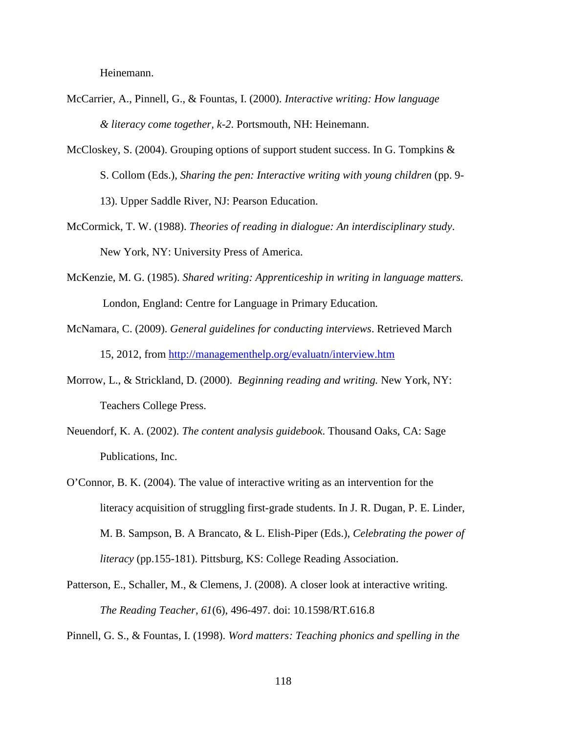Heinemann.

McCarrier, A., Pinnell, G., & Fountas, I. (2000). *Interactive writing: How language & literacy come together, k-2*. Portsmouth, NH: Heinemann.

McCloskey, S. (2004). Grouping options of support student success. In G. Tompkins & S. Collom (Eds.), *Sharing the pen: Interactive writing with young children* (pp. 9-13). Upper Saddle River, NJ: Pearson Education.

McCormick, T. W. (1988). *Theories of reading in dialogue: An interdisciplinary study*. New York, NY: University Press of America.

McKenzie, M. G. (1985). *Shared writing: Apprenticeship in writing in language matters.* London, England: Centre for Language in Primary Education*.*

McNamara, C. (2009). *General guidelines for conducting interviews*. Retrieved March 15, 2012, from http://managementhelp.org/evaluatn/interview.htm

Morrow, L., & Strickland, D. (2000). *Beginning reading and writing.* New York, NY: Teachers College Press.

Neuendorf, K. A. (2002). *The content analysis guidebook*. Thousand Oaks, CA: Sage Publications, Inc.

O'Connor, B. K. (2004). The value of interactive writing as an intervention for the literacy acquisition of struggling first-grade students. In J. R. Dugan, P. E. Linder, M. B. Sampson, B. A Brancato, & L. Elish-Piper (Eds.), *Celebrating the power of literacy* (pp.155-181). Pittsburg, KS: College Reading Association.

Patterson, E., Schaller, M., & Clemens, J. (2008). A closer look at interactive writing. *The Reading Teacher*, *61*(6), 496-497. doi: 10.1598/RT.616.8

Pinnell, G. S., & Fountas, I. (1998). *Word matters: Teaching phonics and spelling in the*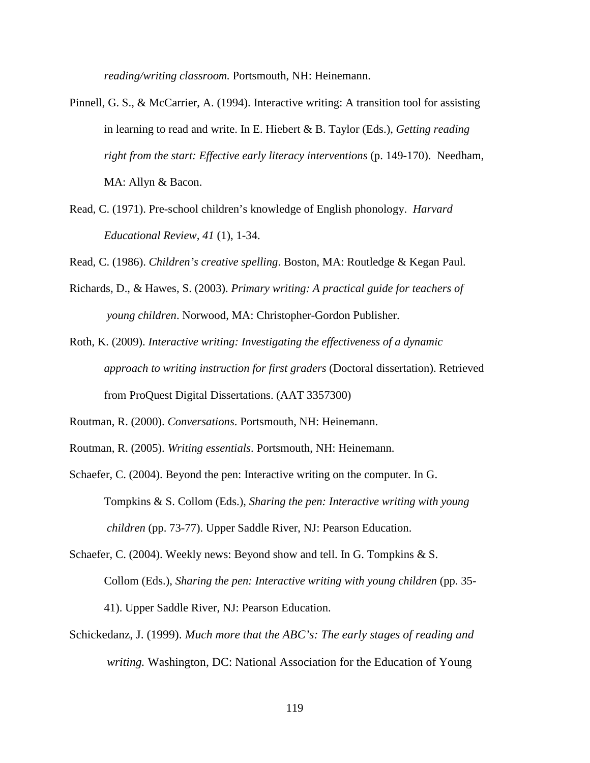*reading/writing classroom.* Portsmouth, NH: Heinemann.

Pinnell, G. S., & McCarrier, A. (1994). Interactive writing: A transition tool for assisting in learning to read and write. In E. Hiebert & B. Taylor (Eds.), *Getting reading right from the start: Effective early literacy interventions* (p. 149-170). Needham, MA: Allyn & Bacon.

Read, C. (1971). Pre-school children's knowledge of English phonology. *Harvard Educational Review, 41* (1), 1-34.

Read, C. (1986). *Children's creative spelling*. Boston, MA: Routledge & Kegan Paul.

Richards, D., & Hawes, S. (2003). *Primary writing: A practical guide for teachers of young children*. Norwood, MA: Christopher-Gordon Publisher.

Roth, K. (2009). *Interactive writing: Investigating the effectiveness of a dynamic approach to writing instruction for first graders* (Doctoral dissertation). Retrieved from ProQuest Digital Dissertations. (AAT 3357300)

Routman, R. (2000). *Conversations*. Portsmouth, NH: Heinemann.

Routman, R. (2005). *Writing essentials*. Portsmouth, NH: Heinemann.

Schaefer, C. (2004). Beyond the pen: Interactive writing on the computer. In G. Tompkins & S. Collom (Eds.), *Sharing the pen: Interactive writing with young children* (pp. 73-77). Upper Saddle River, NJ: Pearson Education.

Schaefer, C. (2004). Weekly news: Beyond show and tell. In G. Tompkins & S. Collom (Eds.), *Sharing the pen: Interactive writing with young children* (pp. 35-41). Upper Saddle River, NJ: Pearson Education.

Schickedanz, J. (1999). *Much more that the ABC's: The early stages of reading and writing.* Washington, DC: National Association for the Education of Young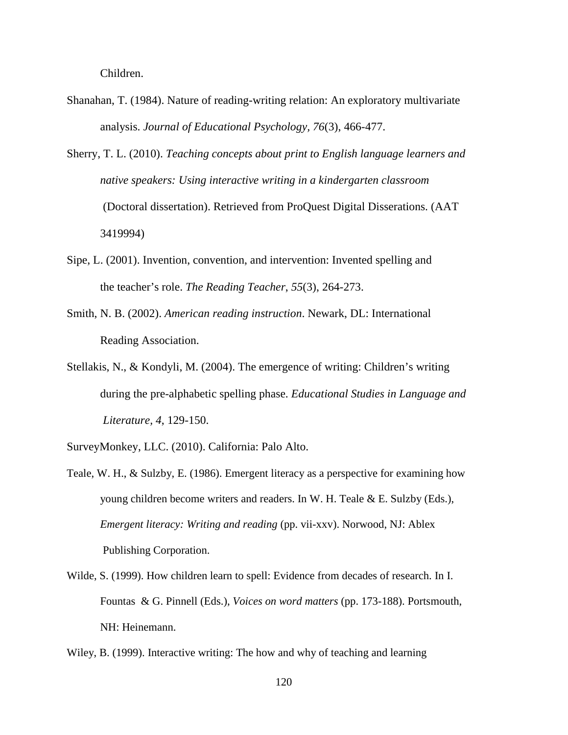Children.

Shanahan, T. (1984). Nature of reading-writing relation: An exploratory multivariate analysis. *Journal of Educational Psychology, 76*(3), 466-477.

Sherry, T. L. (2010). *Teaching concepts about print to English language learners and native speakers: Using interactive writing in a kindergarten classroom* (Doctoral dissertation). Retrieved from ProQuest Digital Disserations. (AAT 3419994)

Sipe, L. (2001). Invention, convention, and intervention: Invented spelling and the teacher's role. *The Reading Teacher*, *55*(3), 264-273.

Smith, N. B. (2002). *American reading instruction*. Newark, DL: International Reading Association.

Stellakis, N., & Kondyli, M. (2004). The emergence of writing: Children's writing during the pre-alphabetic spelling phase. *Educational Studies in Language and Literature*, *4*, 129-150.

SurveyMonkey, LLC. (2010). California: Palo Alto.

Teale, W. H., & Sulzby, E. (1986). Emergent literacy as a perspective for examining how young children become writers and readers. In W. H. Teale & E. Sulzby (Eds.), *Emergent literacy: Writing and reading* (pp. vii-xxv). Norwood, NJ: Ablex Publishing Corporation.

Wilde, S. (1999). How children learn to spell: Evidence from decades of research. In I. Fountas & G. Pinnell (Eds.), *Voices on word matters* (pp. 173-188). Portsmouth, NH: Heinemann.

Wiley, B. (1999). Interactive writing: The how and why of teaching and learning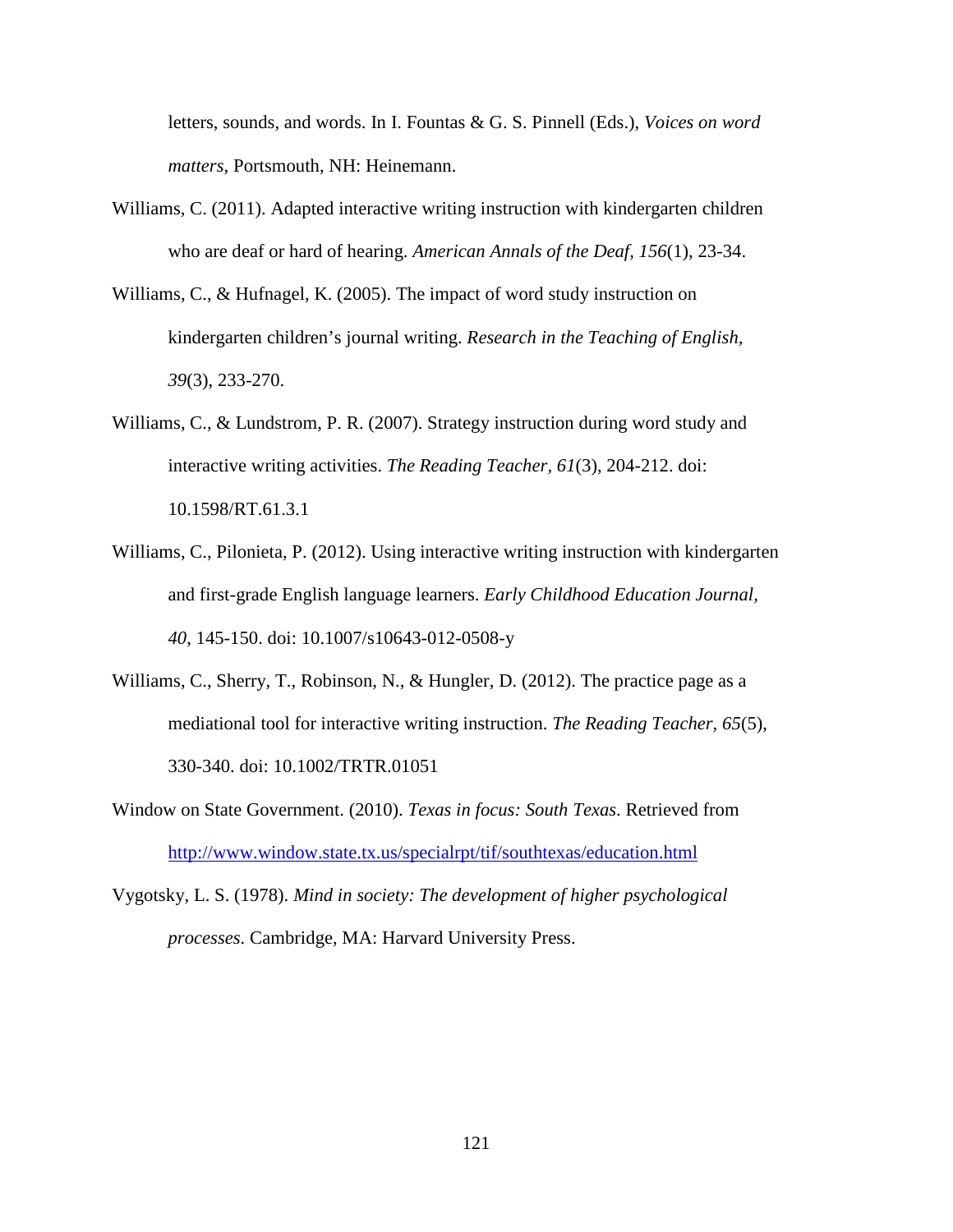letters, sounds, and words. In I. Fountas & G. S. Pinnell (Eds.), *Voices on word matters*, Portsmouth, NH: Heinemann.

Williams, C. (2011). Adapted interactive writing instruction with kindergarten children who are deaf or hard of hearing. *American Annals of the Deaf, 156*(1), 23-34.

Williams, C., & Hufnagel, K. (2005). The impact of word study instruction on kindergarten children's journal writing. *Research in the Teaching of English, 39*(3), 233-270.

Williams, C., & Lundstrom, P. R. (2007). Strategy instruction during word study and interactive writing activities. *The Reading Teacher, 61*(3), 204-212. doi: 10.1598/RT.61.3.1

Williams, C., Pilonieta, P. (2012). Using interactive writing instruction with kindergarten and first-grade English language learners. *Early Childhood Education Journal, 40*, 145-150. doi: 10.1007/s10643-012-0508-y

Williams, C., Sherry, T., Robinson, N., & Hungler, D. (2012). The practice page as a mediational tool for interactive writing instruction. *The Reading Teacher, 65*(5), 330-340. doi: 10.1002/TRTR.01051

Window on State Government. (2010). *Texas in focus: South Texas*. Retrieved from http://www.window.state.tx.us/specialrpt/tif/southtexas/education.html

Vygotsky, L. S. (1978). *Mind in society: The development of higher psychological processes*. Cambridge, MA: Harvard University Press.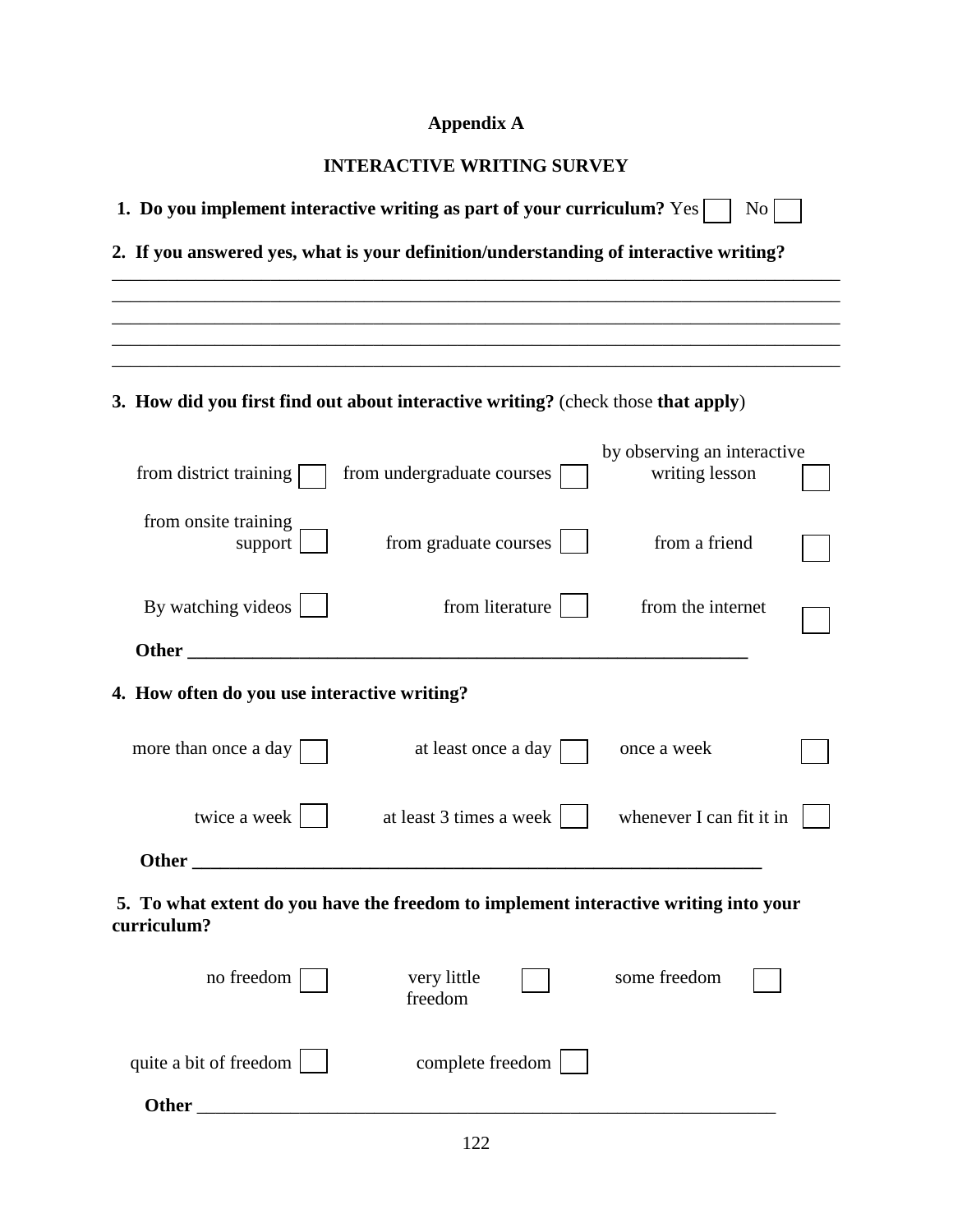# Appendix A

## INTERACTIVE WRITING SURVEY

**1. Do you implement interactive writing as part of your curriculum?** Yes ☐ No ☐

**2. If you answered yes, what is your definition/understanding of interactive writing?**

______________________________________________________________________________
______________________________________________________________________________
______________________________________________________________________________
______________________________________________________________________________
______________________________________________________________________________

**3. How did you first find out about interactive writing?** (check those **that apply**)

| | | |
|---|---|---|
| from district training ☐ | from undergraduate courses ☐ | by observing an interactive writing lesson ☐ |
| from onsite training support ☐ | from graduate courses ☐ | from a friend ☐ |
| By watching videos ☐ | from literature ☐ | from the internet ☐ |

**Other** ______________________________________________________________

**4. How often do you use interactive writing?**

| | | |
|---|---|---|
| more than once a day ☐ | at least once a day ☐ | once a week ☐ |
| twice a week ☐ | at least 3 times a week ☐ | whenever I can fit it in ☐ |

**Other** ______________________________________________________________

**5. To what extent do you have the freedom to implement interactive writing into your curriculum?**

| | | |
|---|---|---|
| no freedom ☐ | very little freedom ☐ | some freedom ☐ |
| quite a bit of freedom ☐ | complete freedom ☐ | |

**Other** ______________________________________________________________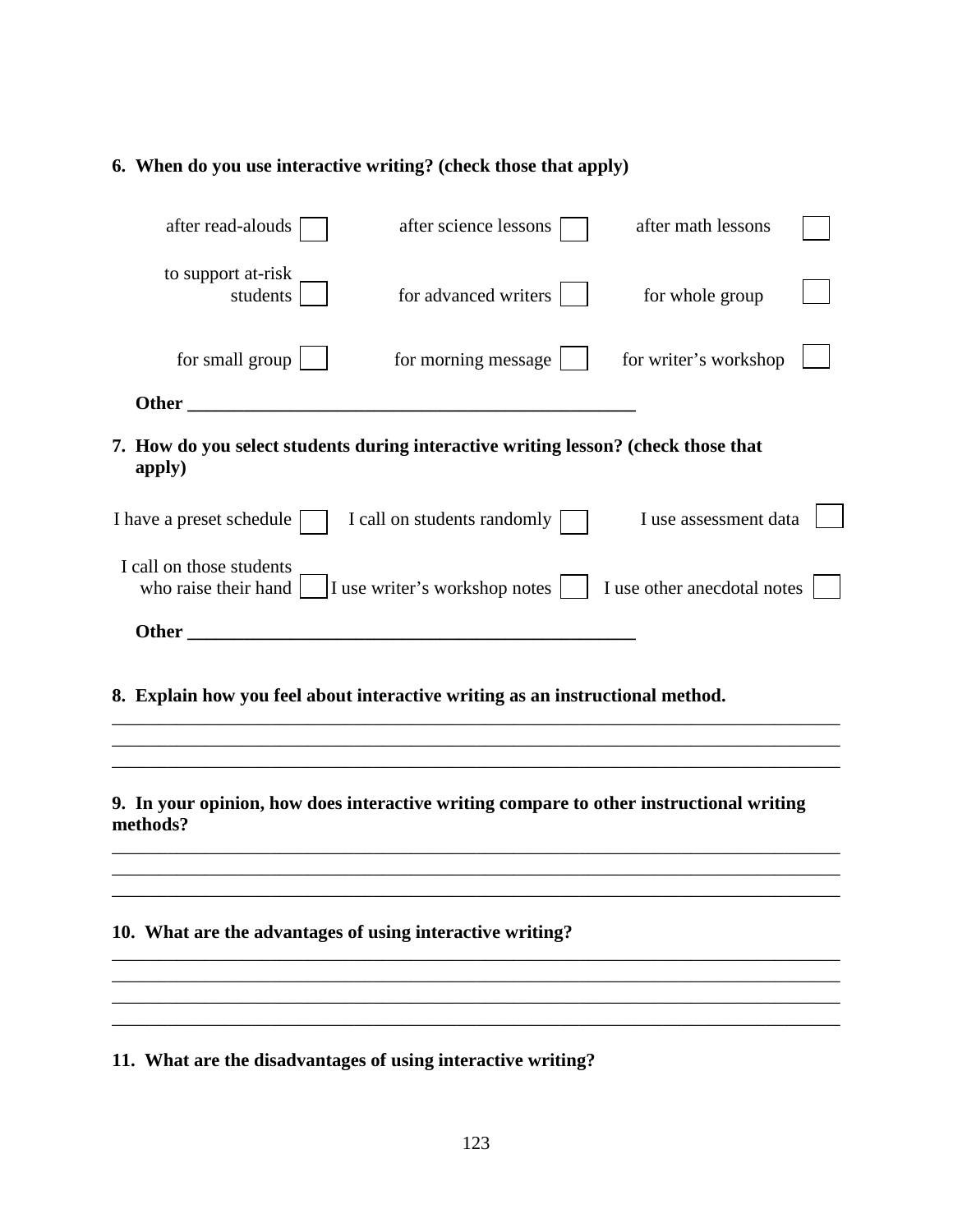**6. When do you use interactive writing? (check those that apply)**

| | | |
|---|---|---|
| after read-alouds ☐ | after science lessons ☐ | after math lessons ☐ |
| to support at-risk students ☐ | for advanced writers ☐ | for whole group ☐ |
| for small group ☐ | for morning message ☐ | for writer's workshop ☐ |

**Other** __________________________________________________

**7. How do you select students during interactive writing lesson? (check those that apply)**

| | | |
|---|---|---|
| I have a preset schedule ☐ | I call on students randomly ☐ | I use assessment data ☐ |
| I call on those students who raise their hand ☐ | I use writer's workshop notes ☐ | I use other anecdotal notes ☐ |

**Other** __________________________________________________

**8. Explain how you feel about interactive writing as an instructional method.**

________________________________________________________________________________
________________________________________________________________________________
________________________________________________________________________________

**9. In your opinion, how does interactive writing compare to other instructional writing methods?**

________________________________________________________________________________
________________________________________________________________________________
________________________________________________________________________________

**10. What are the advantages of using interactive writing?**

________________________________________________________________________________
________________________________________________________________________________
________________________________________________________________________________
________________________________________________________________________________

**11. What are the disadvantages of using interactive writing?**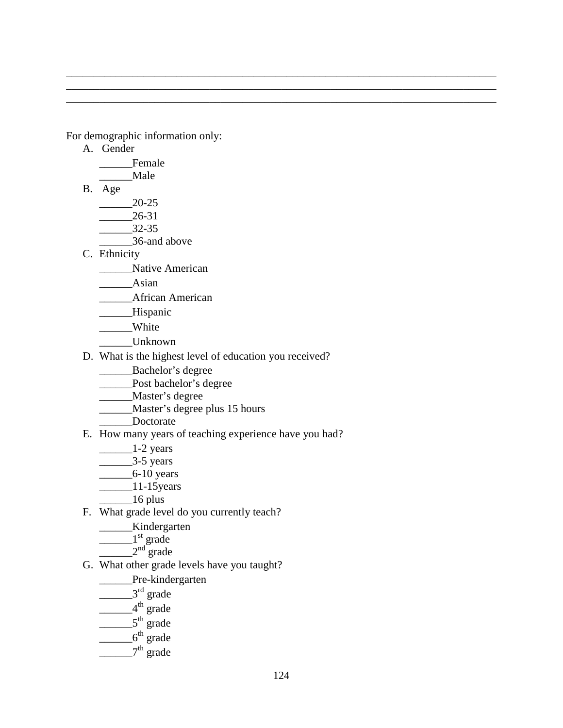______________________________________________________________________________
______________________________________________________________________________
______________________________________________________________________________

For demographic information only:

A. Gender
   ______Female
   ______Male
B. Age
   ______20-25
   ______26-31
   ______32-35
   ______36-and above
C. Ethnicity
   ______Native American
   ______Asian
   ______African American
   ______Hispanic
   ______White
   ______Unknown
D. What is the highest level of education you received?
   ______Bachelor's degree
   ______Post bachelor's degree
   ______Master's degree
   ______Master's degree plus 15 hours
   ______Doctorate
E. How many years of teaching experience have you had?
   ______1-2 years
   ______3-5 years
   ______6-10 years
   ______11-15years
   ______16 plus
F. What grade level do you currently teach?
   ______Kindergarten
   ______1st grade
   ______2nd grade
G. What other grade levels have you taught?
   ______Pre-kindergarten
   ______3rd grade
   ______4th grade
   ______5th grade
   ______6th grade
   ______7th grade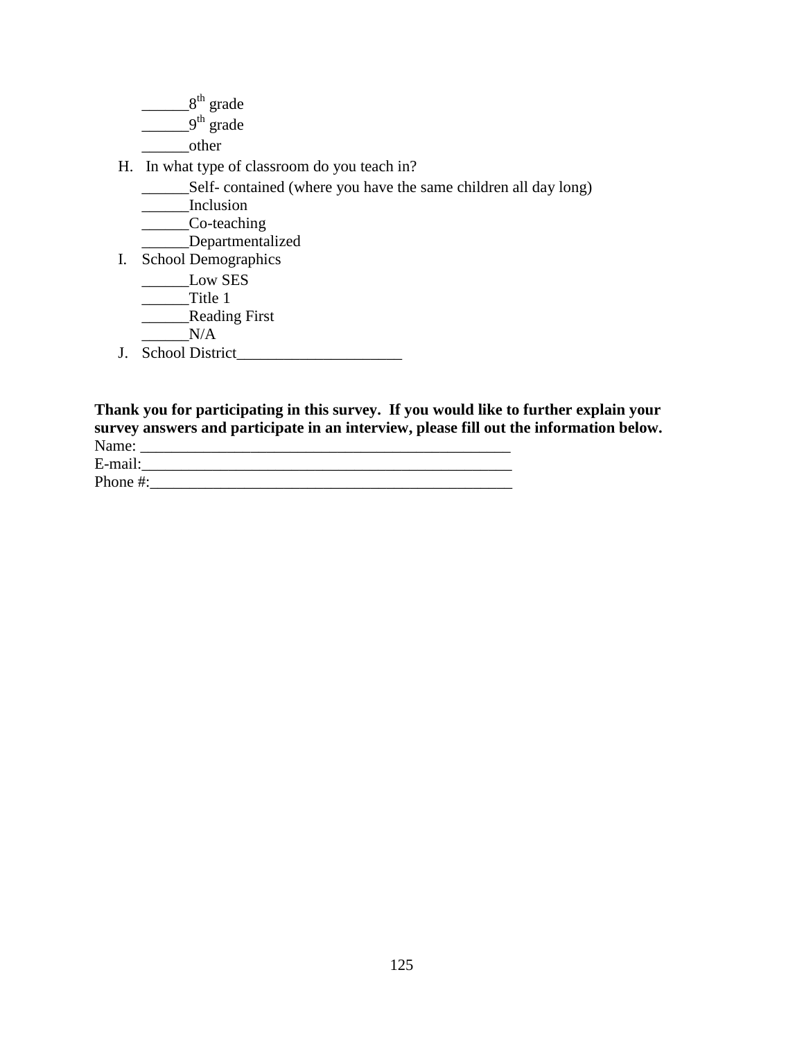______$8^{th}$ grade
______$9^{th}$ grade
______other

H. In what type of classroom do you teach in?

______Self- contained (where you have the same children all day long)
______Inclusion
______Co-teaching
______Departmentalized

I. School Demographics

______Low SES
______Title 1
______Reading First
______N/A

J. School District_____________________

**Thank you for participating in this survey. If you would like to further explain your survey answers and participate in an interview, please fill out the information below.**

Name: _______________________________________________
E-mail:_______________________________________________
Phone #:_____________________________________________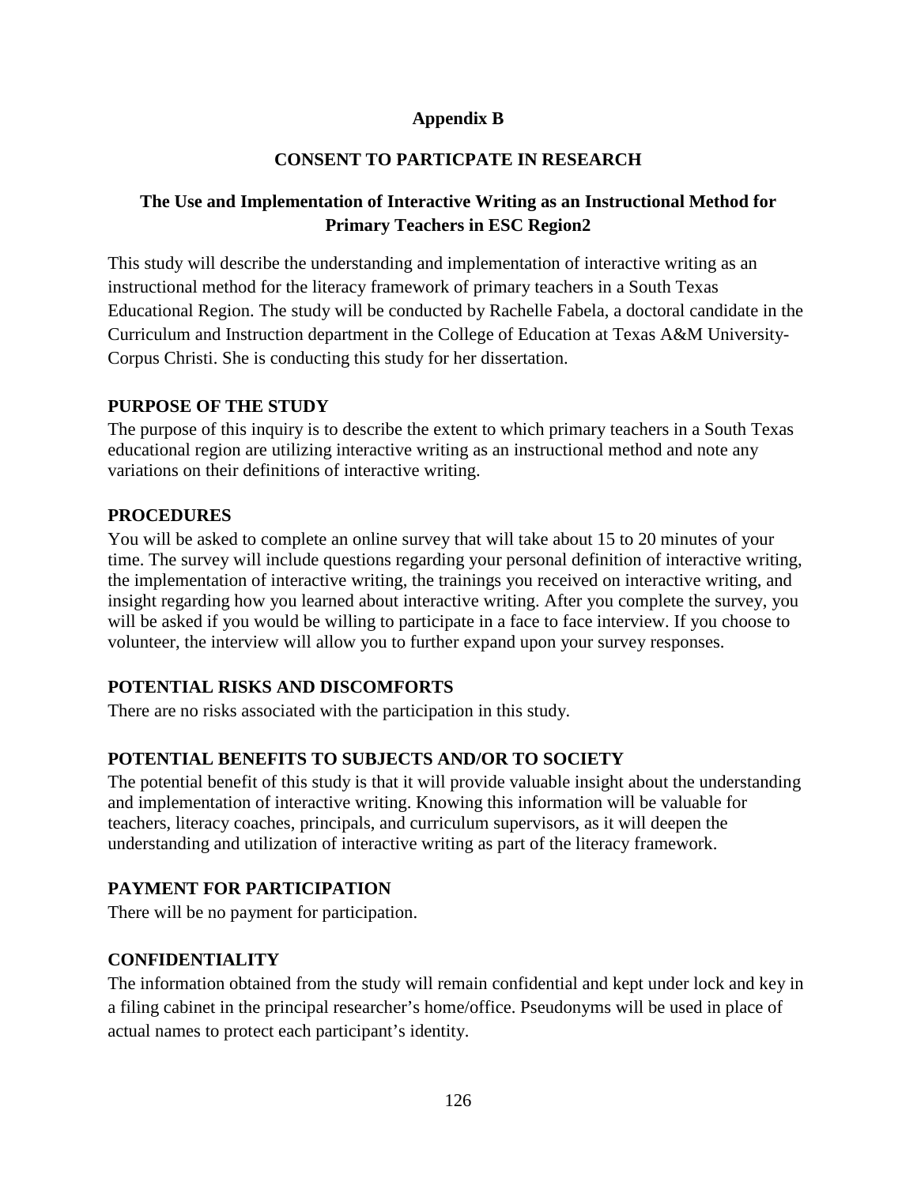**Appendix B**

**CONSENT TO PARTICPATE IN RESEARCH**

**The Use and Implementation of Interactive Writing as an Instructional Method for Primary Teachers in ESC Region2**

This study will describe the understanding and implementation of interactive writing as an instructional method for the literacy framework of primary teachers in a South Texas Educational Region. The study will be conducted by Rachelle Fabela, a doctoral candidate in the Curriculum and Instruction department in the College of Education at Texas A&M University-Corpus Christi. She is conducting this study for her dissertation.

**PURPOSE OF THE STUDY**

The purpose of this inquiry is to describe the extent to which primary teachers in a South Texas educational region are utilizing interactive writing as an instructional method and note any variations on their definitions of interactive writing.

**PROCEDURES**

You will be asked to complete an online survey that will take about 15 to 20 minutes of your time. The survey will include questions regarding your personal definition of interactive writing, the implementation of interactive writing, the trainings you received on interactive writing, and insight regarding how you learned about interactive writing. After you complete the survey, you will be asked if you would be willing to participate in a face to face interview. If you choose to volunteer, the interview will allow you to further expand upon your survey responses.

**POTENTIAL RISKS AND DISCOMFORTS**

There are no risks associated with the participation in this study.

**POTENTIAL BENEFITS TO SUBJECTS AND/OR TO SOCIETY**

The potential benefit of this study is that it will provide valuable insight about the understanding and implementation of interactive writing. Knowing this information will be valuable for teachers, literacy coaches, principals, and curriculum supervisors, as it will deepen the understanding and utilization of interactive writing as part of the literacy framework.

**PAYMENT FOR PARTICIPATION**

There will be no payment for participation.

**CONFIDENTIALITY**

The information obtained from the study will remain confidential and kept under lock and key in a filing cabinet in the principal researcher's home/office. Pseudonyms will be used in place of actual names to protect each participant's identity.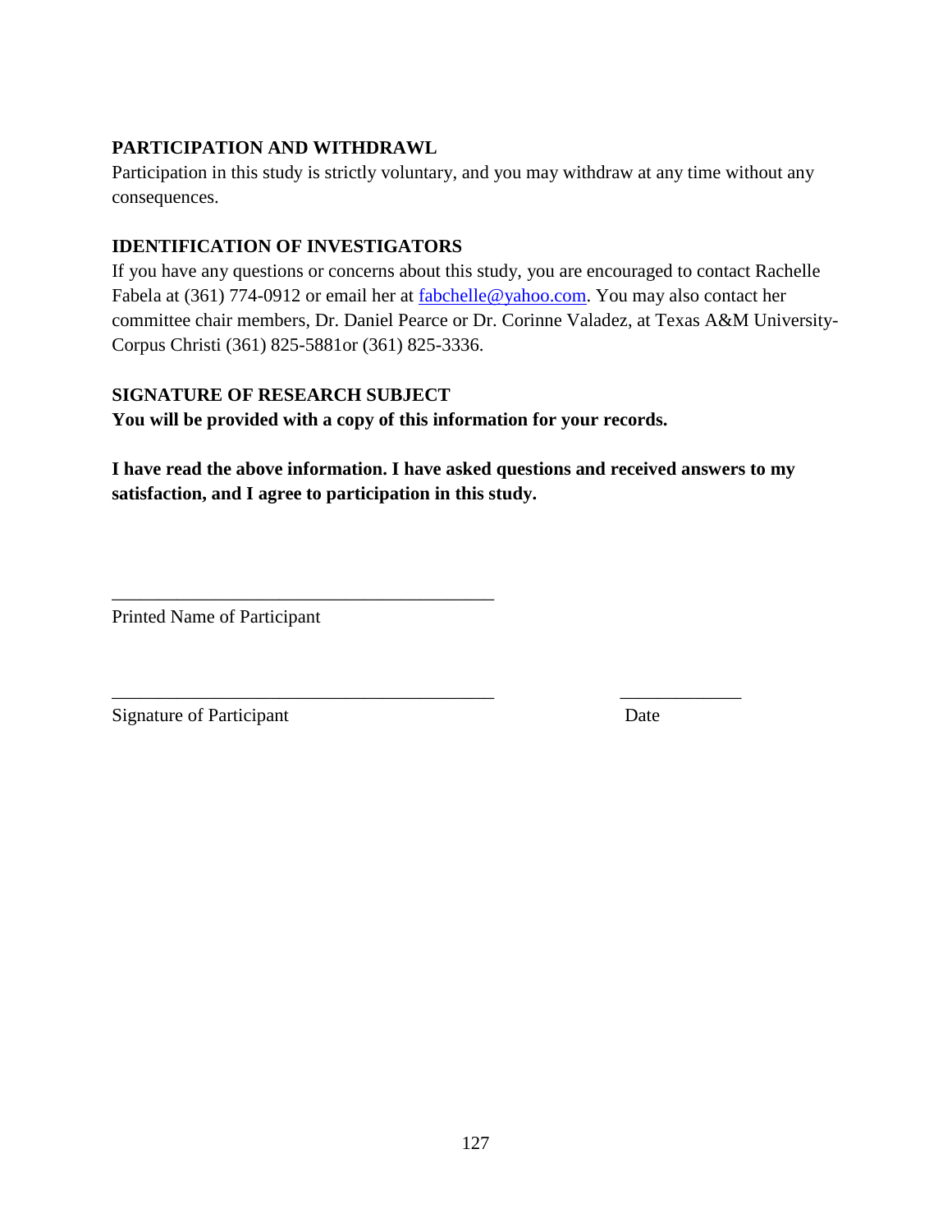**PARTICIPATION AND WITHDRAWL**

Participation in this study is strictly voluntary, and you may withdraw at any time without any consequences.

**IDENTIFICATION OF INVESTIGATORS**

If you have any questions or concerns about this study, you are encouraged to contact Rachelle Fabela at (361) 774-0912 or email her at fabchelle@yahoo.com. You may also contact her committee chair members, Dr. Daniel Pearce or Dr. Corinne Valadez, at Texas A&M University-Corpus Christi (361) 825-5881or (361) 825-3336.

**SIGNATURE OF RESEARCH SUBJECT**

**You will be provided with a copy of this information for your records.**

**I have read the above information. I have asked questions and received answers to my satisfaction, and I agree to participation in this study.**

\_\_\_\_\_\_\_\_\_\_\_\_\_\_\_\_\_\_\_\_\_\_\_\_\_\_\_\_\_\_\_\_\_\_\_\_\_\_\_\_

Printed Name of Participant

\_\_\_\_\_\_\_\_\_\_\_\_\_\_\_\_\_\_\_\_\_\_\_\_\_\_\_\_\_\_\_\_\_\_\_\_\_\_\_\_ \_\_\_\_\_\_\_\_\_\_\_\_\_

Signature of Participant Date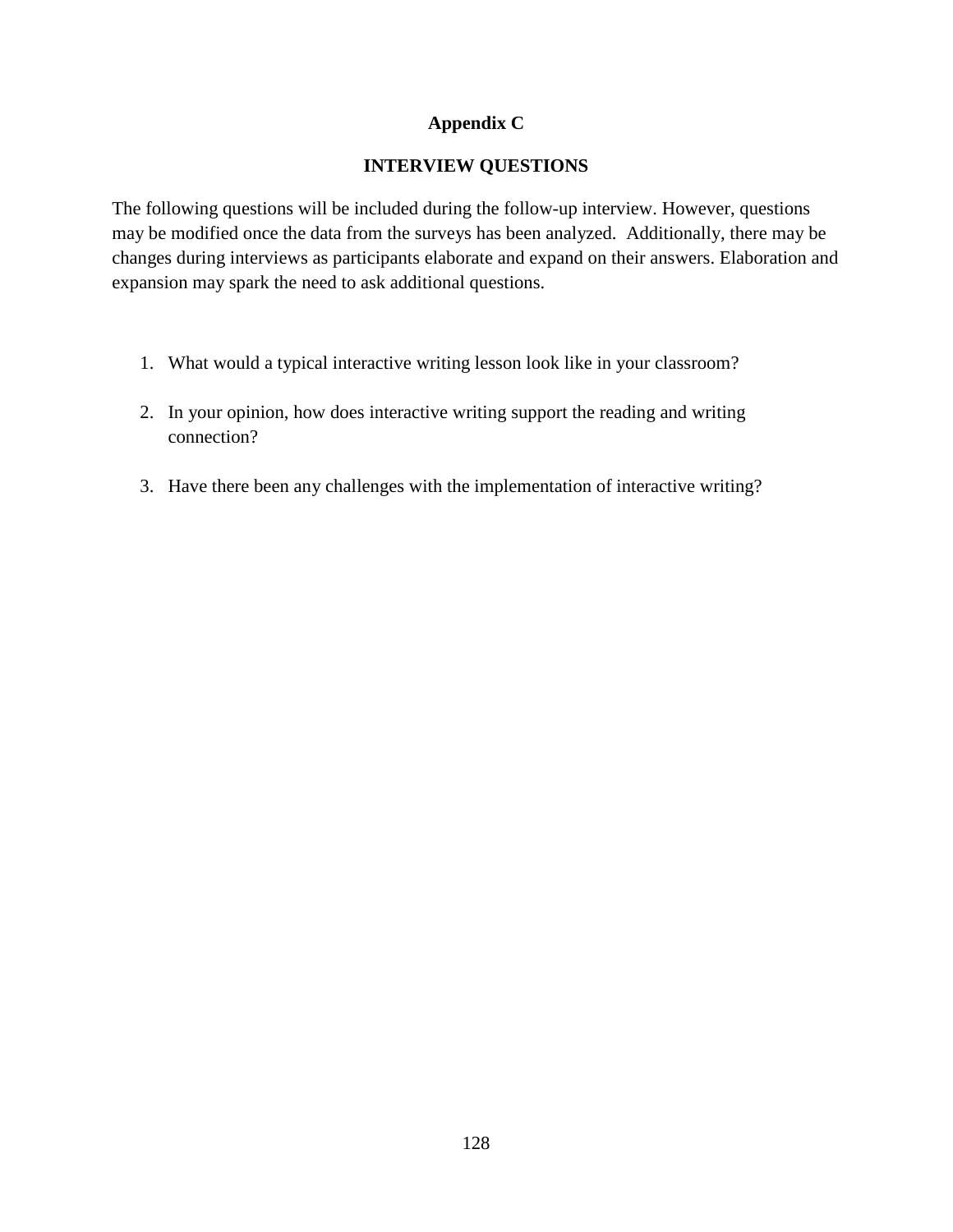# Appendix C

## INTERVIEW QUESTIONS

The following questions will be included during the follow-up interview. However, questions may be modified once the data from the surveys has been analyzed. Additionally, there may be changes during interviews as participants elaborate and expand on their answers. Elaboration and expansion may spark the need to ask additional questions.

1. What would a typical interactive writing lesson look like in your classroom?

2. In your opinion, how does interactive writing support the reading and writing connection?

3. Have there been any challenges with the implementation of interactive writing?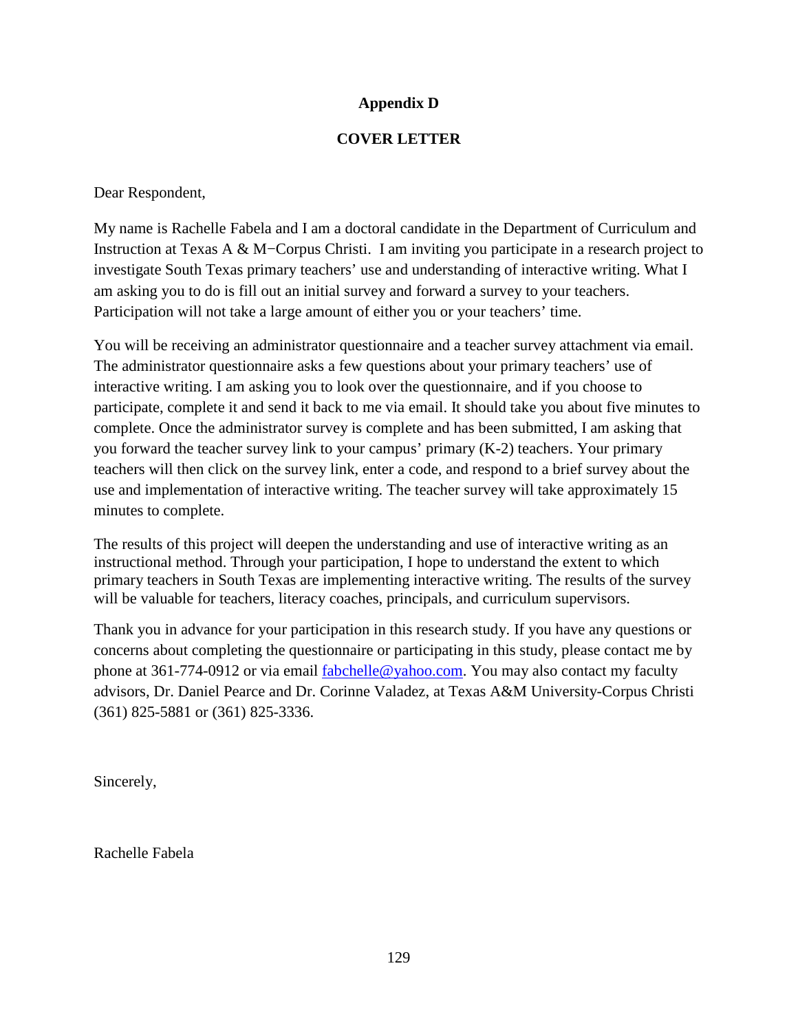# Appendix D

## COVER LETTER

Dear Respondent,

My name is Rachelle Fabela and I am a doctoral candidate in the Department of Curriculum and Instruction at Texas A & M−Corpus Christi. I am inviting you participate in a research project to investigate South Texas primary teachers' use and understanding of interactive writing. What I am asking you to do is fill out an initial survey and forward a survey to your teachers. Participation will not take a large amount of either you or your teachers' time.

You will be receiving an administrator questionnaire and a teacher survey attachment via email. The administrator questionnaire asks a few questions about your primary teachers' use of interactive writing. I am asking you to look over the questionnaire, and if you choose to participate, complete it and send it back to me via email. It should take you about five minutes to complete. Once the administrator survey is complete and has been submitted, I am asking that you forward the teacher survey link to your campus' primary (K-2) teachers. Your primary teachers will then click on the survey link, enter a code, and respond to a brief survey about the use and implementation of interactive writing. The teacher survey will take approximately 15 minutes to complete.

The results of this project will deepen the understanding and use of interactive writing as an instructional method. Through your participation, I hope to understand the extent to which primary teachers in South Texas are implementing interactive writing. The results of the survey will be valuable for teachers, literacy coaches, principals, and curriculum supervisors.

Thank you in advance for your participation in this research study. If you have any questions or concerns about completing the questionnaire or participating in this study, please contact me by phone at 361-774-0912 or via email fabchelle@yahoo.com. You may also contact my faculty advisors, Dr. Daniel Pearce and Dr. Corinne Valadez, at Texas A&M University-Corpus Christi (361) 825-5881 or (361) 825-3336.

Sincerely,

Rachelle Fabela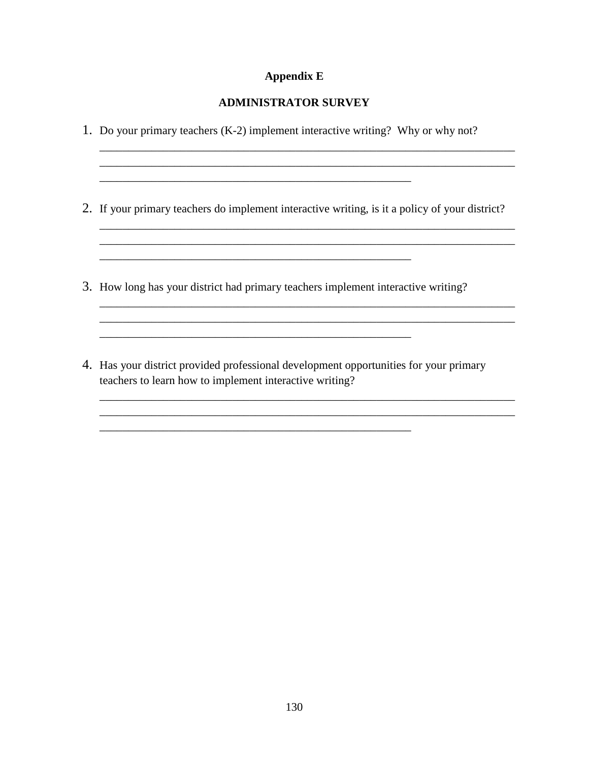**Appendix E**

**ADMINISTRATOR SURVEY**

1. Do your primary teachers (K-2) implement interactive writing? Why or why not?

   ___________________________________________________________________________
   ___________________________________________________________________________
   ________________________________________________________

2. If your primary teachers do implement interactive writing, is it a policy of your district?

   ___________________________________________________________________________
   ___________________________________________________________________________
   ________________________________________________________

3. How long has your district had primary teachers implement interactive writing?

   ___________________________________________________________________________
   ___________________________________________________________________________
   ________________________________________________________

4. Has your district provided professional development opportunities for your primary teachers to learn how to implement interactive writing?

   ___________________________________________________________________________
   ___________________________________________________________________________
   ________________________________________________________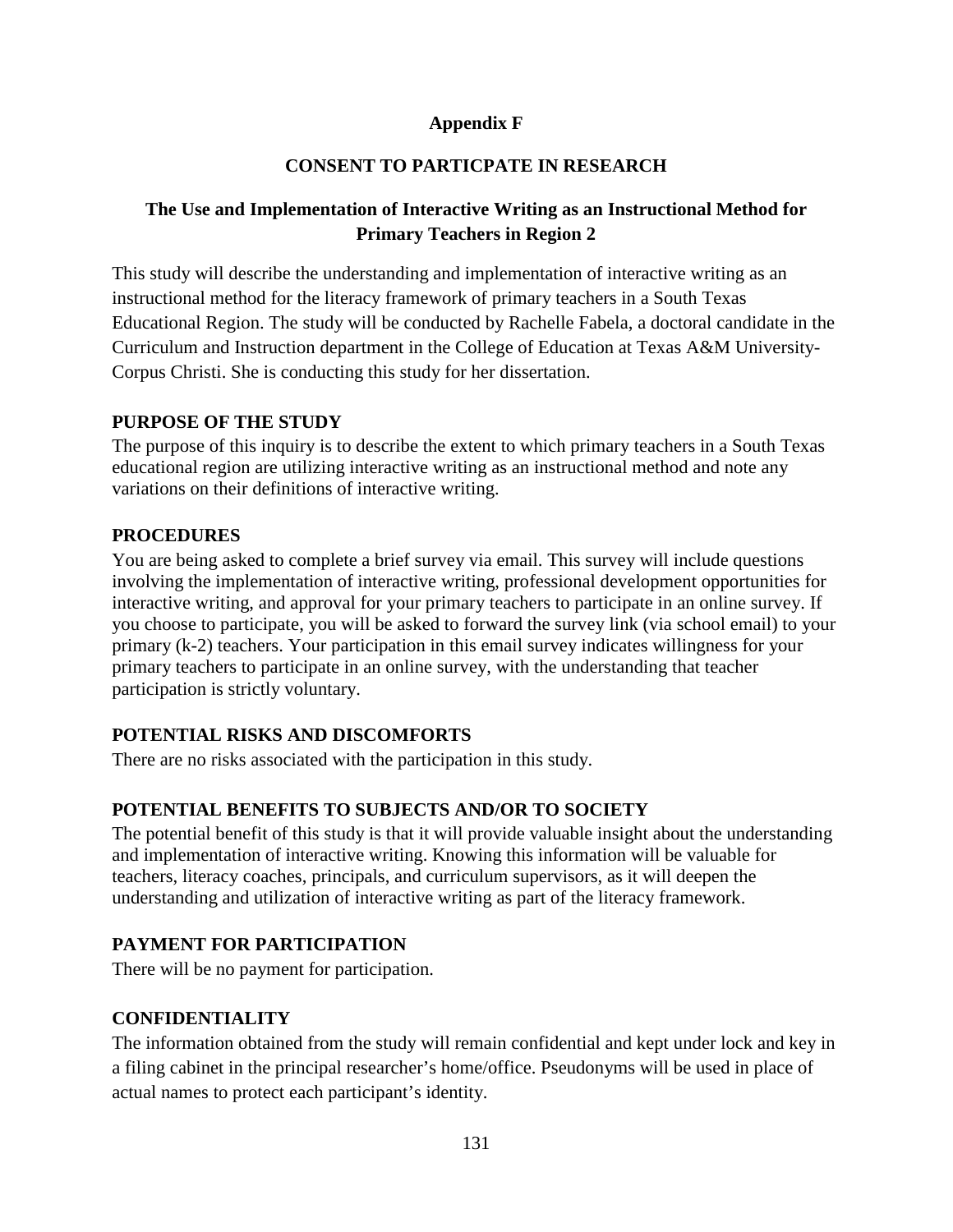**Appendix F**

**CONSENT TO PARTICPATE IN RESEARCH**

**The Use and Implementation of Interactive Writing as an Instructional Method for Primary Teachers in Region 2**

This study will describe the understanding and implementation of interactive writing as an instructional method for the literacy framework of primary teachers in a South Texas Educational Region. The study will be conducted by Rachelle Fabela, a doctoral candidate in the Curriculum and Instruction department in the College of Education at Texas A&M University-Corpus Christi. She is conducting this study for her dissertation.

**PURPOSE OF THE STUDY**

The purpose of this inquiry is to describe the extent to which primary teachers in a South Texas educational region are utilizing interactive writing as an instructional method and note any variations on their definitions of interactive writing.

**PROCEDURES**

You are being asked to complete a brief survey via email. This survey will include questions involving the implementation of interactive writing, professional development opportunities for interactive writing, and approval for your primary teachers to participate in an online survey. If you choose to participate, you will be asked to forward the survey link (via school email) to your primary (k-2) teachers. Your participation in this email survey indicates willingness for your primary teachers to participate in an online survey, with the understanding that teacher participation is strictly voluntary.

**POTENTIAL RISKS AND DISCOMFORTS**

There are no risks associated with the participation in this study.

**POTENTIAL BENEFITS TO SUBJECTS AND/OR TO SOCIETY**

The potential benefit of this study is that it will provide valuable insight about the understanding and implementation of interactive writing. Knowing this information will be valuable for teachers, literacy coaches, principals, and curriculum supervisors, as it will deepen the understanding and utilization of interactive writing as part of the literacy framework.

**PAYMENT FOR PARTICIPATION**

There will be no payment for participation.

**CONFIDENTIALITY**

The information obtained from the study will remain confidential and kept under lock and key in a filing cabinet in the principal researcher's home/office. Pseudonyms will be used in place of actual names to protect each participant's identity.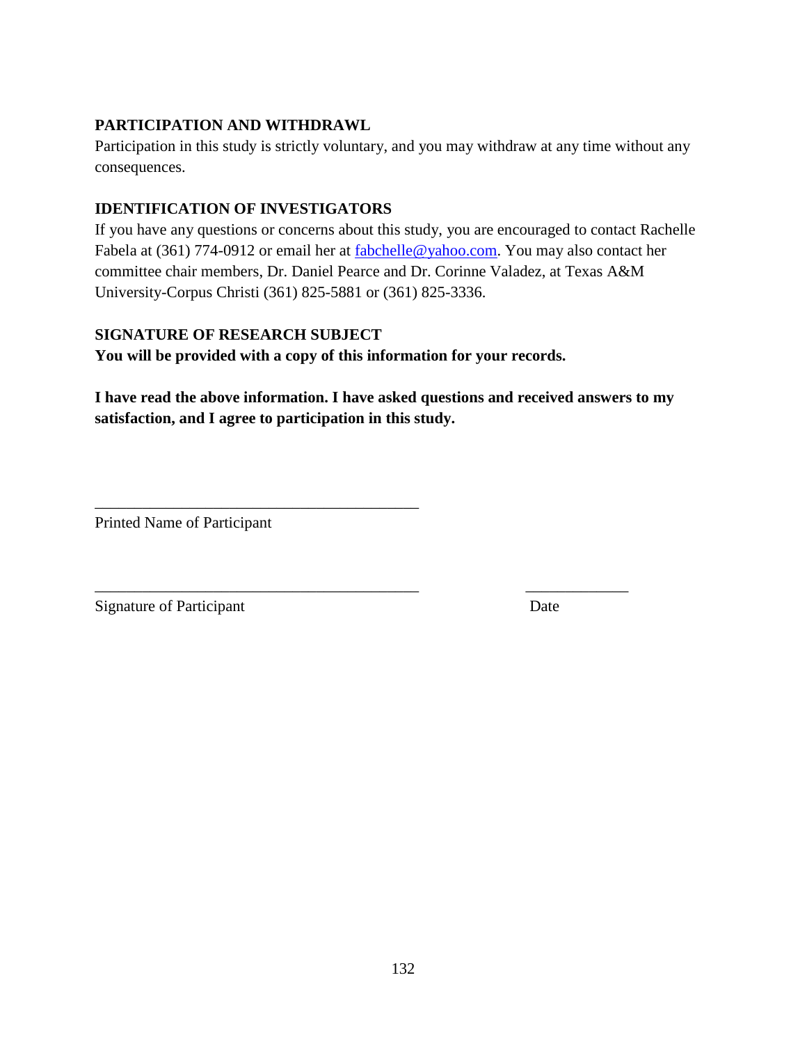**PARTICIPATION AND WITHDRAWL**

Participation in this study is strictly voluntary, and you may withdraw at any time without any consequences.

**IDENTIFICATION OF INVESTIGATORS**

If you have any questions or concerns about this study, you are encouraged to contact Rachelle Fabela at (361) 774-0912 or email her at fabchelle@yahoo.com. You may also contact her committee chair members, Dr. Daniel Pearce and Dr. Corinne Valadez, at Texas A&M University-Corpus Christi (361) 825-5881 or (361) 825-3336.

**SIGNATURE OF RESEARCH SUBJECT**

**You will be provided with a copy of this information for your records.**

**I have read the above information. I have asked questions and received answers to my satisfaction, and I agree to participation in this study.**

\_\_\_\_\_\_\_\_\_\_\_\_\_\_\_\_\_\_\_\_\_\_\_\_\_\_\_\_\_\_\_\_\_\_\_\_\_\_\_\_

Printed Name of Participant

\_\_\_\_\_\_\_\_\_\_\_\_\_\_\_\_\_\_\_\_\_\_\_\_\_\_\_\_\_\_\_\_\_\_\_\_\_\_\_\_ \_\_\_\_\_\_\_\_\_\_\_\_\_

Signature of Participant Date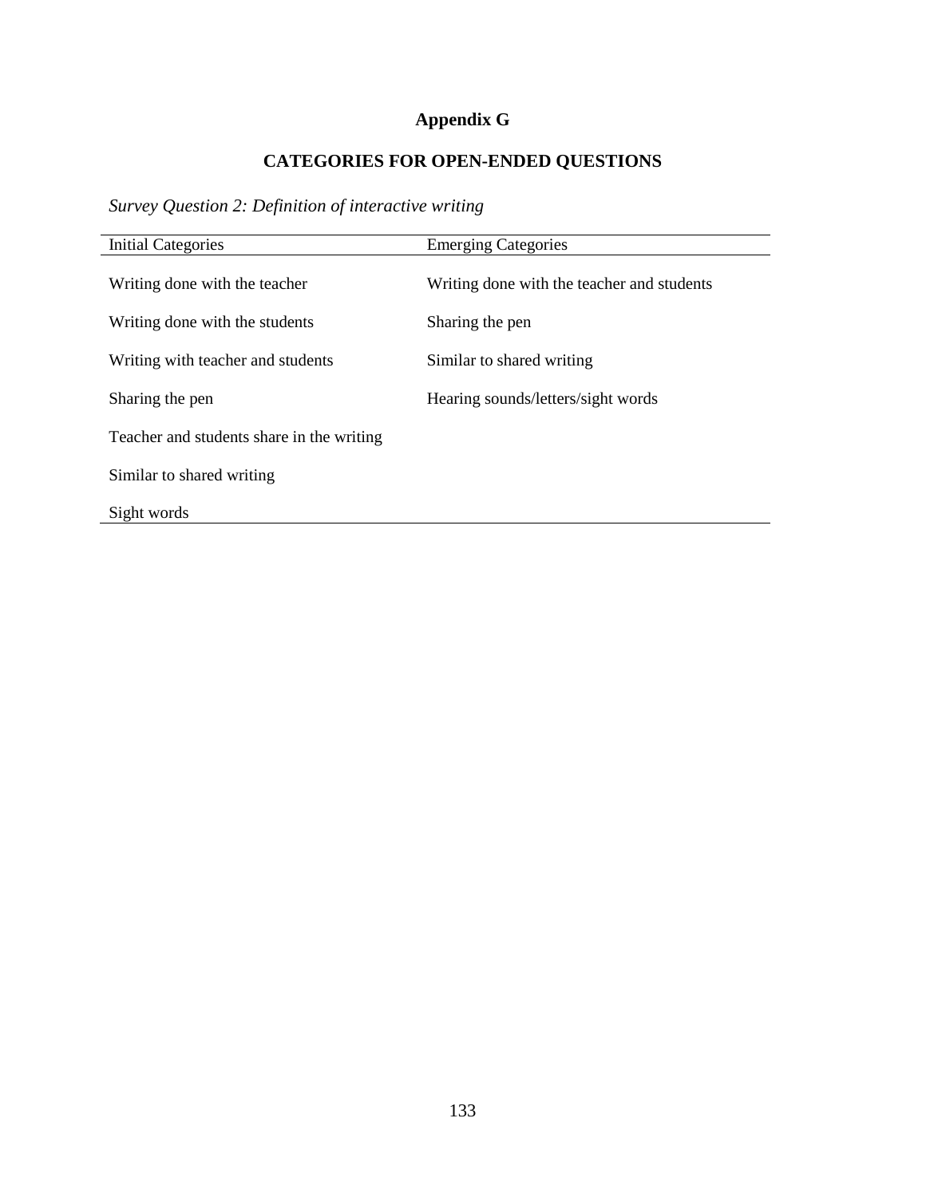# Appendix G

## CATEGORIES FOR OPEN-ENDED QUESTIONS

*Survey Question 2: Definition of interactive writing*

| Initial Categories | Emerging Categories |
|---|---|
| Writing done with the teacher | Writing done with the teacher and students |
| Writing done with the students | Sharing the pen |
| Writing with teacher and students | Similar to shared writing |
| Sharing the pen | Hearing sounds/letters/sight words |
| Teacher and students share in the writing | |
| Similar to shared writing | |
| Sight words | |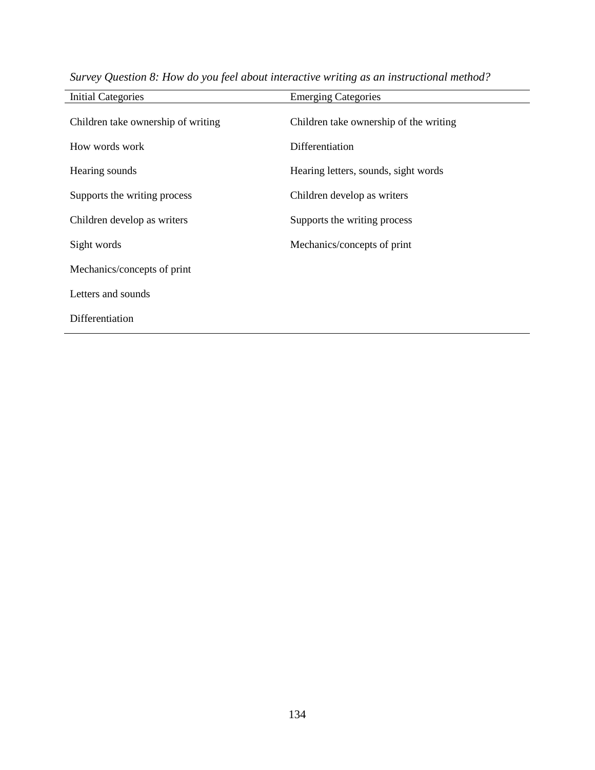*Survey Question 8: How do you feel about interactive writing as an instructional method?*

| Initial Categories | Emerging Categories |
| --- | --- |
| Children take ownership of writing | Children take ownership of the writing |
| How words work | Differentiation |
| Hearing sounds | Hearing letters, sounds, sight words |
| Supports the writing process | Children develop as writers |
| Children develop as writers | Supports the writing process |
| Sight words | Mechanics/concepts of print |
| Mechanics/concepts of print | |
| Letters and sounds | |
| Differentiation | |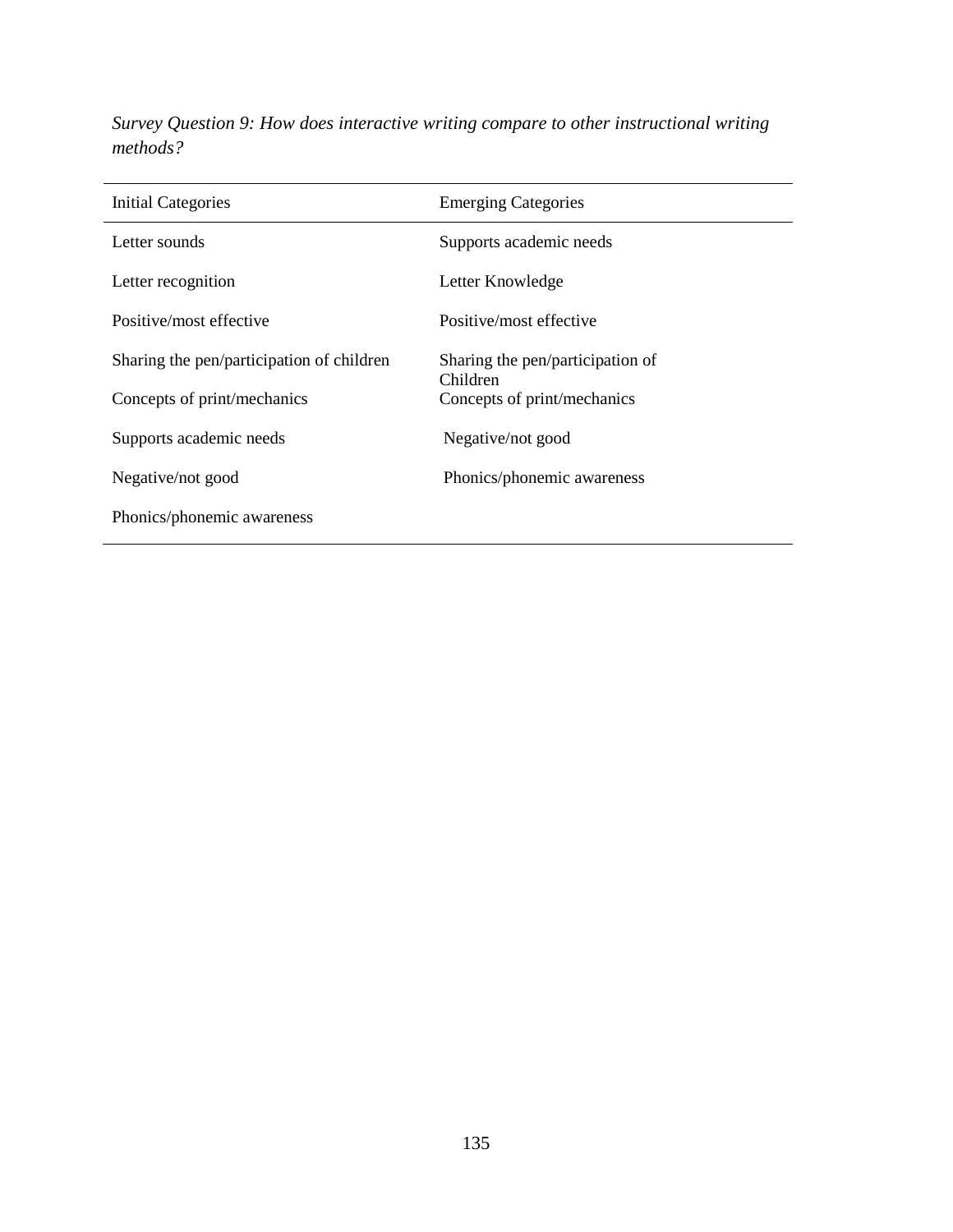*Survey Question 9: How does interactive writing compare to other instructional writing methods?*

| Initial Categories | Emerging Categories |
| --- | --- |
| Letter sounds | Supports academic needs |
| Letter recognition | Letter Knowledge |
| Positive/most effective | Positive/most effective |
| Sharing the pen/participation of children | Sharing the pen/participation of Children |
| Concepts of print/mechanics | Concepts of print/mechanics |
| Supports academic needs | Negative/not good |
| Negative/not good | Phonics/phonemic awareness |
| Phonics/phonemic awareness | |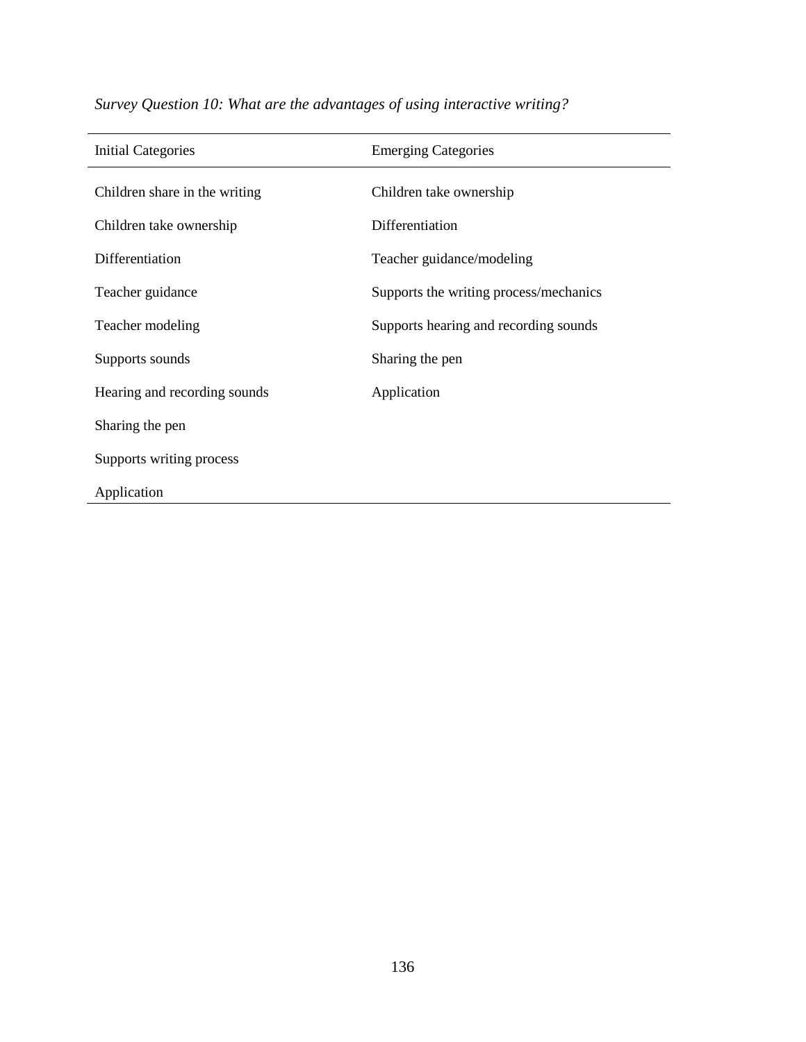*Survey Question 10: What are the advantages of using interactive writing?*

| Initial Categories | Emerging Categories |
|---|---|
| Children share in the writing | Children take ownership |
| Children take ownership | Differentiation |
| Differentiation | Teacher guidance/modeling |
| Teacher guidance | Supports the writing process/mechanics |
| Teacher modeling | Supports hearing and recording sounds |
| Supports sounds | Sharing the pen |
| Hearing and recording sounds | Application |
| Sharing the pen | |
| Supports writing process | |
| Application | |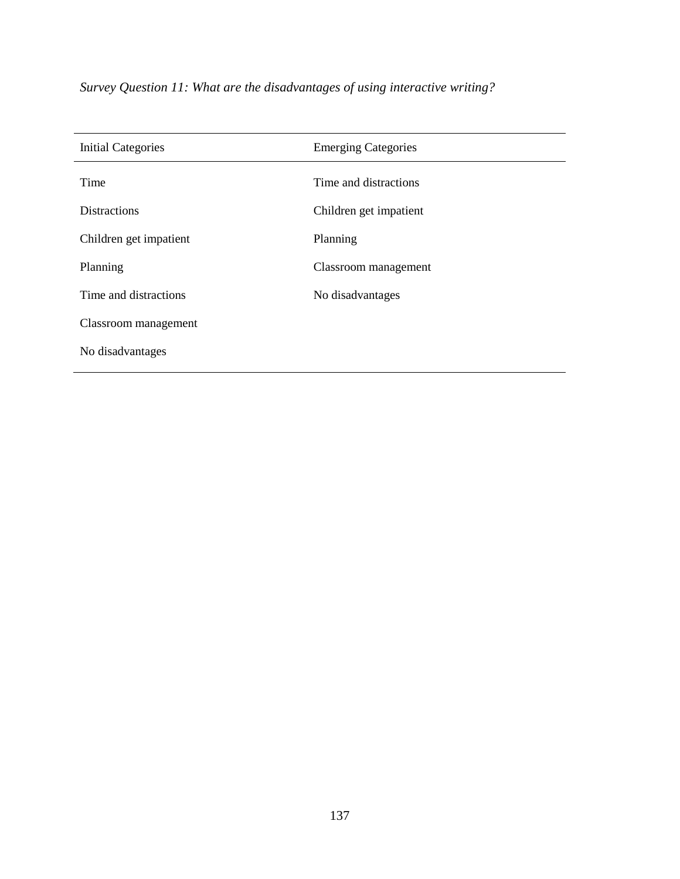*Survey Question 11: What are the disadvantages of using interactive writing?*

| Initial Categories | Emerging Categories |
|---|---|
| Time | Time and distractions |
| Distractions | Children get impatient |
| Children get impatient | Planning |
| Planning | Classroom management |
| Time and distractions | No disadvantages |
| Classroom management | |
| No disadvantages | |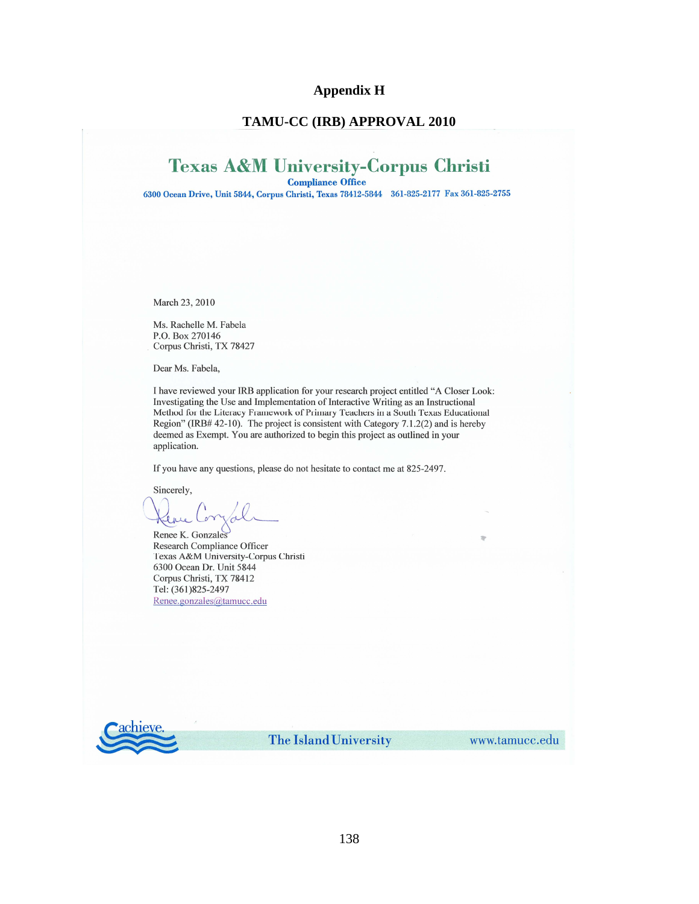# Appendix H

## TAMU-CC (IRB) APPROVAL 2010

**Texas A&M University-Corpus Christi**
**Compliance Office**
**6300 Ocean Drive, Unit 5844, Corpus Christi, Texas 78412-5844 361-825-2177 Fax 361-825-2755**

March 23, 2010

Ms. Rachelle M. Fabela
P.O. Box 270146
Corpus Christi, TX 78427

Dear Ms. Fabela,

I have reviewed your IRB application for your research project entitled "A Closer Look: Investigating the Use and Implementation of Interactive Writing as an Instructional Method for the Literacy Framework of Primary Teachers in a South Texas Educational Region" (IRB# 42-10). The project is consistent with Category 7.1.2(2) and is hereby deemed as Exempt. You are authorized to begin this project as outlined in your application.

If you have any questions, please do not hesitate to contact me at 825-2497.

Sincerely,

Renee K. Gonzales
Research Compliance Officer
Texas A&M University-Corpus Christi
6300 Ocean Dr. Unit 5844
Corpus Christi, TX 78412
Tel: (361)825-2497
Renee.gonzales@tamucc.edu

achieve. The Island University www.tamucc.edu